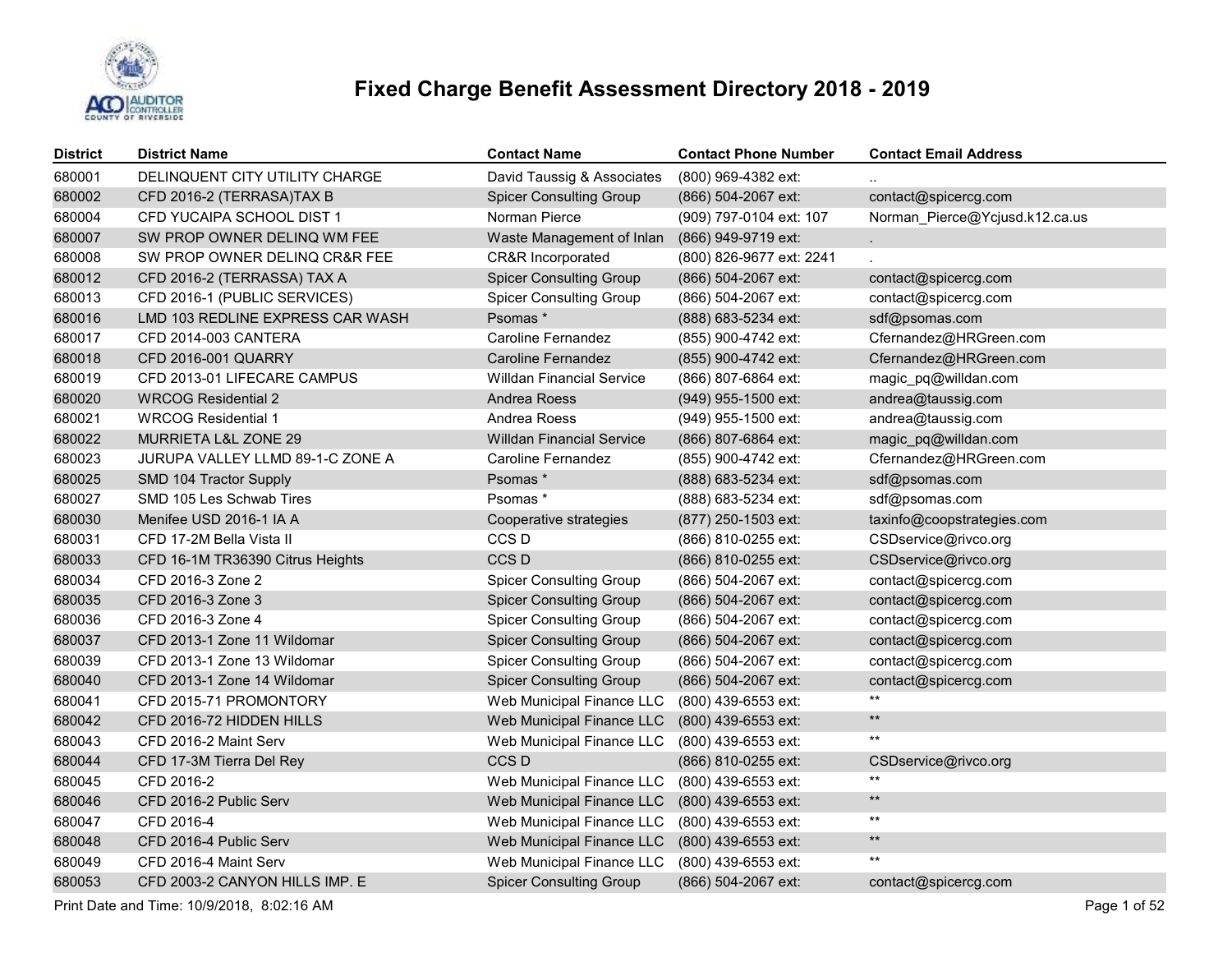# Fixed Charge Benefit Assessment Directory 2018 - 2019

| District | District Name | Contact Name | Contact Phone Number | Contact Email Address |
|---|---|---|---|---|
| 680001 | DELINQUENT CITY UTILITY CHARGE | David Taussig & Associates | (800) 969-4382 ext: | .. |
| 680002 | CFD 2016-2 (TERRASA)TAX B | Spicer Consulting Group | (866) 504-2067 ext: | contact@spicercg.com |
| 680004 | CFD YUCAIPA SCHOOL DIST 1 | Norman Pierce | (909) 797-0104 ext: 107 | Norman_Pierce@Ycjusd.k12.ca.us |
| 680007 | SW PROP OWNER DELINQ WM FEE | Waste Management of Inlan | (866) 949-9719 ext: | . |
| 680008 | SW PROP OWNER DELINQ CR&R FEE | CR&R Incorporated | (800) 826-9677 ext: 2241 | . |
| 680012 | CFD 2016-2 (TERRASSA) TAX A | Spicer Consulting Group | (866) 504-2067 ext: | contact@spicercg.com |
| 680013 | CFD 2016-1 (PUBLIC SERVICES) | Spicer Consulting Group | (866) 504-2067 ext: | contact@spicercg.com |
| 680016 | LMD 103 REDLINE EXPRESS CAR WASH | Psomas * | (888) 683-5234 ext: | sdf@psomas.com |
| 680017 | CFD 2014-003 CANTERA | Caroline Fernandez | (855) 900-4742 ext: | Cfernandez@HRGreen.com |
| 680018 | CFD 2016-001 QUARRY | Caroline Fernandez | (855) 900-4742 ext: | Cfernandez@HRGreen.com |
| 680019 | CFD 2013-01 LIFECARE CAMPUS | Willdan Financial Service | (866) 807-6864 ext: | magic_pq@willdan.com |
| 680020 | WRCOG Residential 2 | Andrea Roess | (949) 955-1500 ext: | andrea@taussig.com |
| 680021 | WRCOG Residential 1 | Andrea Roess | (949) 955-1500 ext: | andrea@taussig.com |
| 680022 | MURRIETA L&L ZONE 29 | Willdan Financial Service | (866) 807-6864 ext: | magic_pq@willdan.com |
| 680023 | JURUPA VALLEY LLMD 89-1-C ZONE A | Caroline Fernandez | (855) 900-4742 ext: | Cfernandez@HRGreen.com |
| 680025 | SMD 104 Tractor Supply | Psomas * | (888) 683-5234 ext: | sdf@psomas.com |
| 680027 | SMD 105 Les Schwab Tires | Psomas * | (888) 683-5234 ext: | sdf@psomas.com |
| 680030 | Menifee USD 2016-1 IA A | Cooperative strategies | (877) 250-1503 ext: | taxinfo@coopstrategies.com |
| 680031 | CFD 17-2M Bella Vista II | CCS D | (866) 810-0255 ext: | CSDservice@rivco.org |
| 680033 | CFD 16-1M TR36390 Citrus Heights | CCS D | (866) 810-0255 ext: | CSDservice@rivco.org |
| 680034 | CFD 2016-3 Zone 2 | Spicer Consulting Group | (866) 504-2067 ext: | contact@spicercg.com |
| 680035 | CFD 2016-3 Zone 3 | Spicer Consulting Group | (866) 504-2067 ext: | contact@spicercg.com |
| 680036 | CFD 2016-3 Zone 4 | Spicer Consulting Group | (866) 504-2067 ext: | contact@spicercg.com |
| 680037 | CFD 2013-1 Zone 11 Wildomar | Spicer Consulting Group | (866) 504-2067 ext: | contact@spicercg.com |
| 680039 | CFD 2013-1 Zone 13 Wildomar | Spicer Consulting Group | (866) 504-2067 ext: | contact@spicercg.com |
| 680040 | CFD 2013-1 Zone 14 Wildomar | Spicer Consulting Group | (866) 504-2067 ext: | contact@spicercg.com |
| 680041 | CFD 2015-71 PROMONTORY | Web Municipal Finance LLC | (800) 439-6553 ext: | ** |
| 680042 | CFD 2016-72 HIDDEN HILLS | Web Municipal Finance LLC | (800) 439-6553 ext: | ** |
| 680043 | CFD 2016-2 Maint Serv | Web Municipal Finance LLC | (800) 439-6553 ext: | ** |
| 680044 | CFD 17-3M Tierra Del Rey | CCS D | (866) 810-0255 ext: | CSDservice@rivco.org |
| 680045 | CFD 2016-2 | Web Municipal Finance LLC | (800) 439-6553 ext: | ** |
| 680046 | CFD 2016-2 Public Serv | Web Municipal Finance LLC | (800) 439-6553 ext: | ** |
| 680047 | CFD 2016-4 | Web Municipal Finance LLC | (800) 439-6553 ext: | ** |
| 680048 | CFD 2016-4 Public Serv | Web Municipal Finance LLC | (800) 439-6553 ext: | ** |
| 680049 | CFD 2016-4 Maint Serv | Web Municipal Finance LLC | (800) 439-6553 ext: | ** |
| 680053 | CFD 2003-2 CANYON HILLS IMP. E | Spicer Consulting Group | (866) 504-2067 ext: | contact@spicercg.com |

Print Date and Time: 10/9/2018, 8:02:16 AM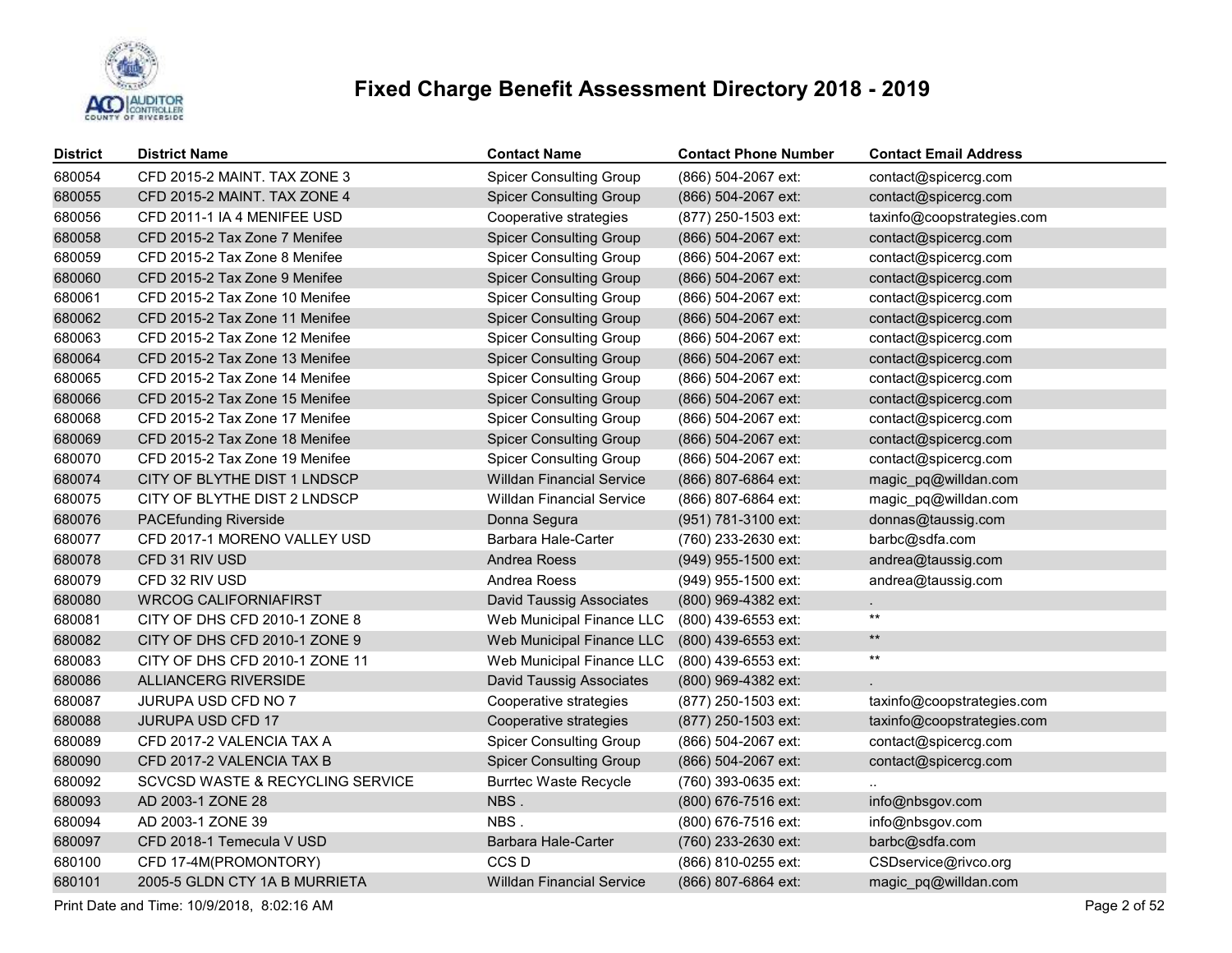# Fixed Charge Benefit Assessment Directory 2018 - 2019

| District | District Name | Contact Name | Contact Phone Number | Contact Email Address |
|---|---|---|---|---|
| 680054 | CFD 2015-2 MAINT. TAX ZONE 3 | Spicer Consulting Group | (866) 504-2067 ext: | contact@spicercg.com |
| 680055 | CFD 2015-2 MAINT. TAX ZONE 4 | Spicer Consulting Group | (866) 504-2067 ext: | contact@spicercg.com |
| 680056 | CFD 2011-1 IA 4 MENIFEE USD | Cooperative strategies | (877) 250-1503 ext: | taxinfo@coopstrategies.com |
| 680058 | CFD 2015-2 Tax Zone 7 Menifee | Spicer Consulting Group | (866) 504-2067 ext: | contact@spicercg.com |
| 680059 | CFD 2015-2 Tax Zone 8 Menifee | Spicer Consulting Group | (866) 504-2067 ext: | contact@spicercg.com |
| 680060 | CFD 2015-2 Tax Zone 9 Menifee | Spicer Consulting Group | (866) 504-2067 ext: | contact@spicercg.com |
| 680061 | CFD 2015-2 Tax Zone 10 Menifee | Spicer Consulting Group | (866) 504-2067 ext: | contact@spicercg.com |
| 680062 | CFD 2015-2 Tax Zone 11 Menifee | Spicer Consulting Group | (866) 504-2067 ext: | contact@spicercg.com |
| 680063 | CFD 2015-2 Tax Zone 12 Menifee | Spicer Consulting Group | (866) 504-2067 ext: | contact@spicercg.com |
| 680064 | CFD 2015-2 Tax Zone 13 Menifee | Spicer Consulting Group | (866) 504-2067 ext: | contact@spicercg.com |
| 680065 | CFD 2015-2 Tax Zone 14 Menifee | Spicer Consulting Group | (866) 504-2067 ext: | contact@spicercg.com |
| 680066 | CFD 2015-2 Tax Zone 15 Menifee | Spicer Consulting Group | (866) 504-2067 ext: | contact@spicercg.com |
| 680068 | CFD 2015-2 Tax Zone 17 Menifee | Spicer Consulting Group | (866) 504-2067 ext: | contact@spicercg.com |
| 680069 | CFD 2015-2 Tax Zone 18 Menifee | Spicer Consulting Group | (866) 504-2067 ext: | contact@spicercg.com |
| 680070 | CFD 2015-2 Tax Zone 19 Menifee | Spicer Consulting Group | (866) 504-2067 ext: | contact@spicercg.com |
| 680074 | CITY OF BLYTHE DIST 1 LNDSCP | Willdan Financial Service | (866) 807-6864 ext: | magic_pq@willdan.com |
| 680075 | CITY OF BLYTHE DIST 2 LNDSCP | Willdan Financial Service | (866) 807-6864 ext: | magic_pq@willdan.com |
| 680076 | PACEfunding Riverside | Donna Segura | (951) 781-3100 ext: | donnas@taussig.com |
| 680077 | CFD 2017-1 MORENO VALLEY USD | Barbara Hale-Carter | (760) 233-2630 ext: | barbc@sdfa.com |
| 680078 | CFD 31 RIV USD | Andrea Roess | (949) 955-1500 ext: | andrea@taussig.com |
| 680079 | CFD 32 RIV USD | Andrea Roess | (949) 955-1500 ext: | andrea@taussig.com |
| 680080 | WRCOG CALIFORNIAFIRST | David Taussig Associates | (800) 969-4382 ext: | . |
| 680081 | CITY OF DHS CFD 2010-1 ZONE 8 | Web Municipal Finance LLC | (800) 439-6553 ext: | ** |
| 680082 | CITY OF DHS CFD 2010-1 ZONE 9 | Web Municipal Finance LLC | (800) 439-6553 ext: | ** |
| 680083 | CITY OF DHS CFD 2010-1 ZONE 11 | Web Municipal Finance LLC | (800) 439-6553 ext: | ** |
| 680086 | ALLIANCERG RIVERSIDE | David Taussig Associates | (800) 969-4382 ext: | . |
| 680087 | JURUPA USD CFD NO 7 | Cooperative strategies | (877) 250-1503 ext: | taxinfo@coopstrategies.com |
| 680088 | JURUPA USD CFD 17 | Cooperative strategies | (877) 250-1503 ext: | taxinfo@coopstrategies.com |
| 680089 | CFD 2017-2 VALENCIA TAX A | Spicer Consulting Group | (866) 504-2067 ext: | contact@spicercg.com |
| 680090 | CFD 2017-2 VALENCIA TAX B | Spicer Consulting Group | (866) 504-2067 ext: | contact@spicercg.com |
| 680092 | SCVCSD WASTE & RECYCLING SERVICE | Burrtec Waste Recycle | (760) 393-0635 ext: | .. |
| 680093 | AD 2003-1 ZONE 28 | NBS . | (800) 676-7516 ext: | info@nbsgov.com |
| 680094 | AD 2003-1 ZONE 39 | NBS . | (800) 676-7516 ext: | info@nbsgov.com |
| 680097 | CFD 2018-1 Temecula V USD | Barbara Hale-Carter | (760) 233-2630 ext: | barbc@sdfa.com |
| 680100 | CFD 17-4M(PROMONTORY) | CCS D | (866) 810-0255 ext: | CSDservice@rivco.org |
| 680101 | 2005-5 GLDN CTY 1A B MURRIETA | Willdan Financial Service | (866) 807-6864 ext: | magic_pq@willdan.com |

Print Date and Time: 10/9/2018, 8:02:16 AM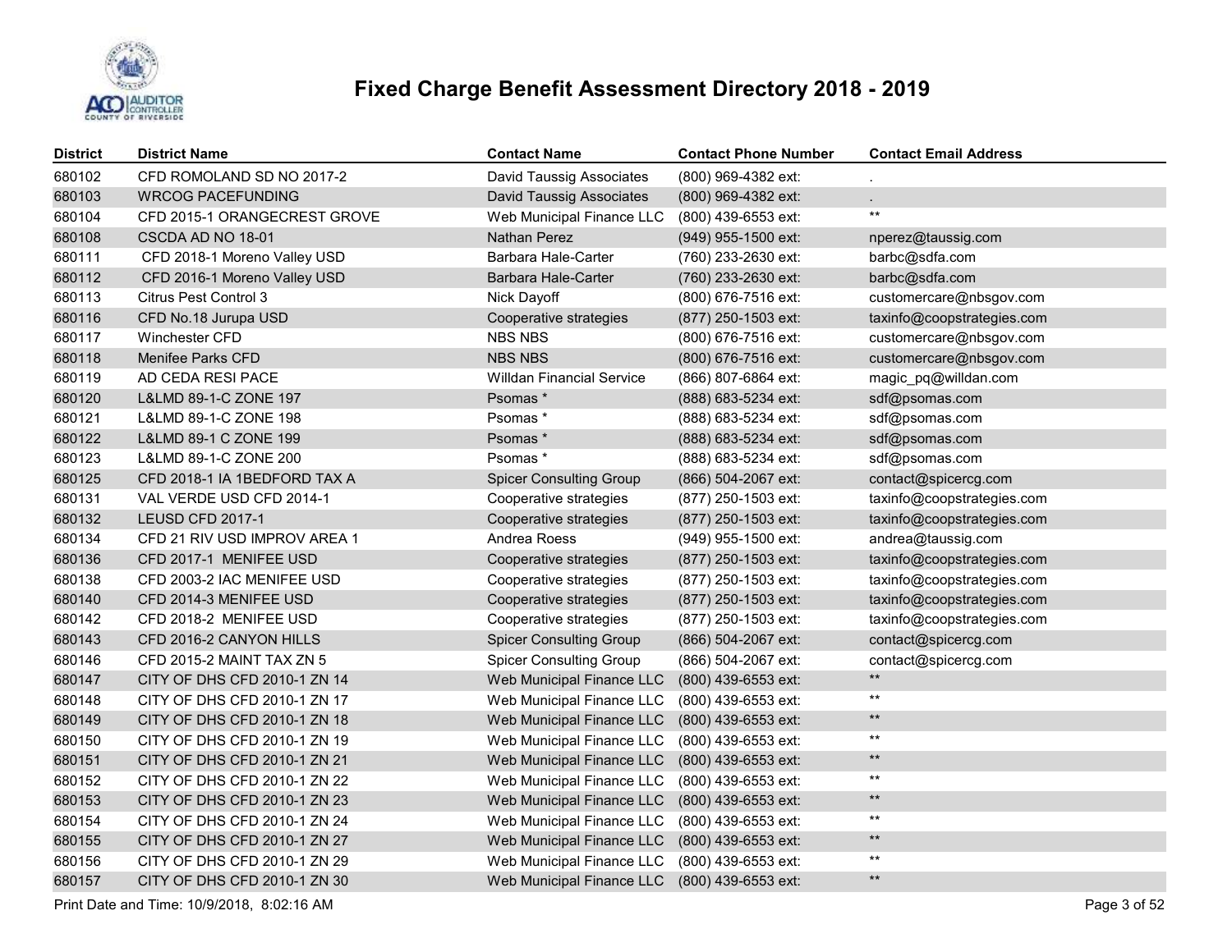# Fixed Charge Benefit Assessment Directory 2018 - 2019

| District | District Name | Contact Name | Contact Phone Number | Contact Email Address |
|---|---|---|---|---|
| 680102 | CFD ROMOLAND SD NO 2017-2 | David Taussig Associates | (800) 969-4382 ext: | . |
| 680103 | WRCOG PACEFUNDING | David Taussig Associates | (800) 969-4382 ext: | . |
| 680104 | CFD 2015-1 ORANGECREST GROVE | Web Municipal Finance LLC | (800) 439-6553 ext: | ** |
| 680108 | CSCDA AD NO 18-01 | Nathan Perez | (949) 955-1500 ext: | nperez@taussig.com |
| 680111 | CFD 2018-1 Moreno Valley USD | Barbara Hale-Carter | (760) 233-2630 ext: | barbc@sdfa.com |
| 680112 | CFD 2016-1 Moreno Valley USD | Barbara Hale-Carter | (760) 233-2630 ext: | barbc@sdfa.com |
| 680113 | Citrus Pest Control 3 | Nick Dayoff | (800) 676-7516 ext: | customercare@nbsgov.com |
| 680116 | CFD No.18 Jurupa USD | Cooperative strategies | (877) 250-1503 ext: | taxinfo@coopstrategies.com |
| 680117 | Winchester CFD | NBS NBS | (800) 676-7516 ext: | customercare@nbsgov.com |
| 680118 | Menifee Parks CFD | NBS NBS | (800) 676-7516 ext: | customercare@nbsgov.com |
| 680119 | AD CEDA RESI PACE | Willdan Financial Service | (866) 807-6864 ext: | magic_pq@willdan.com |
| 680120 | L&LMD 89-1-C ZONE 197 | Psomas * | (888) 683-5234 ext: | sdf@psomas.com |
| 680121 | L&LMD 89-1-C ZONE 198 | Psomas * | (888) 683-5234 ext: | sdf@psomas.com |
| 680122 | L&LMD 89-1 C ZONE 199 | Psomas * | (888) 683-5234 ext: | sdf@psomas.com |
| 680123 | L&LMD 89-1-C ZONE 200 | Psomas * | (888) 683-5234 ext: | sdf@psomas.com |
| 680125 | CFD 2018-1 IA 1BEDFORD TAX A | Spicer Consulting Group | (866) 504-2067 ext: | contact@spicercg.com |
| 680131 | VAL VERDE USD CFD 2014-1 | Cooperative strategies | (877) 250-1503 ext: | taxinfo@coopstrategies.com |
| 680132 | LEUSD CFD 2017-1 | Cooperative strategies | (877) 250-1503 ext: | taxinfo@coopstrategies.com |
| 680134 | CFD 21 RIV USD IMPROV AREA 1 | Andrea Roess | (949) 955-1500 ext: | andrea@taussig.com |
| 680136 | CFD 2017-1 MENIFEE USD | Cooperative strategies | (877) 250-1503 ext: | taxinfo@coopstrategies.com |
| 680138 | CFD 2003-2 IAC MENIFEE USD | Cooperative strategies | (877) 250-1503 ext: | taxinfo@coopstrategies.com |
| 680140 | CFD 2014-3 MENIFEE USD | Cooperative strategies | (877) 250-1503 ext: | taxinfo@coopstrategies.com |
| 680142 | CFD 2018-2 MENIFEE USD | Cooperative strategies | (877) 250-1503 ext: | taxinfo@coopstrategies.com |
| 680143 | CFD 2016-2 CANYON HILLS | Spicer Consulting Group | (866) 504-2067 ext: | contact@spicercg.com |
| 680146 | CFD 2015-2 MAINT TAX ZN 5 | Spicer Consulting Group | (866) 504-2067 ext: | contact@spicercg.com |
| 680147 | CITY OF DHS CFD 2010-1 ZN 14 | Web Municipal Finance LLC | (800) 439-6553 ext: | ** |
| 680148 | CITY OF DHS CFD 2010-1 ZN 17 | Web Municipal Finance LLC | (800) 439-6553 ext: | ** |
| 680149 | CITY OF DHS CFD 2010-1 ZN 18 | Web Municipal Finance LLC | (800) 439-6553 ext: | ** |
| 680150 | CITY OF DHS CFD 2010-1 ZN 19 | Web Municipal Finance LLC | (800) 439-6553 ext: | ** |
| 680151 | CITY OF DHS CFD 2010-1 ZN 21 | Web Municipal Finance LLC | (800) 439-6553 ext: | ** |
| 680152 | CITY OF DHS CFD 2010-1 ZN 22 | Web Municipal Finance LLC | (800) 439-6553 ext: | ** |
| 680153 | CITY OF DHS CFD 2010-1 ZN 23 | Web Municipal Finance LLC | (800) 439-6553 ext: | ** |
| 680154 | CITY OF DHS CFD 2010-1 ZN 24 | Web Municipal Finance LLC | (800) 439-6553 ext: | ** |
| 680155 | CITY OF DHS CFD 2010-1 ZN 27 | Web Municipal Finance LLC | (800) 439-6553 ext: | ** |
| 680156 | CITY OF DHS CFD 2010-1 ZN 29 | Web Municipal Finance LLC | (800) 439-6553 ext: | ** |
| 680157 | CITY OF DHS CFD 2010-1 ZN 30 | Web Municipal Finance LLC | (800) 439-6553 ext: | ** |

Print Date and Time: 10/9/2018, 8:02:16 AM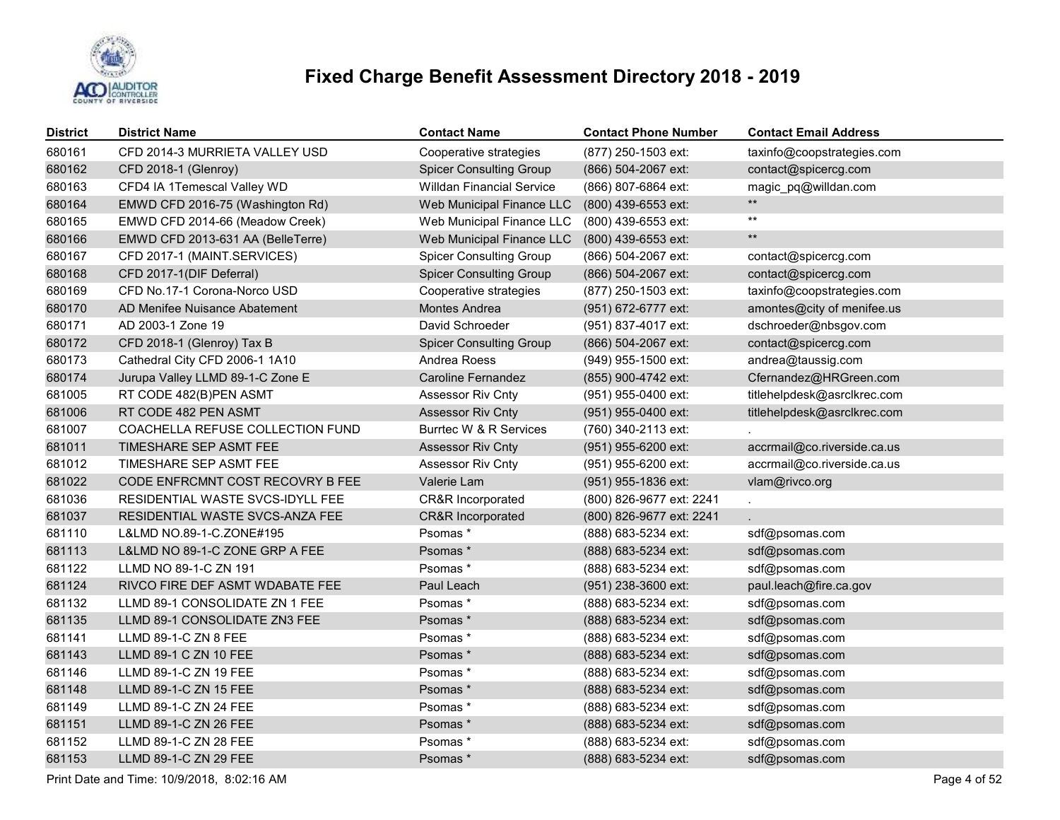# Fixed Charge Benefit Assessment Directory 2018 - 2019

| District | District Name | Contact Name | Contact Phone Number | Contact Email Address |
|---|---|---|---|---|
| 680161 | CFD 2014-3 MURRIETA VALLEY USD | Cooperative strategies | (877) 250-1503 ext: | taxinfo@coopstrategies.com |
| 680162 | CFD 2018-1 (Glenroy) | Spicer Consulting Group | (866) 504-2067 ext: | contact@spicercg.com |
| 680163 | CFD4 IA 1Temescal Valley WD | Willdan Financial Service | (866) 807-6864 ext: | magic_pq@willdan.com |
| 680164 | EMWD CFD 2016-75 (Washington Rd) | Web Municipal Finance LLC | (800) 439-6553 ext: | ** |
| 680165 | EMWD CFD 2014-66 (Meadow Creek) | Web Municipal Finance LLC | (800) 439-6553 ext: | ** |
| 680166 | EMWD CFD 2013-631 AA (BelleTerre) | Web Municipal Finance LLC | (800) 439-6553 ext: | ** |
| 680167 | CFD 2017-1 (MAINT.SERVICES) | Spicer Consulting Group | (866) 504-2067 ext: | contact@spicercg.com |
| 680168 | CFD 2017-1(DIF Deferral) | Spicer Consulting Group | (866) 504-2067 ext: | contact@spicercg.com |
| 680169 | CFD No.17-1 Corona-Norco USD | Cooperative strategies | (877) 250-1503 ext: | taxinfo@coopstrategies.com |
| 680170 | AD Menifee Nuisance Abatement | Montes Andrea | (951) 672-6777 ext: | amontes@city of menifee.us |
| 680171 | AD 2003-1 Zone 19 | David Schroeder | (951) 837-4017 ext: | dschroeder@nbsgov.com |
| 680172 | CFD 2018-1 (Glenroy) Tax B | Spicer Consulting Group | (866) 504-2067 ext: | contact@spicercg.com |
| 680173 | Cathedral City CFD 2006-1 1A10 | Andrea Roess | (949) 955-1500 ext: | andrea@taussig.com |
| 680174 | Jurupa Valley LLMD 89-1-C Zone E | Caroline Fernandez | (855) 900-4742 ext: | Cfernandez@HRGreen.com |
| 681005 | RT CODE 482(B)PEN ASMT | Assessor Riv Cnty | (951) 955-0400 ext: | titlehelpdesk@asrclkrec.com |
| 681006 | RT CODE 482 PEN ASMT | Assessor Riv Cnty | (951) 955-0400 ext: | titlehelpdesk@asrclkrec.com |
| 681007 | COACHELLA REFUSE COLLECTION FUND | Burrtec W & R Services | (760) 340-2113 ext: | . |
| 681011 | TIMESHARE SEP ASMT FEE | Assessor Riv Cnty | (951) 955-6200 ext: | accrmail@co.riverside.ca.us |
| 681012 | TIMESHARE SEP ASMT FEE | Assessor Riv Cnty | (951) 955-6200 ext: | accrmail@co.riverside.ca.us |
| 681022 | CODE ENFRCMNT COST RECOVRY B FEE | Valerie Lam | (951) 955-1836 ext: | vlam@rivco.org |
| 681036 | RESIDENTIAL WASTE SVCS-IDYLL FEE | CR&R Incorporated | (800) 826-9677 ext: 2241 | . |
| 681037 | RESIDENTIAL WASTE SVCS-ANZA FEE | CR&R Incorporated | (800) 826-9677 ext: 2241 | . |
| 681110 | L&LMD NO.89-1-C.ZONE#195 | Psomas * | (888) 683-5234 ext: | sdf@psomas.com |
| 681113 | L&LMD NO 89-1-C ZONE GRP A FEE | Psomas * | (888) 683-5234 ext: | sdf@psomas.com |
| 681122 | LLMD NO 89-1-C ZN 191 | Psomas * | (888) 683-5234 ext: | sdf@psomas.com |
| 681124 | RIVCO FIRE DEF ASMT WDABATE FEE | Paul Leach | (951) 238-3600 ext: | paul.leach@fire.ca.gov |
| 681132 | LLMD 89-1 CONSOLIDATE ZN 1 FEE | Psomas * | (888) 683-5234 ext: | sdf@psomas.com |
| 681135 | LLMD 89-1 CONSOLIDATE ZN3 FEE | Psomas * | (888) 683-5234 ext: | sdf@psomas.com |
| 681141 | LLMD 89-1-C ZN 8 FEE | Psomas * | (888) 683-5234 ext: | sdf@psomas.com |
| 681143 | LLMD 89-1 C ZN 10 FEE | Psomas * | (888) 683-5234 ext: | sdf@psomas.com |
| 681146 | LLMD 89-1-C ZN 19 FEE | Psomas * | (888) 683-5234 ext: | sdf@psomas.com |
| 681148 | LLMD 89-1-C ZN 15 FEE | Psomas * | (888) 683-5234 ext: | sdf@psomas.com |
| 681149 | LLMD 89-1-C ZN 24 FEE | Psomas * | (888) 683-5234 ext: | sdf@psomas.com |
| 681151 | LLMD 89-1-C ZN 26 FEE | Psomas * | (888) 683-5234 ext: | sdf@psomas.com |
| 681152 | LLMD 89-1-C ZN 28 FEE | Psomas * | (888) 683-5234 ext: | sdf@psomas.com |
| 681153 | LLMD 89-1-C ZN 29 FEE | Psomas * | (888) 683-5234 ext: | sdf@psomas.com |

Print Date and Time: 10/9/2018, 8:02:16 AM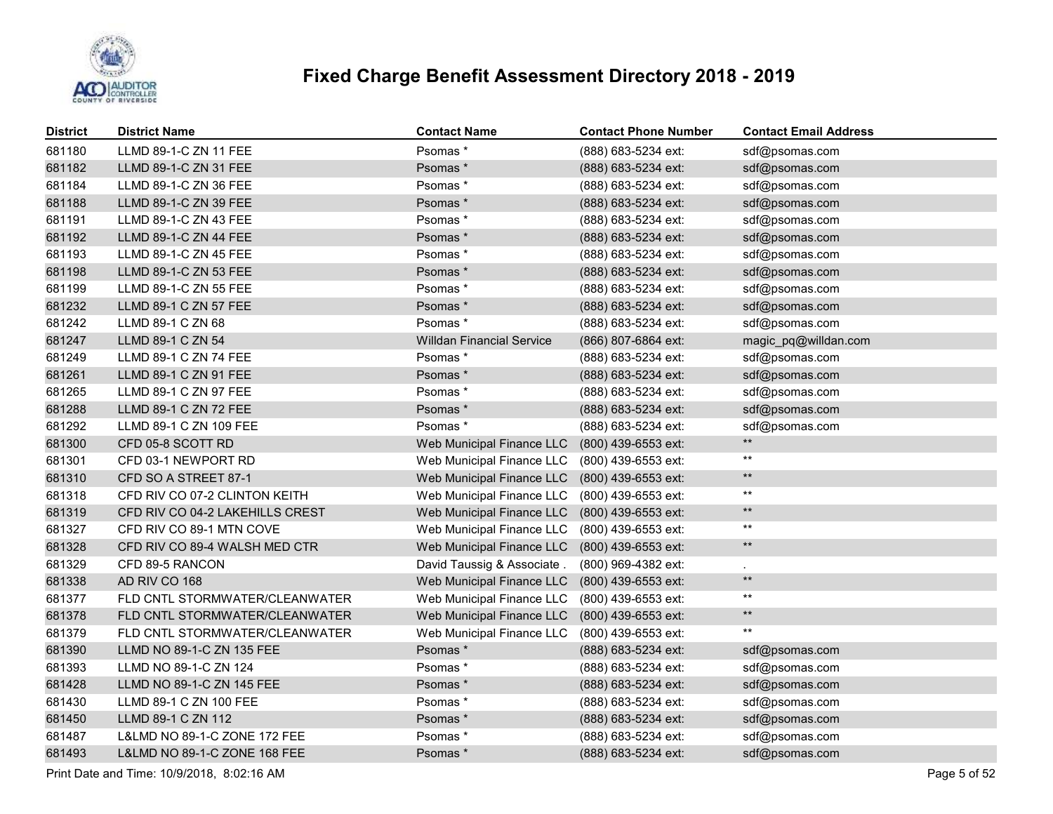# Fixed Charge Benefit Assessment Directory 2018 - 2019

| District | District Name | Contact Name | Contact Phone Number | Contact Email Address |
|---|---|---|---|---|
| 681180 | LLMD 89-1-C ZN 11 FEE | Psomas * | (888) 683-5234 ext: | sdf@psomas.com |
| 681182 | LLMD 89-1-C ZN 31 FEE | Psomas * | (888) 683-5234 ext: | sdf@psomas.com |
| 681184 | LLMD 89-1-C ZN 36 FEE | Psomas * | (888) 683-5234 ext: | sdf@psomas.com |
| 681188 | LLMD 89-1-C ZN 39 FEE | Psomas * | (888) 683-5234 ext: | sdf@psomas.com |
| 681191 | LLMD 89-1-C ZN 43 FEE | Psomas * | (888) 683-5234 ext: | sdf@psomas.com |
| 681192 | LLMD 89-1-C ZN 44 FEE | Psomas * | (888) 683-5234 ext: | sdf@psomas.com |
| 681193 | LLMD 89-1-C ZN 45 FEE | Psomas * | (888) 683-5234 ext: | sdf@psomas.com |
| 681198 | LLMD 89-1-C ZN 53 FEE | Psomas * | (888) 683-5234 ext: | sdf@psomas.com |
| 681199 | LLMD 89-1-C ZN 55 FEE | Psomas * | (888) 683-5234 ext: | sdf@psomas.com |
| 681232 | LLMD 89-1 C ZN 57 FEE | Psomas * | (888) 683-5234 ext: | sdf@psomas.com |
| 681242 | LLMD 89-1 C ZN 68 | Psomas * | (888) 683-5234 ext: | sdf@psomas.com |
| 681247 | LLMD 89-1 C ZN 54 | Willdan Financial Service | (866) 807-6864 ext: | magic_pq@willdan.com |
| 681249 | LLMD 89-1 C ZN 74 FEE | Psomas * | (888) 683-5234 ext: | sdf@psomas.com |
| 681261 | LLMD 89-1 C ZN 91 FEE | Psomas * | (888) 683-5234 ext: | sdf@psomas.com |
| 681265 | LLMD 89-1 C ZN 97 FEE | Psomas * | (888) 683-5234 ext: | sdf@psomas.com |
| 681288 | LLMD 89-1 C ZN 72 FEE | Psomas * | (888) 683-5234 ext: | sdf@psomas.com |
| 681292 | LLMD 89-1 C ZN 109 FEE | Psomas * | (888) 683-5234 ext: | sdf@psomas.com |
| 681300 | CFD 05-8 SCOTT RD | Web Municipal Finance LLC | (800) 439-6553 ext: | ** |
| 681301 | CFD 03-1 NEWPORT RD | Web Municipal Finance LLC | (800) 439-6553 ext: | ** |
| 681310 | CFD SO A STREET 87-1 | Web Municipal Finance LLC | (800) 439-6553 ext: | ** |
| 681318 | CFD RIV CO 07-2 CLINTON KEITH | Web Municipal Finance LLC | (800) 439-6553 ext: | ** |
| 681319 | CFD RIV CO 04-2 LAKEHILLS CREST | Web Municipal Finance LLC | (800) 439-6553 ext: | ** |
| 681327 | CFD RIV CO 89-1 MTN COVE | Web Municipal Finance LLC | (800) 439-6553 ext: | ** |
| 681328 | CFD RIV CO 89-4 WALSH MED CTR | Web Municipal Finance LLC | (800) 439-6553 ext: | ** |
| 681329 | CFD 89-5 RANCON | David Taussig & Associate . | (800) 969-4382 ext: | . |
| 681338 | AD RIV CO 168 | Web Municipal Finance LLC | (800) 439-6553 ext: | ** |
| 681377 | FLD CNTL STORMWATER/CLEANWATER | Web Municipal Finance LLC | (800) 439-6553 ext: | ** |
| 681378 | FLD CNTL STORMWATER/CLEANWATER | Web Municipal Finance LLC | (800) 439-6553 ext: | ** |
| 681379 | FLD CNTL STORMWATER/CLEANWATER | Web Municipal Finance LLC | (800) 439-6553 ext: | ** |
| 681390 | LLMD NO 89-1-C ZN 135 FEE | Psomas * | (888) 683-5234 ext: | sdf@psomas.com |
| 681393 | LLMD NO 89-1-C ZN 124 | Psomas * | (888) 683-5234 ext: | sdf@psomas.com |
| 681428 | LLMD NO 89-1-C ZN 145 FEE | Psomas * | (888) 683-5234 ext: | sdf@psomas.com |
| 681430 | LLMD 89-1 C ZN 100 FEE | Psomas * | (888) 683-5234 ext: | sdf@psomas.com |
| 681450 | LLMD 89-1 C ZN 112 | Psomas * | (888) 683-5234 ext: | sdf@psomas.com |
| 681487 | L&LMD NO 89-1-C ZONE 172 FEE | Psomas * | (888) 683-5234 ext: | sdf@psomas.com |
| 681493 | L&LMD NO 89-1-C ZONE 168 FEE | Psomas * | (888) 683-5234 ext: | sdf@psomas.com |

Print Date and Time: 10/9/2018, 8:02:16 AM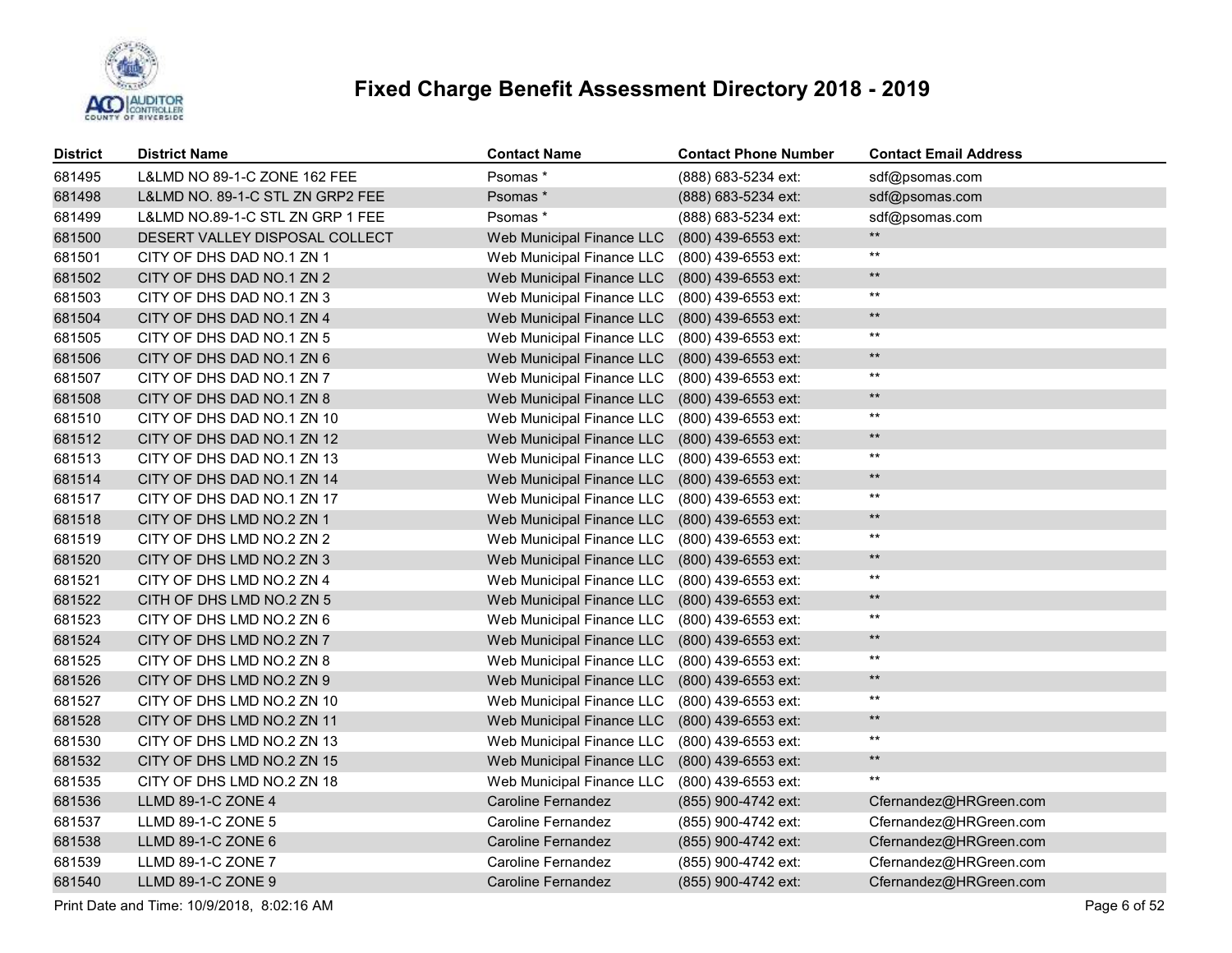# Fixed Charge Benefit Assessment Directory 2018 - 2019

| District | District Name | Contact Name | Contact Phone Number | Contact Email Address |
|---|---|---|---|---|
| 681495 | L&LMD NO 89-1-C ZONE 162 FEE | Psomas * | (888) 683-5234 ext: | sdf@psomas.com |
| 681498 | L&LMD NO. 89-1-C STL ZN GRP2 FEE | Psomas * | (888) 683-5234 ext: | sdf@psomas.com |
| 681499 | L&LMD NO.89-1-C STL ZN GRP 1 FEE | Psomas * | (888) 683-5234 ext: | sdf@psomas.com |
| 681500 | DESERT VALLEY DISPOSAL COLLECT | Web Municipal Finance LLC | (800) 439-6553 ext: | ** |
| 681501 | CITY OF DHS DAD NO.1 ZN 1 | Web Municipal Finance LLC | (800) 439-6553 ext: | ** |
| 681502 | CITY OF DHS DAD NO.1 ZN 2 | Web Municipal Finance LLC | (800) 439-6553 ext: | ** |
| 681503 | CITY OF DHS DAD NO.1 ZN 3 | Web Municipal Finance LLC | (800) 439-6553 ext: | ** |
| 681504 | CITY OF DHS DAD NO.1 ZN 4 | Web Municipal Finance LLC | (800) 439-6553 ext: | ** |
| 681505 | CITY OF DHS DAD NO.1 ZN 5 | Web Municipal Finance LLC | (800) 439-6553 ext: | ** |
| 681506 | CITY OF DHS DAD NO.1 ZN 6 | Web Municipal Finance LLC | (800) 439-6553 ext: | ** |
| 681507 | CITY OF DHS DAD NO.1 ZN 7 | Web Municipal Finance LLC | (800) 439-6553 ext: | ** |
| 681508 | CITY OF DHS DAD NO.1 ZN 8 | Web Municipal Finance LLC | (800) 439-6553 ext: | ** |
| 681510 | CITY OF DHS DAD NO.1 ZN 10 | Web Municipal Finance LLC | (800) 439-6553 ext: | ** |
| 681512 | CITY OF DHS DAD NO.1 ZN 12 | Web Municipal Finance LLC | (800) 439-6553 ext: | ** |
| 681513 | CITY OF DHS DAD NO.1 ZN 13 | Web Municipal Finance LLC | (800) 439-6553 ext: | ** |
| 681514 | CITY OF DHS DAD NO.1 ZN 14 | Web Municipal Finance LLC | (800) 439-6553 ext: | ** |
| 681517 | CITY OF DHS DAD NO.1 ZN 17 | Web Municipal Finance LLC | (800) 439-6553 ext: | ** |
| 681518 | CITY OF DHS LMD NO.2 ZN 1 | Web Municipal Finance LLC | (800) 439-6553 ext: | ** |
| 681519 | CITY OF DHS LMD NO.2 ZN 2 | Web Municipal Finance LLC | (800) 439-6553 ext: | ** |
| 681520 | CITY OF DHS LMD NO.2 ZN 3 | Web Municipal Finance LLC | (800) 439-6553 ext: | ** |
| 681521 | CITY OF DHS LMD NO.2 ZN 4 | Web Municipal Finance LLC | (800) 439-6553 ext: | ** |
| 681522 | CITH OF DHS LMD NO.2 ZN 5 | Web Municipal Finance LLC | (800) 439-6553 ext: | ** |
| 681523 | CITY OF DHS LMD NO.2 ZN 6 | Web Municipal Finance LLC | (800) 439-6553 ext: | ** |
| 681524 | CITY OF DHS LMD NO.2 ZN 7 | Web Municipal Finance LLC | (800) 439-6553 ext: | ** |
| 681525 | CITY OF DHS LMD NO.2 ZN 8 | Web Municipal Finance LLC | (800) 439-6553 ext: | ** |
| 681526 | CITY OF DHS LMD NO.2 ZN 9 | Web Municipal Finance LLC | (800) 439-6553 ext: | ** |
| 681527 | CITY OF DHS LMD NO.2 ZN 10 | Web Municipal Finance LLC | (800) 439-6553 ext: | ** |
| 681528 | CITY OF DHS LMD NO.2 ZN 11 | Web Municipal Finance LLC | (800) 439-6553 ext: | ** |
| 681530 | CITY OF DHS LMD NO.2 ZN 13 | Web Municipal Finance LLC | (800) 439-6553 ext: | ** |
| 681532 | CITY OF DHS LMD NO.2 ZN 15 | Web Municipal Finance LLC | (800) 439-6553 ext: | ** |
| 681535 | CITY OF DHS LMD NO.2 ZN 18 | Web Municipal Finance LLC | (800) 439-6553 ext: | ** |
| 681536 | LLMD 89-1-C ZONE 4 | Caroline Fernandez | (855) 900-4742 ext: | Cfernandez@HRGreen.com |
| 681537 | LLMD 89-1-C ZONE 5 | Caroline Fernandez | (855) 900-4742 ext: | Cfernandez@HRGreen.com |
| 681538 | LLMD 89-1-C ZONE 6 | Caroline Fernandez | (855) 900-4742 ext: | Cfernandez@HRGreen.com |
| 681539 | LLMD 89-1-C ZONE 7 | Caroline Fernandez | (855) 900-4742 ext: | Cfernandez@HRGreen.com |
| 681540 | LLMD 89-1-C ZONE 9 | Caroline Fernandez | (855) 900-4742 ext: | Cfernandez@HRGreen.com |

Print Date and Time: 10/9/2018, 8:02:16 AM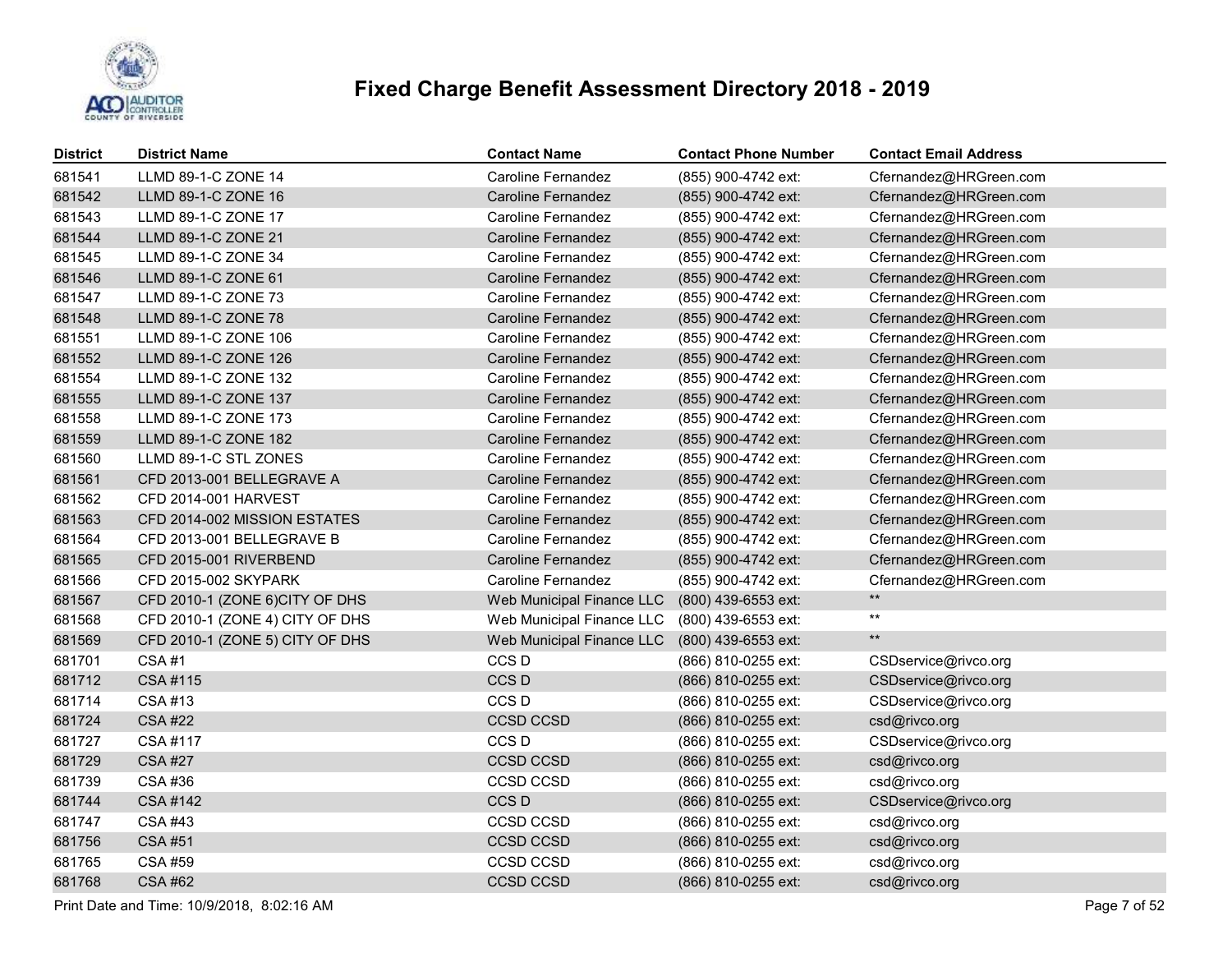# Fixed Charge Benefit Assessment Directory 2018 - 2019

| District | District Name | Contact Name | Contact Phone Number | Contact Email Address |
|---|---|---|---|---|
| 681541 | LLMD 89-1-C ZONE 14 | Caroline Fernandez | (855) 900-4742 ext: | Cfernandez@HRGreen.com |
| 681542 | LLMD 89-1-C ZONE 16 | Caroline Fernandez | (855) 900-4742 ext: | Cfernandez@HRGreen.com |
| 681543 | LLMD 89-1-C ZONE 17 | Caroline Fernandez | (855) 900-4742 ext: | Cfernandez@HRGreen.com |
| 681544 | LLMD 89-1-C ZONE 21 | Caroline Fernandez | (855) 900-4742 ext: | Cfernandez@HRGreen.com |
| 681545 | LLMD 89-1-C ZONE 34 | Caroline Fernandez | (855) 900-4742 ext: | Cfernandez@HRGreen.com |
| 681546 | LLMD 89-1-C ZONE 61 | Caroline Fernandez | (855) 900-4742 ext: | Cfernandez@HRGreen.com |
| 681547 | LLMD 89-1-C ZONE 73 | Caroline Fernandez | (855) 900-4742 ext: | Cfernandez@HRGreen.com |
| 681548 | LLMD 89-1-C ZONE 78 | Caroline Fernandez | (855) 900-4742 ext: | Cfernandez@HRGreen.com |
| 681551 | LLMD 89-1-C ZONE 106 | Caroline Fernandez | (855) 900-4742 ext: | Cfernandez@HRGreen.com |
| 681552 | LLMD 89-1-C ZONE 126 | Caroline Fernandez | (855) 900-4742 ext: | Cfernandez@HRGreen.com |
| 681554 | LLMD 89-1-C ZONE 132 | Caroline Fernandez | (855) 900-4742 ext: | Cfernandez@HRGreen.com |
| 681555 | LLMD 89-1-C ZONE 137 | Caroline Fernandez | (855) 900-4742 ext: | Cfernandez@HRGreen.com |
| 681558 | LLMD 89-1-C ZONE 173 | Caroline Fernandez | (855) 900-4742 ext: | Cfernandez@HRGreen.com |
| 681559 | LLMD 89-1-C ZONE 182 | Caroline Fernandez | (855) 900-4742 ext: | Cfernandez@HRGreen.com |
| 681560 | LLMD 89-1-C STL ZONES | Caroline Fernandez | (855) 900-4742 ext: | Cfernandez@HRGreen.com |
| 681561 | CFD 2013-001 BELLEGRAVE A | Caroline Fernandez | (855) 900-4742 ext: | Cfernandez@HRGreen.com |
| 681562 | CFD 2014-001 HARVEST | Caroline Fernandez | (855) 900-4742 ext: | Cfernandez@HRGreen.com |
| 681563 | CFD 2014-002 MISSION ESTATES | Caroline Fernandez | (855) 900-4742 ext: | Cfernandez@HRGreen.com |
| 681564 | CFD 2013-001 BELLEGRAVE B | Caroline Fernandez | (855) 900-4742 ext: | Cfernandez@HRGreen.com |
| 681565 | CFD 2015-001 RIVERBEND | Caroline Fernandez | (855) 900-4742 ext: | Cfernandez@HRGreen.com |
| 681566 | CFD 2015-002 SKYPARK | Caroline Fernandez | (855) 900-4742 ext: | Cfernandez@HRGreen.com |
| 681567 | CFD 2010-1 (ZONE 6)CITY OF DHS | Web Municipal Finance LLC | (800) 439-6553 ext: | ** |
| 681568 | CFD 2010-1 (ZONE 4) CITY OF DHS | Web Municipal Finance LLC | (800) 439-6553 ext: | ** |
| 681569 | CFD 2010-1 (ZONE 5) CITY OF DHS | Web Municipal Finance LLC | (800) 439-6553 ext: | ** |
| 681701 | CSA #1 | CCS D | (866) 810-0255 ext: | CSDservice@rivco.org |
| 681712 | CSA #115 | CCS D | (866) 810-0255 ext: | CSDservice@rivco.org |
| 681714 | CSA #13 | CCS D | (866) 810-0255 ext: | CSDservice@rivco.org |
| 681724 | CSA #22 | CCSD CCSD | (866) 810-0255 ext: | csd@rivco.org |
| 681727 | CSA #117 | CCS D | (866) 810-0255 ext: | CSDservice@rivco.org |
| 681729 | CSA #27 | CCSD CCSD | (866) 810-0255 ext: | csd@rivco.org |
| 681739 | CSA #36 | CCSD CCSD | (866) 810-0255 ext: | csd@rivco.org |
| 681744 | CSA #142 | CCS D | (866) 810-0255 ext: | CSDservice@rivco.org |
| 681747 | CSA #43 | CCSD CCSD | (866) 810-0255 ext: | csd@rivco.org |
| 681756 | CSA #51 | CCSD CCSD | (866) 810-0255 ext: | csd@rivco.org |
| 681765 | CSA #59 | CCSD CCSD | (866) 810-0255 ext: | csd@rivco.org |
| 681768 | CSA #62 | CCSD CCSD | (866) 810-0255 ext: | csd@rivco.org |

Print Date and Time: 10/9/2018, 8:02:16 AM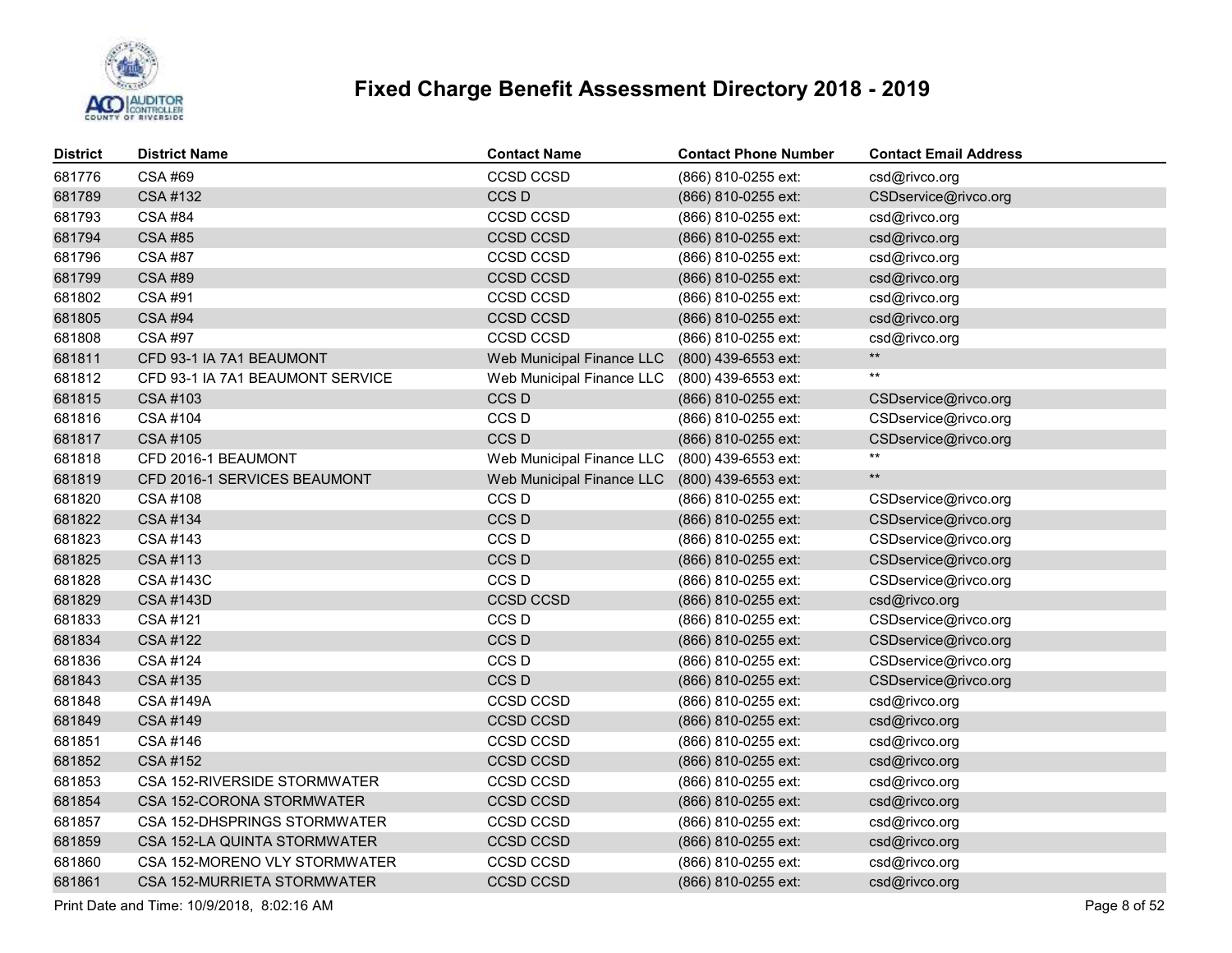# Fixed Charge Benefit Assessment Directory 2018 - 2019

| District | District Name | Contact Name | Contact Phone Number | Contact Email Address |
|---|---|---|---|---|
| 681776 | CSA #69 | CCSD CCSD | (866) 810-0255 ext: | csd@rivco.org |
| 681789 | CSA #132 | CCS D | (866) 810-0255 ext: | CSDservice@rivco.org |
| 681793 | CSA #84 | CCSD CCSD | (866) 810-0255 ext: | csd@rivco.org |
| 681794 | CSA #85 | CCSD CCSD | (866) 810-0255 ext: | csd@rivco.org |
| 681796 | CSA #87 | CCSD CCSD | (866) 810-0255 ext: | csd@rivco.org |
| 681799 | CSA #89 | CCSD CCSD | (866) 810-0255 ext: | csd@rivco.org |
| 681802 | CSA #91 | CCSD CCSD | (866) 810-0255 ext: | csd@rivco.org |
| 681805 | CSA #94 | CCSD CCSD | (866) 810-0255 ext: | csd@rivco.org |
| 681808 | CSA #97 | CCSD CCSD | (866) 810-0255 ext: | csd@rivco.org |
| 681811 | CFD 93-1 IA 7A1 BEAUMONT | Web Municipal Finance LLC | (800) 439-6553 ext: | ** |
| 681812 | CFD 93-1 IA 7A1 BEAUMONT SERVICE | Web Municipal Finance LLC | (800) 439-6553 ext: | ** |
| 681815 | CSA #103 | CCS D | (866) 810-0255 ext: | CSDservice@rivco.org |
| 681816 | CSA #104 | CCS D | (866) 810-0255 ext: | CSDservice@rivco.org |
| 681817 | CSA #105 | CCS D | (866) 810-0255 ext: | CSDservice@rivco.org |
| 681818 | CFD 2016-1 BEAUMONT | Web Municipal Finance LLC | (800) 439-6553 ext: | ** |
| 681819 | CFD 2016-1 SERVICES BEAUMONT | Web Municipal Finance LLC | (800) 439-6553 ext: | ** |
| 681820 | CSA #108 | CCS D | (866) 810-0255 ext: | CSDservice@rivco.org |
| 681822 | CSA #134 | CCS D | (866) 810-0255 ext: | CSDservice@rivco.org |
| 681823 | CSA #143 | CCS D | (866) 810-0255 ext: | CSDservice@rivco.org |
| 681825 | CSA #113 | CCS D | (866) 810-0255 ext: | CSDservice@rivco.org |
| 681828 | CSA #143C | CCS D | (866) 810-0255 ext: | CSDservice@rivco.org |
| 681829 | CSA #143D | CCSD CCSD | (866) 810-0255 ext: | csd@rivco.org |
| 681833 | CSA #121 | CCS D | (866) 810-0255 ext: | CSDservice@rivco.org |
| 681834 | CSA #122 | CCS D | (866) 810-0255 ext: | CSDservice@rivco.org |
| 681836 | CSA #124 | CCS D | (866) 810-0255 ext: | CSDservice@rivco.org |
| 681843 | CSA #135 | CCS D | (866) 810-0255 ext: | CSDservice@rivco.org |
| 681848 | CSA #149A | CCSD CCSD | (866) 810-0255 ext: | csd@rivco.org |
| 681849 | CSA #149 | CCSD CCSD | (866) 810-0255 ext: | csd@rivco.org |
| 681851 | CSA #146 | CCSD CCSD | (866) 810-0255 ext: | csd@rivco.org |
| 681852 | CSA #152 | CCSD CCSD | (866) 810-0255 ext: | csd@rivco.org |
| 681853 | CSA 152-RIVERSIDE STORMWATER | CCSD CCSD | (866) 810-0255 ext: | csd@rivco.org |
| 681854 | CSA 152-CORONA STORMWATER | CCSD CCSD | (866) 810-0255 ext: | csd@rivco.org |
| 681857 | CSA 152-DHSPRINGS STORMWATER | CCSD CCSD | (866) 810-0255 ext: | csd@rivco.org |
| 681859 | CSA 152-LA QUINTA STORMWATER | CCSD CCSD | (866) 810-0255 ext: | csd@rivco.org |
| 681860 | CSA 152-MORENO VLY STORMWATER | CCSD CCSD | (866) 810-0255 ext: | csd@rivco.org |
| 681861 | CSA 152-MURRIETA STORMWATER | CCSD CCSD | (866) 810-0255 ext: | csd@rivco.org |

Print Date and Time: 10/9/2018, 8:02:16 AM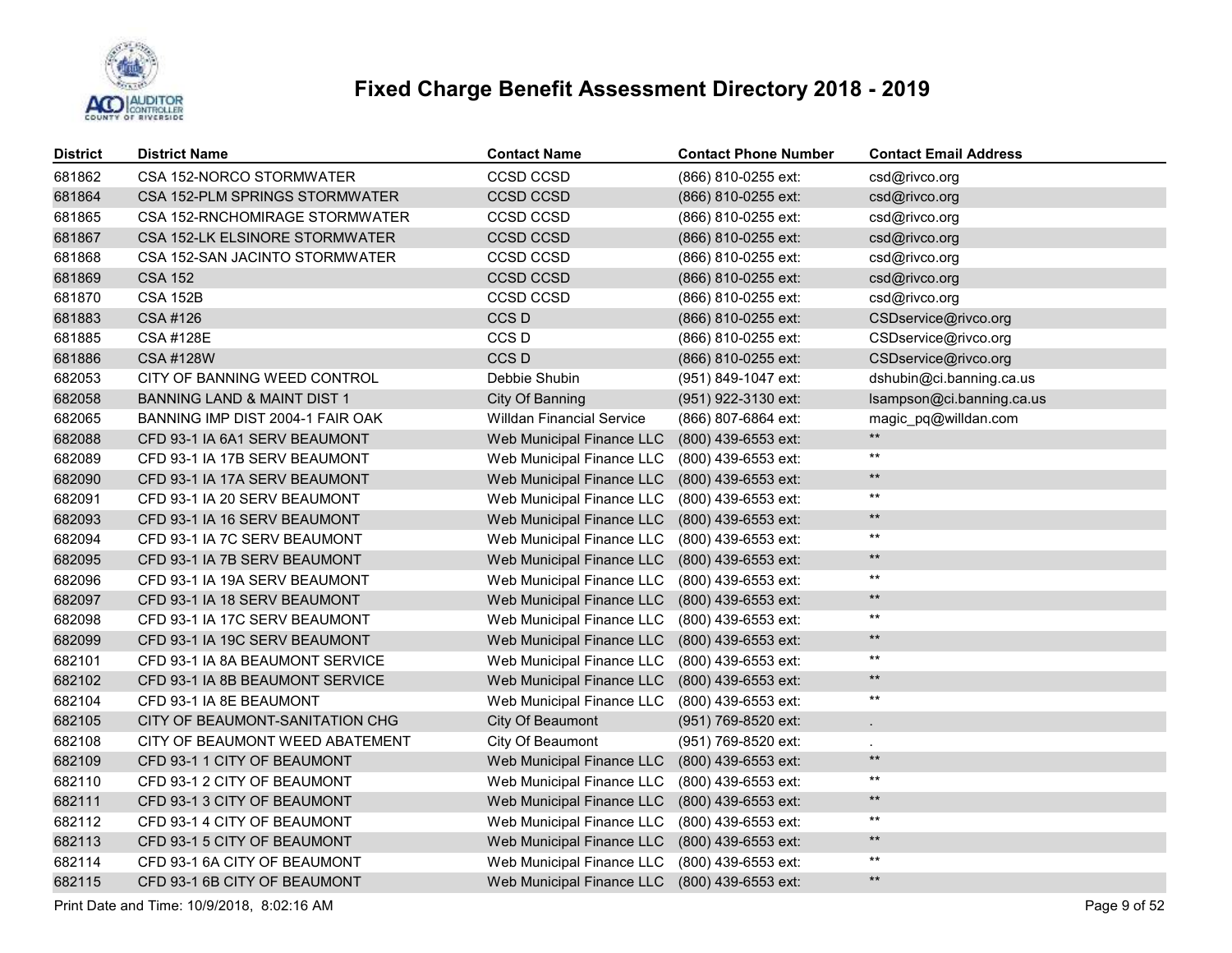# Fixed Charge Benefit Assessment Directory 2018 - 2019

| District | District Name | Contact Name | Contact Phone Number | Contact Email Address |
|---|---|---|---|---|
| 681862 | CSA 152-NORCO STORMWATER | CCSD CCSD | (866) 810-0255 ext: | csd@rivco.org |
| 681864 | CSA 152-PLM SPRINGS STORMWATER | CCSD CCSD | (866) 810-0255 ext: | csd@rivco.org |
| 681865 | CSA 152-RNCHOMIRAGE STORMWATER | CCSD CCSD | (866) 810-0255 ext: | csd@rivco.org |
| 681867 | CSA 152-LK ELSINORE STORMWATER | CCSD CCSD | (866) 810-0255 ext: | csd@rivco.org |
| 681868 | CSA 152-SAN JACINTO STORMWATER | CCSD CCSD | (866) 810-0255 ext: | csd@rivco.org |
| 681869 | CSA 152 | CCSD CCSD | (866) 810-0255 ext: | csd@rivco.org |
| 681870 | CSA 152B | CCSD CCSD | (866) 810-0255 ext: | csd@rivco.org |
| 681883 | CSA #126 | CCS D | (866) 810-0255 ext: | CSDservice@rivco.org |
| 681885 | CSA #128E | CCS D | (866) 810-0255 ext: | CSDservice@rivco.org |
| 681886 | CSA #128W | CCS D | (866) 810-0255 ext: | CSDservice@rivco.org |
| 682053 | CITY OF BANNING WEED CONTROL | Debbie Shubin | (951) 849-1047 ext: | dshubin@ci.banning.ca.us |
| 682058 | BANNING LAND & MAINT DIST 1 | City Of Banning | (951) 922-3130 ext: | lsampson@ci.banning.ca.us |
| 682065 | BANNING IMP DIST 2004-1 FAIR OAK | Willdan Financial Service | (866) 807-6864 ext: | magic_pq@willdan.com |
| 682088 | CFD 93-1 IA 6A1 SERV BEAUMONT | Web Municipal Finance LLC | (800) 439-6553 ext: | ** |
| 682089 | CFD 93-1 IA 17B SERV BEAUMONT | Web Municipal Finance LLC | (800) 439-6553 ext: | ** |
| 682090 | CFD 93-1 IA 17A SERV BEAUMONT | Web Municipal Finance LLC | (800) 439-6553 ext: | ** |
| 682091 | CFD 93-1 IA 20 SERV BEAUMONT | Web Municipal Finance LLC | (800) 439-6553 ext: | ** |
| 682093 | CFD 93-1 IA 16 SERV BEAUMONT | Web Municipal Finance LLC | (800) 439-6553 ext: | ** |
| 682094 | CFD 93-1 IA 7C SERV BEAUMONT | Web Municipal Finance LLC | (800) 439-6553 ext: | ** |
| 682095 | CFD 93-1 IA 7B SERV BEAUMONT | Web Municipal Finance LLC | (800) 439-6553 ext: | ** |
| 682096 | CFD 93-1 IA 19A SERV BEAUMONT | Web Municipal Finance LLC | (800) 439-6553 ext: | ** |
| 682097 | CFD 93-1 IA 18 SERV BEAUMONT | Web Municipal Finance LLC | (800) 439-6553 ext: | ** |
| 682098 | CFD 93-1 IA 17C SERV BEAUMONT | Web Municipal Finance LLC | (800) 439-6553 ext: | ** |
| 682099 | CFD 93-1 IA 19C SERV BEAUMONT | Web Municipal Finance LLC | (800) 439-6553 ext: | ** |
| 682101 | CFD 93-1 IA 8A BEAUMONT SERVICE | Web Municipal Finance LLC | (800) 439-6553 ext: | ** |
| 682102 | CFD 93-1 IA 8B BEAUMONT SERVICE | Web Municipal Finance LLC | (800) 439-6553 ext: | ** |
| 682104 | CFD 93-1 IA 8E BEAUMONT | Web Municipal Finance LLC | (800) 439-6553 ext: | ** |
| 682105 | CITY OF BEAUMONT-SANITATION CHG | City Of Beaumont | (951) 769-8520 ext: | . |
| 682108 | CITY OF BEAUMONT WEED ABATEMENT | City Of Beaumont | (951) 769-8520 ext: | . |
| 682109 | CFD 93-1 1 CITY OF BEAUMONT | Web Municipal Finance LLC | (800) 439-6553 ext: | ** |
| 682110 | CFD 93-1 2 CITY OF BEAUMONT | Web Municipal Finance LLC | (800) 439-6553 ext: | ** |
| 682111 | CFD 93-1 3 CITY OF BEAUMONT | Web Municipal Finance LLC | (800) 439-6553 ext: | ** |
| 682112 | CFD 93-1 4 CITY OF BEAUMONT | Web Municipal Finance LLC | (800) 439-6553 ext: | ** |
| 682113 | CFD 93-1 5 CITY OF BEAUMONT | Web Municipal Finance LLC | (800) 439-6553 ext: | ** |
| 682114 | CFD 93-1 6A CITY OF BEAUMONT | Web Municipal Finance LLC | (800) 439-6553 ext: | ** |
| 682115 | CFD 93-1 6B CITY OF BEAUMONT | Web Municipal Finance LLC | (800) 439-6553 ext: | ** |

Print Date and Time: 10/9/2018, 8:02:16 AM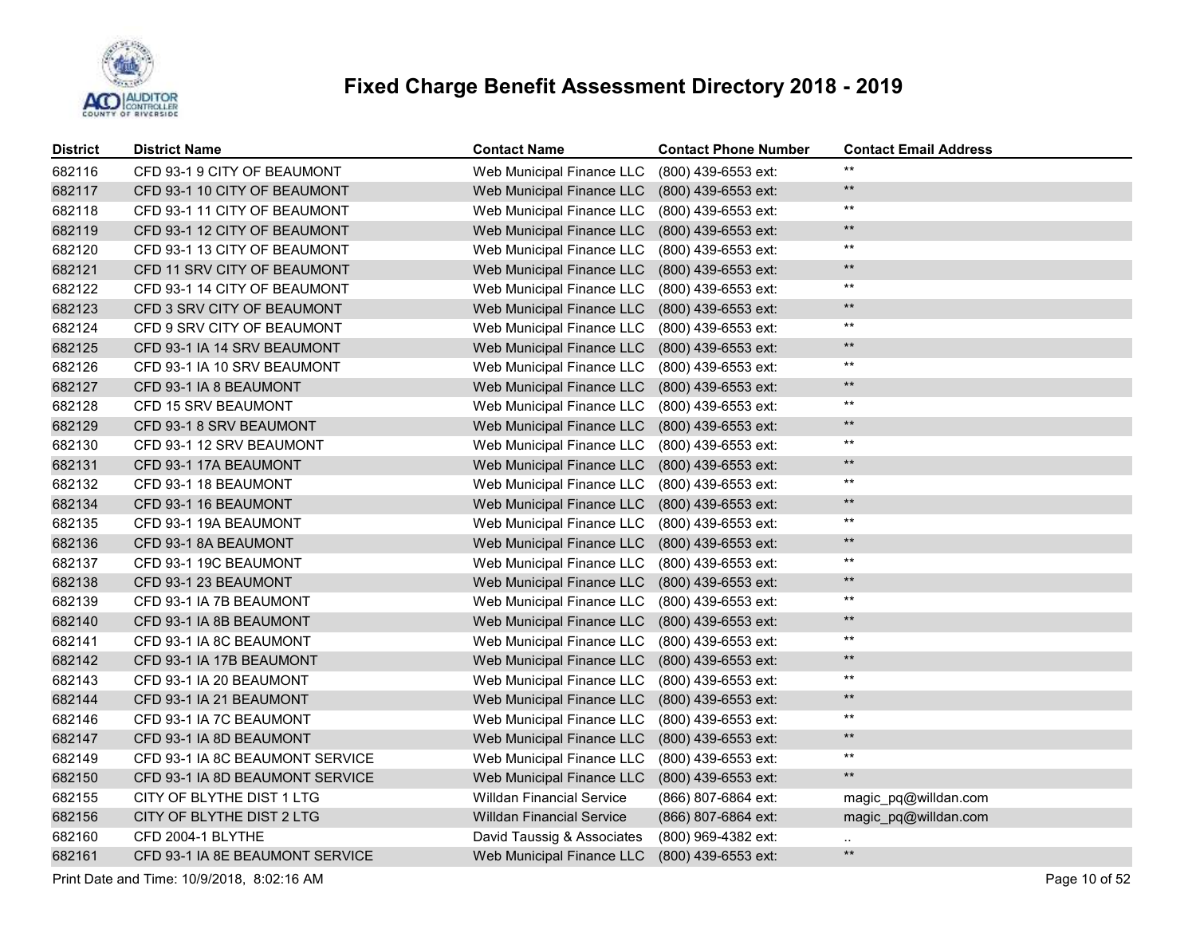# Fixed Charge Benefit Assessment Directory 2018 - 2019

| District | District Name | Contact Name | Contact Phone Number | Contact Email Address |
|---|---|---|---|---|
| 682116 | CFD 93-1 9 CITY OF BEAUMONT | Web Municipal Finance LLC | (800) 439-6553 ext: | ** |
| 682117 | CFD 93-1 10 CITY OF BEAUMONT | Web Municipal Finance LLC | (800) 439-6553 ext: | ** |
| 682118 | CFD 93-1 11 CITY OF BEAUMONT | Web Municipal Finance LLC | (800) 439-6553 ext: | ** |
| 682119 | CFD 93-1 12 CITY OF BEAUMONT | Web Municipal Finance LLC | (800) 439-6553 ext: | ** |
| 682120 | CFD 93-1 13 CITY OF BEAUMONT | Web Municipal Finance LLC | (800) 439-6553 ext: | ** |
| 682121 | CFD 11 SRV CITY OF BEAUMONT | Web Municipal Finance LLC | (800) 439-6553 ext: | ** |
| 682122 | CFD 93-1 14 CITY OF BEAUMONT | Web Municipal Finance LLC | (800) 439-6553 ext: | ** |
| 682123 | CFD 3 SRV CITY OF BEAUMONT | Web Municipal Finance LLC | (800) 439-6553 ext: | ** |
| 682124 | CFD 9 SRV CITY OF BEAUMONT | Web Municipal Finance LLC | (800) 439-6553 ext: | ** |
| 682125 | CFD 93-1 IA 14 SRV BEAUMONT | Web Municipal Finance LLC | (800) 439-6553 ext: | ** |
| 682126 | CFD 93-1 IA 10 SRV BEAUMONT | Web Municipal Finance LLC | (800) 439-6553 ext: | ** |
| 682127 | CFD 93-1 IA 8 BEAUMONT | Web Municipal Finance LLC | (800) 439-6553 ext: | ** |
| 682128 | CFD 15 SRV BEAUMONT | Web Municipal Finance LLC | (800) 439-6553 ext: | ** |
| 682129 | CFD 93-1 8 SRV BEAUMONT | Web Municipal Finance LLC | (800) 439-6553 ext: | ** |
| 682130 | CFD 93-1 12 SRV BEAUMONT | Web Municipal Finance LLC | (800) 439-6553 ext: | ** |
| 682131 | CFD 93-1 17A BEAUMONT | Web Municipal Finance LLC | (800) 439-6553 ext: | ** |
| 682132 | CFD 93-1 18 BEAUMONT | Web Municipal Finance LLC | (800) 439-6553 ext: | ** |
| 682134 | CFD 93-1 16 BEAUMONT | Web Municipal Finance LLC | (800) 439-6553 ext: | ** |
| 682135 | CFD 93-1 19A BEAUMONT | Web Municipal Finance LLC | (800) 439-6553 ext: | ** |
| 682136 | CFD 93-1 8A BEAUMONT | Web Municipal Finance LLC | (800) 439-6553 ext: | ** |
| 682137 | CFD 93-1 19C BEAUMONT | Web Municipal Finance LLC | (800) 439-6553 ext: | ** |
| 682138 | CFD 93-1 23 BEAUMONT | Web Municipal Finance LLC | (800) 439-6553 ext: | ** |
| 682139 | CFD 93-1 IA 7B BEAUMONT | Web Municipal Finance LLC | (800) 439-6553 ext: | ** |
| 682140 | CFD 93-1 IA 8B BEAUMONT | Web Municipal Finance LLC | (800) 439-6553 ext: | ** |
| 682141 | CFD 93-1 IA 8C BEAUMONT | Web Municipal Finance LLC | (800) 439-6553 ext: | ** |
| 682142 | CFD 93-1 IA 17B BEAUMONT | Web Municipal Finance LLC | (800) 439-6553 ext: | ** |
| 682143 | CFD 93-1 IA 20 BEAUMONT | Web Municipal Finance LLC | (800) 439-6553 ext: | ** |
| 682144 | CFD 93-1 IA 21 BEAUMONT | Web Municipal Finance LLC | (800) 439-6553 ext: | ** |
| 682146 | CFD 93-1 IA 7C BEAUMONT | Web Municipal Finance LLC | (800) 439-6553 ext: | ** |
| 682147 | CFD 93-1 IA 8D BEAUMONT | Web Municipal Finance LLC | (800) 439-6553 ext: | ** |
| 682149 | CFD 93-1 IA 8C BEAUMONT SERVICE | Web Municipal Finance LLC | (800) 439-6553 ext: | ** |
| 682150 | CFD 93-1 IA 8D BEAUMONT SERVICE | Web Municipal Finance LLC | (800) 439-6553 ext: | ** |
| 682155 | CITY OF BLYTHE DIST 1 LTG | Willdan Financial Service | (866) 807-6864 ext: | magic_pq@willdan.com |
| 682156 | CITY OF BLYTHE DIST 2 LTG | Willdan Financial Service | (866) 807-6864 ext: | magic_pq@willdan.com |
| 682160 | CFD 2004-1 BLYTHE | David Taussig & Associates | (800) 969-4382 ext: | .. |
| 682161 | CFD 93-1 IA 8E BEAUMONT SERVICE | Web Municipal Finance LLC | (800) 439-6553 ext: | ** |

Print Date and Time: 10/9/2018, 8:02:16 AM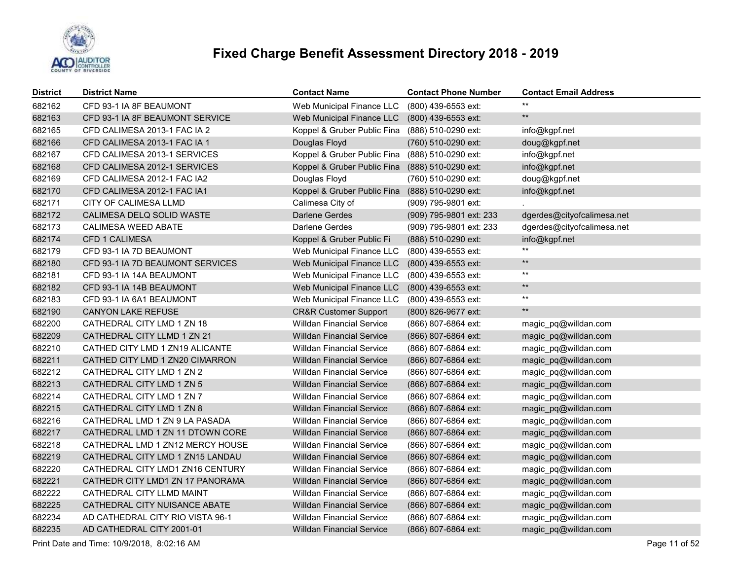# Fixed Charge Benefit Assessment Directory 2018 - 2019

| District | District Name | Contact Name | Contact Phone Number | Contact Email Address |
|---|---|---|---|---|
| 682162 | CFD 93-1 IA 8F BEAUMONT | Web Municipal Finance LLC | (800) 439-6553 ext: | ** |
| 682163 | CFD 93-1 IA 8F BEAUMONT SERVICE | Web Municipal Finance LLC | (800) 439-6553 ext: | ** |
| 682165 | CFD CALIMESA 2013-1 FAC IA 2 | Koppel & Gruber Public Fina | (888) 510-0290 ext: | info@kgpf.net |
| 682166 | CFD CALIMESA 2013-1 FAC IA 1 | Douglas Floyd | (760) 510-0290 ext: | doug@kgpf.net |
| 682167 | CFD CALIMESA 2013-1 SERVICES | Koppel & Gruber Public Fina | (888) 510-0290 ext: | info@kgpf.net |
| 682168 | CFD CALIMESA 2012-1 SERVICES | Koppel & Gruber Public Fina | (888) 510-0290 ext: | info@kgpf.net |
| 682169 | CFD CALIMESA 2012-1 FAC IA2 | Douglas Floyd | (760) 510-0290 ext: | doug@kgpf.net |
| 682170 | CFD CALIMESA 2012-1 FAC IA1 | Koppel & Gruber Public Fina | (888) 510-0290 ext: | info@kgpf.net |
| 682171 | CITY OF CALIMESA LLMD | Calimesa City of | (909) 795-9801 ext: | . |
| 682172 | CALIMESA DELQ SOLID WASTE | Darlene Gerdes | (909) 795-9801 ext: 233 | dgerdes@cityofcalimesa.net |
| 682173 | CALIMESA WEED ABATE | Darlene Gerdes | (909) 795-9801 ext: 233 | dgerdes@cityofcalimesa.net |
| 682174 | CFD 1 CALIMESA | Koppel & Gruber Public Fi | (888) 510-0290 ext: | info@kgpf.net |
| 682179 | CFD 93-1 IA 7D BEAUMONT | Web Municipal Finance LLC | (800) 439-6553 ext: | ** |
| 682180 | CFD 93-1 IA 7D BEAUMONT SERVICES | Web Municipal Finance LLC | (800) 439-6553 ext: | ** |
| 682181 | CFD 93-1 IA 14A BEAUMONT | Web Municipal Finance LLC | (800) 439-6553 ext: | ** |
| 682182 | CFD 93-1 IA 14B BEAUMONT | Web Municipal Finance LLC | (800) 439-6553 ext: | ** |
| 682183 | CFD 93-1 IA 6A1 BEAUMONT | Web Municipal Finance LLC | (800) 439-6553 ext: | ** |
| 682190 | CANYON LAKE REFUSE | CR&R Customer Support | (800) 826-9677 ext: | ** |
| 682200 | CATHEDRAL CITY LMD 1 ZN 18 | Willdan Financial Service | (866) 807-6864 ext: | magic_pq@willdan.com |
| 682209 | CATHEDRAL CITY LLMD 1 ZN 21 | Willdan Financial Service | (866) 807-6864 ext: | magic_pq@willdan.com |
| 682210 | CATHED CITY LMD 1 ZN19 ALICANTE | Willdan Financial Service | (866) 807-6864 ext: | magic_pq@willdan.com |
| 682211 | CATHED CITY LMD 1 ZN20 CIMARRON | Willdan Financial Service | (866) 807-6864 ext: | magic_pq@willdan.com |
| 682212 | CATHEDRAL CITY LMD 1 ZN 2 | Willdan Financial Service | (866) 807-6864 ext: | magic_pq@willdan.com |
| 682213 | CATHEDRAL CITY LMD 1 ZN 5 | Willdan Financial Service | (866) 807-6864 ext: | magic_pq@willdan.com |
| 682214 | CATHEDRAL CITY LMD 1 ZN 7 | Willdan Financial Service | (866) 807-6864 ext: | magic_pq@willdan.com |
| 682215 | CATHEDRAL CITY LMD 1 ZN 8 | Willdan Financial Service | (866) 807-6864 ext: | magic_pq@willdan.com |
| 682216 | CATHEDRAL LMD 1 ZN 9 LA PASADA | Willdan Financial Service | (866) 807-6864 ext: | magic_pq@willdan.com |
| 682217 | CATHEDRAL LMD 1 ZN 11 DTOWN CORE | Willdan Financial Service | (866) 807-6864 ext: | magic_pq@willdan.com |
| 682218 | CATHEDRAL LMD 1 ZN12 MERCY HOUSE | Willdan Financial Service | (866) 807-6864 ext: | magic_pq@willdan.com |
| 682219 | CATHEDRAL CITY LMD 1 ZN15 LANDAU | Willdan Financial Service | (866) 807-6864 ext: | magic_pq@willdan.com |
| 682220 | CATHEDRAL CITY LMD1 ZN16 CENTURY | Willdan Financial Service | (866) 807-6864 ext: | magic_pq@willdan.com |
| 682221 | CATHEDR CITY LMD1 ZN 17 PANORAMA | Willdan Financial Service | (866) 807-6864 ext: | magic_pq@willdan.com |
| 682222 | CATHEDRAL CITY LLMD MAINT | Willdan Financial Service | (866) 807-6864 ext: | magic_pq@willdan.com |
| 682225 | CATHEDRAL CITY NUISANCE ABATE | Willdan Financial Service | (866) 807-6864 ext: | magic_pq@willdan.com |
| 682234 | AD CATHEDRAL CITY RIO VISTA 96-1 | Willdan Financial Service | (866) 807-6864 ext: | magic_pq@willdan.com |
| 682235 | AD CATHEDRAL CITY 2001-01 | Willdan Financial Service | (866) 807-6864 ext: | magic_pq@willdan.com |

Print Date and Time: 10/9/2018, 8:02:16 AM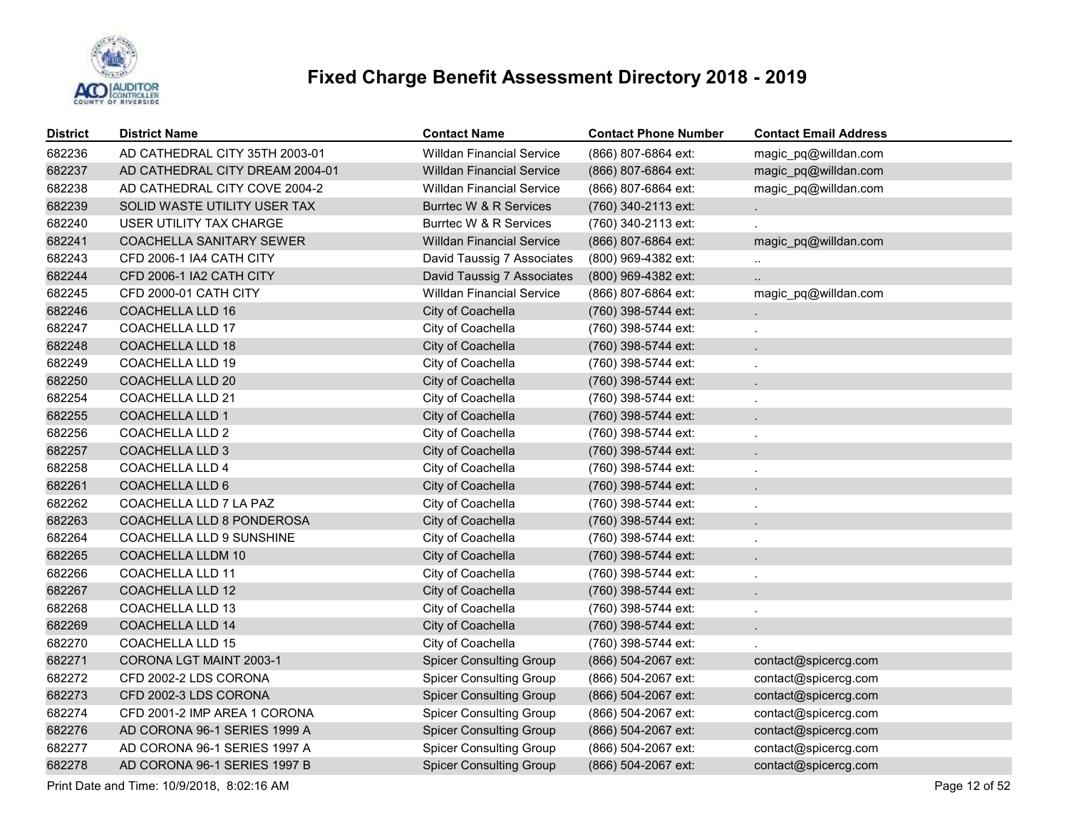# Fixed Charge Benefit Assessment Directory 2018 - 2019

| District | District Name | Contact Name | Contact Phone Number | Contact Email Address |
|---|---|---|---|---|
| 682236 | AD CATHEDRAL CITY 35TH 2003-01 | Willdan Financial Service | (866) 807-6864 ext: | magic_pq@willdan.com |
| 682237 | AD CATHEDRAL CITY DREAM 2004-01 | Willdan Financial Service | (866) 807-6864 ext: | magic_pq@willdan.com |
| 682238 | AD CATHEDRAL CITY COVE 2004-2 | Willdan Financial Service | (866) 807-6864 ext: | magic_pq@willdan.com |
| 682239 | SOLID WASTE UTILITY USER TAX | Burrtec W & R Services | (760) 340-2113 ext: | . |
| 682240 | USER UTILITY TAX CHARGE | Burrtec W & R Services | (760) 340-2113 ext: | . |
| 682241 | COACHELLA SANITARY SEWER | Willdan Financial Service | (866) 807-6864 ext: | magic_pq@willdan.com |
| 682243 | CFD 2006-1 IA4 CATH CITY | David Taussig 7 Associates | (800) 969-4382 ext: | .. |
| 682244 | CFD 2006-1 IA2 CATH CITY | David Taussig 7 Associates | (800) 969-4382 ext: | .. |
| 682245 | CFD 2000-01 CATH CITY | Willdan Financial Service | (866) 807-6864 ext: | magic_pq@willdan.com |
| 682246 | COACHELLA LLD 16 | City of Coachella | (760) 398-5744 ext: | . |
| 682247 | COACHELLA LLD 17 | City of Coachella | (760) 398-5744 ext: | . |
| 682248 | COACHELLA LLD 18 | City of Coachella | (760) 398-5744 ext: | . |
| 682249 | COACHELLA LLD 19 | City of Coachella | (760) 398-5744 ext: | . |
| 682250 | COACHELLA LLD 20 | City of Coachella | (760) 398-5744 ext: | . |
| 682254 | COACHELLA LLD 21 | City of Coachella | (760) 398-5744 ext: | . |
| 682255 | COACHELLA LLD 1 | City of Coachella | (760) 398-5744 ext: | . |
| 682256 | COACHELLA LLD 2 | City of Coachella | (760) 398-5744 ext: | . |
| 682257 | COACHELLA LLD 3 | City of Coachella | (760) 398-5744 ext: | . |
| 682258 | COACHELLA LLD 4 | City of Coachella | (760) 398-5744 ext: | . |
| 682261 | COACHELLA LLD 6 | City of Coachella | (760) 398-5744 ext: | . |
| 682262 | COACHELLA LLD 7 LA PAZ | City of Coachella | (760) 398-5744 ext: | . |
| 682263 | COACHELLA LLD 8 PONDEROSA | City of Coachella | (760) 398-5744 ext: | . |
| 682264 | COACHELLA LLD 9 SUNSHINE | City of Coachella | (760) 398-5744 ext: | . |
| 682265 | COACHELLA LLDM 10 | City of Coachella | (760) 398-5744 ext: | . |
| 682266 | COACHELLA LLD 11 | City of Coachella | (760) 398-5744 ext: | . |
| 682267 | COACHELLA LLD 12 | City of Coachella | (760) 398-5744 ext: | . |
| 682268 | COACHELLA LLD 13 | City of Coachella | (760) 398-5744 ext: | . |
| 682269 | COACHELLA LLD 14 | City of Coachella | (760) 398-5744 ext: | . |
| 682270 | COACHELLA LLD 15 | City of Coachella | (760) 398-5744 ext: | . |
| 682271 | CORONA LGT MAINT 2003-1 | Spicer Consulting Group | (866) 504-2067 ext: | contact@spicercg.com |
| 682272 | CFD 2002-2 LDS CORONA | Spicer Consulting Group | (866) 504-2067 ext: | contact@spicercg.com |
| 682273 | CFD 2002-3 LDS CORONA | Spicer Consulting Group | (866) 504-2067 ext: | contact@spicercg.com |
| 682274 | CFD 2001-2 IMP AREA 1 CORONA | Spicer Consulting Group | (866) 504-2067 ext: | contact@spicercg.com |
| 682276 | AD CORONA 96-1 SERIES 1999 A | Spicer Consulting Group | (866) 504-2067 ext: | contact@spicercg.com |
| 682277 | AD CORONA 96-1 SERIES 1997 A | Spicer Consulting Group | (866) 504-2067 ext: | contact@spicercg.com |
| 682278 | AD CORONA 96-1 SERIES 1997 B | Spicer Consulting Group | (866) 504-2067 ext: | contact@spicercg.com |

Print Date and Time: 10/9/2018, 8:02:16 AM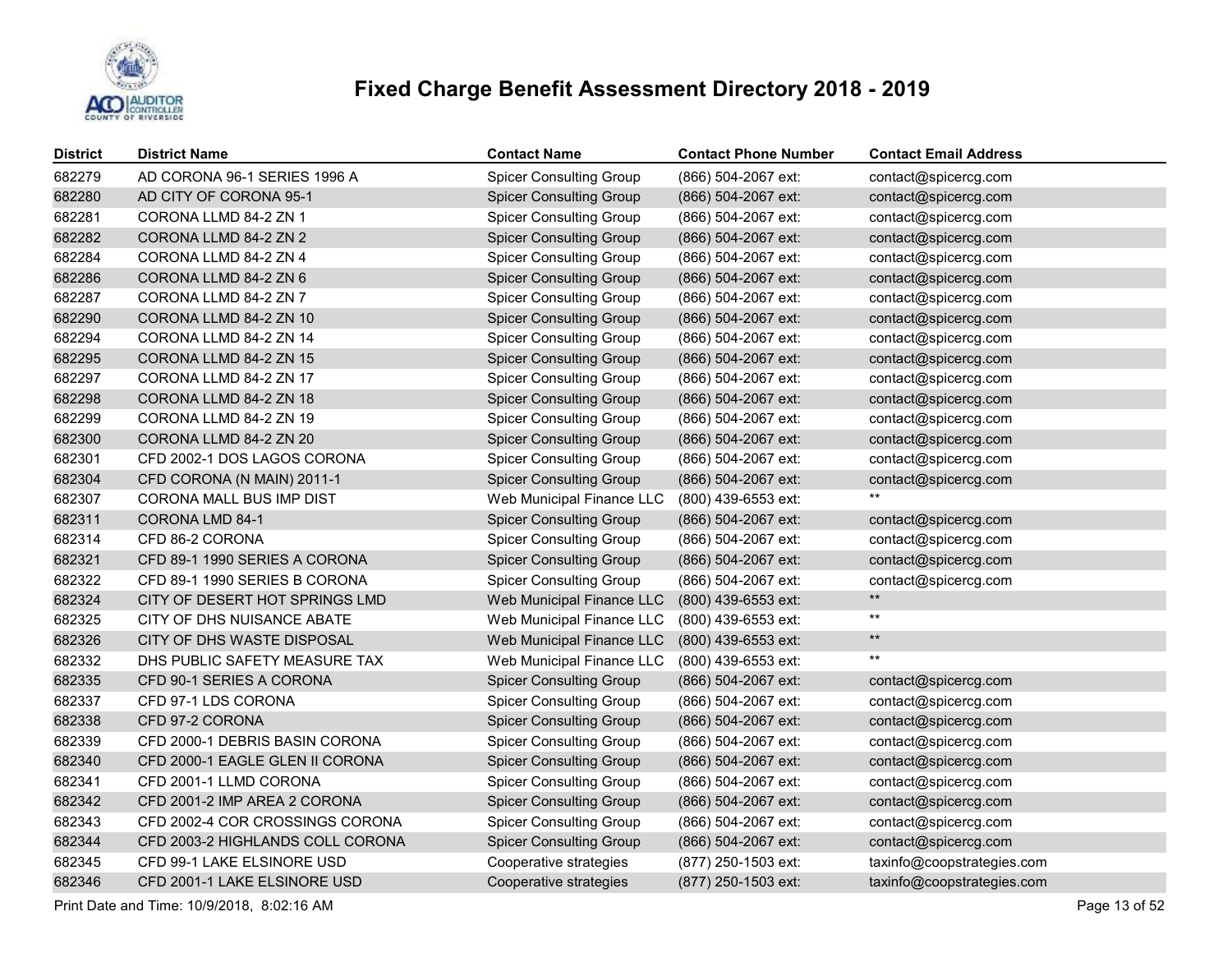# Fixed Charge Benefit Assessment Directory 2018 - 2019

| District | District Name | Contact Name | Contact Phone Number | Contact Email Address |
|---|---|---|---|---|
| 682279 | AD CORONA 96-1 SERIES 1996 A | Spicer Consulting Group | (866) 504-2067 ext: | contact@spicercg.com |
| 682280 | AD CITY OF CORONA 95-1 | Spicer Consulting Group | (866) 504-2067 ext: | contact@spicercg.com |
| 682281 | CORONA LLMD 84-2 ZN 1 | Spicer Consulting Group | (866) 504-2067 ext: | contact@spicercg.com |
| 682282 | CORONA LLMD 84-2 ZN 2 | Spicer Consulting Group | (866) 504-2067 ext: | contact@spicercg.com |
| 682284 | CORONA LLMD 84-2 ZN 4 | Spicer Consulting Group | (866) 504-2067 ext: | contact@spicercg.com |
| 682286 | CORONA LLMD 84-2 ZN 6 | Spicer Consulting Group | (866) 504-2067 ext: | contact@spicercg.com |
| 682287 | CORONA LLMD 84-2 ZN 7 | Spicer Consulting Group | (866) 504-2067 ext: | contact@spicercg.com |
| 682290 | CORONA LLMD 84-2 ZN 10 | Spicer Consulting Group | (866) 504-2067 ext: | contact@spicercg.com |
| 682294 | CORONA LLMD 84-2 ZN 14 | Spicer Consulting Group | (866) 504-2067 ext: | contact@spicercg.com |
| 682295 | CORONA LLMD 84-2 ZN 15 | Spicer Consulting Group | (866) 504-2067 ext: | contact@spicercg.com |
| 682297 | CORONA LLMD 84-2 ZN 17 | Spicer Consulting Group | (866) 504-2067 ext: | contact@spicercg.com |
| 682298 | CORONA LLMD 84-2 ZN 18 | Spicer Consulting Group | (866) 504-2067 ext: | contact@spicercg.com |
| 682299 | CORONA LLMD 84-2 ZN 19 | Spicer Consulting Group | (866) 504-2067 ext: | contact@spicercg.com |
| 682300 | CORONA LLMD 84-2 ZN 20 | Spicer Consulting Group | (866) 504-2067 ext: | contact@spicercg.com |
| 682301 | CFD 2002-1 DOS LAGOS CORONA | Spicer Consulting Group | (866) 504-2067 ext: | contact@spicercg.com |
| 682304 | CFD CORONA (N MAIN) 2011-1 | Spicer Consulting Group | (866) 504-2067 ext: | contact@spicercg.com |
| 682307 | CORONA MALL BUS IMP DIST | Web Municipal Finance LLC | (800) 439-6553 ext: | ** |
| 682311 | CORONA LMD 84-1 | Spicer Consulting Group | (866) 504-2067 ext: | contact@spicercg.com |
| 682314 | CFD 86-2 CORONA | Spicer Consulting Group | (866) 504-2067 ext: | contact@spicercg.com |
| 682321 | CFD 89-1 1990 SERIES A CORONA | Spicer Consulting Group | (866) 504-2067 ext: | contact@spicercg.com |
| 682322 | CFD 89-1 1990 SERIES B CORONA | Spicer Consulting Group | (866) 504-2067 ext: | contact@spicercg.com |
| 682324 | CITY OF DESERT HOT SPRINGS LMD | Web Municipal Finance LLC | (800) 439-6553 ext: | ** |
| 682325 | CITY OF DHS NUISANCE ABATE | Web Municipal Finance LLC | (800) 439-6553 ext: | ** |
| 682326 | CITY OF DHS WASTE DISPOSAL | Web Municipal Finance LLC | (800) 439-6553 ext: | ** |
| 682332 | DHS PUBLIC SAFETY MEASURE TAX | Web Municipal Finance LLC | (800) 439-6553 ext: | ** |
| 682335 | CFD 90-1 SERIES A CORONA | Spicer Consulting Group | (866) 504-2067 ext: | contact@spicercg.com |
| 682337 | CFD 97-1 LDS CORONA | Spicer Consulting Group | (866) 504-2067 ext: | contact@spicercg.com |
| 682338 | CFD 97-2 CORONA | Spicer Consulting Group | (866) 504-2067 ext: | contact@spicercg.com |
| 682339 | CFD 2000-1 DEBRIS BASIN CORONA | Spicer Consulting Group | (866) 504-2067 ext: | contact@spicercg.com |
| 682340 | CFD 2000-1 EAGLE GLEN II CORONA | Spicer Consulting Group | (866) 504-2067 ext: | contact@spicercg.com |
| 682341 | CFD 2001-1 LLMD CORONA | Spicer Consulting Group | (866) 504-2067 ext: | contact@spicercg.com |
| 682342 | CFD 2001-2 IMP AREA 2 CORONA | Spicer Consulting Group | (866) 504-2067 ext: | contact@spicercg.com |
| 682343 | CFD 2002-4 COR CROSSINGS CORONA | Spicer Consulting Group | (866) 504-2067 ext: | contact@spicercg.com |
| 682344 | CFD 2003-2 HIGHLANDS COLL CORONA | Spicer Consulting Group | (866) 504-2067 ext: | contact@spicercg.com |
| 682345 | CFD 99-1 LAKE ELSINORE USD | Cooperative strategies | (877) 250-1503 ext: | taxinfo@coopstrategies.com |
| 682346 | CFD 2001-1 LAKE ELSINORE USD | Cooperative strategies | (877) 250-1503 ext: | taxinfo@coopstrategies.com |

Print Date and Time: 10/9/2018, 8:02:16 AM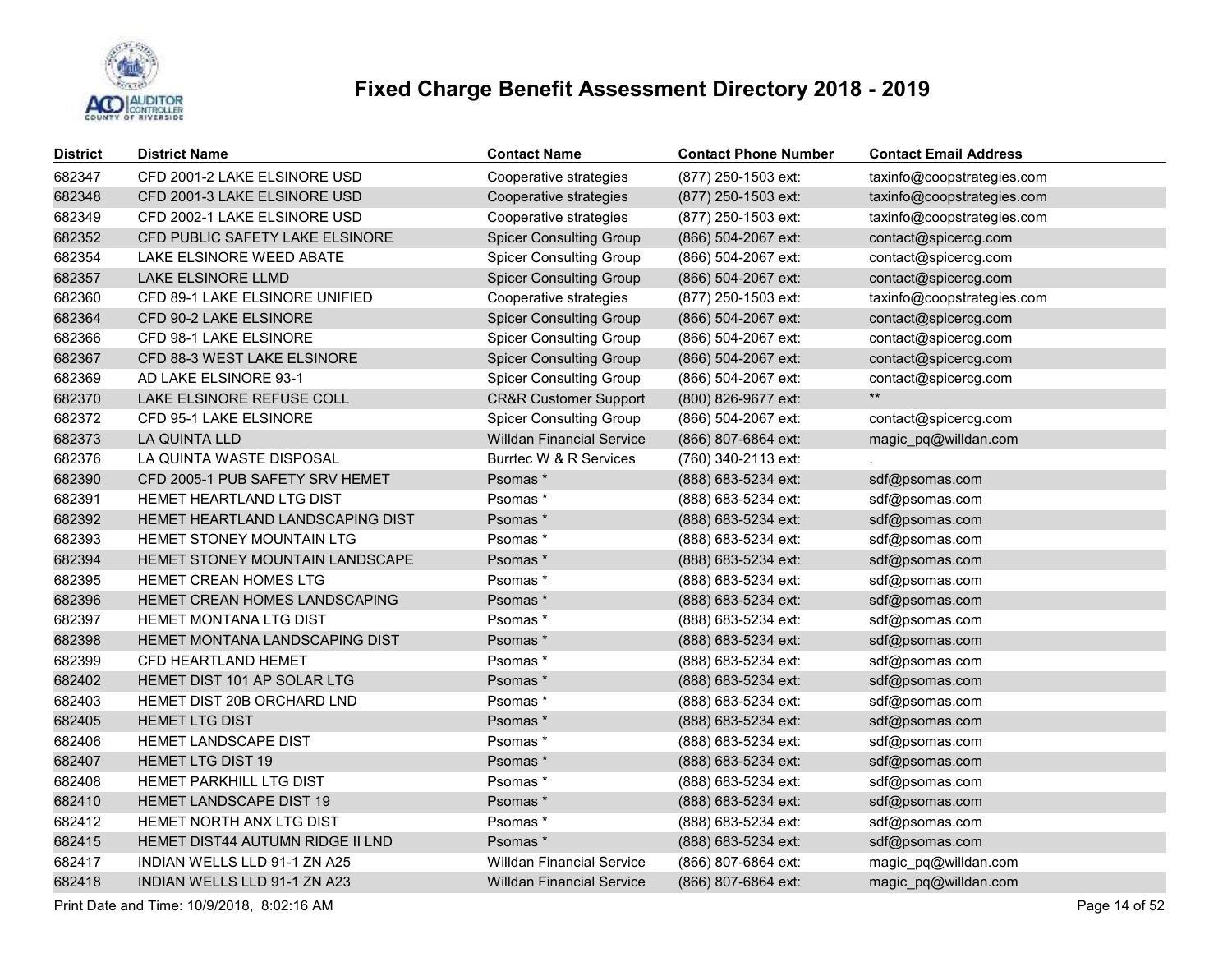# Fixed Charge Benefit Assessment Directory 2018 - 2019

| District | District Name | Contact Name | Contact Phone Number | Contact Email Address |
|---|---|---|---|---|
| 682347 | CFD 2001-2 LAKE ELSINORE USD | Cooperative strategies | (877) 250-1503 ext: | taxinfo@coopstrategies.com |
| 682348 | CFD 2001-3 LAKE ELSINORE USD | Cooperative strategies | (877) 250-1503 ext: | taxinfo@coopstrategies.com |
| 682349 | CFD 2002-1 LAKE ELSINORE USD | Cooperative strategies | (877) 250-1503 ext: | taxinfo@coopstrategies.com |
| 682352 | CFD PUBLIC SAFETY LAKE ELSINORE | Spicer Consulting Group | (866) 504-2067 ext: | contact@spicercg.com |
| 682354 | LAKE ELSINORE WEED ABATE | Spicer Consulting Group | (866) 504-2067 ext: | contact@spicercg.com |
| 682357 | LAKE ELSINORE LLMD | Spicer Consulting Group | (866) 504-2067 ext: | contact@spicercg.com |
| 682360 | CFD 89-1 LAKE ELSINORE UNIFIED | Cooperative strategies | (877) 250-1503 ext: | taxinfo@coopstrategies.com |
| 682364 | CFD 90-2 LAKE ELSINORE | Spicer Consulting Group | (866) 504-2067 ext: | contact@spicercg.com |
| 682366 | CFD 98-1 LAKE ELSINORE | Spicer Consulting Group | (866) 504-2067 ext: | contact@spicercg.com |
| 682367 | CFD 88-3 WEST LAKE ELSINORE | Spicer Consulting Group | (866) 504-2067 ext: | contact@spicercg.com |
| 682369 | AD LAKE ELSINORE 93-1 | Spicer Consulting Group | (866) 504-2067 ext: | contact@spicercg.com |
| 682370 | LAKE ELSINORE REFUSE COLL | CR&R Customer Support | (800) 826-9677 ext: | ** |
| 682372 | CFD 95-1 LAKE ELSINORE | Spicer Consulting Group | (866) 504-2067 ext: | contact@spicercg.com |
| 682373 | LA QUINTA LLD | Willdan Financial Service | (866) 807-6864 ext: | magic_pq@willdan.com |
| 682376 | LA QUINTA WASTE DISPOSAL | Burrtec W & R Services | (760) 340-2113 ext: | . |
| 682390 | CFD 2005-1 PUB SAFETY SRV HEMET | Psomas * | (888) 683-5234 ext: | sdf@psomas.com |
| 682391 | HEMET HEARTLAND LTG DIST | Psomas * | (888) 683-5234 ext: | sdf@psomas.com |
| 682392 | HEMET HEARTLAND LANDSCAPING DIST | Psomas * | (888) 683-5234 ext: | sdf@psomas.com |
| 682393 | HEMET STONEY MOUNTAIN LTG | Psomas * | (888) 683-5234 ext: | sdf@psomas.com |
| 682394 | HEMET STONEY MOUNTAIN LANDSCAPE | Psomas * | (888) 683-5234 ext: | sdf@psomas.com |
| 682395 | HEMET CREAN HOMES LTG | Psomas * | (888) 683-5234 ext: | sdf@psomas.com |
| 682396 | HEMET CREAN HOMES LANDSCAPING | Psomas * | (888) 683-5234 ext: | sdf@psomas.com |
| 682397 | HEMET MONTANA LTG DIST | Psomas * | (888) 683-5234 ext: | sdf@psomas.com |
| 682398 | HEMET MONTANA LANDSCAPING DIST | Psomas * | (888) 683-5234 ext: | sdf@psomas.com |
| 682399 | CFD HEARTLAND HEMET | Psomas * | (888) 683-5234 ext: | sdf@psomas.com |
| 682402 | HEMET DIST 101 AP SOLAR LTG | Psomas * | (888) 683-5234 ext: | sdf@psomas.com |
| 682403 | HEMET DIST 20B ORCHARD LND | Psomas * | (888) 683-5234 ext: | sdf@psomas.com |
| 682405 | HEMET LTG DIST | Psomas * | (888) 683-5234 ext: | sdf@psomas.com |
| 682406 | HEMET LANDSCAPE DIST | Psomas * | (888) 683-5234 ext: | sdf@psomas.com |
| 682407 | HEMET LTG DIST 19 | Psomas * | (888) 683-5234 ext: | sdf@psomas.com |
| 682408 | HEMET PARKHILL LTG DIST | Psomas * | (888) 683-5234 ext: | sdf@psomas.com |
| 682410 | HEMET LANDSCAPE DIST 19 | Psomas * | (888) 683-5234 ext: | sdf@psomas.com |
| 682412 | HEMET NORTH ANX LTG DIST | Psomas * | (888) 683-5234 ext: | sdf@psomas.com |
| 682415 | HEMET DIST44 AUTUMN RIDGE II LND | Psomas * | (888) 683-5234 ext: | sdf@psomas.com |
| 682417 | INDIAN WELLS LLD 91-1 ZN A25 | Willdan Financial Service | (866) 807-6864 ext: | magic_pq@willdan.com |
| 682418 | INDIAN WELLS LLD 91-1 ZN A23 | Willdan Financial Service | (866) 807-6864 ext: | magic_pq@willdan.com |

Print Date and Time: 10/9/2018, 8:02:16 AM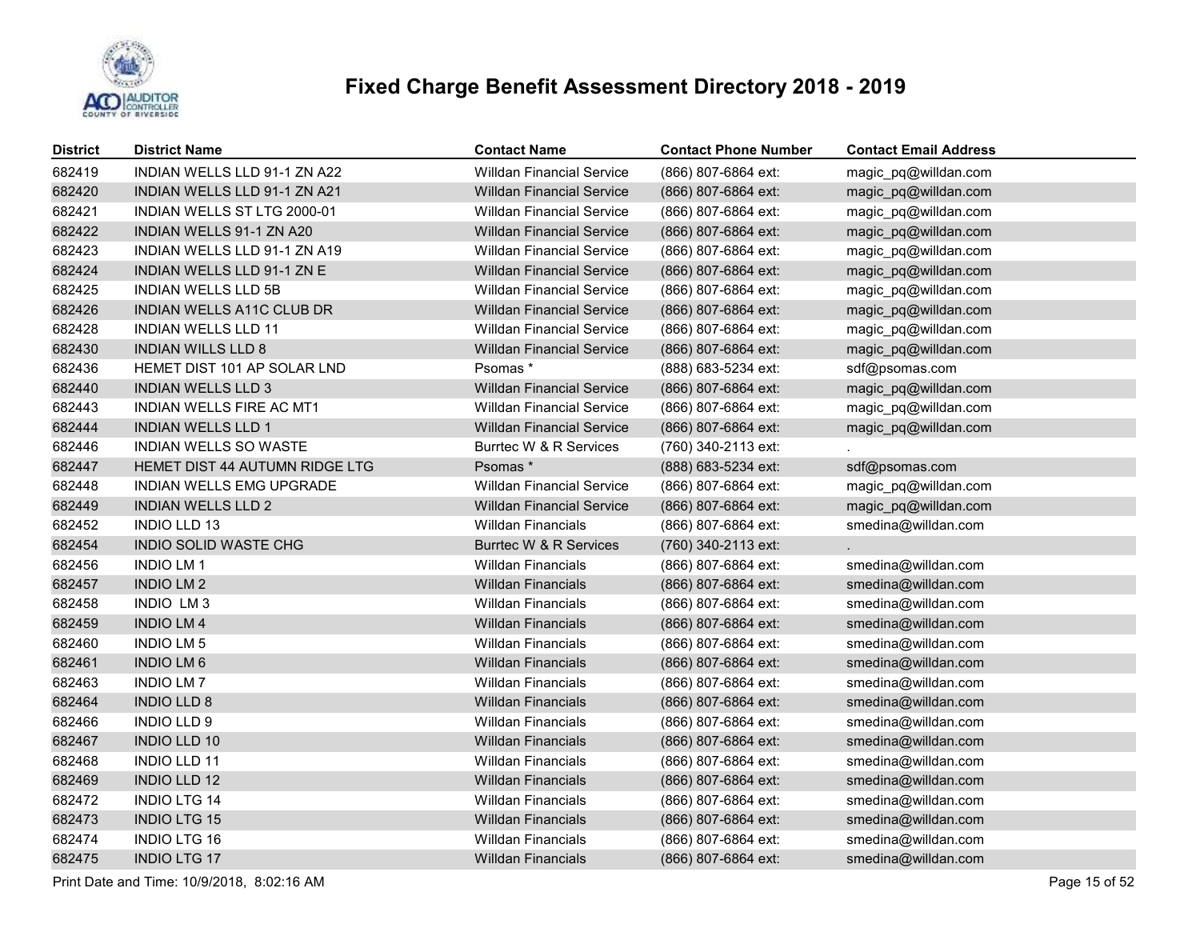# Fixed Charge Benefit Assessment Directory 2018 - 2019

| District | District Name | Contact Name | Contact Phone Number | Contact Email Address |
|---|---|---|---|---|
| 682419 | INDIAN WELLS LLD 91-1 ZN A22 | Willdan Financial Service | (866) 807-6864 ext: | magic_pq@willdan.com |
| 682420 | INDIAN WELLS LLD 91-1 ZN A21 | Willdan Financial Service | (866) 807-6864 ext: | magic_pq@willdan.com |
| 682421 | INDIAN WELLS ST LTG 2000-01 | Willdan Financial Service | (866) 807-6864 ext: | magic_pq@willdan.com |
| 682422 | INDIAN WELLS 91-1 ZN A20 | Willdan Financial Service | (866) 807-6864 ext: | magic_pq@willdan.com |
| 682423 | INDIAN WELLS LLD 91-1 ZN A19 | Willdan Financial Service | (866) 807-6864 ext: | magic_pq@willdan.com |
| 682424 | INDIAN WELLS LLD 91-1 ZN E | Willdan Financial Service | (866) 807-6864 ext: | magic_pq@willdan.com |
| 682425 | INDIAN WELLS LLD 5B | Willdan Financial Service | (866) 807-6864 ext: | magic_pq@willdan.com |
| 682426 | INDIAN WELLS A11C CLUB DR | Willdan Financial Service | (866) 807-6864 ext: | magic_pq@willdan.com |
| 682428 | INDIAN WELLS LLD 11 | Willdan Financial Service | (866) 807-6864 ext: | magic_pq@willdan.com |
| 682430 | INDIAN WILLS LLD 8 | Willdan Financial Service | (866) 807-6864 ext: | magic_pq@willdan.com |
| 682436 | HEMET DIST 101 AP SOLAR LND | Psomas * | (888) 683-5234 ext: | sdf@psomas.com |
| 682440 | INDIAN WELLS LLD 3 | Willdan Financial Service | (866) 807-6864 ext: | magic_pq@willdan.com |
| 682443 | INDIAN WELLS FIRE AC MT1 | Willdan Financial Service | (866) 807-6864 ext: | magic_pq@willdan.com |
| 682444 | INDIAN WELLS LLD 1 | Willdan Financial Service | (866) 807-6864 ext: | magic_pq@willdan.com |
| 682446 | INDIAN WELLS SO WASTE | Burrtec W & R Services | (760) 340-2113 ext: | . |
| 682447 | HEMET DIST 44 AUTUMN RIDGE LTG | Psomas * | (888) 683-5234 ext: | sdf@psomas.com |
| 682448 | INDIAN WELLS EMG UPGRADE | Willdan Financial Service | (866) 807-6864 ext: | magic_pq@willdan.com |
| 682449 | INDIAN WELLS LLD 2 | Willdan Financial Service | (866) 807-6864 ext: | magic_pq@willdan.com |
| 682452 | INDIO LLD 13 | Willdan Financials | (866) 807-6864 ext: | smedina@willdan.com |
| 682454 | INDIO SOLID WASTE CHG | Burrtec W & R Services | (760) 340-2113 ext: | . |
| 682456 | INDIO LM 1 | Willdan Financials | (866) 807-6864 ext: | smedina@willdan.com |
| 682457 | INDIO LM 2 | Willdan Financials | (866) 807-6864 ext: | smedina@willdan.com |
| 682458 | INDIO LM 3 | Willdan Financials | (866) 807-6864 ext: | smedina@willdan.com |
| 682459 | INDIO LM 4 | Willdan Financials | (866) 807-6864 ext: | smedina@willdan.com |
| 682460 | INDIO LM 5 | Willdan Financials | (866) 807-6864 ext: | smedina@willdan.com |
| 682461 | INDIO LM 6 | Willdan Financials | (866) 807-6864 ext: | smedina@willdan.com |
| 682463 | INDIO LM 7 | Willdan Financials | (866) 807-6864 ext: | smedina@willdan.com |
| 682464 | INDIO LLD 8 | Willdan Financials | (866) 807-6864 ext: | smedina@willdan.com |
| 682466 | INDIO LLD 9 | Willdan Financials | (866) 807-6864 ext: | smedina@willdan.com |
| 682467 | INDIO LLD 10 | Willdan Financials | (866) 807-6864 ext: | smedina@willdan.com |
| 682468 | INDIO LLD 11 | Willdan Financials | (866) 807-6864 ext: | smedina@willdan.com |
| 682469 | INDIO LLD 12 | Willdan Financials | (866) 807-6864 ext: | smedina@willdan.com |
| 682472 | INDIO LTG 14 | Willdan Financials | (866) 807-6864 ext: | smedina@willdan.com |
| 682473 | INDIO LTG 15 | Willdan Financials | (866) 807-6864 ext: | smedina@willdan.com |
| 682474 | INDIO LTG 16 | Willdan Financials | (866) 807-6864 ext: | smedina@willdan.com |
| 682475 | INDIO LTG 17 | Willdan Financials | (866) 807-6864 ext: | smedina@willdan.com |

Print Date and Time: 10/9/2018, 8:02:16 AM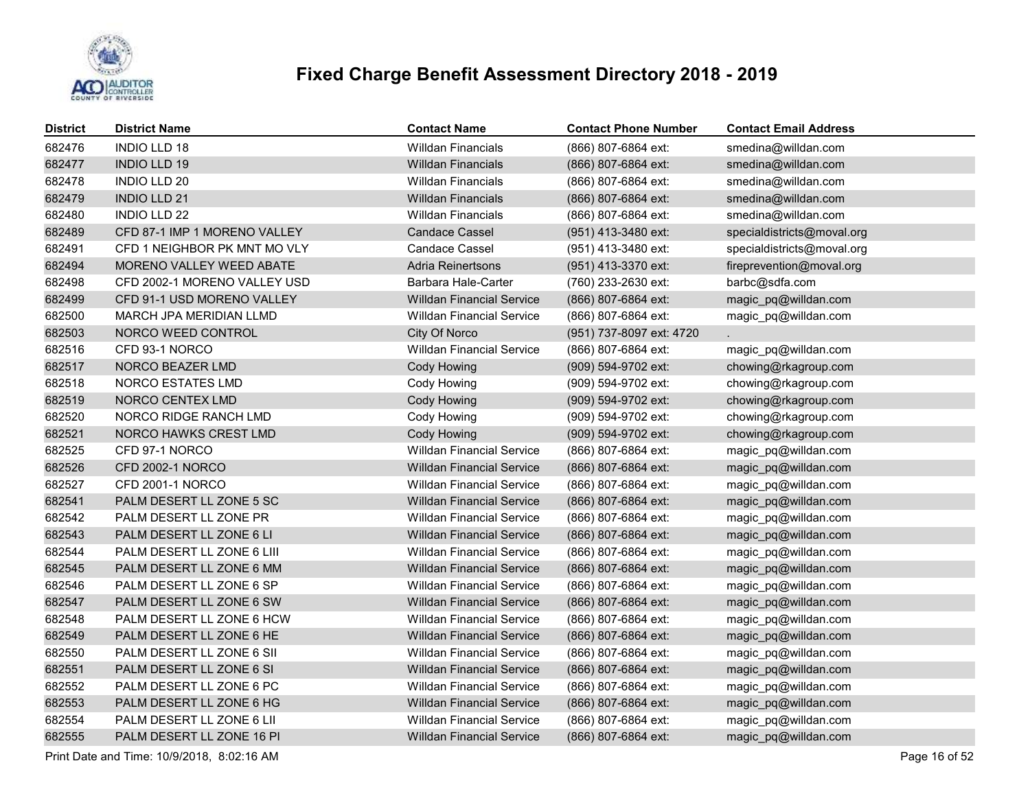# Fixed Charge Benefit Assessment Directory 2018 - 2019

| District | District Name | Contact Name | Contact Phone Number | Contact Email Address |
|---|---|---|---|---|
| 682476 | INDIO LLD 18 | Willdan Financials | (866) 807-6864 ext: | smedina@willdan.com |
| 682477 | INDIO LLD 19 | Willdan Financials | (866) 807-6864 ext: | smedina@willdan.com |
| 682478 | INDIO LLD 20 | Willdan Financials | (866) 807-6864 ext: | smedina@willdan.com |
| 682479 | INDIO LLD 21 | Willdan Financials | (866) 807-6864 ext: | smedina@willdan.com |
| 682480 | INDIO LLD 22 | Willdan Financials | (866) 807-6864 ext: | smedina@willdan.com |
| 682489 | CFD 87-1 IMP 1 MORENO VALLEY | Candace Cassel | (951) 413-3480 ext: | specialdistricts@moval.org |
| 682491 | CFD 1 NEIGHBOR PK MNT MO VLY | Candace Cassel | (951) 413-3480 ext: | specialdistricts@moval.org |
| 682494 | MORENO VALLEY WEED ABATE | Adria Reinertsons | (951) 413-3370 ext: | fireprevention@moval.org |
| 682498 | CFD 2002-1 MORENO VALLEY USD | Barbara Hale-Carter | (760) 233-2630 ext: | barbc@sdfa.com |
| 682499 | CFD 91-1 USD MORENO VALLEY | Willdan Financial Service | (866) 807-6864 ext: | magic_pq@willdan.com |
| 682500 | MARCH JPA MERIDIAN LLMD | Willdan Financial Service | (866) 807-6864 ext: | magic_pq@willdan.com |
| 682503 | NORCO WEED CONTROL | City Of Norco | (951) 737-8097 ext: 4720 | . |
| 682516 | CFD 93-1 NORCO | Willdan Financial Service | (866) 807-6864 ext: | magic_pq@willdan.com |
| 682517 | NORCO BEAZER LMD | Cody Howing | (909) 594-9702 ext: | chowing@rkagroup.com |
| 682518 | NORCO ESTATES LMD | Cody Howing | (909) 594-9702 ext: | chowing@rkagroup.com |
| 682519 | NORCO CENTEX LMD | Cody Howing | (909) 594-9702 ext: | chowing@rkagroup.com |
| 682520 | NORCO RIDGE RANCH LMD | Cody Howing | (909) 594-9702 ext: | chowing@rkagroup.com |
| 682521 | NORCO HAWKS CREST LMD | Cody Howing | (909) 594-9702 ext: | chowing@rkagroup.com |
| 682525 | CFD 97-1 NORCO | Willdan Financial Service | (866) 807-6864 ext: | magic_pq@willdan.com |
| 682526 | CFD 2002-1 NORCO | Willdan Financial Service | (866) 807-6864 ext: | magic_pq@willdan.com |
| 682527 | CFD 2001-1 NORCO | Willdan Financial Service | (866) 807-6864 ext: | magic_pq@willdan.com |
| 682541 | PALM DESERT LL ZONE 5 SC | Willdan Financial Service | (866) 807-6864 ext: | magic_pq@willdan.com |
| 682542 | PALM DESERT LL ZONE PR | Willdan Financial Service | (866) 807-6864 ext: | magic_pq@willdan.com |
| 682543 | PALM DESERT LL ZONE 6 LI | Willdan Financial Service | (866) 807-6864 ext: | magic_pq@willdan.com |
| 682544 | PALM DESERT LL ZONE 6 LIII | Willdan Financial Service | (866) 807-6864 ext: | magic_pq@willdan.com |
| 682545 | PALM DESERT LL ZONE 6 MM | Willdan Financial Service | (866) 807-6864 ext: | magic_pq@willdan.com |
| 682546 | PALM DESERT LL ZONE 6 SP | Willdan Financial Service | (866) 807-6864 ext: | magic_pq@willdan.com |
| 682547 | PALM DESERT LL ZONE 6 SW | Willdan Financial Service | (866) 807-6864 ext: | magic_pq@willdan.com |
| 682548 | PALM DESERT LL ZONE 6 HCW | Willdan Financial Service | (866) 807-6864 ext: | magic_pq@willdan.com |
| 682549 | PALM DESERT LL ZONE 6 HE | Willdan Financial Service | (866) 807-6864 ext: | magic_pq@willdan.com |
| 682550 | PALM DESERT LL ZONE 6 SII | Willdan Financial Service | (866) 807-6864 ext: | magic_pq@willdan.com |
| 682551 | PALM DESERT LL ZONE 6 SI | Willdan Financial Service | (866) 807-6864 ext: | magic_pq@willdan.com |
| 682552 | PALM DESERT LL ZONE 6 PC | Willdan Financial Service | (866) 807-6864 ext: | magic_pq@willdan.com |
| 682553 | PALM DESERT LL ZONE 6 HG | Willdan Financial Service | (866) 807-6864 ext: | magic_pq@willdan.com |
| 682554 | PALM DESERT LL ZONE 6 LII | Willdan Financial Service | (866) 807-6864 ext: | magic_pq@willdan.com |
| 682555 | PALM DESERT LL ZONE 16 PI | Willdan Financial Service | (866) 807-6864 ext: | magic_pq@willdan.com |

Print Date and Time: 10/9/2018, 8:02:16 AM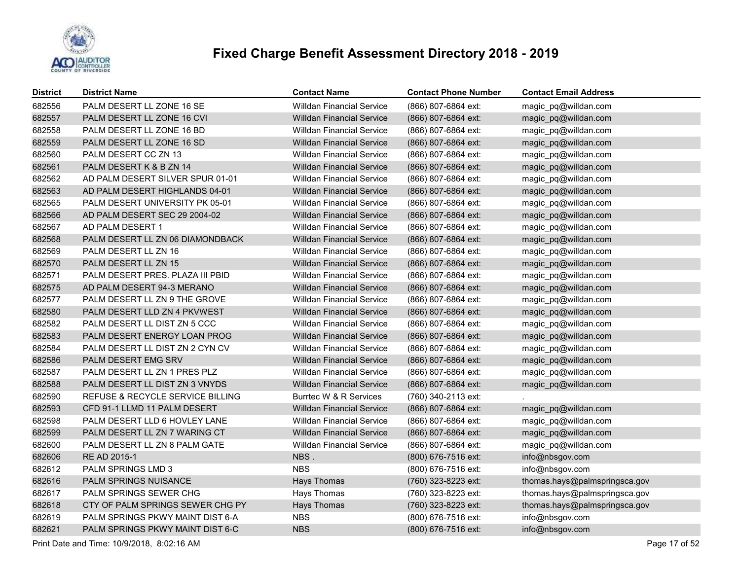# Fixed Charge Benefit Assessment Directory 2018 - 2019

| District | District Name | Contact Name | Contact Phone Number | Contact Email Address |
|---|---|---|---|---|
| 682556 | PALM DESERT LL ZONE 16 SE | Willdan Financial Service | (866) 807-6864 ext: | magic_pq@willdan.com |
| 682557 | PALM DESERT LL ZONE 16 CVI | Willdan Financial Service | (866) 807-6864 ext: | magic_pq@willdan.com |
| 682558 | PALM DESERT LL ZONE 16 BD | Willdan Financial Service | (866) 807-6864 ext: | magic_pq@willdan.com |
| 682559 | PALM DESERT LL ZONE 16 SD | Willdan Financial Service | (866) 807-6864 ext: | magic_pq@willdan.com |
| 682560 | PALM DESERT CC ZN 13 | Willdan Financial Service | (866) 807-6864 ext: | magic_pq@willdan.com |
| 682561 | PALM DESERT K & B ZN 14 | Willdan Financial Service | (866) 807-6864 ext: | magic_pq@willdan.com |
| 682562 | AD PALM DESERT SILVER SPUR 01-01 | Willdan Financial Service | (866) 807-6864 ext: | magic_pq@willdan.com |
| 682563 | AD PALM DESERT HIGHLANDS 04-01 | Willdan Financial Service | (866) 807-6864 ext: | magic_pq@willdan.com |
| 682565 | PALM DESERT UNIVERSITY PK 05-01 | Willdan Financial Service | (866) 807-6864 ext: | magic_pq@willdan.com |
| 682566 | AD PALM DESERT SEC 29 2004-02 | Willdan Financial Service | (866) 807-6864 ext: | magic_pq@willdan.com |
| 682567 | AD PALM DESERT 1 | Willdan Financial Service | (866) 807-6864 ext: | magic_pq@willdan.com |
| 682568 | PALM DESERT LL ZN 06 DIAMONDBACK | Willdan Financial Service | (866) 807-6864 ext: | magic_pq@willdan.com |
| 682569 | PALM DESERT LL ZN 16 | Willdan Financial Service | (866) 807-6864 ext: | magic_pq@willdan.com |
| 682570 | PALM DESERT LL ZN 15 | Willdan Financial Service | (866) 807-6864 ext: | magic_pq@willdan.com |
| 682571 | PALM DESERT PRES. PLAZA III PBID | Willdan Financial Service | (866) 807-6864 ext: | magic_pq@willdan.com |
| 682575 | AD PALM DESERT 94-3 MERANO | Willdan Financial Service | (866) 807-6864 ext: | magic_pq@willdan.com |
| 682577 | PALM DESERT LL ZN 9 THE GROVE | Willdan Financial Service | (866) 807-6864 ext: | magic_pq@willdan.com |
| 682580 | PALM DESERT LLD ZN 4 PKVWEST | Willdan Financial Service | (866) 807-6864 ext: | magic_pq@willdan.com |
| 682582 | PALM DESERT LL DIST ZN 5 CCC | Willdan Financial Service | (866) 807-6864 ext: | magic_pq@willdan.com |
| 682583 | PALM DESERT ENERGY LOAN PROG | Willdan Financial Service | (866) 807-6864 ext: | magic_pq@willdan.com |
| 682584 | PALM DESERT LL DIST ZN 2 CYN CV | Willdan Financial Service | (866) 807-6864 ext: | magic_pq@willdan.com |
| 682586 | PALM DESERT EMG SRV | Willdan Financial Service | (866) 807-6864 ext: | magic_pq@willdan.com |
| 682587 | PALM DESERT LL ZN 1 PRES PLZ | Willdan Financial Service | (866) 807-6864 ext: | magic_pq@willdan.com |
| 682588 | PALM DESERT LL DIST ZN 3 VNYDS | Willdan Financial Service | (866) 807-6864 ext: | magic_pq@willdan.com |
| 682590 | REFUSE & RECYCLE SERVICE BILLING | Burrtec W & R Services | (760) 340-2113 ext: | . |
| 682593 | CFD 91-1 LLMD 11 PALM DESERT | Willdan Financial Service | (866) 807-6864 ext: | magic_pq@willdan.com |
| 682598 | PALM DESERT LLD 6 HOVLEY LANE | Willdan Financial Service | (866) 807-6864 ext: | magic_pq@willdan.com |
| 682599 | PALM DESERT LL ZN 7 WARING CT | Willdan Financial Service | (866) 807-6864 ext: | magic_pq@willdan.com |
| 682600 | PALM DESERT LL ZN 8 PALM GATE | Willdan Financial Service | (866) 807-6864 ext: | magic_pq@willdan.com |
| 682606 | RE AD 2015-1 | NBS . | (800) 676-7516 ext: | info@nbsgov.com |
| 682612 | PALM SPRINGS LMD 3 | NBS | (800) 676-7516 ext: | info@nbsgov.com |
| 682616 | PALM SPRINGS NUISANCE | Hays Thomas | (760) 323-8223 ext: | thomas.hays@palmspringsca.gov |
| 682617 | PALM SPRINGS SEWER CHG | Hays Thomas | (760) 323-8223 ext: | thomas.hays@palmspringsca.gov |
| 682618 | CTY OF PALM SPRINGS SEWER CHG PY | Hays Thomas | (760) 323-8223 ext: | thomas.hays@palmspringsca.gov |
| 682619 | PALM SPRINGS PKWY MAINT DIST 6-A | NBS | (800) 676-7516 ext: | info@nbsgov.com |
| 682621 | PALM SPRINGS PKWY MAINT DIST 6-C | NBS | (800) 676-7516 ext: | info@nbsgov.com |

Print Date and Time: 10/9/2018, 8:02:16 AM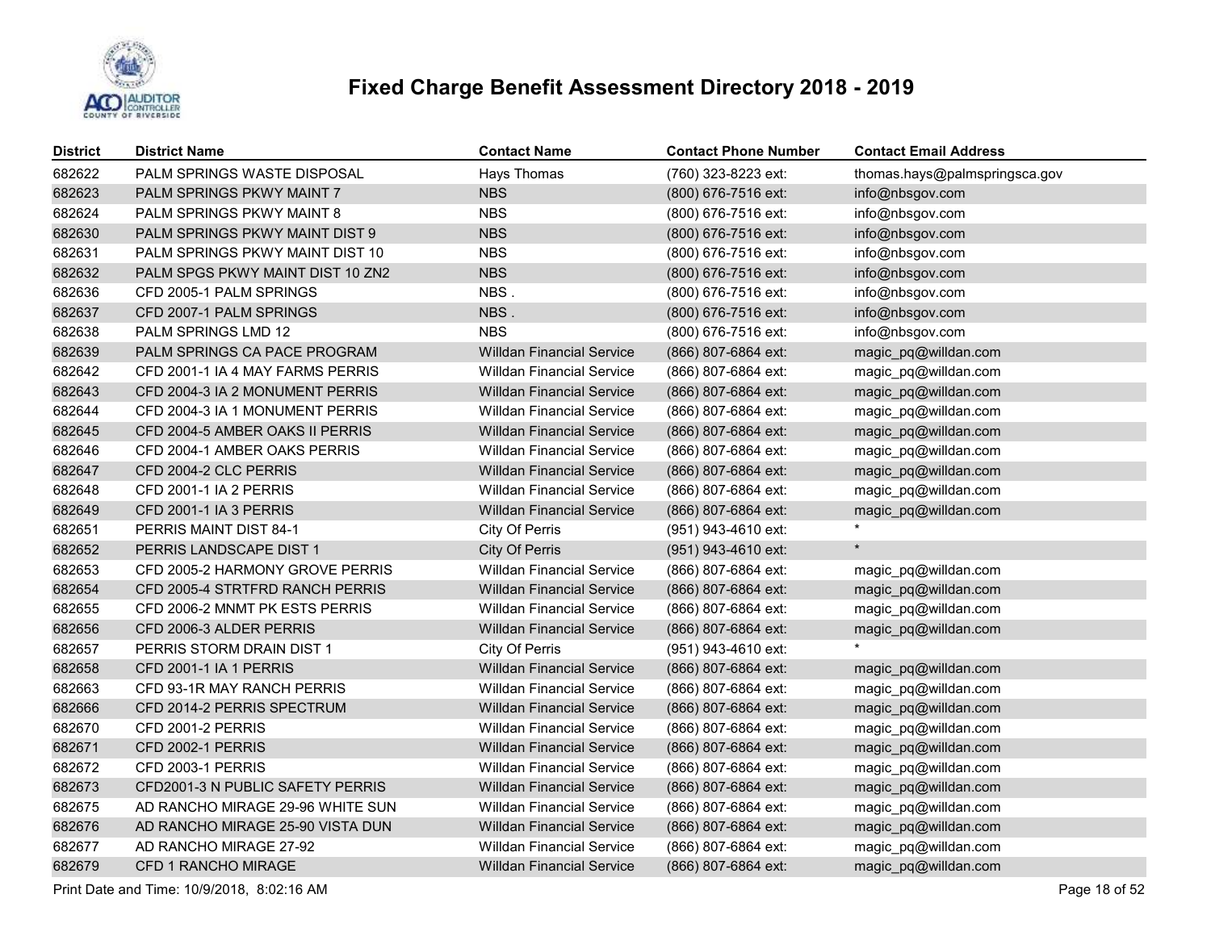# Fixed Charge Benefit Assessment Directory 2018 - 2019

| District | District Name | Contact Name | Contact Phone Number | Contact Email Address |
|---|---|---|---|---|
| 682622 | PALM SPRINGS WASTE DISPOSAL | Hays Thomas | (760) 323-8223 ext: | thomas.hays@palmspringsca.gov |
| 682623 | PALM SPRINGS PKWY MAINT 7 | NBS | (800) 676-7516 ext: | info@nbsgov.com |
| 682624 | PALM SPRINGS PKWY MAINT 8 | NBS | (800) 676-7516 ext: | info@nbsgov.com |
| 682630 | PALM SPRINGS PKWY MAINT DIST 9 | NBS | (800) 676-7516 ext: | info@nbsgov.com |
| 682631 | PALM SPRINGS PKWY MAINT DIST 10 | NBS | (800) 676-7516 ext: | info@nbsgov.com |
| 682632 | PALM SPGS PKWY MAINT DIST 10 ZN2 | NBS | (800) 676-7516 ext: | info@nbsgov.com |
| 682636 | CFD 2005-1 PALM SPRINGS | NBS . | (800) 676-7516 ext: | info@nbsgov.com |
| 682637 | CFD 2007-1 PALM SPRINGS | NBS . | (800) 676-7516 ext: | info@nbsgov.com |
| 682638 | PALM SPRINGS LMD 12 | NBS | (800) 676-7516 ext: | info@nbsgov.com |
| 682639 | PALM SPRINGS CA PACE PROGRAM | Willdan Financial Service | (866) 807-6864 ext: | magic_pq@willdan.com |
| 682642 | CFD 2001-1 IA 4 MAY FARMS PERRIS | Willdan Financial Service | (866) 807-6864 ext: | magic_pq@willdan.com |
| 682643 | CFD 2004-3 IA 2 MONUMENT PERRIS | Willdan Financial Service | (866) 807-6864 ext: | magic_pq@willdan.com |
| 682644 | CFD 2004-3 IA 1 MONUMENT PERRIS | Willdan Financial Service | (866) 807-6864 ext: | magic_pq@willdan.com |
| 682645 | CFD 2004-5 AMBER OAKS II PERRIS | Willdan Financial Service | (866) 807-6864 ext: | magic_pq@willdan.com |
| 682646 | CFD 2004-1 AMBER OAKS PERRIS | Willdan Financial Service | (866) 807-6864 ext: | magic_pq@willdan.com |
| 682647 | CFD 2004-2 CLC PERRIS | Willdan Financial Service | (866) 807-6864 ext: | magic_pq@willdan.com |
| 682648 | CFD 2001-1 IA 2 PERRIS | Willdan Financial Service | (866) 807-6864 ext: | magic_pq@willdan.com |
| 682649 | CFD 2001-1 IA 3 PERRIS | Willdan Financial Service | (866) 807-6864 ext: | magic_pq@willdan.com |
| 682651 | PERRIS MAINT DIST 84-1 | City Of Perris | (951) 943-4610 ext: | * |
| 682652 | PERRIS LANDSCAPE DIST 1 | City Of Perris | (951) 943-4610 ext: | * |
| 682653 | CFD 2005-2 HARMONY GROVE PERRIS | Willdan Financial Service | (866) 807-6864 ext: | magic_pq@willdan.com |
| 682654 | CFD 2005-4 STRTFRD RANCH PERRIS | Willdan Financial Service | (866) 807-6864 ext: | magic_pq@willdan.com |
| 682655 | CFD 2006-2 MNMT PK ESTS PERRIS | Willdan Financial Service | (866) 807-6864 ext: | magic_pq@willdan.com |
| 682656 | CFD 2006-3 ALDER PERRIS | Willdan Financial Service | (866) 807-6864 ext: | magic_pq@willdan.com |
| 682657 | PERRIS STORM DRAIN DIST 1 | City Of Perris | (951) 943-4610 ext: | * |
| 682658 | CFD 2001-1 IA 1 PERRIS | Willdan Financial Service | (866) 807-6864 ext: | magic_pq@willdan.com |
| 682663 | CFD 93-1R MAY RANCH PERRIS | Willdan Financial Service | (866) 807-6864 ext: | magic_pq@willdan.com |
| 682666 | CFD 2014-2 PERRIS SPECTRUM | Willdan Financial Service | (866) 807-6864 ext: | magic_pq@willdan.com |
| 682670 | CFD 2001-2 PERRIS | Willdan Financial Service | (866) 807-6864 ext: | magic_pq@willdan.com |
| 682671 | CFD 2002-1 PERRIS | Willdan Financial Service | (866) 807-6864 ext: | magic_pq@willdan.com |
| 682672 | CFD 2003-1 PERRIS | Willdan Financial Service | (866) 807-6864 ext: | magic_pq@willdan.com |
| 682673 | CFD2001-3 N PUBLIC SAFETY PERRIS | Willdan Financial Service | (866) 807-6864 ext: | magic_pq@willdan.com |
| 682675 | AD RANCHO MIRAGE 29-96 WHITE SUN | Willdan Financial Service | (866) 807-6864 ext: | magic_pq@willdan.com |
| 682676 | AD RANCHO MIRAGE 25-90 VISTA DUN | Willdan Financial Service | (866) 807-6864 ext: | magic_pq@willdan.com |
| 682677 | AD RANCHO MIRAGE 27-92 | Willdan Financial Service | (866) 807-6864 ext: | magic_pq@willdan.com |
| 682679 | CFD 1 RANCHO MIRAGE | Willdan Financial Service | (866) 807-6864 ext: | magic_pq@willdan.com |

Print Date and Time: 10/9/2018, 8:02:16 AM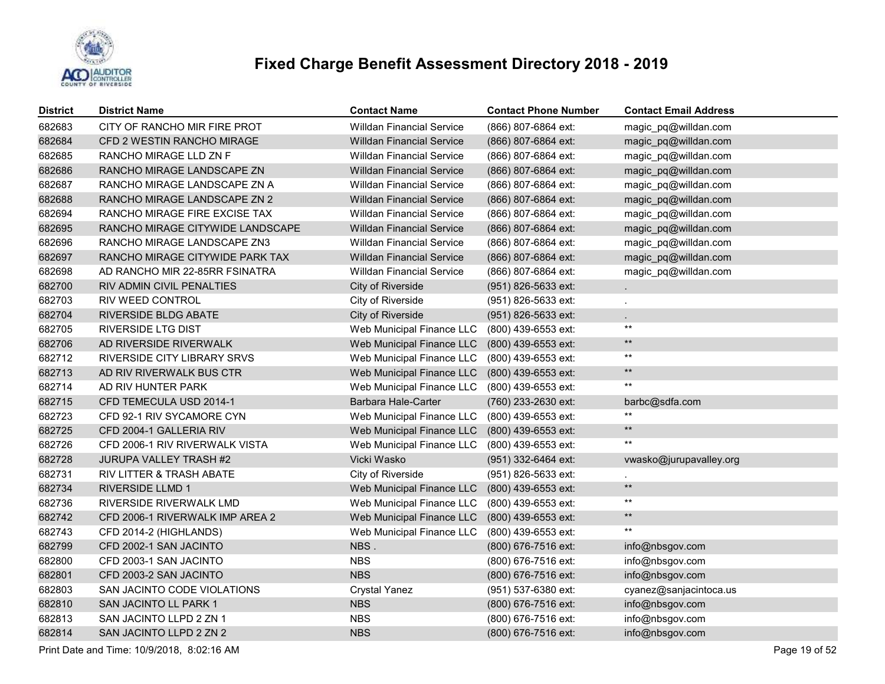# Fixed Charge Benefit Assessment Directory 2018 - 2019

| District | District Name | Contact Name | Contact Phone Number | Contact Email Address |
|---|---|---|---|---|
| 682683 | CITY OF RANCHO MIR FIRE PROT | Willdan Financial Service | (866) 807-6864 ext: | magic_pq@willdan.com |
| 682684 | CFD 2 WESTIN RANCHO MIRAGE | Willdan Financial Service | (866) 807-6864 ext: | magic_pq@willdan.com |
| 682685 | RANCHO MIRAGE LLD ZN F | Willdan Financial Service | (866) 807-6864 ext: | magic_pq@willdan.com |
| 682686 | RANCHO MIRAGE LANDSCAPE ZN | Willdan Financial Service | (866) 807-6864 ext: | magic_pq@willdan.com |
| 682687 | RANCHO MIRAGE LANDSCAPE ZN A | Willdan Financial Service | (866) 807-6864 ext: | magic_pq@willdan.com |
| 682688 | RANCHO MIRAGE LANDSCAPE ZN 2 | Willdan Financial Service | (866) 807-6864 ext: | magic_pq@willdan.com |
| 682694 | RANCHO MIRAGE FIRE EXCISE TAX | Willdan Financial Service | (866) 807-6864 ext: | magic_pq@willdan.com |
| 682695 | RANCHO MIRAGE CITYWIDE LANDSCAPE | Willdan Financial Service | (866) 807-6864 ext: | magic_pq@willdan.com |
| 682696 | RANCHO MIRAGE LANDSCAPE ZN3 | Willdan Financial Service | (866) 807-6864 ext: | magic_pq@willdan.com |
| 682697 | RANCHO MIRAGE CITYWIDE PARK TAX | Willdan Financial Service | (866) 807-6864 ext: | magic_pq@willdan.com |
| 682698 | AD RANCHO MIR 22-85RR FSINATRA | Willdan Financial Service | (866) 807-6864 ext: | magic_pq@willdan.com |
| 682700 | RIV ADMIN CIVIL PENALTIES | City of Riverside | (951) 826-5633 ext: | . |
| 682703 | RIV WEED CONTROL | City of Riverside | (951) 826-5633 ext: | . |
| 682704 | RIVERSIDE BLDG ABATE | City of Riverside | (951) 826-5633 ext: | . |
| 682705 | RIVERSIDE LTG DIST | Web Municipal Finance LLC | (800) 439-6553 ext: | ** |
| 682706 | AD RIVERSIDE RIVERWALK | Web Municipal Finance LLC | (800) 439-6553 ext: | ** |
| 682712 | RIVERSIDE CITY LIBRARY SRVS | Web Municipal Finance LLC | (800) 439-6553 ext: | ** |
| 682713 | AD RIV RIVERWALK BUS CTR | Web Municipal Finance LLC | (800) 439-6553 ext: | ** |
| 682714 | AD RIV HUNTER PARK | Web Municipal Finance LLC | (800) 439-6553 ext: | ** |
| 682715 | CFD TEMECULA USD 2014-1 | Barbara Hale-Carter | (760) 233-2630 ext: | barbc@sdfa.com |
| 682723 | CFD 92-1 RIV SYCAMORE CYN | Web Municipal Finance LLC | (800) 439-6553 ext: | ** |
| 682725 | CFD 2004-1 GALLERIA RIV | Web Municipal Finance LLC | (800) 439-6553 ext: | ** |
| 682726 | CFD 2006-1 RIV RIVERWALK VISTA | Web Municipal Finance LLC | (800) 439-6553 ext: | ** |
| 682728 | JURUPA VALLEY TRASH #2 | Vicki Wasko | (951) 332-6464 ext: | vwasko@jurupavalley.org |
| 682731 | RIV LITTER & TRASH ABATE | City of Riverside | (951) 826-5633 ext: | . |
| 682734 | RIVERSIDE LLMD 1 | Web Municipal Finance LLC | (800) 439-6553 ext: | ** |
| 682736 | RIVERSIDE RIVERWALK LMD | Web Municipal Finance LLC | (800) 439-6553 ext: | ** |
| 682742 | CFD 2006-1 RIVERWALK IMP AREA 2 | Web Municipal Finance LLC | (800) 439-6553 ext: | ** |
| 682743 | CFD 2014-2 (HIGHLANDS) | Web Municipal Finance LLC | (800) 439-6553 ext: | ** |
| 682799 | CFD 2002-1 SAN JACINTO | NBS . | (800) 676-7516 ext: | info@nbsgov.com |
| 682800 | CFD 2003-1 SAN JACINTO | NBS | (800) 676-7516 ext: | info@nbsgov.com |
| 682801 | CFD 2003-2 SAN JACINTO | NBS | (800) 676-7516 ext: | info@nbsgov.com |
| 682803 | SAN JACINTO CODE VIOLATIONS | Crystal Yanez | (951) 537-6380 ext: | cyanez@sanjacintoca.us |
| 682810 | SAN JACINTO LL PARK 1 | NBS | (800) 676-7516 ext: | info@nbsgov.com |
| 682813 | SAN JACINTO LLPD 2 ZN 1 | NBS | (800) 676-7516 ext: | info@nbsgov.com |
| 682814 | SAN JACINTO LLPD 2 ZN 2 | NBS | (800) 676-7516 ext: | info@nbsgov.com |

Print Date and Time: 10/9/2018, 8:02:16 AM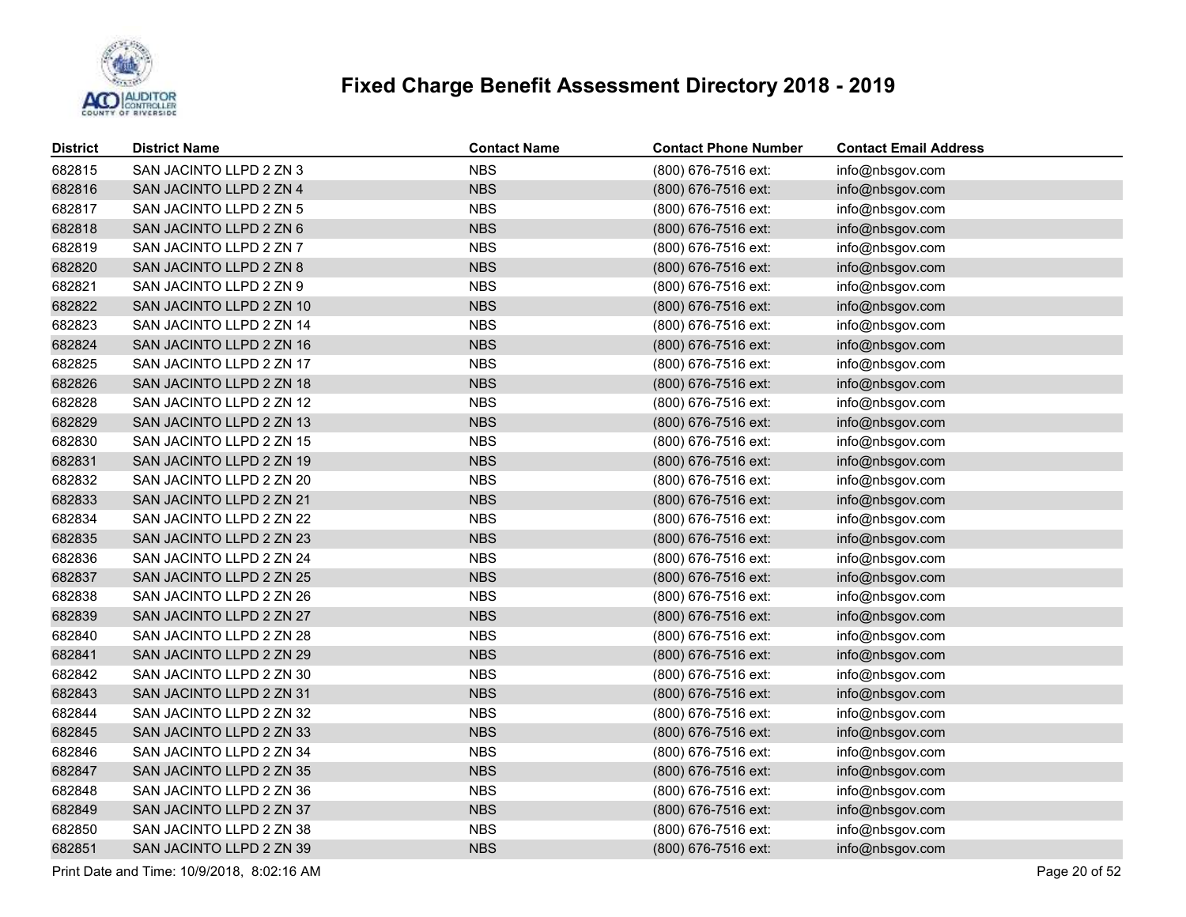# Fixed Charge Benefit Assessment Directory 2018 - 2019

| District | District Name | Contact Name | Contact Phone Number | Contact Email Address |
|---|---|---|---|---|
| 682815 | SAN JACINTO LLPD 2 ZN 3 | NBS | (800) 676-7516 ext: | info@nbsgov.com |
| 682816 | SAN JACINTO LLPD 2 ZN 4 | NBS | (800) 676-7516 ext: | info@nbsgov.com |
| 682817 | SAN JACINTO LLPD 2 ZN 5 | NBS | (800) 676-7516 ext: | info@nbsgov.com |
| 682818 | SAN JACINTO LLPD 2 ZN 6 | NBS | (800) 676-7516 ext: | info@nbsgov.com |
| 682819 | SAN JACINTO LLPD 2 ZN 7 | NBS | (800) 676-7516 ext: | info@nbsgov.com |
| 682820 | SAN JACINTO LLPD 2 ZN 8 | NBS | (800) 676-7516 ext: | info@nbsgov.com |
| 682821 | SAN JACINTO LLPD 2 ZN 9 | NBS | (800) 676-7516 ext: | info@nbsgov.com |
| 682822 | SAN JACINTO LLPD 2 ZN 10 | NBS | (800) 676-7516 ext: | info@nbsgov.com |
| 682823 | SAN JACINTO LLPD 2 ZN 14 | NBS | (800) 676-7516 ext: | info@nbsgov.com |
| 682824 | SAN JACINTO LLPD 2 ZN 16 | NBS | (800) 676-7516 ext: | info@nbsgov.com |
| 682825 | SAN JACINTO LLPD 2 ZN 17 | NBS | (800) 676-7516 ext: | info@nbsgov.com |
| 682826 | SAN JACINTO LLPD 2 ZN 18 | NBS | (800) 676-7516 ext: | info@nbsgov.com |
| 682828 | SAN JACINTO LLPD 2 ZN 12 | NBS | (800) 676-7516 ext: | info@nbsgov.com |
| 682829 | SAN JACINTO LLPD 2 ZN 13 | NBS | (800) 676-7516 ext: | info@nbsgov.com |
| 682830 | SAN JACINTO LLPD 2 ZN 15 | NBS | (800) 676-7516 ext: | info@nbsgov.com |
| 682831 | SAN JACINTO LLPD 2 ZN 19 | NBS | (800) 676-7516 ext: | info@nbsgov.com |
| 682832 | SAN JACINTO LLPD 2 ZN 20 | NBS | (800) 676-7516 ext: | info@nbsgov.com |
| 682833 | SAN JACINTO LLPD 2 ZN 21 | NBS | (800) 676-7516 ext: | info@nbsgov.com |
| 682834 | SAN JACINTO LLPD 2 ZN 22 | NBS | (800) 676-7516 ext: | info@nbsgov.com |
| 682835 | SAN JACINTO LLPD 2 ZN 23 | NBS | (800) 676-7516 ext: | info@nbsgov.com |
| 682836 | SAN JACINTO LLPD 2 ZN 24 | NBS | (800) 676-7516 ext: | info@nbsgov.com |
| 682837 | SAN JACINTO LLPD 2 ZN 25 | NBS | (800) 676-7516 ext: | info@nbsgov.com |
| 682838 | SAN JACINTO LLPD 2 ZN 26 | NBS | (800) 676-7516 ext: | info@nbsgov.com |
| 682839 | SAN JACINTO LLPD 2 ZN 27 | NBS | (800) 676-7516 ext: | info@nbsgov.com |
| 682840 | SAN JACINTO LLPD 2 ZN 28 | NBS | (800) 676-7516 ext: | info@nbsgov.com |
| 682841 | SAN JACINTO LLPD 2 ZN 29 | NBS | (800) 676-7516 ext: | info@nbsgov.com |
| 682842 | SAN JACINTO LLPD 2 ZN 30 | NBS | (800) 676-7516 ext: | info@nbsgov.com |
| 682843 | SAN JACINTO LLPD 2 ZN 31 | NBS | (800) 676-7516 ext: | info@nbsgov.com |
| 682844 | SAN JACINTO LLPD 2 ZN 32 | NBS | (800) 676-7516 ext: | info@nbsgov.com |
| 682845 | SAN JACINTO LLPD 2 ZN 33 | NBS | (800) 676-7516 ext: | info@nbsgov.com |
| 682846 | SAN JACINTO LLPD 2 ZN 34 | NBS | (800) 676-7516 ext: | info@nbsgov.com |
| 682847 | SAN JACINTO LLPD 2 ZN 35 | NBS | (800) 676-7516 ext: | info@nbsgov.com |
| 682848 | SAN JACINTO LLPD 2 ZN 36 | NBS | (800) 676-7516 ext: | info@nbsgov.com |
| 682849 | SAN JACINTO LLPD 2 ZN 37 | NBS | (800) 676-7516 ext: | info@nbsgov.com |
| 682850 | SAN JACINTO LLPD 2 ZN 38 | NBS | (800) 676-7516 ext: | info@nbsgov.com |
| 682851 | SAN JACINTO LLPD 2 ZN 39 | NBS | (800) 676-7516 ext: | info@nbsgov.com |

Print Date and Time: 10/9/2018, 8:02:16 AM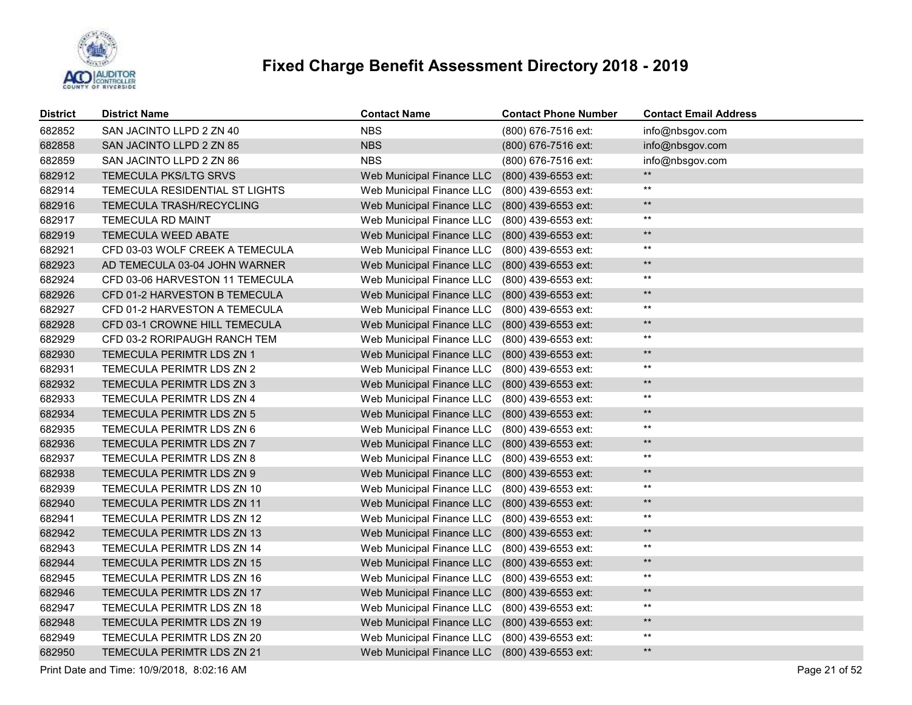# Fixed Charge Benefit Assessment Directory 2018 - 2019

| District | District Name | Contact Name | Contact Phone Number | Contact Email Address |
|---|---|---|---|---|
| 682852 | SAN JACINTO LLPD 2 ZN 40 | NBS | (800) 676-7516 ext: | info@nbsgov.com |
| 682858 | SAN JACINTO LLPD 2 ZN 85 | NBS | (800) 676-7516 ext: | info@nbsgov.com |
| 682859 | SAN JACINTO LLPD 2 ZN 86 | NBS | (800) 676-7516 ext: | info@nbsgov.com |
| 682912 | TEMECULA PKS/LTG SRVS | Web Municipal Finance LLC | (800) 439-6553 ext: | ** |
| 682914 | TEMECULA RESIDENTIAL ST LIGHTS | Web Municipal Finance LLC | (800) 439-6553 ext: | ** |
| 682916 | TEMECULA TRASH/RECYCLING | Web Municipal Finance LLC | (800) 439-6553 ext: | ** |
| 682917 | TEMECULA RD MAINT | Web Municipal Finance LLC | (800) 439-6553 ext: | ** |
| 682919 | TEMECULA WEED ABATE | Web Municipal Finance LLC | (800) 439-6553 ext: | ** |
| 682921 | CFD 03-03 WOLF CREEK A TEMECULA | Web Municipal Finance LLC | (800) 439-6553 ext: | ** |
| 682923 | AD TEMECULA 03-04 JOHN WARNER | Web Municipal Finance LLC | (800) 439-6553 ext: | ** |
| 682924 | CFD 03-06 HARVESTON 11 TEMECULA | Web Municipal Finance LLC | (800) 439-6553 ext: | ** |
| 682926 | CFD 01-2 HARVESTON B TEMECULA | Web Municipal Finance LLC | (800) 439-6553 ext: | ** |
| 682927 | CFD 01-2 HARVESTON A TEMECULA | Web Municipal Finance LLC | (800) 439-6553 ext: | ** |
| 682928 | CFD 03-1 CROWNE HILL TEMECULA | Web Municipal Finance LLC | (800) 439-6553 ext: | ** |
| 682929 | CFD 03-2 RORIPAUGH RANCH TEM | Web Municipal Finance LLC | (800) 439-6553 ext: | ** |
| 682930 | TEMECULA PERIMTR LDS ZN 1 | Web Municipal Finance LLC | (800) 439-6553 ext: | ** |
| 682931 | TEMECULA PERIMTR LDS ZN 2 | Web Municipal Finance LLC | (800) 439-6553 ext: | ** |
| 682932 | TEMECULA PERIMTR LDS ZN 3 | Web Municipal Finance LLC | (800) 439-6553 ext: | ** |
| 682933 | TEMECULA PERIMTR LDS ZN 4 | Web Municipal Finance LLC | (800) 439-6553 ext: | ** |
| 682934 | TEMECULA PERIMTR LDS ZN 5 | Web Municipal Finance LLC | (800) 439-6553 ext: | ** |
| 682935 | TEMECULA PERIMTR LDS ZN 6 | Web Municipal Finance LLC | (800) 439-6553 ext: | ** |
| 682936 | TEMECULA PERIMTR LDS ZN 7 | Web Municipal Finance LLC | (800) 439-6553 ext: | ** |
| 682937 | TEMECULA PERIMTR LDS ZN 8 | Web Municipal Finance LLC | (800) 439-6553 ext: | ** |
| 682938 | TEMECULA PERIMTR LDS ZN 9 | Web Municipal Finance LLC | (800) 439-6553 ext: | ** |
| 682939 | TEMECULA PERIMTR LDS ZN 10 | Web Municipal Finance LLC | (800) 439-6553 ext: | ** |
| 682940 | TEMECULA PERIMTR LDS ZN 11 | Web Municipal Finance LLC | (800) 439-6553 ext: | ** |
| 682941 | TEMECULA PERIMTR LDS ZN 12 | Web Municipal Finance LLC | (800) 439-6553 ext: | ** |
| 682942 | TEMECULA PERIMTR LDS ZN 13 | Web Municipal Finance LLC | (800) 439-6553 ext: | ** |
| 682943 | TEMECULA PERIMTR LDS ZN 14 | Web Municipal Finance LLC | (800) 439-6553 ext: | ** |
| 682944 | TEMECULA PERIMTR LDS ZN 15 | Web Municipal Finance LLC | (800) 439-6553 ext: | ** |
| 682945 | TEMECULA PERIMTR LDS ZN 16 | Web Municipal Finance LLC | (800) 439-6553 ext: | ** |
| 682946 | TEMECULA PERIMTR LDS ZN 17 | Web Municipal Finance LLC | (800) 439-6553 ext: | ** |
| 682947 | TEMECULA PERIMTR LDS ZN 18 | Web Municipal Finance LLC | (800) 439-6553 ext: | ** |
| 682948 | TEMECULA PERIMTR LDS ZN 19 | Web Municipal Finance LLC | (800) 439-6553 ext: | ** |
| 682949 | TEMECULA PERIMTR LDS ZN 20 | Web Municipal Finance LLC | (800) 439-6553 ext: | ** |
| 682950 | TEMECULA PERIMTR LDS ZN 21 | Web Municipal Finance LLC | (800) 439-6553 ext: | ** |

Print Date and Time: 10/9/2018, 8:02:16 AM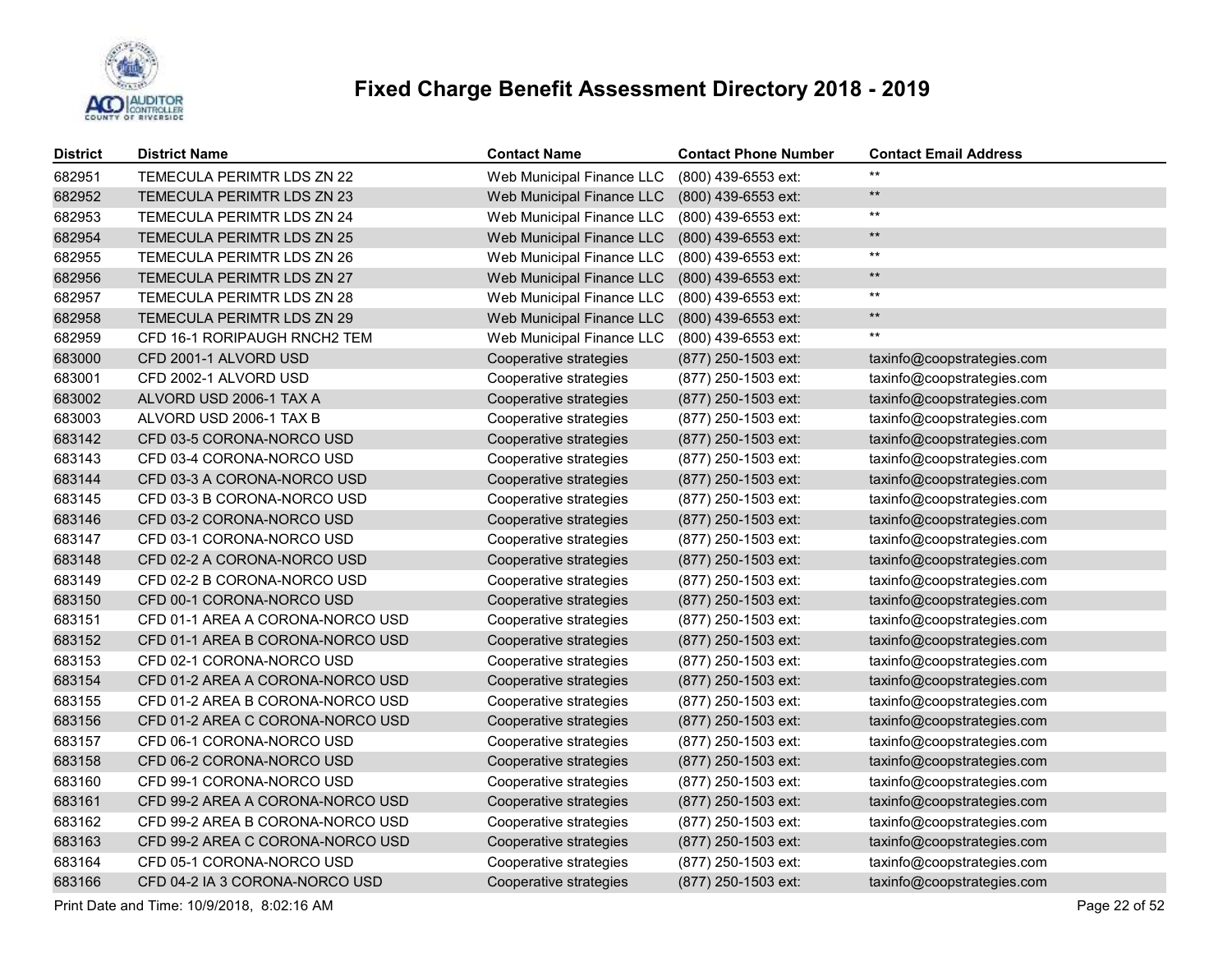# Fixed Charge Benefit Assessment Directory 2018 - 2019

| District | District Name | Contact Name | Contact Phone Number | Contact Email Address |
|---|---|---|---|---|
| 682951 | TEMECULA PERIMTR LDS ZN 22 | Web Municipal Finance LLC | (800) 439-6553 ext: | ** |
| 682952 | TEMECULA PERIMTR LDS ZN 23 | Web Municipal Finance LLC | (800) 439-6553 ext: | ** |
| 682953 | TEMECULA PERIMTR LDS ZN 24 | Web Municipal Finance LLC | (800) 439-6553 ext: | ** |
| 682954 | TEMECULA PERIMTR LDS ZN 25 | Web Municipal Finance LLC | (800) 439-6553 ext: | ** |
| 682955 | TEMECULA PERIMTR LDS ZN 26 | Web Municipal Finance LLC | (800) 439-6553 ext: | ** |
| 682956 | TEMECULA PERIMTR LDS ZN 27 | Web Municipal Finance LLC | (800) 439-6553 ext: | ** |
| 682957 | TEMECULA PERIMTR LDS ZN 28 | Web Municipal Finance LLC | (800) 439-6553 ext: | ** |
| 682958 | TEMECULA PERIMTR LDS ZN 29 | Web Municipal Finance LLC | (800) 439-6553 ext: | ** |
| 682959 | CFD 16-1 RORIPAUGH RNCH2 TEM | Web Municipal Finance LLC | (800) 439-6553 ext: | ** |
| 683000 | CFD 2001-1 ALVORD USD | Cooperative strategies | (877) 250-1503 ext: | taxinfo@coopstrategies.com |
| 683001 | CFD 2002-1 ALVORD USD | Cooperative strategies | (877) 250-1503 ext: | taxinfo@coopstrategies.com |
| 683002 | ALVORD USD 2006-1 TAX A | Cooperative strategies | (877) 250-1503 ext: | taxinfo@coopstrategies.com |
| 683003 | ALVORD USD 2006-1 TAX B | Cooperative strategies | (877) 250-1503 ext: | taxinfo@coopstrategies.com |
| 683142 | CFD 03-5 CORONA-NORCO USD | Cooperative strategies | (877) 250-1503 ext: | taxinfo@coopstrategies.com |
| 683143 | CFD 03-4 CORONA-NORCO USD | Cooperative strategies | (877) 250-1503 ext: | taxinfo@coopstrategies.com |
| 683144 | CFD 03-3 A CORONA-NORCO USD | Cooperative strategies | (877) 250-1503 ext: | taxinfo@coopstrategies.com |
| 683145 | CFD 03-3 B CORONA-NORCO USD | Cooperative strategies | (877) 250-1503 ext: | taxinfo@coopstrategies.com |
| 683146 | CFD 03-2 CORONA-NORCO USD | Cooperative strategies | (877) 250-1503 ext: | taxinfo@coopstrategies.com |
| 683147 | CFD 03-1 CORONA-NORCO USD | Cooperative strategies | (877) 250-1503 ext: | taxinfo@coopstrategies.com |
| 683148 | CFD 02-2 A CORONA-NORCO USD | Cooperative strategies | (877) 250-1503 ext: | taxinfo@coopstrategies.com |
| 683149 | CFD 02-2 B CORONA-NORCO USD | Cooperative strategies | (877) 250-1503 ext: | taxinfo@coopstrategies.com |
| 683150 | CFD 00-1 CORONA-NORCO USD | Cooperative strategies | (877) 250-1503 ext: | taxinfo@coopstrategies.com |
| 683151 | CFD 01-1 AREA A CORONA-NORCO USD | Cooperative strategies | (877) 250-1503 ext: | taxinfo@coopstrategies.com |
| 683152 | CFD 01-1 AREA B CORONA-NORCO USD | Cooperative strategies | (877) 250-1503 ext: | taxinfo@coopstrategies.com |
| 683153 | CFD 02-1 CORONA-NORCO USD | Cooperative strategies | (877) 250-1503 ext: | taxinfo@coopstrategies.com |
| 683154 | CFD 01-2 AREA A CORONA-NORCO USD | Cooperative strategies | (877) 250-1503 ext: | taxinfo@coopstrategies.com |
| 683155 | CFD 01-2 AREA B CORONA-NORCO USD | Cooperative strategies | (877) 250-1503 ext: | taxinfo@coopstrategies.com |
| 683156 | CFD 01-2 AREA C CORONA-NORCO USD | Cooperative strategies | (877) 250-1503 ext: | taxinfo@coopstrategies.com |
| 683157 | CFD 06-1 CORONA-NORCO USD | Cooperative strategies | (877) 250-1503 ext: | taxinfo@coopstrategies.com |
| 683158 | CFD 06-2 CORONA-NORCO USD | Cooperative strategies | (877) 250-1503 ext: | taxinfo@coopstrategies.com |
| 683160 | CFD 99-1 CORONA-NORCO USD | Cooperative strategies | (877) 250-1503 ext: | taxinfo@coopstrategies.com |
| 683161 | CFD 99-2 AREA A CORONA-NORCO USD | Cooperative strategies | (877) 250-1503 ext: | taxinfo@coopstrategies.com |
| 683162 | CFD 99-2 AREA B CORONA-NORCO USD | Cooperative strategies | (877) 250-1503 ext: | taxinfo@coopstrategies.com |
| 683163 | CFD 99-2 AREA C CORONA-NORCO USD | Cooperative strategies | (877) 250-1503 ext: | taxinfo@coopstrategies.com |
| 683164 | CFD 05-1 CORONA-NORCO USD | Cooperative strategies | (877) 250-1503 ext: | taxinfo@coopstrategies.com |
| 683166 | CFD 04-2 IA 3 CORONA-NORCO USD | Cooperative strategies | (877) 250-1503 ext: | taxinfo@coopstrategies.com |

Print Date and Time: 10/9/2018, 8:02:16 AM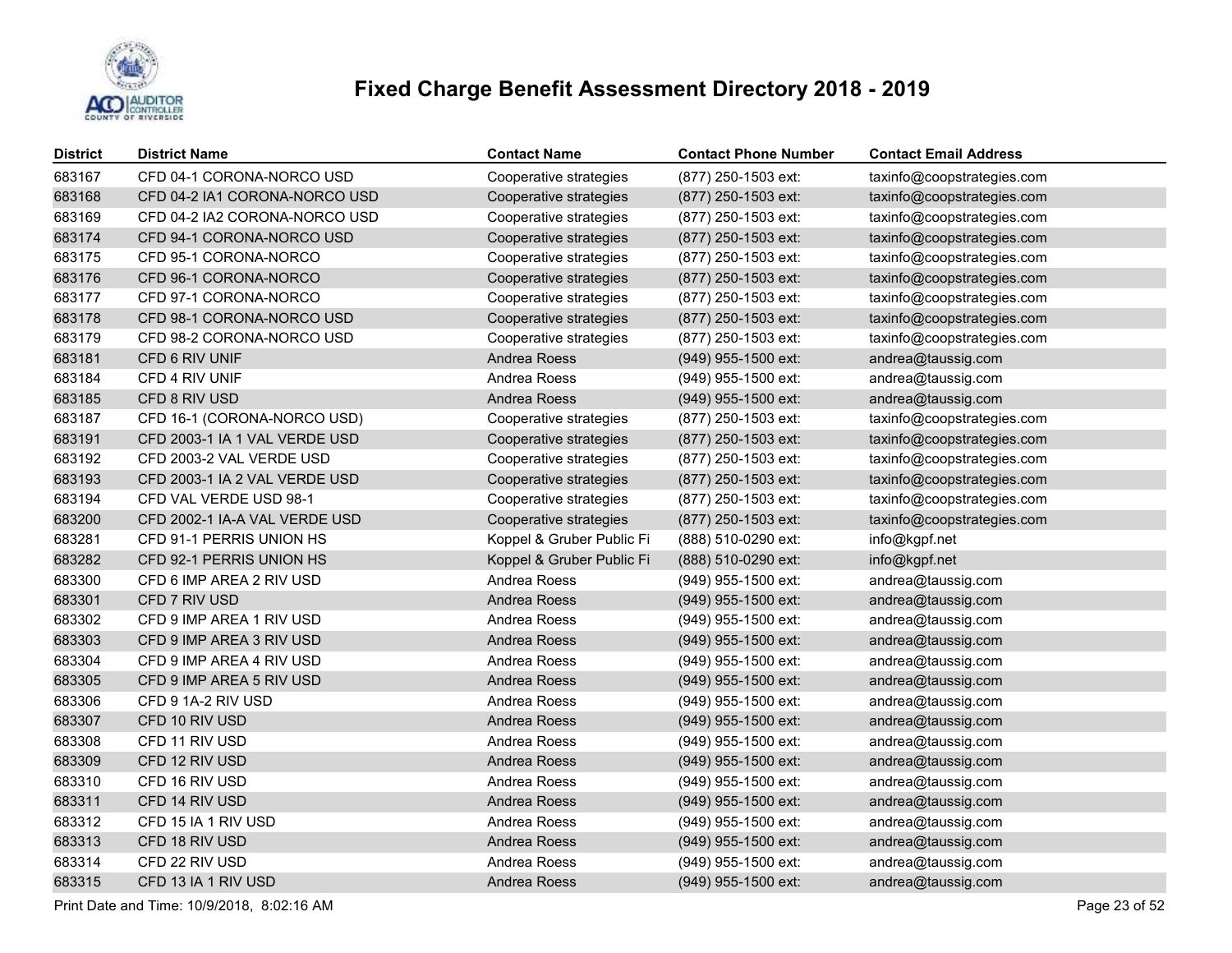# Fixed Charge Benefit Assessment Directory 2018 - 2019

| District | District Name | Contact Name | Contact Phone Number | Contact Email Address |
|---|---|---|---|---|
| 683167 | CFD 04-1 CORONA-NORCO USD | Cooperative strategies | (877) 250-1503 ext: | taxinfo@coopstrategies.com |
| 683168 | CFD 04-2 IA1 CORONA-NORCO USD | Cooperative strategies | (877) 250-1503 ext: | taxinfo@coopstrategies.com |
| 683169 | CFD 04-2 IA2 CORONA-NORCO USD | Cooperative strategies | (877) 250-1503 ext: | taxinfo@coopstrategies.com |
| 683174 | CFD 94-1 CORONA-NORCO USD | Cooperative strategies | (877) 250-1503 ext: | taxinfo@coopstrategies.com |
| 683175 | CFD 95-1 CORONA-NORCO | Cooperative strategies | (877) 250-1503 ext: | taxinfo@coopstrategies.com |
| 683176 | CFD 96-1 CORONA-NORCO | Cooperative strategies | (877) 250-1503 ext: | taxinfo@coopstrategies.com |
| 683177 | CFD 97-1 CORONA-NORCO | Cooperative strategies | (877) 250-1503 ext: | taxinfo@coopstrategies.com |
| 683178 | CFD 98-1 CORONA-NORCO USD | Cooperative strategies | (877) 250-1503 ext: | taxinfo@coopstrategies.com |
| 683179 | CFD 98-2 CORONA-NORCO USD | Cooperative strategies | (877) 250-1503 ext: | taxinfo@coopstrategies.com |
| 683181 | CFD 6 RIV UNIF | Andrea Roess | (949) 955-1500 ext: | andrea@taussig.com |
| 683184 | CFD 4 RIV UNIF | Andrea Roess | (949) 955-1500 ext: | andrea@taussig.com |
| 683185 | CFD 8 RIV USD | Andrea Roess | (949) 955-1500 ext: | andrea@taussig.com |
| 683187 | CFD 16-1 (CORONA-NORCO USD) | Cooperative strategies | (877) 250-1503 ext: | taxinfo@coopstrategies.com |
| 683191 | CFD 2003-1 IA 1 VAL VERDE USD | Cooperative strategies | (877) 250-1503 ext: | taxinfo@coopstrategies.com |
| 683192 | CFD 2003-2 VAL VERDE USD | Cooperative strategies | (877) 250-1503 ext: | taxinfo@coopstrategies.com |
| 683193 | CFD 2003-1 IA 2 VAL VERDE USD | Cooperative strategies | (877) 250-1503 ext: | taxinfo@coopstrategies.com |
| 683194 | CFD VAL VERDE USD 98-1 | Cooperative strategies | (877) 250-1503 ext: | taxinfo@coopstrategies.com |
| 683200 | CFD 2002-1 IA-A VAL VERDE USD | Cooperative strategies | (877) 250-1503 ext: | taxinfo@coopstrategies.com |
| 683281 | CFD 91-1 PERRIS UNION HS | Koppel & Gruber Public Fi | (888) 510-0290 ext: | info@kgpf.net |
| 683282 | CFD 92-1 PERRIS UNION HS | Koppel & Gruber Public Fi | (888) 510-0290 ext: | info@kgpf.net |
| 683300 | CFD 6 IMP AREA 2 RIV USD | Andrea Roess | (949) 955-1500 ext: | andrea@taussig.com |
| 683301 | CFD 7 RIV USD | Andrea Roess | (949) 955-1500 ext: | andrea@taussig.com |
| 683302 | CFD 9 IMP AREA 1 RIV USD | Andrea Roess | (949) 955-1500 ext: | andrea@taussig.com |
| 683303 | CFD 9 IMP AREA 3 RIV USD | Andrea Roess | (949) 955-1500 ext: | andrea@taussig.com |
| 683304 | CFD 9 IMP AREA 4 RIV USD | Andrea Roess | (949) 955-1500 ext: | andrea@taussig.com |
| 683305 | CFD 9 IMP AREA 5 RIV USD | Andrea Roess | (949) 955-1500 ext: | andrea@taussig.com |
| 683306 | CFD 9 1A-2 RIV USD | Andrea Roess | (949) 955-1500 ext: | andrea@taussig.com |
| 683307 | CFD 10 RIV USD | Andrea Roess | (949) 955-1500 ext: | andrea@taussig.com |
| 683308 | CFD 11 RIV USD | Andrea Roess | (949) 955-1500 ext: | andrea@taussig.com |
| 683309 | CFD 12 RIV USD | Andrea Roess | (949) 955-1500 ext: | andrea@taussig.com |
| 683310 | CFD 16 RIV USD | Andrea Roess | (949) 955-1500 ext: | andrea@taussig.com |
| 683311 | CFD 14 RIV USD | Andrea Roess | (949) 955-1500 ext: | andrea@taussig.com |
| 683312 | CFD 15 IA 1 RIV USD | Andrea Roess | (949) 955-1500 ext: | andrea@taussig.com |
| 683313 | CFD 18 RIV USD | Andrea Roess | (949) 955-1500 ext: | andrea@taussig.com |
| 683314 | CFD 22 RIV USD | Andrea Roess | (949) 955-1500 ext: | andrea@taussig.com |
| 683315 | CFD 13 IA 1 RIV USD | Andrea Roess | (949) 955-1500 ext: | andrea@taussig.com |

Print Date and Time: 10/9/2018, 8:02:16 AM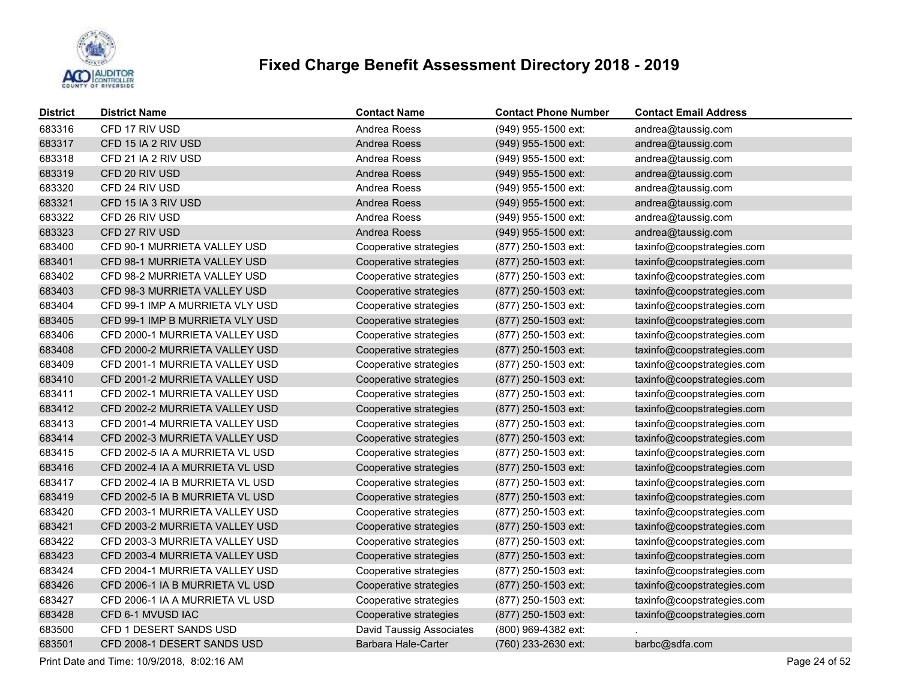# Fixed Charge Benefit Assessment Directory 2018 - 2019

| District | District Name | Contact Name | Contact Phone Number | Contact Email Address |
|---|---|---|---|---|
| 683316 | CFD 17 RIV USD | Andrea Roess | (949) 955-1500 ext: | andrea@taussig.com |
| 683317 | CFD 15 IA 2 RIV USD | Andrea Roess | (949) 955-1500 ext: | andrea@taussig.com |
| 683318 | CFD 21 IA 2 RIV USD | Andrea Roess | (949) 955-1500 ext: | andrea@taussig.com |
| 683319 | CFD 20 RIV USD | Andrea Roess | (949) 955-1500 ext: | andrea@taussig.com |
| 683320 | CFD 24 RIV USD | Andrea Roess | (949) 955-1500 ext: | andrea@taussig.com |
| 683321 | CFD 15 IA 3 RIV USD | Andrea Roess | (949) 955-1500 ext: | andrea@taussig.com |
| 683322 | CFD 26 RIV USD | Andrea Roess | (949) 955-1500 ext: | andrea@taussig.com |
| 683323 | CFD 27 RIV USD | Andrea Roess | (949) 955-1500 ext: | andrea@taussig.com |
| 683400 | CFD 90-1 MURRIETA VALLEY USD | Cooperative strategies | (877) 250-1503 ext: | taxinfo@coopstrategies.com |
| 683401 | CFD 98-1 MURRIETA VALLEY USD | Cooperative strategies | (877) 250-1503 ext: | taxinfo@coopstrategies.com |
| 683402 | CFD 98-2 MURRIETA VALLEY USD | Cooperative strategies | (877) 250-1503 ext: | taxinfo@coopstrategies.com |
| 683403 | CFD 98-3 MURRIETA VALLEY USD | Cooperative strategies | (877) 250-1503 ext: | taxinfo@coopstrategies.com |
| 683404 | CFD 99-1 IMP A MURRIETA VLY USD | Cooperative strategies | (877) 250-1503 ext: | taxinfo@coopstrategies.com |
| 683405 | CFD 99-1 IMP B MURRIETA VLY USD | Cooperative strategies | (877) 250-1503 ext: | taxinfo@coopstrategies.com |
| 683406 | CFD 2000-1 MURRIETA VALLEY USD | Cooperative strategies | (877) 250-1503 ext: | taxinfo@coopstrategies.com |
| 683408 | CFD 2000-2 MURRIETA VALLEY USD | Cooperative strategies | (877) 250-1503 ext: | taxinfo@coopstrategies.com |
| 683409 | CFD 2001-1 MURRIETA VALLEY USD | Cooperative strategies | (877) 250-1503 ext: | taxinfo@coopstrategies.com |
| 683410 | CFD 2001-2 MURRIETA VALLEY USD | Cooperative strategies | (877) 250-1503 ext: | taxinfo@coopstrategies.com |
| 683411 | CFD 2002-1 MURRIETA VALLEY USD | Cooperative strategies | (877) 250-1503 ext: | taxinfo@coopstrategies.com |
| 683412 | CFD 2002-2 MURRIETA VALLEY USD | Cooperative strategies | (877) 250-1503 ext: | taxinfo@coopstrategies.com |
| 683413 | CFD 2001-4 MURRIETA VALLEY USD | Cooperative strategies | (877) 250-1503 ext: | taxinfo@coopstrategies.com |
| 683414 | CFD 2002-3 MURRIETA VALLEY USD | Cooperative strategies | (877) 250-1503 ext: | taxinfo@coopstrategies.com |
| 683415 | CFD 2002-5 IA A MURRIETA VL USD | Cooperative strategies | (877) 250-1503 ext: | taxinfo@coopstrategies.com |
| 683416 | CFD 2002-4 IA A MURRIETA VL USD | Cooperative strategies | (877) 250-1503 ext: | taxinfo@coopstrategies.com |
| 683417 | CFD 2002-4 IA B MURRIETA VL USD | Cooperative strategies | (877) 250-1503 ext: | taxinfo@coopstrategies.com |
| 683419 | CFD 2002-5 IA B MURRIETA VL USD | Cooperative strategies | (877) 250-1503 ext: | taxinfo@coopstrategies.com |
| 683420 | CFD 2003-1 MURRIETA VALLEY USD | Cooperative strategies | (877) 250-1503 ext: | taxinfo@coopstrategies.com |
| 683421 | CFD 2003-2 MURRIETA VALLEY USD | Cooperative strategies | (877) 250-1503 ext: | taxinfo@coopstrategies.com |
| 683422 | CFD 2003-3 MURRIETA VALLEY USD | Cooperative strategies | (877) 250-1503 ext: | taxinfo@coopstrategies.com |
| 683423 | CFD 2003-4 MURRIETA VALLEY USD | Cooperative strategies | (877) 250-1503 ext: | taxinfo@coopstrategies.com |
| 683424 | CFD 2004-1 MURRIETA VALLEY USD | Cooperative strategies | (877) 250-1503 ext: | taxinfo@coopstrategies.com |
| 683426 | CFD 2006-1 IA B MURRIETA VL USD | Cooperative strategies | (877) 250-1503 ext: | taxinfo@coopstrategies.com |
| 683427 | CFD 2006-1 IA A MURRIETA VL USD | Cooperative strategies | (877) 250-1503 ext: | taxinfo@coopstrategies.com |
| 683428 | CFD 6-1 MVUSD IAC | Cooperative strategies | (877) 250-1503 ext: | taxinfo@coopstrategies.com |
| 683500 | CFD 1 DESERT SANDS USD | David Taussig Associates | (800) 969-4382 ext: | . |
| 683501 | CFD 2008-1 DESERT SANDS USD | Barbara Hale-Carter | (760) 233-2630 ext: | barbc@sdfa.com |

Print Date and Time: 10/9/2018, 8:02:16 AM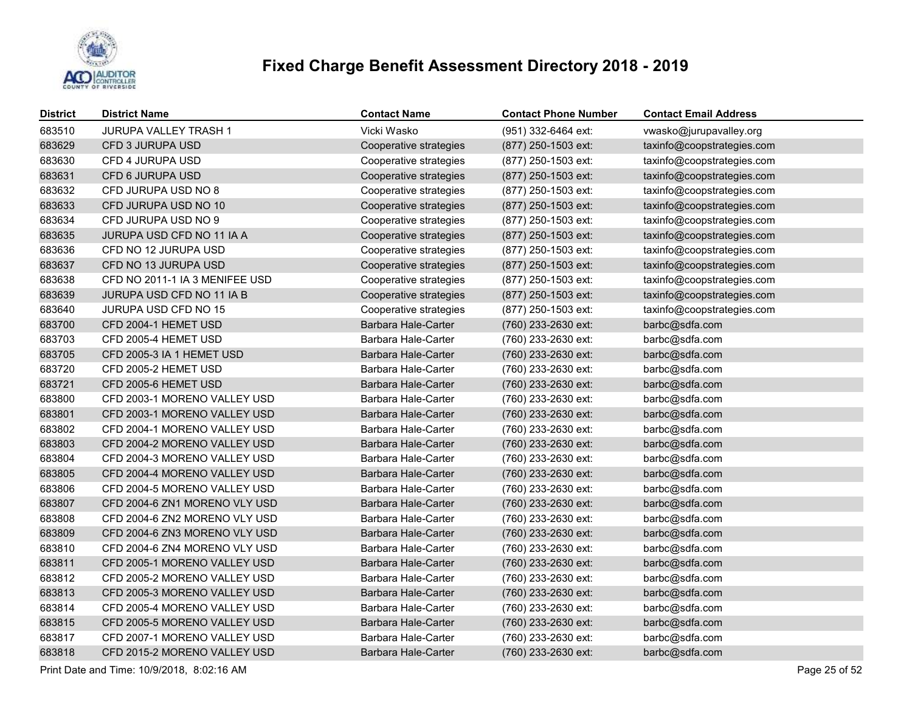# Fixed Charge Benefit Assessment Directory 2018 - 2019

| District | District Name | Contact Name | Contact Phone Number | Contact Email Address |
|---|---|---|---|---|
| 683510 | JURUPA VALLEY TRASH 1 | Vicki Wasko | (951) 332-6464 ext: | vwasko@jurupavalley.org |
| 683629 | CFD 3 JURUPA USD | Cooperative strategies | (877) 250-1503 ext: | taxinfo@coopstrategies.com |
| 683630 | CFD 4 JURUPA USD | Cooperative strategies | (877) 250-1503 ext: | taxinfo@coopstrategies.com |
| 683631 | CFD 6 JURUPA USD | Cooperative strategies | (877) 250-1503 ext: | taxinfo@coopstrategies.com |
| 683632 | CFD JURUPA USD NO 8 | Cooperative strategies | (877) 250-1503 ext: | taxinfo@coopstrategies.com |
| 683633 | CFD JURUPA USD NO 10 | Cooperative strategies | (877) 250-1503 ext: | taxinfo@coopstrategies.com |
| 683634 | CFD JURUPA USD NO 9 | Cooperative strategies | (877) 250-1503 ext: | taxinfo@coopstrategies.com |
| 683635 | JURUPA USD CFD NO 11 IA A | Cooperative strategies | (877) 250-1503 ext: | taxinfo@coopstrategies.com |
| 683636 | CFD NO 12 JURUPA USD | Cooperative strategies | (877) 250-1503 ext: | taxinfo@coopstrategies.com |
| 683637 | CFD NO 13 JURUPA USD | Cooperative strategies | (877) 250-1503 ext: | taxinfo@coopstrategies.com |
| 683638 | CFD NO 2011-1 IA 3 MENIFEE USD | Cooperative strategies | (877) 250-1503 ext: | taxinfo@coopstrategies.com |
| 683639 | JURUPA USD CFD NO 11 IA B | Cooperative strategies | (877) 250-1503 ext: | taxinfo@coopstrategies.com |
| 683640 | JURUPA USD CFD NO 15 | Cooperative strategies | (877) 250-1503 ext: | taxinfo@coopstrategies.com |
| 683700 | CFD 2004-1 HEMET USD | Barbara Hale-Carter | (760) 233-2630 ext: | barbc@sdfa.com |
| 683703 | CFD 2005-4 HEMET USD | Barbara Hale-Carter | (760) 233-2630 ext: | barbc@sdfa.com |
| 683705 | CFD 2005-3 IA 1 HEMET USD | Barbara Hale-Carter | (760) 233-2630 ext: | barbc@sdfa.com |
| 683720 | CFD 2005-2 HEMET USD | Barbara Hale-Carter | (760) 233-2630 ext: | barbc@sdfa.com |
| 683721 | CFD 2005-6 HEMET USD | Barbara Hale-Carter | (760) 233-2630 ext: | barbc@sdfa.com |
| 683800 | CFD 2003-1 MORENO VALLEY USD | Barbara Hale-Carter | (760) 233-2630 ext: | barbc@sdfa.com |
| 683801 | CFD 2003-1 MORENO VALLEY USD | Barbara Hale-Carter | (760) 233-2630 ext: | barbc@sdfa.com |
| 683802 | CFD 2004-1 MORENO VALLEY USD | Barbara Hale-Carter | (760) 233-2630 ext: | barbc@sdfa.com |
| 683803 | CFD 2004-2 MORENO VALLEY USD | Barbara Hale-Carter | (760) 233-2630 ext: | barbc@sdfa.com |
| 683804 | CFD 2004-3 MORENO VALLEY USD | Barbara Hale-Carter | (760) 233-2630 ext: | barbc@sdfa.com |
| 683805 | CFD 2004-4 MORENO VALLEY USD | Barbara Hale-Carter | (760) 233-2630 ext: | barbc@sdfa.com |
| 683806 | CFD 2004-5 MORENO VALLEY USD | Barbara Hale-Carter | (760) 233-2630 ext: | barbc@sdfa.com |
| 683807 | CFD 2004-6 ZN1 MORENO VLY USD | Barbara Hale-Carter | (760) 233-2630 ext: | barbc@sdfa.com |
| 683808 | CFD 2004-6 ZN2 MORENO VLY USD | Barbara Hale-Carter | (760) 233-2630 ext: | barbc@sdfa.com |
| 683809 | CFD 2004-6 ZN3 MORENO VLY USD | Barbara Hale-Carter | (760) 233-2630 ext: | barbc@sdfa.com |
| 683810 | CFD 2004-6 ZN4 MORENO VLY USD | Barbara Hale-Carter | (760) 233-2630 ext: | barbc@sdfa.com |
| 683811 | CFD 2005-1 MORENO VALLEY USD | Barbara Hale-Carter | (760) 233-2630 ext: | barbc@sdfa.com |
| 683812 | CFD 2005-2 MORENO VALLEY USD | Barbara Hale-Carter | (760) 233-2630 ext: | barbc@sdfa.com |
| 683813 | CFD 2005-3 MORENO VALLEY USD | Barbara Hale-Carter | (760) 233-2630 ext: | barbc@sdfa.com |
| 683814 | CFD 2005-4 MORENO VALLEY USD | Barbara Hale-Carter | (760) 233-2630 ext: | barbc@sdfa.com |
| 683815 | CFD 2005-5 MORENO VALLEY USD | Barbara Hale-Carter | (760) 233-2630 ext: | barbc@sdfa.com |
| 683817 | CFD 2007-1 MORENO VALLEY USD | Barbara Hale-Carter | (760) 233-2630 ext: | barbc@sdfa.com |
| 683818 | CFD 2015-2 MORENO VALLEY USD | Barbara Hale-Carter | (760) 233-2630 ext: | barbc@sdfa.com |

Print Date and Time: 10/9/2018, 8:02:16 AM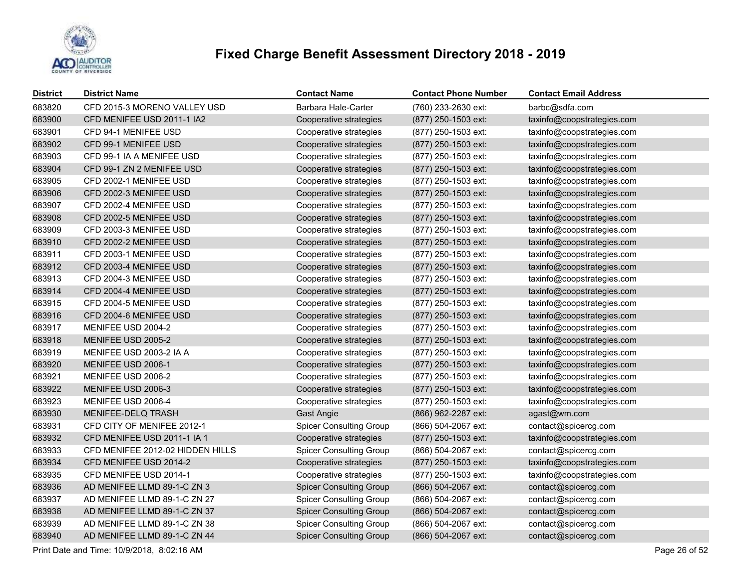# Fixed Charge Benefit Assessment Directory 2018 - 2019

| District | District Name | Contact Name | Contact Phone Number | Contact Email Address |
|---|---|---|---|---|
| 683820 | CFD 2015-3 MORENO VALLEY USD | Barbara Hale-Carter | (760) 233-2630 ext: | barbc@sdfa.com |
| 683900 | CFD MENIFEE USD 2011-1 IA2 | Cooperative strategies | (877) 250-1503 ext: | taxinfo@coopstrategies.com |
| 683901 | CFD 94-1 MENIFEE USD | Cooperative strategies | (877) 250-1503 ext: | taxinfo@coopstrategies.com |
| 683902 | CFD 99-1 MENIFEE USD | Cooperative strategies | (877) 250-1503 ext: | taxinfo@coopstrategies.com |
| 683903 | CFD 99-1 IA A MENIFEE USD | Cooperative strategies | (877) 250-1503 ext: | taxinfo@coopstrategies.com |
| 683904 | CFD 99-1 ZN 2 MENIFEE USD | Cooperative strategies | (877) 250-1503 ext: | taxinfo@coopstrategies.com |
| 683905 | CFD 2002-1 MENIFEE USD | Cooperative strategies | (877) 250-1503 ext: | taxinfo@coopstrategies.com |
| 683906 | CFD 2002-3 MENIFEE USD | Cooperative strategies | (877) 250-1503 ext: | taxinfo@coopstrategies.com |
| 683907 | CFD 2002-4 MENIFEE USD | Cooperative strategies | (877) 250-1503 ext: | taxinfo@coopstrategies.com |
| 683908 | CFD 2002-5 MENIFEE USD | Cooperative strategies | (877) 250-1503 ext: | taxinfo@coopstrategies.com |
| 683909 | CFD 2003-3 MENIFEE USD | Cooperative strategies | (877) 250-1503 ext: | taxinfo@coopstrategies.com |
| 683910 | CFD 2002-2 MENIFEE USD | Cooperative strategies | (877) 250-1503 ext: | taxinfo@coopstrategies.com |
| 683911 | CFD 2003-1 MENIFEE USD | Cooperative strategies | (877) 250-1503 ext: | taxinfo@coopstrategies.com |
| 683912 | CFD 2003-4 MENIFEE USD | Cooperative strategies | (877) 250-1503 ext: | taxinfo@coopstrategies.com |
| 683913 | CFD 2004-3 MENIFEE USD | Cooperative strategies | (877) 250-1503 ext: | taxinfo@coopstrategies.com |
| 683914 | CFD 2004-4 MENIFEE USD | Cooperative strategies | (877) 250-1503 ext: | taxinfo@coopstrategies.com |
| 683915 | CFD 2004-5 MENIFEE USD | Cooperative strategies | (877) 250-1503 ext: | taxinfo@coopstrategies.com |
| 683916 | CFD 2004-6 MENIFEE USD | Cooperative strategies | (877) 250-1503 ext: | taxinfo@coopstrategies.com |
| 683917 | MENIFEE USD 2004-2 | Cooperative strategies | (877) 250-1503 ext: | taxinfo@coopstrategies.com |
| 683918 | MENIFEE USD 2005-2 | Cooperative strategies | (877) 250-1503 ext: | taxinfo@coopstrategies.com |
| 683919 | MENIFEE USD 2003-2 IA A | Cooperative strategies | (877) 250-1503 ext: | taxinfo@coopstrategies.com |
| 683920 | MENIFEE USD 2006-1 | Cooperative strategies | (877) 250-1503 ext: | taxinfo@coopstrategies.com |
| 683921 | MENIFEE USD 2006-2 | Cooperative strategies | (877) 250-1503 ext: | taxinfo@coopstrategies.com |
| 683922 | MENIFEE USD 2006-3 | Cooperative strategies | (877) 250-1503 ext: | taxinfo@coopstrategies.com |
| 683923 | MENIFEE USD 2006-4 | Cooperative strategies | (877) 250-1503 ext: | taxinfo@coopstrategies.com |
| 683930 | MENIFEE-DELQ TRASH | Gast Angie | (866) 962-2287 ext: | agast@wm.com |
| 683931 | CFD CITY OF MENIFEE 2012-1 | Spicer Consulting Group | (866) 504-2067 ext: | contact@spicercg.com |
| 683932 | CFD MENIFEE USD 2011-1 IA 1 | Cooperative strategies | (877) 250-1503 ext: | taxinfo@coopstrategies.com |
| 683933 | CFD MENIFEE 2012-02 HIDDEN HILLS | Spicer Consulting Group | (866) 504-2067 ext: | contact@spicercg.com |
| 683934 | CFD MENIFEE USD 2014-2 | Cooperative strategies | (877) 250-1503 ext: | taxinfo@coopstrategies.com |
| 683935 | CFD MENIFEE USD 2014-1 | Cooperative strategies | (877) 250-1503 ext: | taxinfo@coopstrategies.com |
| 683936 | AD MENIFEE LLMD 89-1-C ZN 3 | Spicer Consulting Group | (866) 504-2067 ext: | contact@spicercg.com |
| 683937 | AD MENIFEE LLMD 89-1-C ZN 27 | Spicer Consulting Group | (866) 504-2067 ext: | contact@spicercg.com |
| 683938 | AD MENIFEE LLMD 89-1-C ZN 37 | Spicer Consulting Group | (866) 504-2067 ext: | contact@spicercg.com |
| 683939 | AD MENIFEE LLMD 89-1-C ZN 38 | Spicer Consulting Group | (866) 504-2067 ext: | contact@spicercg.com |
| 683940 | AD MENIFEE LLMD 89-1-C ZN 44 | Spicer Consulting Group | (866) 504-2067 ext: | contact@spicercg.com |

Print Date and Time: 10/9/2018, 8:02:16 AM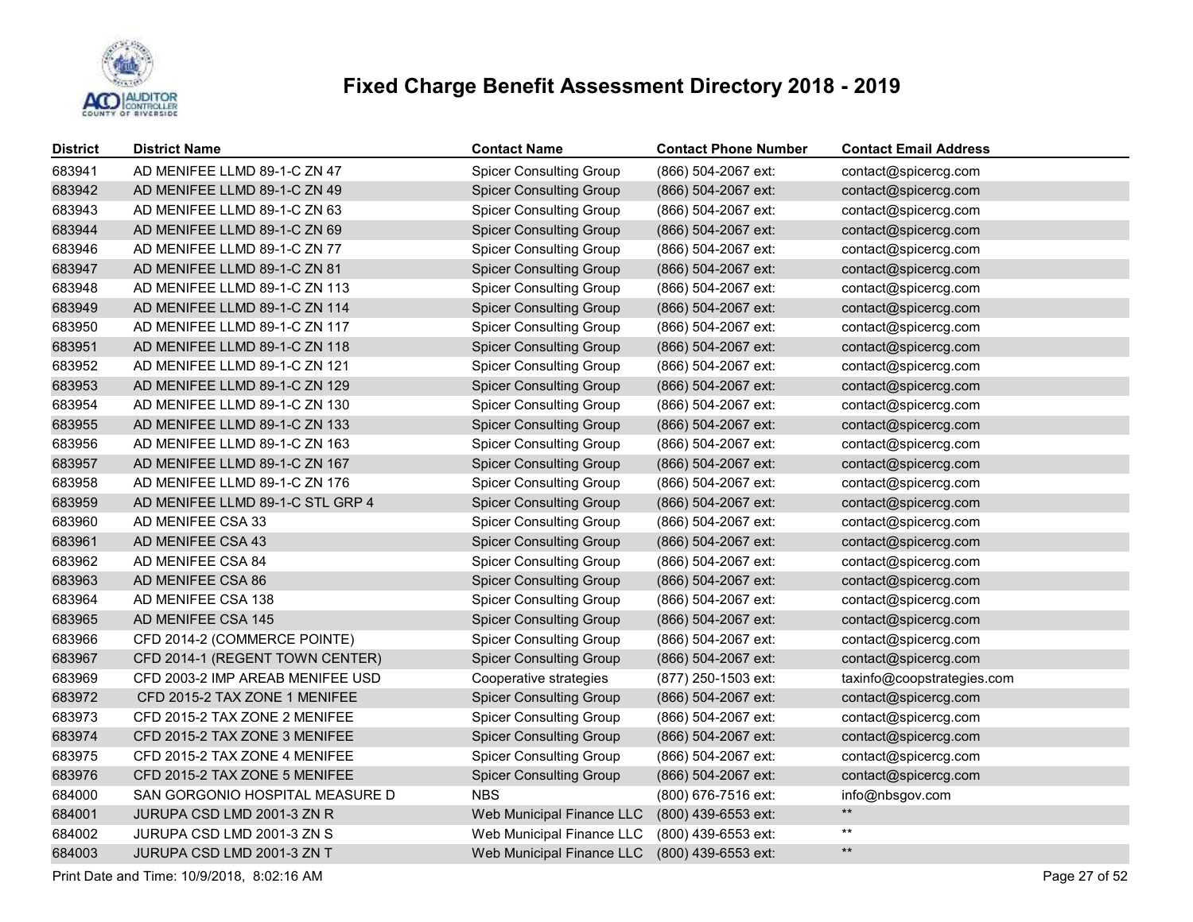# Fixed Charge Benefit Assessment Directory 2018 - 2019

| District | District Name | Contact Name | Contact Phone Number | Contact Email Address |
|---|---|---|---|---|
| 683941 | AD MENIFEE LLMD 89-1-C ZN 47 | Spicer Consulting Group | (866) 504-2067 ext: | contact@spicercg.com |
| 683942 | AD MENIFEE LLMD 89-1-C ZN 49 | Spicer Consulting Group | (866) 504-2067 ext: | contact@spicercg.com |
| 683943 | AD MENIFEE LLMD 89-1-C ZN 63 | Spicer Consulting Group | (866) 504-2067 ext: | contact@spicercg.com |
| 683944 | AD MENIFEE LLMD 89-1-C ZN 69 | Spicer Consulting Group | (866) 504-2067 ext: | contact@spicercg.com |
| 683946 | AD MENIFEE LLMD 89-1-C ZN 77 | Spicer Consulting Group | (866) 504-2067 ext: | contact@spicercg.com |
| 683947 | AD MENIFEE LLMD 89-1-C ZN 81 | Spicer Consulting Group | (866) 504-2067 ext: | contact@spicercg.com |
| 683948 | AD MENIFEE LLMD 89-1-C ZN 113 | Spicer Consulting Group | (866) 504-2067 ext: | contact@spicercg.com |
| 683949 | AD MENIFEE LLMD 89-1-C ZN 114 | Spicer Consulting Group | (866) 504-2067 ext: | contact@spicercg.com |
| 683950 | AD MENIFEE LLMD 89-1-C ZN 117 | Spicer Consulting Group | (866) 504-2067 ext: | contact@spicercg.com |
| 683951 | AD MENIFEE LLMD 89-1-C ZN 118 | Spicer Consulting Group | (866) 504-2067 ext: | contact@spicercg.com |
| 683952 | AD MENIFEE LLMD 89-1-C ZN 121 | Spicer Consulting Group | (866) 504-2067 ext: | contact@spicercg.com |
| 683953 | AD MENIFEE LLMD 89-1-C ZN 129 | Spicer Consulting Group | (866) 504-2067 ext: | contact@spicercg.com |
| 683954 | AD MENIFEE LLMD 89-1-C ZN 130 | Spicer Consulting Group | (866) 504-2067 ext: | contact@spicercg.com |
| 683955 | AD MENIFEE LLMD 89-1-C ZN 133 | Spicer Consulting Group | (866) 504-2067 ext: | contact@spicercg.com |
| 683956 | AD MENIFEE LLMD 89-1-C ZN 163 | Spicer Consulting Group | (866) 504-2067 ext: | contact@spicercg.com |
| 683957 | AD MENIFEE LLMD 89-1-C ZN 167 | Spicer Consulting Group | (866) 504-2067 ext: | contact@spicercg.com |
| 683958 | AD MENIFEE LLMD 89-1-C ZN 176 | Spicer Consulting Group | (866) 504-2067 ext: | contact@spicercg.com |
| 683959 | AD MENIFEE LLMD 89-1-C STL GRP 4 | Spicer Consulting Group | (866) 504-2067 ext: | contact@spicercg.com |
| 683960 | AD MENIFEE CSA 33 | Spicer Consulting Group | (866) 504-2067 ext: | contact@spicercg.com |
| 683961 | AD MENIFEE CSA 43 | Spicer Consulting Group | (866) 504-2067 ext: | contact@spicercg.com |
| 683962 | AD MENIFEE CSA 84 | Spicer Consulting Group | (866) 504-2067 ext: | contact@spicercg.com |
| 683963 | AD MENIFEE CSA 86 | Spicer Consulting Group | (866) 504-2067 ext: | contact@spicercg.com |
| 683964 | AD MENIFEE CSA 138 | Spicer Consulting Group | (866) 504-2067 ext: | contact@spicercg.com |
| 683965 | AD MENIFEE CSA 145 | Spicer Consulting Group | (866) 504-2067 ext: | contact@spicercg.com |
| 683966 | CFD 2014-2 (COMMERCE POINTE) | Spicer Consulting Group | (866) 504-2067 ext: | contact@spicercg.com |
| 683967 | CFD 2014-1 (REGENT TOWN CENTER) | Spicer Consulting Group | (866) 504-2067 ext: | contact@spicercg.com |
| 683969 | CFD 2003-2 IMP AREAB MENIFEE USD | Cooperative strategies | (877) 250-1503 ext: | taxinfo@coopstrategies.com |
| 683972 | CFD 2015-2 TAX ZONE 1 MENIFEE | Spicer Consulting Group | (866) 504-2067 ext: | contact@spicercg.com |
| 683973 | CFD 2015-2 TAX ZONE 2 MENIFEE | Spicer Consulting Group | (866) 504-2067 ext: | contact@spicercg.com |
| 683974 | CFD 2015-2 TAX ZONE 3 MENIFEE | Spicer Consulting Group | (866) 504-2067 ext: | contact@spicercg.com |
| 683975 | CFD 2015-2 TAX ZONE 4 MENIFEE | Spicer Consulting Group | (866) 504-2067 ext: | contact@spicercg.com |
| 683976 | CFD 2015-2 TAX ZONE 5 MENIFEE | Spicer Consulting Group | (866) 504-2067 ext: | contact@spicercg.com |
| 684000 | SAN GORGONIO HOSPITAL MEASURE D | NBS | (800) 676-7516 ext: | info@nbsgov.com |
| 684001 | JURUPA CSD LMD 2001-3 ZN R | Web Municipal Finance LLC | (800) 439-6553 ext: | ** |
| 684002 | JURUPA CSD LMD 2001-3 ZN S | Web Municipal Finance LLC | (800) 439-6553 ext: | ** |
| 684003 | JURUPA CSD LMD 2001-3 ZN T | Web Municipal Finance LLC | (800) 439-6553 ext: | ** |

Print Date and Time: 10/9/2018, 8:02:16 AM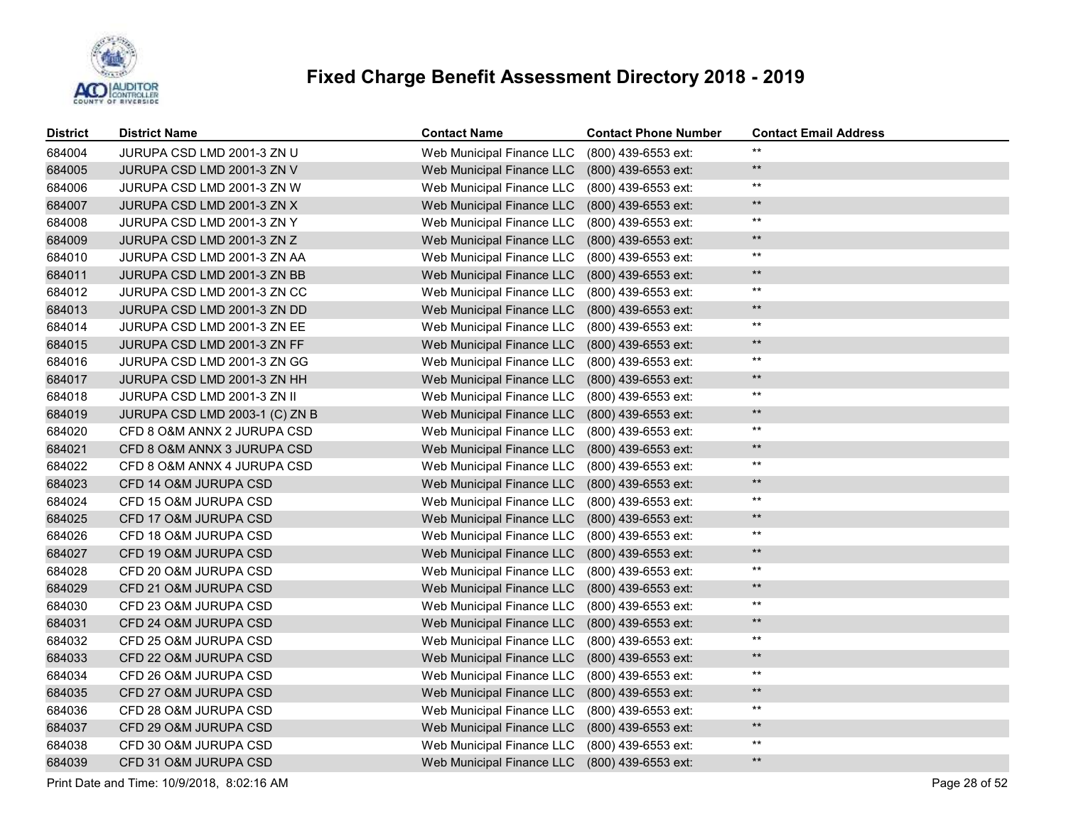# Fixed Charge Benefit Assessment Directory 2018 - 2019

| District | District Name | Contact Name | Contact Phone Number | Contact Email Address |
|---|---|---|---|---|
| 684004 | JURUPA CSD LMD 2001-3 ZN U | Web Municipal Finance LLC | (800) 439-6553 ext: | ** |
| 684005 | JURUPA CSD LMD 2001-3 ZN V | Web Municipal Finance LLC | (800) 439-6553 ext: | ** |
| 684006 | JURUPA CSD LMD 2001-3 ZN W | Web Municipal Finance LLC | (800) 439-6553 ext: | ** |
| 684007 | JURUPA CSD LMD 2001-3 ZN X | Web Municipal Finance LLC | (800) 439-6553 ext: | ** |
| 684008 | JURUPA CSD LMD 2001-3 ZN Y | Web Municipal Finance LLC | (800) 439-6553 ext: | ** |
| 684009 | JURUPA CSD LMD 2001-3 ZN Z | Web Municipal Finance LLC | (800) 439-6553 ext: | ** |
| 684010 | JURUPA CSD LMD 2001-3 ZN AA | Web Municipal Finance LLC | (800) 439-6553 ext: | ** |
| 684011 | JURUPA CSD LMD 2001-3 ZN BB | Web Municipal Finance LLC | (800) 439-6553 ext: | ** |
| 684012 | JURUPA CSD LMD 2001-3 ZN CC | Web Municipal Finance LLC | (800) 439-6553 ext: | ** |
| 684013 | JURUPA CSD LMD 2001-3 ZN DD | Web Municipal Finance LLC | (800) 439-6553 ext: | ** |
| 684014 | JURUPA CSD LMD 2001-3 ZN EE | Web Municipal Finance LLC | (800) 439-6553 ext: | ** |
| 684015 | JURUPA CSD LMD 2001-3 ZN FF | Web Municipal Finance LLC | (800) 439-6553 ext: | ** |
| 684016 | JURUPA CSD LMD 2001-3 ZN GG | Web Municipal Finance LLC | (800) 439-6553 ext: | ** |
| 684017 | JURUPA CSD LMD 2001-3 ZN HH | Web Municipal Finance LLC | (800) 439-6553 ext: | ** |
| 684018 | JURUPA CSD LMD 2001-3 ZN II | Web Municipal Finance LLC | (800) 439-6553 ext: | ** |
| 684019 | JURUPA CSD LMD 2003-1 (C) ZN B | Web Municipal Finance LLC | (800) 439-6553 ext: | ** |
| 684020 | CFD 8 O&M ANNX 2 JURUPA CSD | Web Municipal Finance LLC | (800) 439-6553 ext: | ** |
| 684021 | CFD 8 O&M ANNX 3 JURUPA CSD | Web Municipal Finance LLC | (800) 439-6553 ext: | ** |
| 684022 | CFD 8 O&M ANNX 4 JURUPA CSD | Web Municipal Finance LLC | (800) 439-6553 ext: | ** |
| 684023 | CFD 14 O&M JURUPA CSD | Web Municipal Finance LLC | (800) 439-6553 ext: | ** |
| 684024 | CFD 15 O&M JURUPA CSD | Web Municipal Finance LLC | (800) 439-6553 ext: | ** |
| 684025 | CFD 17 O&M JURUPA CSD | Web Municipal Finance LLC | (800) 439-6553 ext: | ** |
| 684026 | CFD 18 O&M JURUPA CSD | Web Municipal Finance LLC | (800) 439-6553 ext: | ** |
| 684027 | CFD 19 O&M JURUPA CSD | Web Municipal Finance LLC | (800) 439-6553 ext: | ** |
| 684028 | CFD 20 O&M JURUPA CSD | Web Municipal Finance LLC | (800) 439-6553 ext: | ** |
| 684029 | CFD 21 O&M JURUPA CSD | Web Municipal Finance LLC | (800) 439-6553 ext: | ** |
| 684030 | CFD 23 O&M JURUPA CSD | Web Municipal Finance LLC | (800) 439-6553 ext: | ** |
| 684031 | CFD 24 O&M JURUPA CSD | Web Municipal Finance LLC | (800) 439-6553 ext: | ** |
| 684032 | CFD 25 O&M JURUPA CSD | Web Municipal Finance LLC | (800) 439-6553 ext: | ** |
| 684033 | CFD 22 O&M JURUPA CSD | Web Municipal Finance LLC | (800) 439-6553 ext: | ** |
| 684034 | CFD 26 O&M JURUPA CSD | Web Municipal Finance LLC | (800) 439-6553 ext: | ** |
| 684035 | CFD 27 O&M JURUPA CSD | Web Municipal Finance LLC | (800) 439-6553 ext: | ** |
| 684036 | CFD 28 O&M JURUPA CSD | Web Municipal Finance LLC | (800) 439-6553 ext: | ** |
| 684037 | CFD 29 O&M JURUPA CSD | Web Municipal Finance LLC | (800) 439-6553 ext: | ** |
| 684038 | CFD 30 O&M JURUPA CSD | Web Municipal Finance LLC | (800) 439-6553 ext: | ** |
| 684039 | CFD 31 O&M JURUPA CSD | Web Municipal Finance LLC | (800) 439-6553 ext: | ** |

Print Date and Time: 10/9/2018, 8:02:16 AM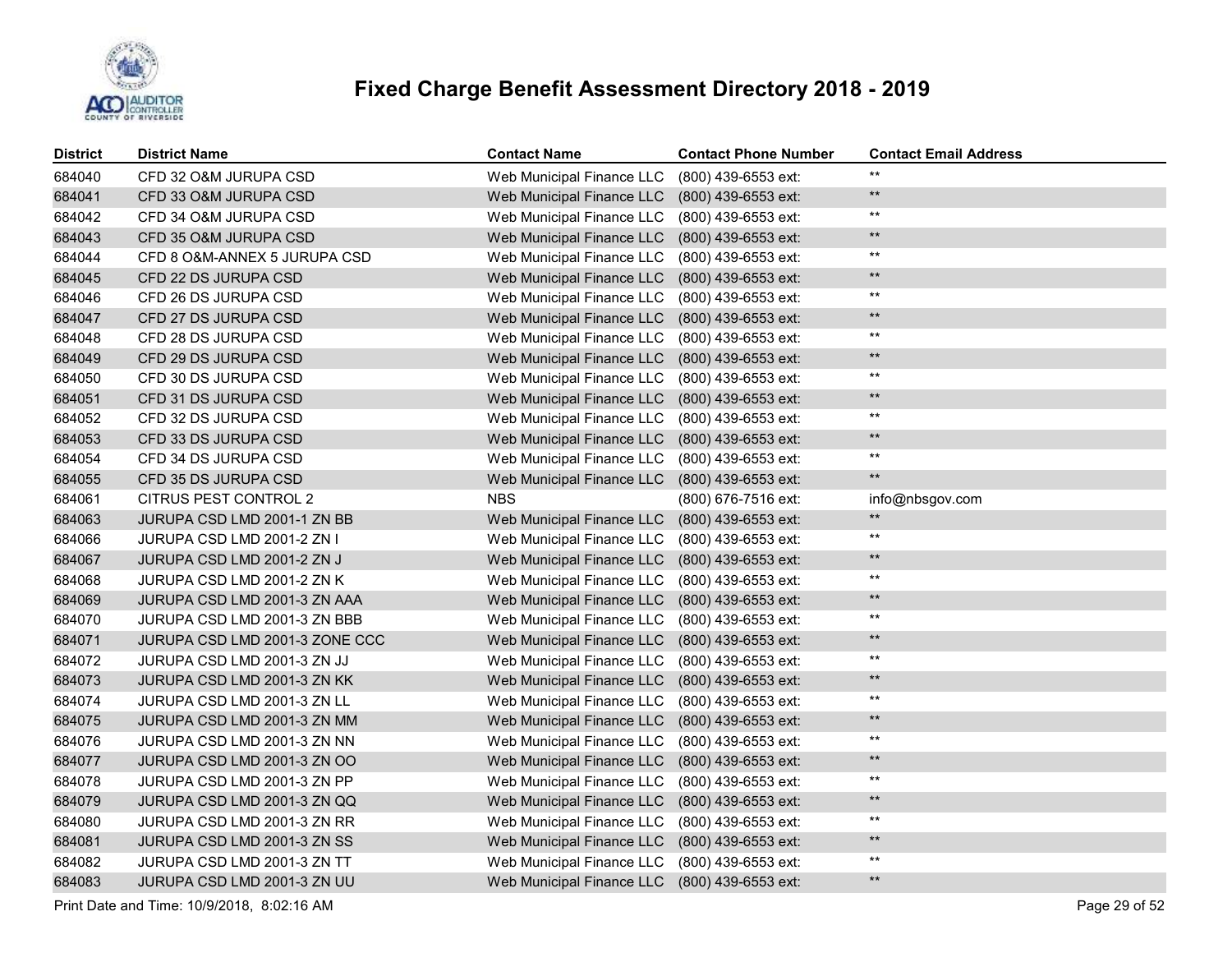# Fixed Charge Benefit Assessment Directory 2018 - 2019

| District | District Name | Contact Name | Contact Phone Number | Contact Email Address |
|---|---|---|---|---|
| 684040 | CFD 32 O&M JURUPA CSD | Web Municipal Finance LLC | (800) 439-6553 ext: | ** |
| 684041 | CFD 33 O&M JURUPA CSD | Web Municipal Finance LLC | (800) 439-6553 ext: | ** |
| 684042 | CFD 34 O&M JURUPA CSD | Web Municipal Finance LLC | (800) 439-6553 ext: | ** |
| 684043 | CFD 35 O&M JURUPA CSD | Web Municipal Finance LLC | (800) 439-6553 ext: | ** |
| 684044 | CFD 8 O&M-ANNEX 5 JURUPA CSD | Web Municipal Finance LLC | (800) 439-6553 ext: | ** |
| 684045 | CFD 22 DS JURUPA CSD | Web Municipal Finance LLC | (800) 439-6553 ext: | ** |
| 684046 | CFD 26 DS JURUPA CSD | Web Municipal Finance LLC | (800) 439-6553 ext: | ** |
| 684047 | CFD 27 DS JURUPA CSD | Web Municipal Finance LLC | (800) 439-6553 ext: | ** |
| 684048 | CFD 28 DS JURUPA CSD | Web Municipal Finance LLC | (800) 439-6553 ext: | ** |
| 684049 | CFD 29 DS JURUPA CSD | Web Municipal Finance LLC | (800) 439-6553 ext: | ** |
| 684050 | CFD 30 DS JURUPA CSD | Web Municipal Finance LLC | (800) 439-6553 ext: | ** |
| 684051 | CFD 31 DS JURUPA CSD | Web Municipal Finance LLC | (800) 439-6553 ext: | ** |
| 684052 | CFD 32 DS JURUPA CSD | Web Municipal Finance LLC | (800) 439-6553 ext: | ** |
| 684053 | CFD 33 DS JURUPA CSD | Web Municipal Finance LLC | (800) 439-6553 ext: | ** |
| 684054 | CFD 34 DS JURUPA CSD | Web Municipal Finance LLC | (800) 439-6553 ext: | ** |
| 684055 | CFD 35 DS JURUPA CSD | Web Municipal Finance LLC | (800) 439-6553 ext: | ** |
| 684061 | CITRUS PEST CONTROL 2 | NBS | (800) 676-7516 ext: | info@nbsgov.com |
| 684063 | JURUPA CSD LMD 2001-1 ZN BB | Web Municipal Finance LLC | (800) 439-6553 ext: | ** |
| 684066 | JURUPA CSD LMD 2001-2 ZN I | Web Municipal Finance LLC | (800) 439-6553 ext: | ** |
| 684067 | JURUPA CSD LMD 2001-2 ZN J | Web Municipal Finance LLC | (800) 439-6553 ext: | ** |
| 684068 | JURUPA CSD LMD 2001-2 ZN K | Web Municipal Finance LLC | (800) 439-6553 ext: | ** |
| 684069 | JURUPA CSD LMD 2001-3 ZN AAA | Web Municipal Finance LLC | (800) 439-6553 ext: | ** |
| 684070 | JURUPA CSD LMD 2001-3 ZN BBB | Web Municipal Finance LLC | (800) 439-6553 ext: | ** |
| 684071 | JURUPA CSD LMD 2001-3 ZONE CCC | Web Municipal Finance LLC | (800) 439-6553 ext: | ** |
| 684072 | JURUPA CSD LMD 2001-3 ZN JJ | Web Municipal Finance LLC | (800) 439-6553 ext: | ** |
| 684073 | JURUPA CSD LMD 2001-3 ZN KK | Web Municipal Finance LLC | (800) 439-6553 ext: | ** |
| 684074 | JURUPA CSD LMD 2001-3 ZN LL | Web Municipal Finance LLC | (800) 439-6553 ext: | ** |
| 684075 | JURUPA CSD LMD 2001-3 ZN MM | Web Municipal Finance LLC | (800) 439-6553 ext: | ** |
| 684076 | JURUPA CSD LMD 2001-3 ZN NN | Web Municipal Finance LLC | (800) 439-6553 ext: | ** |
| 684077 | JURUPA CSD LMD 2001-3 ZN OO | Web Municipal Finance LLC | (800) 439-6553 ext: | ** |
| 684078 | JURUPA CSD LMD 2001-3 ZN PP | Web Municipal Finance LLC | (800) 439-6553 ext: | ** |
| 684079 | JURUPA CSD LMD 2001-3 ZN QQ | Web Municipal Finance LLC | (800) 439-6553 ext: | ** |
| 684080 | JURUPA CSD LMD 2001-3 ZN RR | Web Municipal Finance LLC | (800) 439-6553 ext: | ** |
| 684081 | JURUPA CSD LMD 2001-3 ZN SS | Web Municipal Finance LLC | (800) 439-6553 ext: | ** |
| 684082 | JURUPA CSD LMD 2001-3 ZN TT | Web Municipal Finance LLC | (800) 439-6553 ext: | ** |
| 684083 | JURUPA CSD LMD 2001-3 ZN UU | Web Municipal Finance LLC | (800) 439-6553 ext: | ** |

Print Date and Time: 10/9/2018, 8:02:16 AM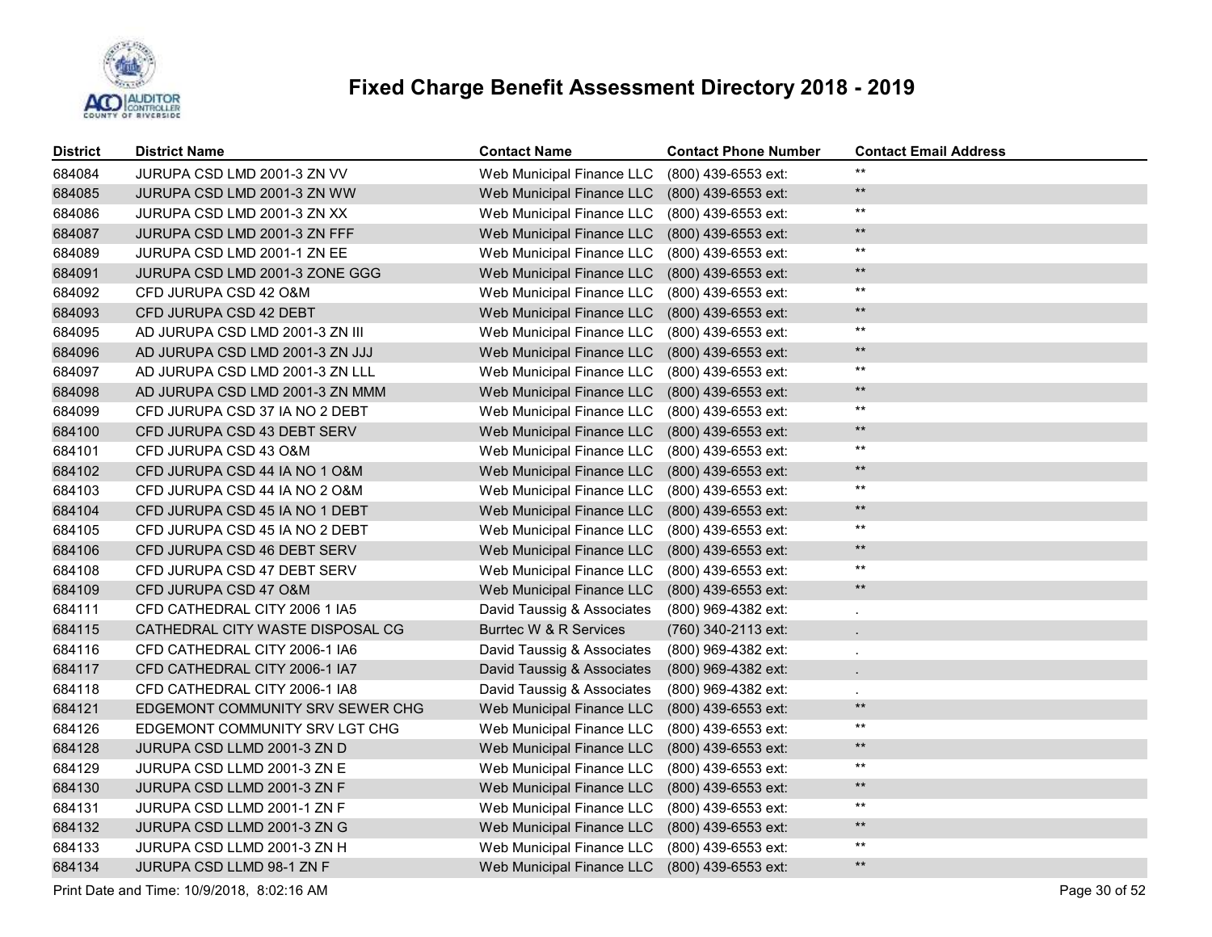# Fixed Charge Benefit Assessment Directory 2018 - 2019

| District | District Name | Contact Name | Contact Phone Number | Contact Email Address |
|---|---|---|---|---|
| 684084 | JURUPA CSD LMD 2001-3 ZN VV | Web Municipal Finance LLC | (800) 439-6553 ext: | ** |
| 684085 | JURUPA CSD LMD 2001-3 ZN WW | Web Municipal Finance LLC | (800) 439-6553 ext: | ** |
| 684086 | JURUPA CSD LMD 2001-3 ZN XX | Web Municipal Finance LLC | (800) 439-6553 ext: | ** |
| 684087 | JURUPA CSD LMD 2001-3 ZN FFF | Web Municipal Finance LLC | (800) 439-6553 ext: | ** |
| 684089 | JURUPA CSD LMD 2001-1 ZN EE | Web Municipal Finance LLC | (800) 439-6553 ext: | ** |
| 684091 | JURUPA CSD LMD 2001-3 ZONE GGG | Web Municipal Finance LLC | (800) 439-6553 ext: | ** |
| 684092 | CFD JURUPA CSD 42 O&M | Web Municipal Finance LLC | (800) 439-6553 ext: | ** |
| 684093 | CFD JURUPA CSD 42 DEBT | Web Municipal Finance LLC | (800) 439-6553 ext: | ** |
| 684095 | AD JURUPA CSD LMD 2001-3 ZN III | Web Municipal Finance LLC | (800) 439-6553 ext: | ** |
| 684096 | AD JURUPA CSD LMD 2001-3 ZN JJJ | Web Municipal Finance LLC | (800) 439-6553 ext: | ** |
| 684097 | AD JURUPA CSD LMD 2001-3 ZN LLL | Web Municipal Finance LLC | (800) 439-6553 ext: | ** |
| 684098 | AD JURUPA CSD LMD 2001-3 ZN MMM | Web Municipal Finance LLC | (800) 439-6553 ext: | ** |
| 684099 | CFD JURUPA CSD 37 IA NO 2 DEBT | Web Municipal Finance LLC | (800) 439-6553 ext: | ** |
| 684100 | CFD JURUPA CSD 43 DEBT SERV | Web Municipal Finance LLC | (800) 439-6553 ext: | ** |
| 684101 | CFD JURUPA CSD 43 O&M | Web Municipal Finance LLC | (800) 439-6553 ext: | ** |
| 684102 | CFD JURUPA CSD 44 IA NO 1 O&M | Web Municipal Finance LLC | (800) 439-6553 ext: | ** |
| 684103 | CFD JURUPA CSD 44 IA NO 2 O&M | Web Municipal Finance LLC | (800) 439-6553 ext: | ** |
| 684104 | CFD JURUPA CSD 45 IA NO 1 DEBT | Web Municipal Finance LLC | (800) 439-6553 ext: | ** |
| 684105 | CFD JURUPA CSD 45 IA NO 2 DEBT | Web Municipal Finance LLC | (800) 439-6553 ext: | ** |
| 684106 | CFD JURUPA CSD 46 DEBT SERV | Web Municipal Finance LLC | (800) 439-6553 ext: | ** |
| 684108 | CFD JURUPA CSD 47 DEBT SERV | Web Municipal Finance LLC | (800) 439-6553 ext: | ** |
| 684109 | CFD JURUPA CSD 47 O&M | Web Municipal Finance LLC | (800) 439-6553 ext: | ** |
| 684111 | CFD CATHEDRAL CITY 2006 1 IA5 | David Taussig & Associates | (800) 969-4382 ext: | . |
| 684115 | CATHEDRAL CITY WASTE DISPOSAL CG | Burrtec W & R Services | (760) 340-2113 ext: | . |
| 684116 | CFD CATHEDRAL CITY 2006-1 IA6 | David Taussig & Associates | (800) 969-4382 ext: | . |
| 684117 | CFD CATHEDRAL CITY 2006-1 IA7 | David Taussig & Associates | (800) 969-4382 ext: | . |
| 684118 | CFD CATHEDRAL CITY 2006-1 IA8 | David Taussig & Associates | (800) 969-4382 ext: | . |
| 684121 | EDGEMONT COMMUNITY SRV SEWER CHG | Web Municipal Finance LLC | (800) 439-6553 ext: | ** |
| 684126 | EDGEMONT COMMUNITY SRV LGT CHG | Web Municipal Finance LLC | (800) 439-6553 ext: | ** |
| 684128 | JURUPA CSD LLMD 2001-3 ZN D | Web Municipal Finance LLC | (800) 439-6553 ext: | ** |
| 684129 | JURUPA CSD LLMD 2001-3 ZN E | Web Municipal Finance LLC | (800) 439-6553 ext: | ** |
| 684130 | JURUPA CSD LLMD 2001-3 ZN F | Web Municipal Finance LLC | (800) 439-6553 ext: | ** |
| 684131 | JURUPA CSD LLMD 2001-1 ZN F | Web Municipal Finance LLC | (800) 439-6553 ext: | ** |
| 684132 | JURUPA CSD LLMD 2001-3 ZN G | Web Municipal Finance LLC | (800) 439-6553 ext: | ** |
| 684133 | JURUPA CSD LLMD 2001-3 ZN H | Web Municipal Finance LLC | (800) 439-6553 ext: | ** |
| 684134 | JURUPA CSD LLMD 98-1 ZN F | Web Municipal Finance LLC | (800) 439-6553 ext: | ** |

Print Date and Time: 10/9/2018, 8:02:16 AM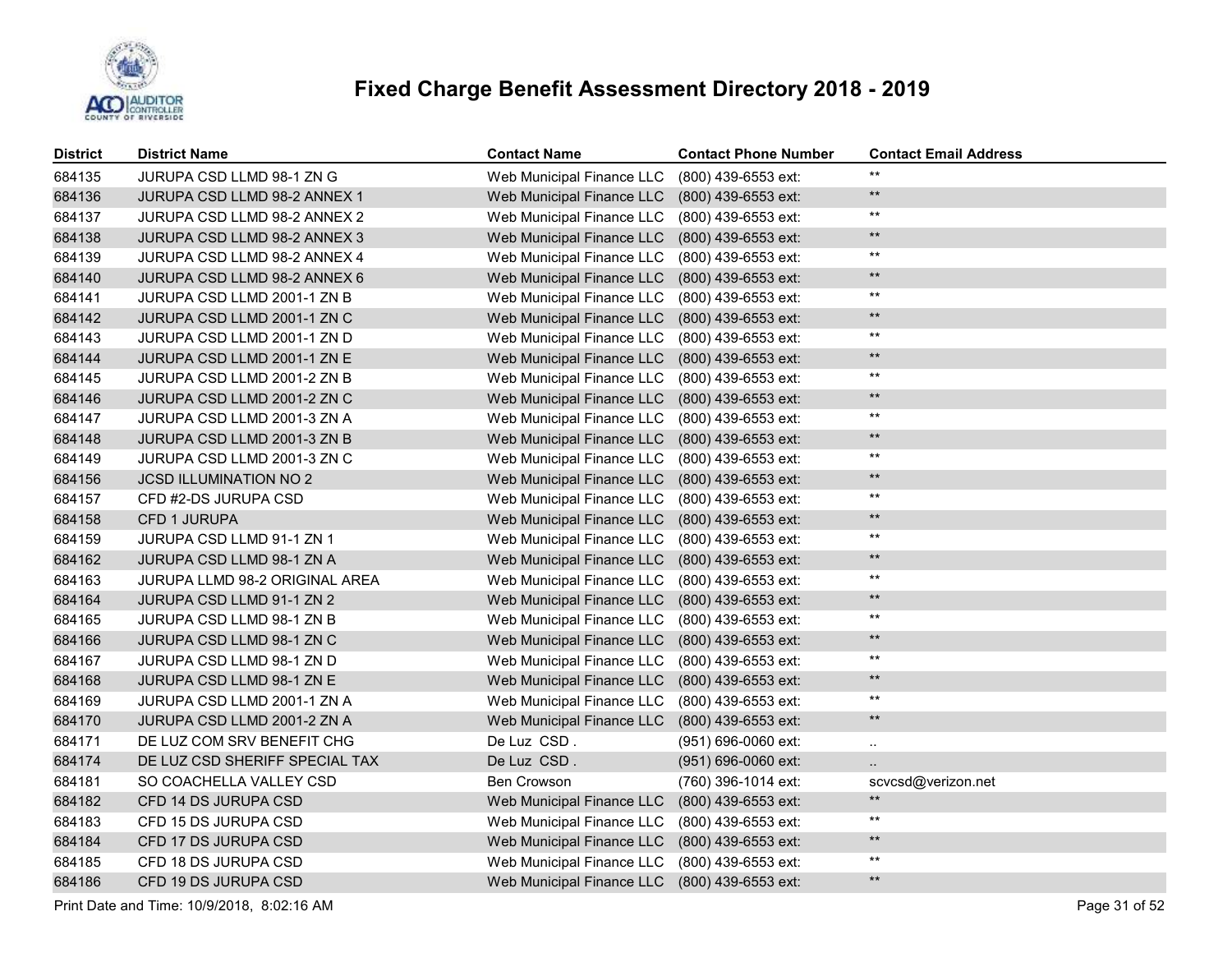# Fixed Charge Benefit Assessment Directory 2018 - 2019

| District | District Name | Contact Name | Contact Phone Number | Contact Email Address |
|---|---|---|---|---|
| 684135 | JURUPA CSD LLMD 98-1 ZN G | Web Municipal Finance LLC | (800) 439-6553 ext: | ** |
| 684136 | JURUPA CSD LLMD 98-2 ANNEX 1 | Web Municipal Finance LLC | (800) 439-6553 ext: | ** |
| 684137 | JURUPA CSD LLMD 98-2 ANNEX 2 | Web Municipal Finance LLC | (800) 439-6553 ext: | ** |
| 684138 | JURUPA CSD LLMD 98-2 ANNEX 3 | Web Municipal Finance LLC | (800) 439-6553 ext: | ** |
| 684139 | JURUPA CSD LLMD 98-2 ANNEX 4 | Web Municipal Finance LLC | (800) 439-6553 ext: | ** |
| 684140 | JURUPA CSD LLMD 98-2 ANNEX 6 | Web Municipal Finance LLC | (800) 439-6553 ext: | ** |
| 684141 | JURUPA CSD LLMD 2001-1 ZN B | Web Municipal Finance LLC | (800) 439-6553 ext: | ** |
| 684142 | JURUPA CSD LLMD 2001-1 ZN C | Web Municipal Finance LLC | (800) 439-6553 ext: | ** |
| 684143 | JURUPA CSD LLMD 2001-1 ZN D | Web Municipal Finance LLC | (800) 439-6553 ext: | ** |
| 684144 | JURUPA CSD LLMD 2001-1 ZN E | Web Municipal Finance LLC | (800) 439-6553 ext: | ** |
| 684145 | JURUPA CSD LLMD 2001-2 ZN B | Web Municipal Finance LLC | (800) 439-6553 ext: | ** |
| 684146 | JURUPA CSD LLMD 2001-2 ZN C | Web Municipal Finance LLC | (800) 439-6553 ext: | ** |
| 684147 | JURUPA CSD LLMD 2001-3 ZN A | Web Municipal Finance LLC | (800) 439-6553 ext: | ** |
| 684148 | JURUPA CSD LLMD 2001-3 ZN B | Web Municipal Finance LLC | (800) 439-6553 ext: | ** |
| 684149 | JURUPA CSD LLMD 2001-3 ZN C | Web Municipal Finance LLC | (800) 439-6553 ext: | ** |
| 684156 | JCSD ILLUMINATION NO 2 | Web Municipal Finance LLC | (800) 439-6553 ext: | ** |
| 684157 | CFD #2-DS JURUPA CSD | Web Municipal Finance LLC | (800) 439-6553 ext: | ** |
| 684158 | CFD 1 JURUPA | Web Municipal Finance LLC | (800) 439-6553 ext: | ** |
| 684159 | JURUPA CSD LLMD 91-1 ZN 1 | Web Municipal Finance LLC | (800) 439-6553 ext: | ** |
| 684162 | JURUPA CSD LLMD 98-1 ZN A | Web Municipal Finance LLC | (800) 439-6553 ext: | ** |
| 684163 | JURUPA LLMD 98-2 ORIGINAL AREA | Web Municipal Finance LLC | (800) 439-6553 ext: | ** |
| 684164 | JURUPA CSD LLMD 91-1 ZN 2 | Web Municipal Finance LLC | (800) 439-6553 ext: | ** |
| 684165 | JURUPA CSD LLMD 98-1 ZN B | Web Municipal Finance LLC | (800) 439-6553 ext: | ** |
| 684166 | JURUPA CSD LLMD 98-1 ZN C | Web Municipal Finance LLC | (800) 439-6553 ext: | ** |
| 684167 | JURUPA CSD LLMD 98-1 ZN D | Web Municipal Finance LLC | (800) 439-6553 ext: | ** |
| 684168 | JURUPA CSD LLMD 98-1 ZN E | Web Municipal Finance LLC | (800) 439-6553 ext: | ** |
| 684169 | JURUPA CSD LLMD 2001-1 ZN A | Web Municipal Finance LLC | (800) 439-6553 ext: | ** |
| 684170 | JURUPA CSD LLMD 2001-2 ZN A | Web Municipal Finance LLC | (800) 439-6553 ext: | ** |
| 684171 | DE LUZ COM SRV BENEFIT CHG | De Luz CSD . | (951) 696-0060 ext: | .. |
| 684174 | DE LUZ CSD SHERIFF SPECIAL TAX | De Luz CSD . | (951) 696-0060 ext: | .. |
| 684181 | SO COACHELLA VALLEY CSD | Ben Crowson | (760) 396-1014 ext: | scvcsd@verizon.net |
| 684182 | CFD 14 DS JURUPA CSD | Web Municipal Finance LLC | (800) 439-6553 ext: | ** |
| 684183 | CFD 15 DS JURUPA CSD | Web Municipal Finance LLC | (800) 439-6553 ext: | ** |
| 684184 | CFD 17 DS JURUPA CSD | Web Municipal Finance LLC | (800) 439-6553 ext: | ** |
| 684185 | CFD 18 DS JURUPA CSD | Web Municipal Finance LLC | (800) 439-6553 ext: | ** |
| 684186 | CFD 19 DS JURUPA CSD | Web Municipal Finance LLC | (800) 439-6553 ext: | ** |

Print Date and Time: 10/9/2018, 8:02:16 AM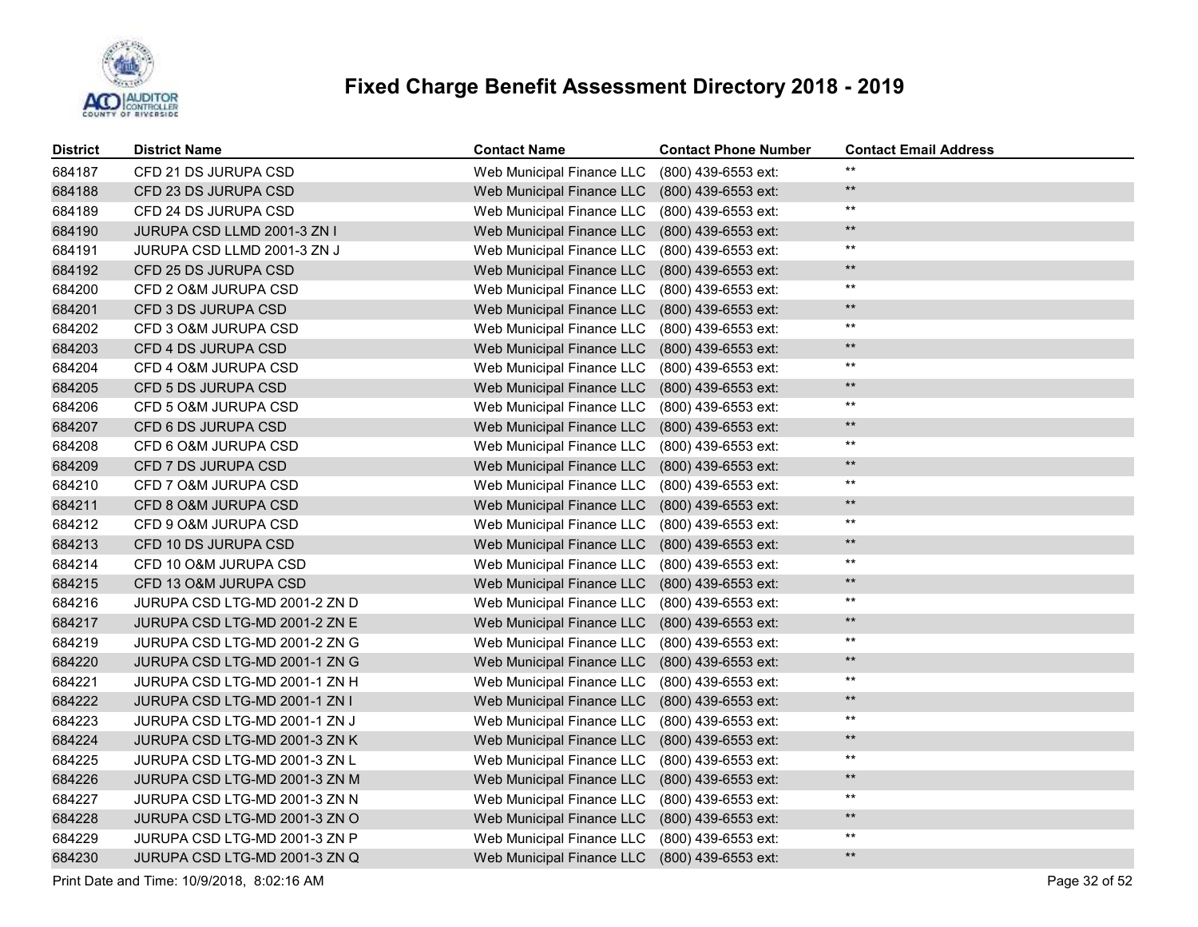# Fixed Charge Benefit Assessment Directory 2018 - 2019

| District | District Name | Contact Name | Contact Phone Number | Contact Email Address |
|---|---|---|---|---|
| 684187 | CFD 21 DS JURUPA CSD | Web Municipal Finance LLC | (800) 439-6553 ext: | ** |
| 684188 | CFD 23 DS JURUPA CSD | Web Municipal Finance LLC | (800) 439-6553 ext: | ** |
| 684189 | CFD 24 DS JURUPA CSD | Web Municipal Finance LLC | (800) 439-6553 ext: | ** |
| 684190 | JURUPA CSD LLMD 2001-3 ZN I | Web Municipal Finance LLC | (800) 439-6553 ext: | ** |
| 684191 | JURUPA CSD LLMD 2001-3 ZN J | Web Municipal Finance LLC | (800) 439-6553 ext: | ** |
| 684192 | CFD 25 DS JURUPA CSD | Web Municipal Finance LLC | (800) 439-6553 ext: | ** |
| 684200 | CFD 2 O&M JURUPA CSD | Web Municipal Finance LLC | (800) 439-6553 ext: | ** |
| 684201 | CFD 3 DS JURUPA CSD | Web Municipal Finance LLC | (800) 439-6553 ext: | ** |
| 684202 | CFD 3 O&M JURUPA CSD | Web Municipal Finance LLC | (800) 439-6553 ext: | ** |
| 684203 | CFD 4 DS JURUPA CSD | Web Municipal Finance LLC | (800) 439-6553 ext: | ** |
| 684204 | CFD 4 O&M JURUPA CSD | Web Municipal Finance LLC | (800) 439-6553 ext: | ** |
| 684205 | CFD 5 DS JURUPA CSD | Web Municipal Finance LLC | (800) 439-6553 ext: | ** |
| 684206 | CFD 5 O&M JURUPA CSD | Web Municipal Finance LLC | (800) 439-6553 ext: | ** |
| 684207 | CFD 6 DS JURUPA CSD | Web Municipal Finance LLC | (800) 439-6553 ext: | ** |
| 684208 | CFD 6 O&M JURUPA CSD | Web Municipal Finance LLC | (800) 439-6553 ext: | ** |
| 684209 | CFD 7 DS JURUPA CSD | Web Municipal Finance LLC | (800) 439-6553 ext: | ** |
| 684210 | CFD 7 O&M JURUPA CSD | Web Municipal Finance LLC | (800) 439-6553 ext: | ** |
| 684211 | CFD 8 O&M JURUPA CSD | Web Municipal Finance LLC | (800) 439-6553 ext: | ** |
| 684212 | CFD 9 O&M JURUPA CSD | Web Municipal Finance LLC | (800) 439-6553 ext: | ** |
| 684213 | CFD 10 DS JURUPA CSD | Web Municipal Finance LLC | (800) 439-6553 ext: | ** |
| 684214 | CFD 10 O&M JURUPA CSD | Web Municipal Finance LLC | (800) 439-6553 ext: | ** |
| 684215 | CFD 13 O&M JURUPA CSD | Web Municipal Finance LLC | (800) 439-6553 ext: | ** |
| 684216 | JURUPA CSD LTG-MD 2001-2 ZN D | Web Municipal Finance LLC | (800) 439-6553 ext: | ** |
| 684217 | JURUPA CSD LTG-MD 2001-2 ZN E | Web Municipal Finance LLC | (800) 439-6553 ext: | ** |
| 684219 | JURUPA CSD LTG-MD 2001-2 ZN G | Web Municipal Finance LLC | (800) 439-6553 ext: | ** |
| 684220 | JURUPA CSD LTG-MD 2001-1 ZN G | Web Municipal Finance LLC | (800) 439-6553 ext: | ** |
| 684221 | JURUPA CSD LTG-MD 2001-1 ZN H | Web Municipal Finance LLC | (800) 439-6553 ext: | ** |
| 684222 | JURUPA CSD LTG-MD 2001-1 ZN I | Web Municipal Finance LLC | (800) 439-6553 ext: | ** |
| 684223 | JURUPA CSD LTG-MD 2001-1 ZN J | Web Municipal Finance LLC | (800) 439-6553 ext: | ** |
| 684224 | JURUPA CSD LTG-MD 2001-3 ZN K | Web Municipal Finance LLC | (800) 439-6553 ext: | ** |
| 684225 | JURUPA CSD LTG-MD 2001-3 ZN L | Web Municipal Finance LLC | (800) 439-6553 ext: | ** |
| 684226 | JURUPA CSD LTG-MD 2001-3 ZN M | Web Municipal Finance LLC | (800) 439-6553 ext: | ** |
| 684227 | JURUPA CSD LTG-MD 2001-3 ZN N | Web Municipal Finance LLC | (800) 439-6553 ext: | ** |
| 684228 | JURUPA CSD LTG-MD 2001-3 ZN O | Web Municipal Finance LLC | (800) 439-6553 ext: | ** |
| 684229 | JURUPA CSD LTG-MD 2001-3 ZN P | Web Municipal Finance LLC | (800) 439-6553 ext: | ** |
| 684230 | JURUPA CSD LTG-MD 2001-3 ZN Q | Web Municipal Finance LLC | (800) 439-6553 ext: | ** |

Print Date and Time: 10/9/2018, 8:02:16 AM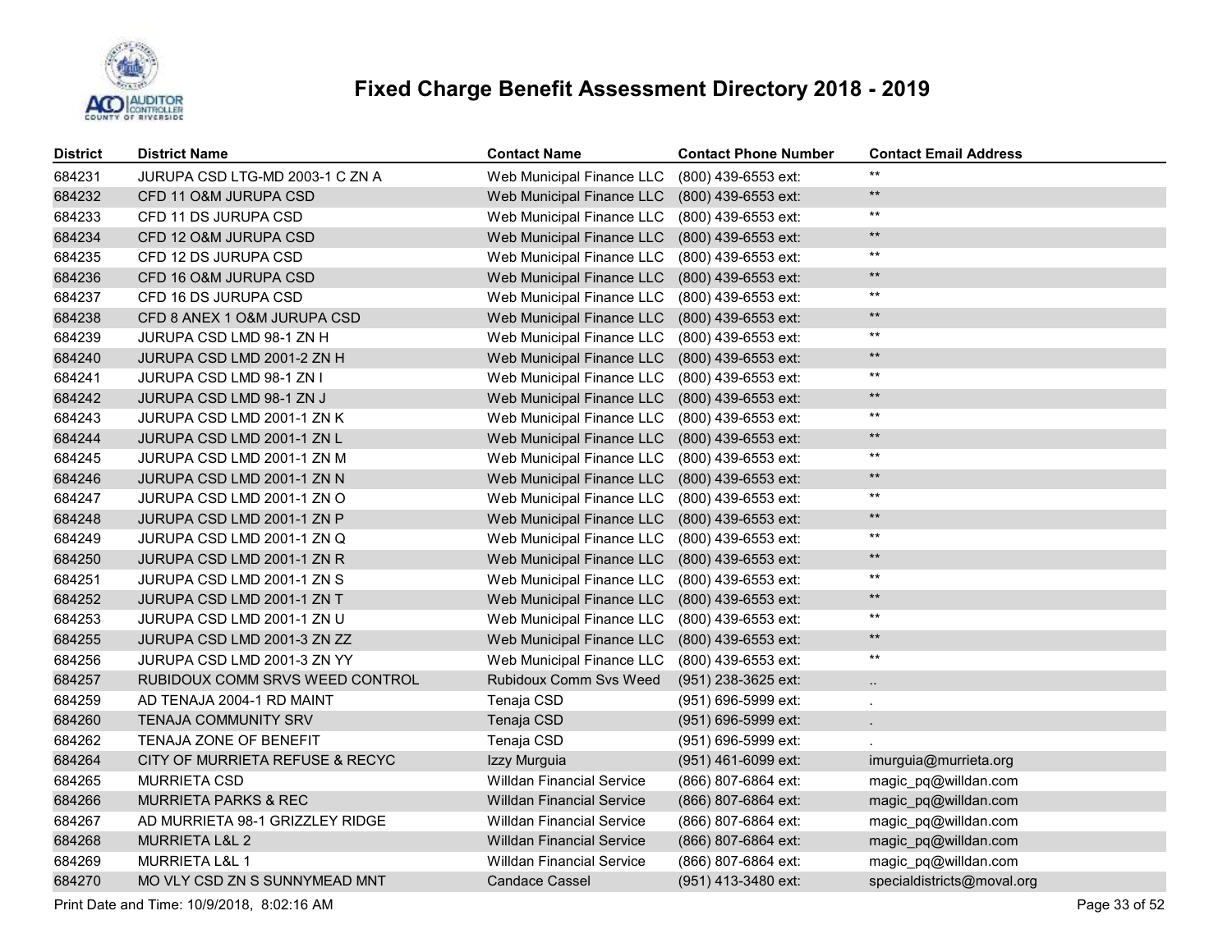# Fixed Charge Benefit Assessment Directory 2018 - 2019

| District | District Name | Contact Name | Contact Phone Number | Contact Email Address |
|---|---|---|---|---|
| 684231 | JURUPA CSD LTG-MD 2003-1 C ZN A | Web Municipal Finance LLC | (800) 439-6553 ext: | ** |
| 684232 | CFD 11 O&M JURUPA CSD | Web Municipal Finance LLC | (800) 439-6553 ext: | ** |
| 684233 | CFD 11 DS JURUPA CSD | Web Municipal Finance LLC | (800) 439-6553 ext: | ** |
| 684234 | CFD 12 O&M JURUPA CSD | Web Municipal Finance LLC | (800) 439-6553 ext: | ** |
| 684235 | CFD 12 DS JURUPA CSD | Web Municipal Finance LLC | (800) 439-6553 ext: | ** |
| 684236 | CFD 16 O&M JURUPA CSD | Web Municipal Finance LLC | (800) 439-6553 ext: | ** |
| 684237 | CFD 16 DS JURUPA CSD | Web Municipal Finance LLC | (800) 439-6553 ext: | ** |
| 684238 | CFD 8 ANEX 1 O&M JURUPA CSD | Web Municipal Finance LLC | (800) 439-6553 ext: | ** |
| 684239 | JURUPA CSD LMD 98-1 ZN H | Web Municipal Finance LLC | (800) 439-6553 ext: | ** |
| 684240 | JURUPA CSD LMD 2001-2 ZN H | Web Municipal Finance LLC | (800) 439-6553 ext: | ** |
| 684241 | JURUPA CSD LMD 98-1 ZN I | Web Municipal Finance LLC | (800) 439-6553 ext: | ** |
| 684242 | JURUPA CSD LMD 98-1 ZN J | Web Municipal Finance LLC | (800) 439-6553 ext: | ** |
| 684243 | JURUPA CSD LMD 2001-1 ZN K | Web Municipal Finance LLC | (800) 439-6553 ext: | ** |
| 684244 | JURUPA CSD LMD 2001-1 ZN L | Web Municipal Finance LLC | (800) 439-6553 ext: | ** |
| 684245 | JURUPA CSD LMD 2001-1 ZN M | Web Municipal Finance LLC | (800) 439-6553 ext: | ** |
| 684246 | JURUPA CSD LMD 2001-1 ZN N | Web Municipal Finance LLC | (800) 439-6553 ext: | ** |
| 684247 | JURUPA CSD LMD 2001-1 ZN O | Web Municipal Finance LLC | (800) 439-6553 ext: | ** |
| 684248 | JURUPA CSD LMD 2001-1 ZN P | Web Municipal Finance LLC | (800) 439-6553 ext: | ** |
| 684249 | JURUPA CSD LMD 2001-1 ZN Q | Web Municipal Finance LLC | (800) 439-6553 ext: | ** |
| 684250 | JURUPA CSD LMD 2001-1 ZN R | Web Municipal Finance LLC | (800) 439-6553 ext: | ** |
| 684251 | JURUPA CSD LMD 2001-1 ZN S | Web Municipal Finance LLC | (800) 439-6553 ext: | ** |
| 684252 | JURUPA CSD LMD 2001-1 ZN T | Web Municipal Finance LLC | (800) 439-6553 ext: | ** |
| 684253 | JURUPA CSD LMD 2001-1 ZN U | Web Municipal Finance LLC | (800) 439-6553 ext: | ** |
| 684255 | JURUPA CSD LMD 2001-3 ZN ZZ | Web Municipal Finance LLC | (800) 439-6553 ext: | ** |
| 684256 | JURUPA CSD LMD 2001-3 ZN YY | Web Municipal Finance LLC | (800) 439-6553 ext: | ** |
| 684257 | RUBIDOUX COMM SRVS WEED CONTROL | Rubidoux Comm Svs Weed | (951) 238-3625 ext: | .. |
| 684259 | AD TENAJA 2004-1 RD MAINT | Tenaja CSD | (951) 696-5999 ext: | . |
| 684260 | TENAJA COMMUNITY SRV | Tenaja CSD | (951) 696-5999 ext: | . |
| 684262 | TENAJA ZONE OF BENEFIT | Tenaja CSD | (951) 696-5999 ext: | . |
| 684264 | CITY OF MURRIETA REFUSE & RECYC | Izzy Murguia | (951) 461-6099 ext: | imurguia@murrieta.org |
| 684265 | MURRIETA CSD | Willdan Financial Service | (866) 807-6864 ext: | magic_pq@willdan.com |
| 684266 | MURRIETA PARKS & REC | Willdan Financial Service | (866) 807-6864 ext: | magic_pq@willdan.com |
| 684267 | AD MURRIETA 98-1 GRIZZLEY RIDGE | Willdan Financial Service | (866) 807-6864 ext: | magic_pq@willdan.com |
| 684268 | MURRIETA L&L 2 | Willdan Financial Service | (866) 807-6864 ext: | magic_pq@willdan.com |
| 684269 | MURRIETA L&L 1 | Willdan Financial Service | (866) 807-6864 ext: | magic_pq@willdan.com |
| 684270 | MO VLY CSD ZN S SUNNYMEAD MNT | Candace Cassel | (951) 413-3480 ext: | specialdistricts@moval.org |

Print Date and Time: 10/9/2018, 8:02:16 AM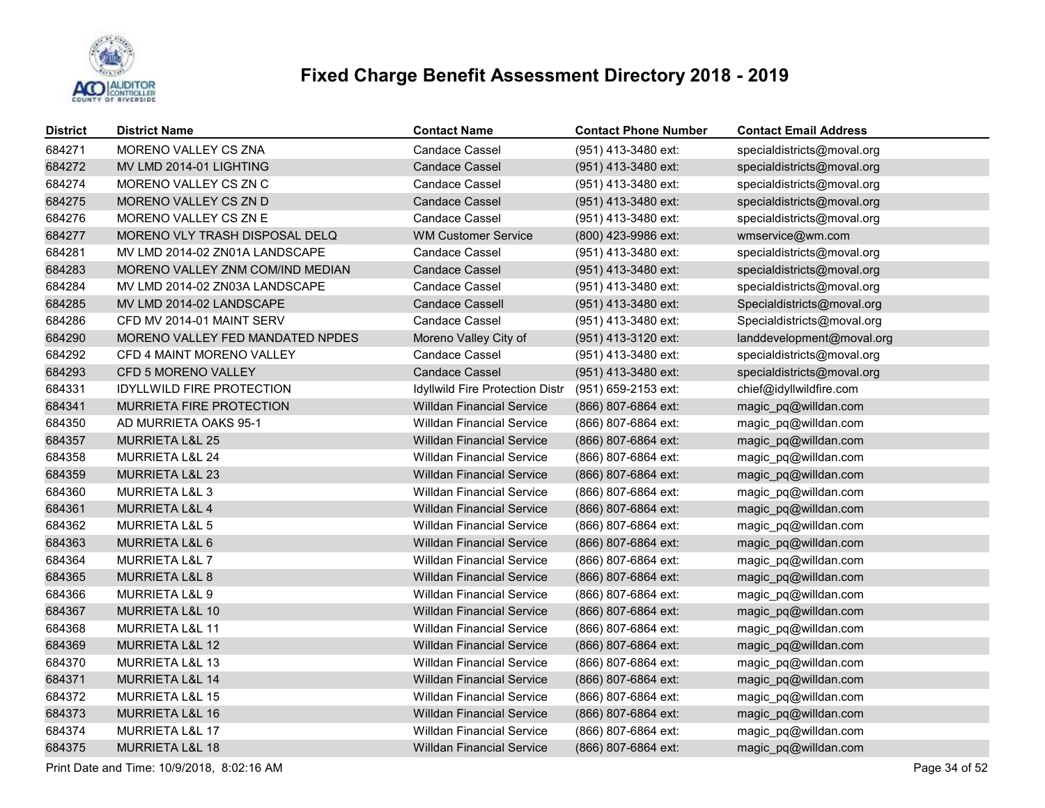# Fixed Charge Benefit Assessment Directory 2018 - 2019

| District | District Name | Contact Name | Contact Phone Number | Contact Email Address |
|---|---|---|---|---|
| 684271 | MORENO VALLEY CS ZNA | Candace Cassel | (951) 413-3480 ext: | specialdistricts@moval.org |
| 684272 | MV LMD 2014-01 LIGHTING | Candace Cassel | (951) 413-3480 ext: | specialdistricts@moval.org |
| 684274 | MORENO VALLEY CS ZN C | Candace Cassel | (951) 413-3480 ext: | specialdistricts@moval.org |
| 684275 | MORENO VALLEY CS ZN D | Candace Cassel | (951) 413-3480 ext: | specialdistricts@moval.org |
| 684276 | MORENO VALLEY CS ZN E | Candace Cassel | (951) 413-3480 ext: | specialdistricts@moval.org |
| 684277 | MORENO VLY TRASH DISPOSAL DELQ | WM Customer Service | (800) 423-9986 ext: | wmservice@wm.com |
| 684281 | MV LMD 2014-02 ZN01A LANDSCAPE | Candace Cassel | (951) 413-3480 ext: | specialdistricts@moval.org |
| 684283 | MORENO VALLEY ZNM COM/IND MEDIAN | Candace Cassel | (951) 413-3480 ext: | specialdistricts@moval.org |
| 684284 | MV LMD 2014-02 ZN03A LANDSCAPE | Candace Cassel | (951) 413-3480 ext: | specialdistricts@moval.org |
| 684285 | MV LMD 2014-02 LANDSCAPE | Candace Cassell | (951) 413-3480 ext: | Specialdistricts@moval.org |
| 684286 | CFD MV 2014-01 MAINT SERV | Candace Cassel | (951) 413-3480 ext: | Specialdistricts@moval.org |
| 684290 | MORENO VALLEY FED MANDATED NPDES | Moreno Valley City of | (951) 413-3120 ext: | landdevelopment@moval.org |
| 684292 | CFD 4 MAINT MORENO VALLEY | Candace Cassel | (951) 413-3480 ext: | specialdistricts@moval.org |
| 684293 | CFD 5 MORENO VALLEY | Candace Cassel | (951) 413-3480 ext: | specialdistricts@moval.org |
| 684331 | IDYLLWILD FIRE PROTECTION | Idyllwild Fire Protection Distr | (951) 659-2153 ext: | chief@idyllwildfire.com |
| 684341 | MURRIETA FIRE PROTECTION | Willdan Financial Service | (866) 807-6864 ext: | magic_pq@willdan.com |
| 684350 | AD MURRIETA OAKS 95-1 | Willdan Financial Service | (866) 807-6864 ext: | magic_pq@willdan.com |
| 684357 | MURRIETA L&L 25 | Willdan Financial Service | (866) 807-6864 ext: | magic_pq@willdan.com |
| 684358 | MURRIETA L&L 24 | Willdan Financial Service | (866) 807-6864 ext: | magic_pq@willdan.com |
| 684359 | MURRIETA L&L 23 | Willdan Financial Service | (866) 807-6864 ext: | magic_pq@willdan.com |
| 684360 | MURRIETA L&L 3 | Willdan Financial Service | (866) 807-6864 ext: | magic_pq@willdan.com |
| 684361 | MURRIETA L&L 4 | Willdan Financial Service | (866) 807-6864 ext: | magic_pq@willdan.com |
| 684362 | MURRIETA L&L 5 | Willdan Financial Service | (866) 807-6864 ext: | magic_pq@willdan.com |
| 684363 | MURRIETA L&L 6 | Willdan Financial Service | (866) 807-6864 ext: | magic_pq@willdan.com |
| 684364 | MURRIETA L&L 7 | Willdan Financial Service | (866) 807-6864 ext: | magic_pq@willdan.com |
| 684365 | MURRIETA L&L 8 | Willdan Financial Service | (866) 807-6864 ext: | magic_pq@willdan.com |
| 684366 | MURRIETA L&L 9 | Willdan Financial Service | (866) 807-6864 ext: | magic_pq@willdan.com |
| 684367 | MURRIETA L&L 10 | Willdan Financial Service | (866) 807-6864 ext: | magic_pq@willdan.com |
| 684368 | MURRIETA L&L 11 | Willdan Financial Service | (866) 807-6864 ext: | magic_pq@willdan.com |
| 684369 | MURRIETA L&L 12 | Willdan Financial Service | (866) 807-6864 ext: | magic_pq@willdan.com |
| 684370 | MURRIETA L&L 13 | Willdan Financial Service | (866) 807-6864 ext: | magic_pq@willdan.com |
| 684371 | MURRIETA L&L 14 | Willdan Financial Service | (866) 807-6864 ext: | magic_pq@willdan.com |
| 684372 | MURRIETA L&L 15 | Willdan Financial Service | (866) 807-6864 ext: | magic_pq@willdan.com |
| 684373 | MURRIETA L&L 16 | Willdan Financial Service | (866) 807-6864 ext: | magic_pq@willdan.com |
| 684374 | MURRIETA L&L 17 | Willdan Financial Service | (866) 807-6864 ext: | magic_pq@willdan.com |
| 684375 | MURRIETA L&L 18 | Willdan Financial Service | (866) 807-6864 ext: | magic_pq@willdan.com |

Print Date and Time: 10/9/2018, 8:02:16 AM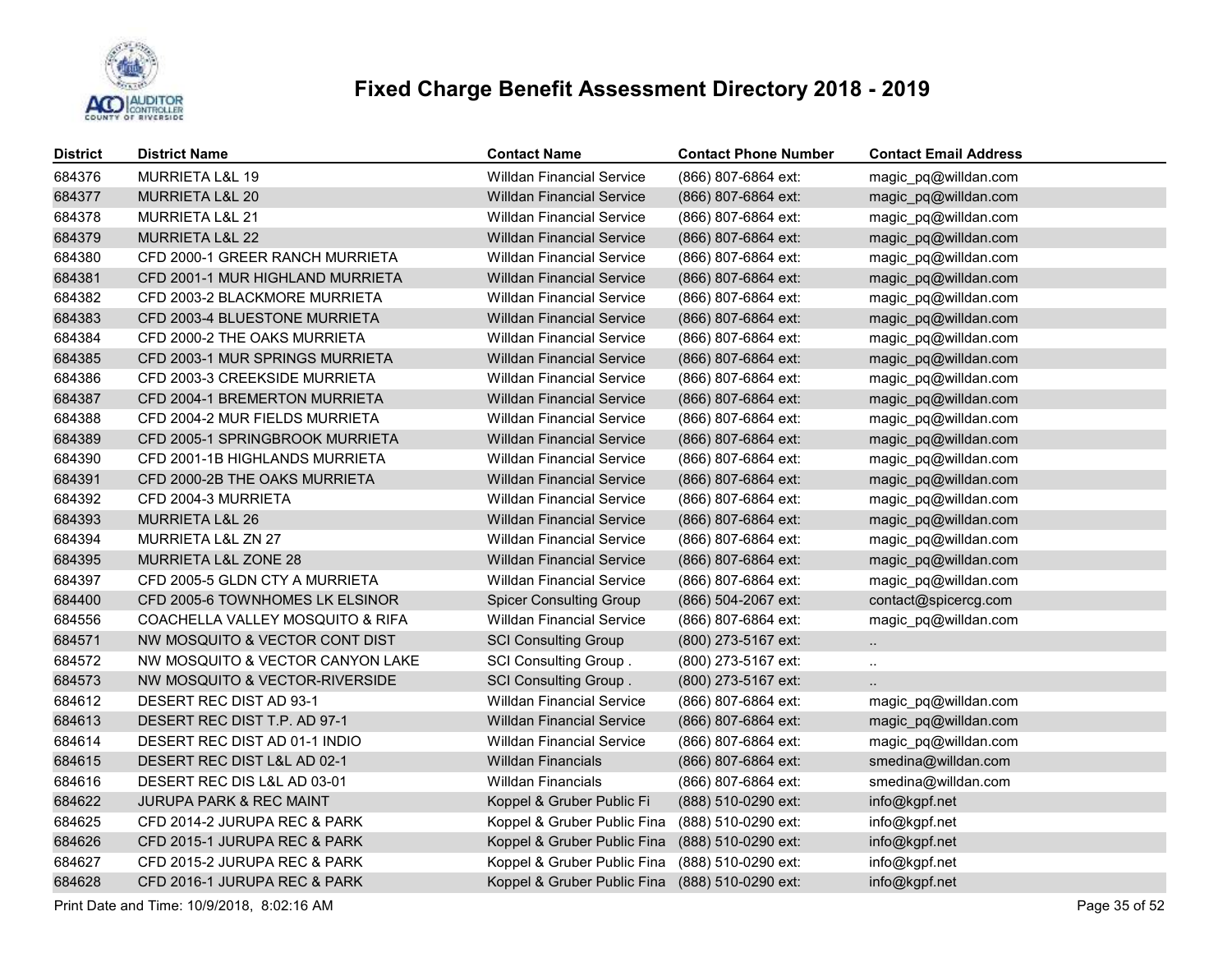# Fixed Charge Benefit Assessment Directory 2018 - 2019

| District | District Name | Contact Name | Contact Phone Number | Contact Email Address |
|---|---|---|---|---|
| 684376 | MURRIETA L&L 19 | Willdan Financial Service | (866) 807-6864 ext: | magic_pq@willdan.com |
| 684377 | MURRIETA L&L 20 | Willdan Financial Service | (866) 807-6864 ext: | magic_pq@willdan.com |
| 684378 | MURRIETA L&L 21 | Willdan Financial Service | (866) 807-6864 ext: | magic_pq@willdan.com |
| 684379 | MURRIETA L&L 22 | Willdan Financial Service | (866) 807-6864 ext: | magic_pq@willdan.com |
| 684380 | CFD 2000-1 GREER RANCH MURRIETA | Willdan Financial Service | (866) 807-6864 ext: | magic_pq@willdan.com |
| 684381 | CFD 2001-1 MUR HIGHLAND MURRIETA | Willdan Financial Service | (866) 807-6864 ext: | magic_pq@willdan.com |
| 684382 | CFD 2003-2 BLACKMORE MURRIETA | Willdan Financial Service | (866) 807-6864 ext: | magic_pq@willdan.com |
| 684383 | CFD 2003-4 BLUESTONE MURRIETA | Willdan Financial Service | (866) 807-6864 ext: | magic_pq@willdan.com |
| 684384 | CFD 2000-2 THE OAKS MURRIETA | Willdan Financial Service | (866) 807-6864 ext: | magic_pq@willdan.com |
| 684385 | CFD 2003-1 MUR SPRINGS MURRIETA | Willdan Financial Service | (866) 807-6864 ext: | magic_pq@willdan.com |
| 684386 | CFD 2003-3 CREEKSIDE MURRIETA | Willdan Financial Service | (866) 807-6864 ext: | magic_pq@willdan.com |
| 684387 | CFD 2004-1 BREMERTON MURRIETA | Willdan Financial Service | (866) 807-6864 ext: | magic_pq@willdan.com |
| 684388 | CFD 2004-2 MUR FIELDS MURRIETA | Willdan Financial Service | (866) 807-6864 ext: | magic_pq@willdan.com |
| 684389 | CFD 2005-1 SPRINGBROOK MURRIETA | Willdan Financial Service | (866) 807-6864 ext: | magic_pq@willdan.com |
| 684390 | CFD 2001-1B HIGHLANDS MURRIETA | Willdan Financial Service | (866) 807-6864 ext: | magic_pq@willdan.com |
| 684391 | CFD 2000-2B THE OAKS MURRIETA | Willdan Financial Service | (866) 807-6864 ext: | magic_pq@willdan.com |
| 684392 | CFD 2004-3 MURRIETA | Willdan Financial Service | (866) 807-6864 ext: | magic_pq@willdan.com |
| 684393 | MURRIETA L&L 26 | Willdan Financial Service | (866) 807-6864 ext: | magic_pq@willdan.com |
| 684394 | MURRIETA L&L ZN 27 | Willdan Financial Service | (866) 807-6864 ext: | magic_pq@willdan.com |
| 684395 | MURRIETA L&L ZONE 28 | Willdan Financial Service | (866) 807-6864 ext: | magic_pq@willdan.com |
| 684397 | CFD 2005-5 GLDN CTY A MURRIETA | Willdan Financial Service | (866) 807-6864 ext: | magic_pq@willdan.com |
| 684400 | CFD 2005-6 TOWNHOMES LK ELSINOR | Spicer Consulting Group | (866) 504-2067 ext: | contact@spicercg.com |
| 684556 | COACHELLA VALLEY MOSQUITO & RIFA | Willdan Financial Service | (866) 807-6864 ext: | magic_pq@willdan.com |
| 684571 | NW MOSQUITO & VECTOR CONT DIST | SCI Consulting Group | (800) 273-5167 ext: | .. |
| 684572 | NW MOSQUITO & VECTOR CANYON LAKE | SCI Consulting Group . | (800) 273-5167 ext: | .. |
| 684573 | NW MOSQUITO & VECTOR-RIVERSIDE | SCI Consulting Group . | (800) 273-5167 ext: | .. |
| 684612 | DESERT REC DIST AD 93-1 | Willdan Financial Service | (866) 807-6864 ext: | magic_pq@willdan.com |
| 684613 | DESERT REC DIST T.P. AD 97-1 | Willdan Financial Service | (866) 807-6864 ext: | magic_pq@willdan.com |
| 684614 | DESERT REC DIST AD 01-1 INDIO | Willdan Financial Service | (866) 807-6864 ext: | magic_pq@willdan.com |
| 684615 | DESERT REC DIST L&L AD 02-1 | Willdan Financials | (866) 807-6864 ext: | smedina@willdan.com |
| 684616 | DESERT REC DIS L&L AD 03-01 | Willdan Financials | (866) 807-6864 ext: | smedina@willdan.com |
| 684622 | JURUPA PARK & REC MAINT | Koppel & Gruber Public Fi | (888) 510-0290 ext: | info@kgpf.net |
| 684625 | CFD 2014-2 JURUPA REC & PARK | Koppel & Gruber Public Fina | (888) 510-0290 ext: | info@kgpf.net |
| 684626 | CFD 2015-1 JURUPA REC & PARK | Koppel & Gruber Public Fina | (888) 510-0290 ext: | info@kgpf.net |
| 684627 | CFD 2015-2 JURUPA REC & PARK | Koppel & Gruber Public Fina | (888) 510-0290 ext: | info@kgpf.net |
| 684628 | CFD 2016-1 JURUPA REC & PARK | Koppel & Gruber Public Fina | (888) 510-0290 ext: | info@kgpf.net |

Print Date and Time: 10/9/2018, 8:02:16 AM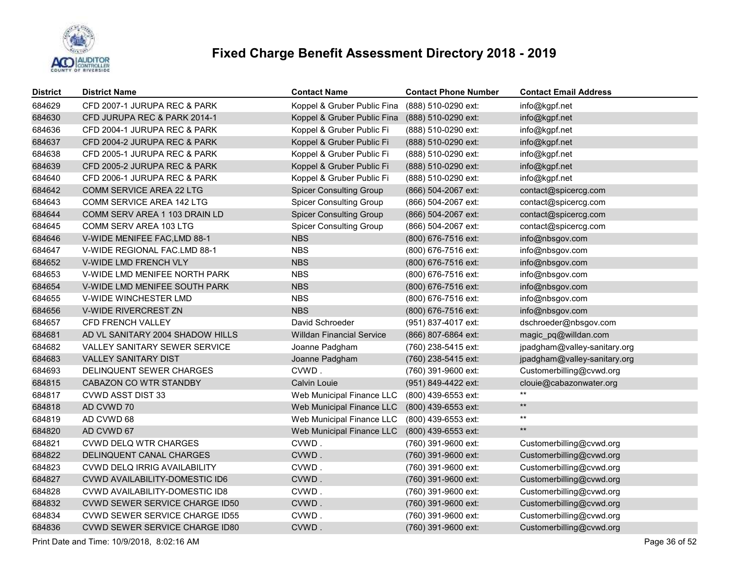# Fixed Charge Benefit Assessment Directory 2018 - 2019

| District | District Name | Contact Name | Contact Phone Number | Contact Email Address |
|---|---|---|---|---|
| 684629 | CFD 2007-1 JURUPA REC & PARK | Koppel & Gruber Public Fina | (888) 510-0290 ext: | info@kgpf.net |
| 684630 | CFD JURUPA REC & PARK 2014-1 | Koppel & Gruber Public Fina | (888) 510-0290 ext: | info@kgpf.net |
| 684636 | CFD 2004-1 JURUPA REC & PARK | Koppel & Gruber Public Fi | (888) 510-0290 ext: | info@kgpf.net |
| 684637 | CFD 2004-2 JURUPA REC & PARK | Koppel & Gruber Public Fi | (888) 510-0290 ext: | info@kgpf.net |
| 684638 | CFD 2005-1 JURUPA REC & PARK | Koppel & Gruber Public Fi | (888) 510-0290 ext: | info@kgpf.net |
| 684639 | CFD 2005-2 JURUPA REC & PARK | Koppel & Gruber Public Fi | (888) 510-0290 ext: | info@kgpf.net |
| 684640 | CFD 2006-1 JURUPA REC & PARK | Koppel & Gruber Public Fi | (888) 510-0290 ext: | info@kgpf.net |
| 684642 | COMM SERVICE AREA 22 LTG | Spicer Consulting Group | (866) 504-2067 ext: | contact@spicercg.com |
| 684643 | COMM SERVICE AREA 142 LTG | Spicer Consulting Group | (866) 504-2067 ext: | contact@spicercg.com |
| 684644 | COMM SERV AREA 1 103 DRAIN LD | Spicer Consulting Group | (866) 504-2067 ext: | contact@spicercg.com |
| 684645 | COMM SERV AREA 103 LTG | Spicer Consulting Group | (866) 504-2067 ext: | contact@spicercg.com |
| 684646 | V-WIDE MENIFEE FAC,LMD 88-1 | NBS | (800) 676-7516 ext: | info@nbsgov.com |
| 684647 | V-WIDE REGIONAL FAC.LMD 88-1 | NBS | (800) 676-7516 ext: | info@nbsgov.com |
| 684652 | V-WIDE LMD FRENCH VLY | NBS | (800) 676-7516 ext: | info@nbsgov.com |
| 684653 | V-WIDE LMD MENIFEE NORTH PARK | NBS | (800) 676-7516 ext: | info@nbsgov.com |
| 684654 | V-WIDE LMD MENIFEE SOUTH PARK | NBS | (800) 676-7516 ext: | info@nbsgov.com |
| 684655 | V-WIDE WINCHESTER LMD | NBS | (800) 676-7516 ext: | info@nbsgov.com |
| 684656 | V-WIDE RIVERCREST ZN | NBS | (800) 676-7516 ext: | info@nbsgov.com |
| 684657 | CFD FRENCH VALLEY | David Schroeder | (951) 837-4017 ext: | dschroeder@nbsgov.com |
| 684681 | AD VL SANITARY 2004 SHADOW HILLS | Willdan Financial Service | (866) 807-6864 ext: | magic_pq@willdan.com |
| 684682 | VALLEY SANITARY SEWER SERVICE | Joanne Padgham | (760) 238-5415 ext: | jpadgham@valley-sanitary.org |
| 684683 | VALLEY SANITARY DIST | Joanne Padgham | (760) 238-5415 ext: | jpadgham@valley-sanitary.org |
| 684693 | DELINQUENT SEWER CHARGES | CVWD . | (760) 391-9600 ext: | Customerbilling@cvwd.org |
| 684815 | CABAZON CO WTR STANDBY | Calvin Louie | (951) 849-4422 ext: | clouie@cabazonwater.org |
| 684817 | CVWD ASST DIST 33 | Web Municipal Finance LLC | (800) 439-6553 ext: | ** |
| 684818 | AD CVWD 70 | Web Municipal Finance LLC | (800) 439-6553 ext: | ** |
| 684819 | AD CVWD 68 | Web Municipal Finance LLC | (800) 439-6553 ext: | ** |
| 684820 | AD CVWD 67 | Web Municipal Finance LLC | (800) 439-6553 ext: | ** |
| 684821 | CVWD DELQ WTR CHARGES | CVWD . | (760) 391-9600 ext: | Customerbilling@cvwd.org |
| 684822 | DELINQUENT CANAL CHARGES | CVWD . | (760) 391-9600 ext: | Customerbilling@cvwd.org |
| 684823 | CVWD DELQ IRRIG AVAILABILITY | CVWD . | (760) 391-9600 ext: | Customerbilling@cvwd.org |
| 684827 | CVWD AVAILABILITY-DOMESTIC ID6 | CVWD . | (760) 391-9600 ext: | Customerbilling@cvwd.org |
| 684828 | CVWD AVAILABILITY-DOMESTIC ID8 | CVWD . | (760) 391-9600 ext: | Customerbilling@cvwd.org |
| 684832 | CVWD SEWER SERVICE CHARGE ID50 | CVWD . | (760) 391-9600 ext: | Customerbilling@cvwd.org |
| 684834 | CVWD SEWER SERVICE CHARGE ID55 | CVWD . | (760) 391-9600 ext: | Customerbilling@cvwd.org |
| 684836 | CVWD SEWER SERVICE CHARGE ID80 | CVWD . | (760) 391-9600 ext: | Customerbilling@cvwd.org |

Print Date and Time: 10/9/2018, 8:02:16 AM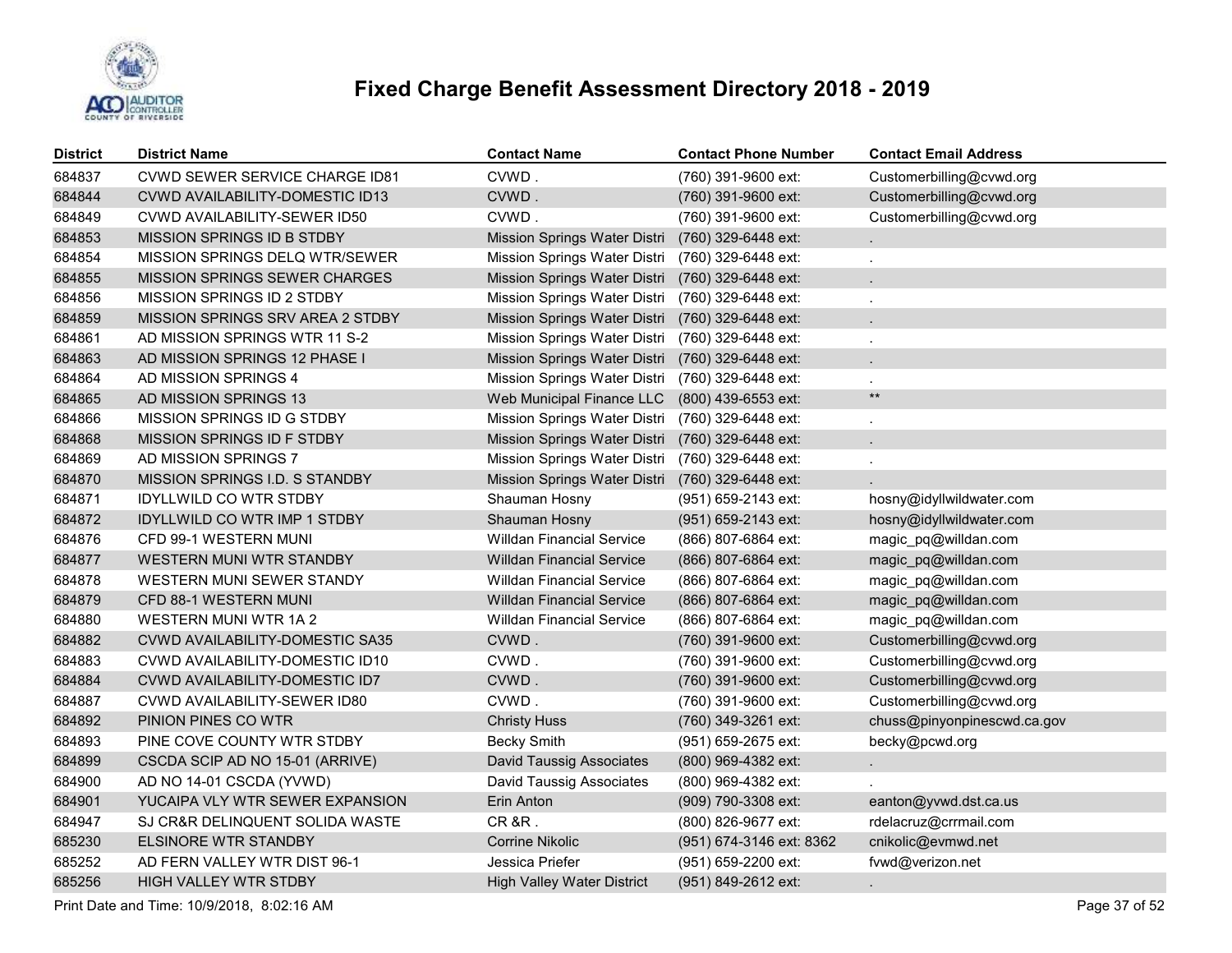# Fixed Charge Benefit Assessment Directory 2018 - 2019

| District | District Name | Contact Name | Contact Phone Number | Contact Email Address |
|---|---|---|---|---|
| 684837 | CVWD SEWER SERVICE CHARGE ID81 | CVWD . | (760) 391-9600 ext: | Customerbilling@cvwd.org |
| 684844 | CVWD AVAILABILITY-DOMESTIC ID13 | CVWD . | (760) 391-9600 ext: | Customerbilling@cvwd.org |
| 684849 | CVWD AVAILABILITY-SEWER ID50 | CVWD . | (760) 391-9600 ext: | Customerbilling@cvwd.org |
| 684853 | MISSION SPRINGS ID B STDBY | Mission Springs Water Distri | (760) 329-6448 ext: | . |
| 684854 | MISSION SPRINGS DELQ WTR/SEWER | Mission Springs Water Distri | (760) 329-6448 ext: | . |
| 684855 | MISSION SPRINGS SEWER CHARGES | Mission Springs Water Distri | (760) 329-6448 ext: | . |
| 684856 | MISSION SPRINGS ID 2 STDBY | Mission Springs Water Distri | (760) 329-6448 ext: | . |
| 684859 | MISSION SPRINGS SRV AREA 2 STDBY | Mission Springs Water Distri | (760) 329-6448 ext: | . |
| 684861 | AD MISSION SPRINGS WTR 11 S-2 | Mission Springs Water Distri | (760) 329-6448 ext: | . |
| 684863 | AD MISSION SPRINGS 12 PHASE I | Mission Springs Water Distri | (760) 329-6448 ext: | . |
| 684864 | AD MISSION SPRINGS 4 | Mission Springs Water Distri | (760) 329-6448 ext: | . |
| 684865 | AD MISSION SPRINGS 13 | Web Municipal Finance LLC | (800) 439-6553 ext: | ** |
| 684866 | MISSION SPRINGS ID G STDBY | Mission Springs Water Distri | (760) 329-6448 ext: | . |
| 684868 | MISSION SPRINGS ID F STDBY | Mission Springs Water Distri | (760) 329-6448 ext: | . |
| 684869 | AD MISSION SPRINGS 7 | Mission Springs Water Distri | (760) 329-6448 ext: | . |
| 684870 | MISSION SPRINGS I.D. S STANDBY | Mission Springs Water Distri | (760) 329-6448 ext: | . |
| 684871 | IDYLLWILD CO WTR STDBY | Shauman Hosny | (951) 659-2143 ext: | hosny@idyllwildwater.com |
| 684872 | IDYLLWILD CO WTR IMP 1 STDBY | Shauman Hosny | (951) 659-2143 ext: | hosny@idyllwildwater.com |
| 684876 | CFD 99-1 WESTERN MUNI | Willdan Financial Service | (866) 807-6864 ext: | magic_pq@willdan.com |
| 684877 | WESTERN MUNI WTR STANDBY | Willdan Financial Service | (866) 807-6864 ext: | magic_pq@willdan.com |
| 684878 | WESTERN MUNI SEWER STANDY | Willdan Financial Service | (866) 807-6864 ext: | magic_pq@willdan.com |
| 684879 | CFD 88-1 WESTERN MUNI | Willdan Financial Service | (866) 807-6864 ext: | magic_pq@willdan.com |
| 684880 | WESTERN MUNI WTR 1A 2 | Willdan Financial Service | (866) 807-6864 ext: | magic_pq@willdan.com |
| 684882 | CVWD AVAILABILITY-DOMESTIC SA35 | CVWD . | (760) 391-9600 ext: | Customerbilling@cvwd.org |
| 684883 | CVWD AVAILABILITY-DOMESTIC ID10 | CVWD . | (760) 391-9600 ext: | Customerbilling@cvwd.org |
| 684884 | CVWD AVAILABILITY-DOMESTIC ID7 | CVWD . | (760) 391-9600 ext: | Customerbilling@cvwd.org |
| 684887 | CVWD AVAILABILITY-SEWER ID80 | CVWD . | (760) 391-9600 ext: | Customerbilling@cvwd.org |
| 684892 | PINION PINES CO WTR | Christy Huss | (760) 349-3261 ext: | chuss@pinyonpinescwd.ca.gov |
| 684893 | PINE COVE COUNTY WTR STDBY | Becky Smith | (951) 659-2675 ext: | becky@pcwd.org |
| 684899 | CSCDA SCIP AD NO 15-01 (ARRIVE) | David Taussig Associates | (800) 969-4382 ext: | . |
| 684900 | AD NO 14-01 CSCDA (YVWD) | David Taussig Associates | (800) 969-4382 ext: | . |
| 684901 | YUCAIPA VLY WTR SEWER EXPANSION | Erin Anton | (909) 790-3308 ext: | eanton@yvwd.dst.ca.us |
| 684947 | SJ CR&R DELINQUENT SOLIDA WASTE | CR &R . | (800) 826-9677 ext: | rdelacruz@crrmail.com |
| 685230 | ELSINORE WTR STANDBY | Corrine Nikolic | (951) 674-3146 ext: 8362 | cnikolic@evmwd.net |
| 685252 | AD FERN VALLEY WTR DIST 96-1 | Jessica Priefer | (951) 659-2200 ext: | fvwd@verizon.net |
| 685256 | HIGH VALLEY WTR STDBY | High Valley Water District | (951) 849-2612 ext: | . |

Print Date and Time: 10/9/2018, 8:02:16 AM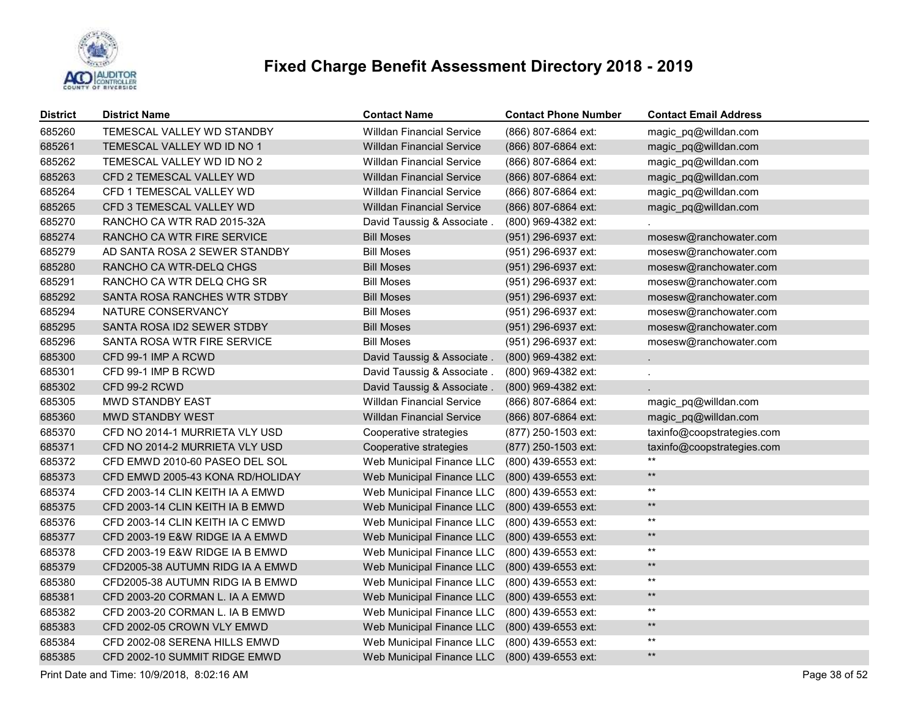# Fixed Charge Benefit Assessment Directory 2018 - 2019

| District | District Name | Contact Name | Contact Phone Number | Contact Email Address |
|---|---|---|---|---|
| 685260 | TEMESCAL VALLEY WD STANDBY | Willdan Financial Service | (866) 807-6864 ext: | magic_pq@willdan.com |
| 685261 | TEMESCAL VALLEY WD ID NO 1 | Willdan Financial Service | (866) 807-6864 ext: | magic_pq@willdan.com |
| 685262 | TEMESCAL VALLEY WD ID NO 2 | Willdan Financial Service | (866) 807-6864 ext: | magic_pq@willdan.com |
| 685263 | CFD 2 TEMESCAL VALLEY WD | Willdan Financial Service | (866) 807-6864 ext: | magic_pq@willdan.com |
| 685264 | CFD 1 TEMESCAL VALLEY WD | Willdan Financial Service | (866) 807-6864 ext: | magic_pq@willdan.com |
| 685265 | CFD 3 TEMESCAL VALLEY WD | Willdan Financial Service | (866) 807-6864 ext: | magic_pq@willdan.com |
| 685270 | RANCHO CA WTR RAD 2015-32A | David Taussig & Associate . | (800) 969-4382 ext: | . |
| 685274 | RANCHO CA WTR FIRE SERVICE | Bill Moses | (951) 296-6937 ext: | mosesw@ranchowater.com |
| 685279 | AD SANTA ROSA 2 SEWER STANDBY | Bill Moses | (951) 296-6937 ext: | mosesw@ranchowater.com |
| 685280 | RANCHO CA WTR-DELQ CHGS | Bill Moses | (951) 296-6937 ext: | mosesw@ranchowater.com |
| 685291 | RANCHO CA WTR DELQ CHG SR | Bill Moses | (951) 296-6937 ext: | mosesw@ranchowater.com |
| 685292 | SANTA ROSA RANCHES WTR STDBY | Bill Moses | (951) 296-6937 ext: | mosesw@ranchowater.com |
| 685294 | NATURE CONSERVANCY | Bill Moses | (951) 296-6937 ext: | mosesw@ranchowater.com |
| 685295 | SANTA ROSA ID2 SEWER STDBY | Bill Moses | (951) 296-6937 ext: | mosesw@ranchowater.com |
| 685296 | SANTA ROSA WTR FIRE SERVICE | Bill Moses | (951) 296-6937 ext: | mosesw@ranchowater.com |
| 685300 | CFD 99-1 IMP A RCWD | David Taussig & Associate . | (800) 969-4382 ext: | . |
| 685301 | CFD 99-1 IMP B RCWD | David Taussig & Associate . | (800) 969-4382 ext: | . |
| 685302 | CFD 99-2 RCWD | David Taussig & Associate . | (800) 969-4382 ext: | . |
| 685305 | MWD STANDBY EAST | Willdan Financial Service | (866) 807-6864 ext: | magic_pq@willdan.com |
| 685360 | MWD STANDBY WEST | Willdan Financial Service | (866) 807-6864 ext: | magic_pq@willdan.com |
| 685370 | CFD NO 2014-1 MURRIETA VLY USD | Cooperative strategies | (877) 250-1503 ext: | taxinfo@coopstrategies.com |
| 685371 | CFD NO 2014-2 MURRIETA VLY USD | Cooperative strategies | (877) 250-1503 ext: | taxinfo@coopstrategies.com |
| 685372 | CFD EMWD 2010-60 PASEO DEL SOL | Web Municipal Finance LLC | (800) 439-6553 ext: | ** |
| 685373 | CFD EMWD 2005-43 KONA RD/HOLIDAY | Web Municipal Finance LLC | (800) 439-6553 ext: | ** |
| 685374 | CFD 2003-14 CLIN KEITH IA A EMWD | Web Municipal Finance LLC | (800) 439-6553 ext: | ** |
| 685375 | CFD 2003-14 CLIN KEITH IA B EMWD | Web Municipal Finance LLC | (800) 439-6553 ext: | ** |
| 685376 | CFD 2003-14 CLIN KEITH IA C EMWD | Web Municipal Finance LLC | (800) 439-6553 ext: | ** |
| 685377 | CFD 2003-19 E&W RIDGE IA A EMWD | Web Municipal Finance LLC | (800) 439-6553 ext: | ** |
| 685378 | CFD 2003-19 E&W RIDGE IA B EMWD | Web Municipal Finance LLC | (800) 439-6553 ext: | ** |
| 685379 | CFD2005-38 AUTUMN RIDG IA A EMWD | Web Municipal Finance LLC | (800) 439-6553 ext: | ** |
| 685380 | CFD2005-38 AUTUMN RIDG IA B EMWD | Web Municipal Finance LLC | (800) 439-6553 ext: | ** |
| 685381 | CFD 2003-20 CORMAN L. IA A EMWD | Web Municipal Finance LLC | (800) 439-6553 ext: | ** |
| 685382 | CFD 2003-20 CORMAN L. IA B EMWD | Web Municipal Finance LLC | (800) 439-6553 ext: | ** |
| 685383 | CFD 2002-05 CROWN VLY EMWD | Web Municipal Finance LLC | (800) 439-6553 ext: | ** |
| 685384 | CFD 2002-08 SERENA HILLS EMWD | Web Municipal Finance LLC | (800) 439-6553 ext: | ** |
| 685385 | CFD 2002-10 SUMMIT RIDGE EMWD | Web Municipal Finance LLC | (800) 439-6553 ext: | ** |

Print Date and Time: 10/9/2018, 8:02:16 AM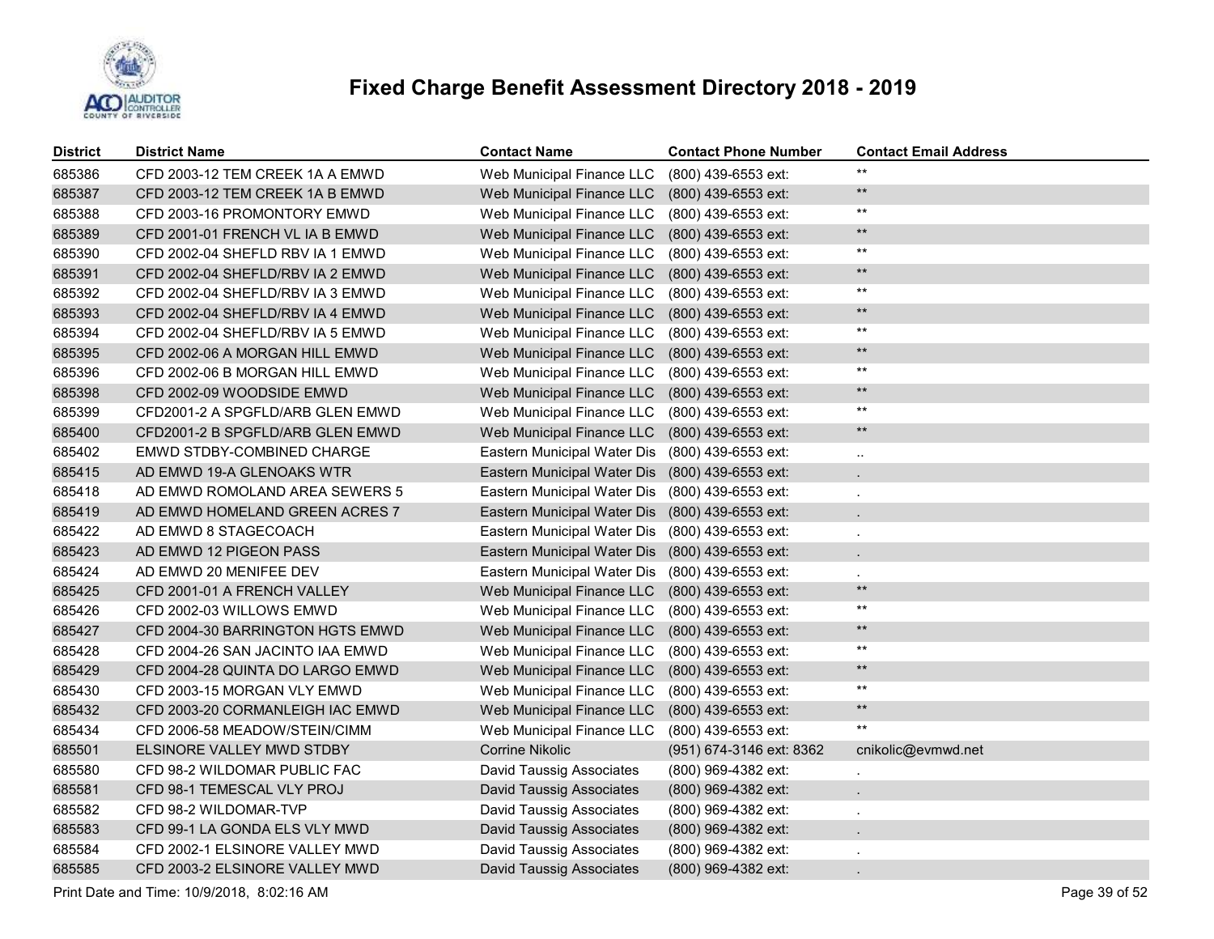# Fixed Charge Benefit Assessment Directory 2018 - 2019

| District | District Name | Contact Name | Contact Phone Number | Contact Email Address |
|---|---|---|---|---|
| 685386 | CFD 2003-12 TEM CREEK 1A A EMWD | Web Municipal Finance LLC | (800) 439-6553 ext: | ** |
| 685387 | CFD 2003-12 TEM CREEK 1A B EMWD | Web Municipal Finance LLC | (800) 439-6553 ext: | ** |
| 685388 | CFD 2003-16 PROMONTORY EMWD | Web Municipal Finance LLC | (800) 439-6553 ext: | ** |
| 685389 | CFD 2001-01 FRENCH VL IA B EMWD | Web Municipal Finance LLC | (800) 439-6553 ext: | ** |
| 685390 | CFD 2002-04 SHEFLD RBV IA 1 EMWD | Web Municipal Finance LLC | (800) 439-6553 ext: | ** |
| 685391 | CFD 2002-04 SHEFLD/RBV IA 2 EMWD | Web Municipal Finance LLC | (800) 439-6553 ext: | ** |
| 685392 | CFD 2002-04 SHEFLD/RBV IA 3 EMWD | Web Municipal Finance LLC | (800) 439-6553 ext: | ** |
| 685393 | CFD 2002-04 SHEFLD/RBV IA 4 EMWD | Web Municipal Finance LLC | (800) 439-6553 ext: | ** |
| 685394 | CFD 2002-04 SHEFLD/RBV IA 5 EMWD | Web Municipal Finance LLC | (800) 439-6553 ext: | ** |
| 685395 | CFD 2002-06 A MORGAN HILL EMWD | Web Municipal Finance LLC | (800) 439-6553 ext: | ** |
| 685396 | CFD 2002-06 B MORGAN HILL EMWD | Web Municipal Finance LLC | (800) 439-6553 ext: | ** |
| 685398 | CFD 2002-09 WOODSIDE EMWD | Web Municipal Finance LLC | (800) 439-6553 ext: | ** |
| 685399 | CFD2001-2 A SPGFLD/ARB GLEN EMWD | Web Municipal Finance LLC | (800) 439-6553 ext: | ** |
| 685400 | CFD2001-2 B SPGFLD/ARB GLEN EMWD | Web Municipal Finance LLC | (800) 439-6553 ext: | ** |
| 685402 | EMWD STDBY-COMBINED CHARGE | Eastern Municipal Water Dis | (800) 439-6553 ext: | .. |
| 685415 | AD EMWD 19-A GLENOAKS WTR | Eastern Municipal Water Dis | (800) 439-6553 ext: | . |
| 685418 | AD EMWD ROMOLAND AREA SEWERS 5 | Eastern Municipal Water Dis | (800) 439-6553 ext: | . |
| 685419 | AD EMWD HOMELAND GREEN ACRES 7 | Eastern Municipal Water Dis | (800) 439-6553 ext: | . |
| 685422 | AD EMWD 8 STAGECOACH | Eastern Municipal Water Dis | (800) 439-6553 ext: | . |
| 685423 | AD EMWD 12 PIGEON PASS | Eastern Municipal Water Dis | (800) 439-6553 ext: | . |
| 685424 | AD EMWD 20 MENIFEE DEV | Eastern Municipal Water Dis | (800) 439-6553 ext: | . |
| 685425 | CFD 2001-01 A FRENCH VALLEY | Web Municipal Finance LLC | (800) 439-6553 ext: | ** |
| 685426 | CFD 2002-03 WILLOWS EMWD | Web Municipal Finance LLC | (800) 439-6553 ext: | ** |
| 685427 | CFD 2004-30 BARRINGTON HGTS EMWD | Web Municipal Finance LLC | (800) 439-6553 ext: | ** |
| 685428 | CFD 2004-26 SAN JACINTO IAA EMWD | Web Municipal Finance LLC | (800) 439-6553 ext: | ** |
| 685429 | CFD 2004-28 QUINTA DO LARGO EMWD | Web Municipal Finance LLC | (800) 439-6553 ext: | ** |
| 685430 | CFD 2003-15 MORGAN VLY EMWD | Web Municipal Finance LLC | (800) 439-6553 ext: | ** |
| 685432 | CFD 2003-20 CORMANLEIGH IAC EMWD | Web Municipal Finance LLC | (800) 439-6553 ext: | ** |
| 685434 | CFD 2006-58 MEADOW/STEIN/CIMM | Web Municipal Finance LLC | (800) 439-6553 ext: | ** |
| 685501 | ELSINORE VALLEY MWD STDBY | Corrine Nikolic | (951) 674-3146 ext: 8362 | cnikolic@evmwd.net |
| 685580 | CFD 98-2 WILDOMAR PUBLIC FAC | David Taussig Associates | (800) 969-4382 ext: | . |
| 685581 | CFD 98-1 TEMESCAL VLY PROJ | David Taussig Associates | (800) 969-4382 ext: | . |
| 685582 | CFD 98-2 WILDOMAR-TVP | David Taussig Associates | (800) 969-4382 ext: | . |
| 685583 | CFD 99-1 LA GONDA ELS VLY MWD | David Taussig Associates | (800) 969-4382 ext: | . |
| 685584 | CFD 2002-1 ELSINORE VALLEY MWD | David Taussig Associates | (800) 969-4382 ext: | . |
| 685585 | CFD 2003-2 ELSINORE VALLEY MWD | David Taussig Associates | (800) 969-4382 ext: | . |

Print Date and Time: 10/9/2018, 8:02:16 AM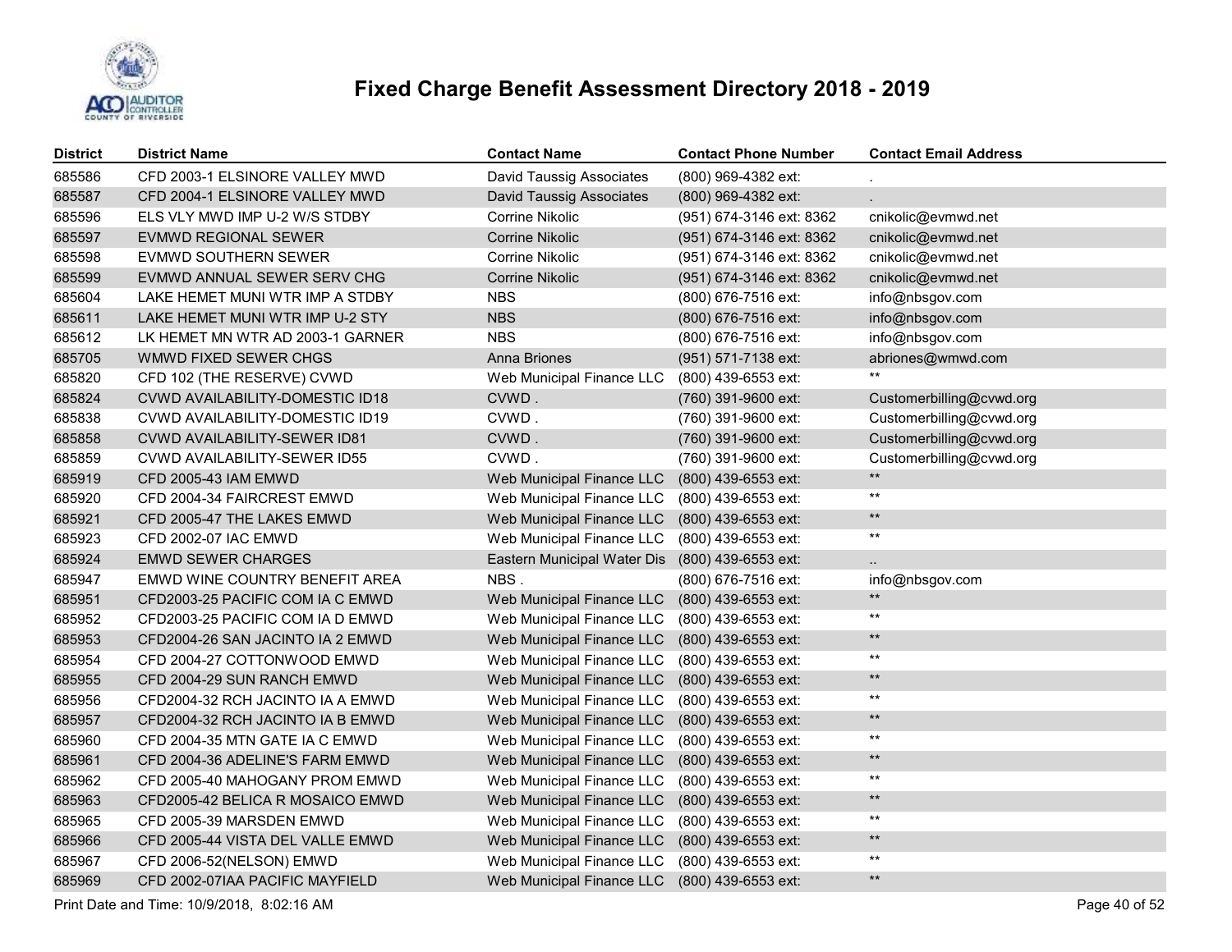# Fixed Charge Benefit Assessment Directory 2018 - 2019

| District | District Name | Contact Name | Contact Phone Number | Contact Email Address |
|---|---|---|---|---|
| 685586 | CFD 2003-1 ELSINORE VALLEY MWD | David Taussig Associates | (800) 969-4382 ext: | . |
| 685587 | CFD 2004-1 ELSINORE VALLEY MWD | David Taussig Associates | (800) 969-4382 ext: | . |
| 685596 | ELS VLY MWD IMP U-2 W/S STDBY | Corrine Nikolic | (951) 674-3146 ext: 8362 | cnikolic@evmwd.net |
| 685597 | EVMWD REGIONAL SEWER | Corrine Nikolic | (951) 674-3146 ext: 8362 | cnikolic@evmwd.net |
| 685598 | EVMWD SOUTHERN SEWER | Corrine Nikolic | (951) 674-3146 ext: 8362 | cnikolic@evmwd.net |
| 685599 | EVMWD ANNUAL SEWER SERV CHG | Corrine Nikolic | (951) 674-3146 ext: 8362 | cnikolic@evmwd.net |
| 685604 | LAKE HEMET MUNI WTR IMP A STDBY | NBS | (800) 676-7516 ext: | info@nbsgov.com |
| 685611 | LAKE HEMET MUNI WTR IMP U-2 STY | NBS | (800) 676-7516 ext: | info@nbsgov.com |
| 685612 | LK HEMET MN WTR AD 2003-1 GARNER | NBS | (800) 676-7516 ext: | info@nbsgov.com |
| 685705 | WMWD FIXED SEWER CHGS | Anna Briones | (951) 571-7138 ext: | abriones@wmwd.com |
| 685820 | CFD 102 (THE RESERVE) CVWD | Web Municipal Finance LLC | (800) 439-6553 ext: | ** |
| 685824 | CVWD AVAILABILITY-DOMESTIC ID18 | CVWD . | (760) 391-9600 ext: | Customerbilling@cvwd.org |
| 685838 | CVWD AVAILABILITY-DOMESTIC ID19 | CVWD . | (760) 391-9600 ext: | Customerbilling@cvwd.org |
| 685858 | CVWD AVAILABILITY-SEWER ID81 | CVWD . | (760) 391-9600 ext: | Customerbilling@cvwd.org |
| 685859 | CVWD AVAILABILITY-SEWER ID55 | CVWD . | (760) 391-9600 ext: | Customerbilling@cvwd.org |
| 685919 | CFD 2005-43 IAM EMWD | Web Municipal Finance LLC | (800) 439-6553 ext: | ** |
| 685920 | CFD 2004-34 FAIRCREST EMWD | Web Municipal Finance LLC | (800) 439-6553 ext: | ** |
| 685921 | CFD 2005-47 THE LAKES EMWD | Web Municipal Finance LLC | (800) 439-6553 ext: | ** |
| 685923 | CFD 2002-07 IAC EMWD | Web Municipal Finance LLC | (800) 439-6553 ext: | ** |
| 685924 | EMWD SEWER CHARGES | Eastern Municipal Water Dis | (800) 439-6553 ext: | .. |
| 685947 | EMWD WINE COUNTRY BENEFIT AREA | NBS . | (800) 676-7516 ext: | info@nbsgov.com |
| 685951 | CFD2003-25 PACIFIC COM IA C EMWD | Web Municipal Finance LLC | (800) 439-6553 ext: | ** |
| 685952 | CFD2003-25 PACIFIC COM IA D EMWD | Web Municipal Finance LLC | (800) 439-6553 ext: | ** |
| 685953 | CFD2004-26 SAN JACINTO IA 2 EMWD | Web Municipal Finance LLC | (800) 439-6553 ext: | ** |
| 685954 | CFD 2004-27 COTTONWOOD EMWD | Web Municipal Finance LLC | (800) 439-6553 ext: | ** |
| 685955 | CFD 2004-29 SUN RANCH EMWD | Web Municipal Finance LLC | (800) 439-6553 ext: | ** |
| 685956 | CFD2004-32 RCH JACINTO IA A EMWD | Web Municipal Finance LLC | (800) 439-6553 ext: | ** |
| 685957 | CFD2004-32 RCH JACINTO IA B EMWD | Web Municipal Finance LLC | (800) 439-6553 ext: | ** |
| 685960 | CFD 2004-35 MTN GATE IA C EMWD | Web Municipal Finance LLC | (800) 439-6553 ext: | ** |
| 685961 | CFD 2004-36 ADELINE'S FARM EMWD | Web Municipal Finance LLC | (800) 439-6553 ext: | ** |
| 685962 | CFD 2005-40 MAHOGANY PROM EMWD | Web Municipal Finance LLC | (800) 439-6553 ext: | ** |
| 685963 | CFD2005-42 BELICA R MOSAICO EMWD | Web Municipal Finance LLC | (800) 439-6553 ext: | ** |
| 685965 | CFD 2005-39 MARSDEN EMWD | Web Municipal Finance LLC | (800) 439-6553 ext: | ** |
| 685966 | CFD 2005-44 VISTA DEL VALLE EMWD | Web Municipal Finance LLC | (800) 439-6553 ext: | ** |
| 685967 | CFD 2006-52(NELSON) EMWD | Web Municipal Finance LLC | (800) 439-6553 ext: | ** |
| 685969 | CFD 2002-07IAA PACIFIC MAYFIELD | Web Municipal Finance LLC | (800) 439-6553 ext: | ** |

Print Date and Time: 10/9/2018, 8:02:16 AM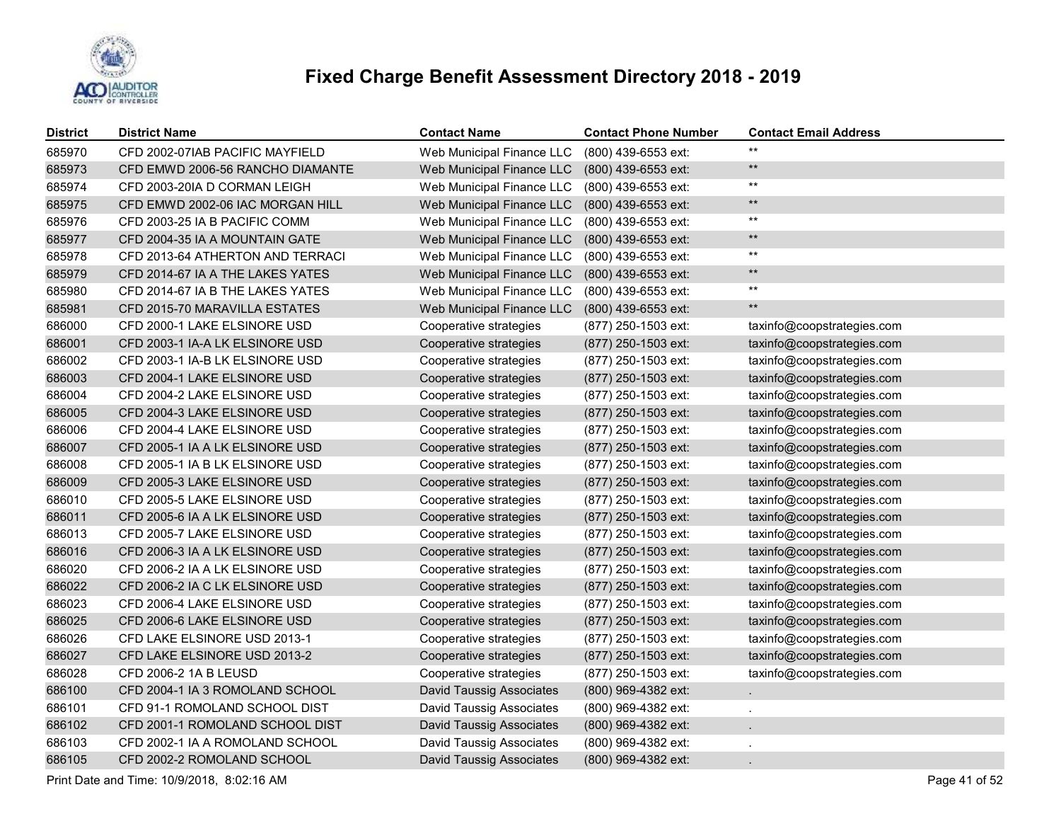# Fixed Charge Benefit Assessment Directory 2018 - 2019

| District | District Name | Contact Name | Contact Phone Number | Contact Email Address |
|---|---|---|---|---|
| 685970 | CFD 2002-07IAB PACIFIC MAYFIELD | Web Municipal Finance LLC | (800) 439-6553 ext: | ** |
| 685973 | CFD EMWD 2006-56 RANCHO DIAMANTE | Web Municipal Finance LLC | (800) 439-6553 ext: | ** |
| 685974 | CFD 2003-20IA D CORMAN LEIGH | Web Municipal Finance LLC | (800) 439-6553 ext: | ** |
| 685975 | CFD EMWD 2002-06 IAC MORGAN HILL | Web Municipal Finance LLC | (800) 439-6553 ext: | ** |
| 685976 | CFD 2003-25 IA B PACIFIC COMM | Web Municipal Finance LLC | (800) 439-6553 ext: | ** |
| 685977 | CFD 2004-35 IA A MOUNTAIN GATE | Web Municipal Finance LLC | (800) 439-6553 ext: | ** |
| 685978 | CFD 2013-64 ATHERTON AND TERRACI | Web Municipal Finance LLC | (800) 439-6553 ext: | ** |
| 685979 | CFD 2014-67 IA A THE LAKES YATES | Web Municipal Finance LLC | (800) 439-6553 ext: | ** |
| 685980 | CFD 2014-67 IA B THE LAKES YATES | Web Municipal Finance LLC | (800) 439-6553 ext: | ** |
| 685981 | CFD 2015-70 MARAVILLA ESTATES | Web Municipal Finance LLC | (800) 439-6553 ext: | ** |
| 686000 | CFD 2000-1 LAKE ELSINORE USD | Cooperative strategies | (877) 250-1503 ext: | taxinfo@coopstrategies.com |
| 686001 | CFD 2003-1 IA-A LK ELSINORE USD | Cooperative strategies | (877) 250-1503 ext: | taxinfo@coopstrategies.com |
| 686002 | CFD 2003-1 IA-B LK ELSINORE USD | Cooperative strategies | (877) 250-1503 ext: | taxinfo@coopstrategies.com |
| 686003 | CFD 2004-1 LAKE ELSINORE USD | Cooperative strategies | (877) 250-1503 ext: | taxinfo@coopstrategies.com |
| 686004 | CFD 2004-2 LAKE ELSINORE USD | Cooperative strategies | (877) 250-1503 ext: | taxinfo@coopstrategies.com |
| 686005 | CFD 2004-3 LAKE ELSINORE USD | Cooperative strategies | (877) 250-1503 ext: | taxinfo@coopstrategies.com |
| 686006 | CFD 2004-4 LAKE ELSINORE USD | Cooperative strategies | (877) 250-1503 ext: | taxinfo@coopstrategies.com |
| 686007 | CFD 2005-1 IA A LK ELSINORE USD | Cooperative strategies | (877) 250-1503 ext: | taxinfo@coopstrategies.com |
| 686008 | CFD 2005-1 IA B LK ELSINORE USD | Cooperative strategies | (877) 250-1503 ext: | taxinfo@coopstrategies.com |
| 686009 | CFD 2005-3 LAKE ELSINORE USD | Cooperative strategies | (877) 250-1503 ext: | taxinfo@coopstrategies.com |
| 686010 | CFD 2005-5 LAKE ELSINORE USD | Cooperative strategies | (877) 250-1503 ext: | taxinfo@coopstrategies.com |
| 686011 | CFD 2005-6 IA A LK ELSINORE USD | Cooperative strategies | (877) 250-1503 ext: | taxinfo@coopstrategies.com |
| 686013 | CFD 2005-7 LAKE ELSINORE USD | Cooperative strategies | (877) 250-1503 ext: | taxinfo@coopstrategies.com |
| 686016 | CFD 2006-3 IA A LK ELSINORE USD | Cooperative strategies | (877) 250-1503 ext: | taxinfo@coopstrategies.com |
| 686020 | CFD 2006-2 IA A LK ELSINORE USD | Cooperative strategies | (877) 250-1503 ext: | taxinfo@coopstrategies.com |
| 686022 | CFD 2006-2 IA C LK ELSINORE USD | Cooperative strategies | (877) 250-1503 ext: | taxinfo@coopstrategies.com |
| 686023 | CFD 2006-4 LAKE ELSINORE USD | Cooperative strategies | (877) 250-1503 ext: | taxinfo@coopstrategies.com |
| 686025 | CFD 2006-6 LAKE ELSINORE USD | Cooperative strategies | (877) 250-1503 ext: | taxinfo@coopstrategies.com |
| 686026 | CFD LAKE ELSINORE USD 2013-1 | Cooperative strategies | (877) 250-1503 ext: | taxinfo@coopstrategies.com |
| 686027 | CFD LAKE ELSINORE USD 2013-2 | Cooperative strategies | (877) 250-1503 ext: | taxinfo@coopstrategies.com |
| 686028 | CFD 2006-2 1A B LEUSD | Cooperative strategies | (877) 250-1503 ext: | taxinfo@coopstrategies.com |
| 686100 | CFD 2004-1 IA 3 ROMOLAND SCHOOL | David Taussig Associates | (800) 969-4382 ext: | . |
| 686101 | CFD 91-1 ROMOLAND SCHOOL DIST | David Taussig Associates | (800) 969-4382 ext: | . |
| 686102 | CFD 2001-1 ROMOLAND SCHOOL DIST | David Taussig Associates | (800) 969-4382 ext: | . |
| 686103 | CFD 2002-1 IA A ROMOLAND SCHOOL | David Taussig Associates | (800) 969-4382 ext: | . |
| 686105 | CFD 2002-2 ROMOLAND SCHOOL | David Taussig Associates | (800) 969-4382 ext: | . |

Print Date and Time: 10/9/2018, 8:02:16 AM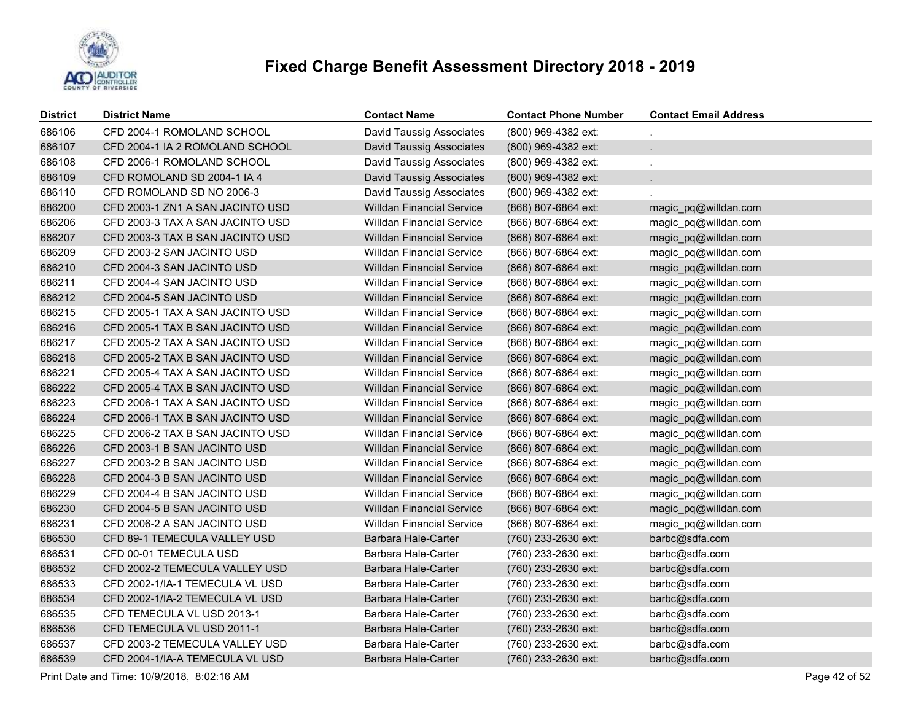# Fixed Charge Benefit Assessment Directory 2018 - 2019

| District | District Name | Contact Name | Contact Phone Number | Contact Email Address |
|---|---|---|---|---|
| 686106 | CFD 2004-1 ROMOLAND SCHOOL | David Taussig Associates | (800) 969-4382 ext: | . |
| 686107 | CFD 2004-1 IA 2 ROMOLAND SCHOOL | David Taussig Associates | (800) 969-4382 ext: | . |
| 686108 | CFD 2006-1 ROMOLAND SCHOOL | David Taussig Associates | (800) 969-4382 ext: | . |
| 686109 | CFD ROMOLAND SD 2004-1 IA 4 | David Taussig Associates | (800) 969-4382 ext: | . |
| 686110 | CFD ROMOLAND SD NO 2006-3 | David Taussig Associates | (800) 969-4382 ext: | . |
| 686200 | CFD 2003-1 ZN1 A SAN JACINTO USD | Willdan Financial Service | (866) 807-6864 ext: | magic_pq@willdan.com |
| 686206 | CFD 2003-3 TAX A SAN JACINTO USD | Willdan Financial Service | (866) 807-6864 ext: | magic_pq@willdan.com |
| 686207 | CFD 2003-3 TAX B SAN JACINTO USD | Willdan Financial Service | (866) 807-6864 ext: | magic_pq@willdan.com |
| 686209 | CFD 2003-2 SAN JACINTO USD | Willdan Financial Service | (866) 807-6864 ext: | magic_pq@willdan.com |
| 686210 | CFD 2004-3 SAN JACINTO USD | Willdan Financial Service | (866) 807-6864 ext: | magic_pq@willdan.com |
| 686211 | CFD 2004-4 SAN JACINTO USD | Willdan Financial Service | (866) 807-6864 ext: | magic_pq@willdan.com |
| 686212 | CFD 2004-5 SAN JACINTO USD | Willdan Financial Service | (866) 807-6864 ext: | magic_pq@willdan.com |
| 686215 | CFD 2005-1 TAX A SAN JACINTO USD | Willdan Financial Service | (866) 807-6864 ext: | magic_pq@willdan.com |
| 686216 | CFD 2005-1 TAX B SAN JACINTO USD | Willdan Financial Service | (866) 807-6864 ext: | magic_pq@willdan.com |
| 686217 | CFD 2005-2 TAX A SAN JACINTO USD | Willdan Financial Service | (866) 807-6864 ext: | magic_pq@willdan.com |
| 686218 | CFD 2005-2 TAX B SAN JACINTO USD | Willdan Financial Service | (866) 807-6864 ext: | magic_pq@willdan.com |
| 686221 | CFD 2005-4 TAX A SAN JACINTO USD | Willdan Financial Service | (866) 807-6864 ext: | magic_pq@willdan.com |
| 686222 | CFD 2005-4 TAX B SAN JACINTO USD | Willdan Financial Service | (866) 807-6864 ext: | magic_pq@willdan.com |
| 686223 | CFD 2006-1 TAX A SAN JACINTO USD | Willdan Financial Service | (866) 807-6864 ext: | magic_pq@willdan.com |
| 686224 | CFD 2006-1 TAX B SAN JACINTO USD | Willdan Financial Service | (866) 807-6864 ext: | magic_pq@willdan.com |
| 686225 | CFD 2006-2 TAX B SAN JACINTO USD | Willdan Financial Service | (866) 807-6864 ext: | magic_pq@willdan.com |
| 686226 | CFD 2003-1 B SAN JACINTO USD | Willdan Financial Service | (866) 807-6864 ext: | magic_pq@willdan.com |
| 686227 | CFD 2003-2 B SAN JACINTO USD | Willdan Financial Service | (866) 807-6864 ext: | magic_pq@willdan.com |
| 686228 | CFD 2004-3 B SAN JACINTO USD | Willdan Financial Service | (866) 807-6864 ext: | magic_pq@willdan.com |
| 686229 | CFD 2004-4 B SAN JACINTO USD | Willdan Financial Service | (866) 807-6864 ext: | magic_pq@willdan.com |
| 686230 | CFD 2004-5 B SAN JACINTO USD | Willdan Financial Service | (866) 807-6864 ext: | magic_pq@willdan.com |
| 686231 | CFD 2006-2 A SAN JACINTO USD | Willdan Financial Service | (866) 807-6864 ext: | magic_pq@willdan.com |
| 686530 | CFD 89-1 TEMECULA VALLEY USD | Barbara Hale-Carter | (760) 233-2630 ext: | barbc@sdfa.com |
| 686531 | CFD 00-01 TEMECULA USD | Barbara Hale-Carter | (760) 233-2630 ext: | barbc@sdfa.com |
| 686532 | CFD 2002-2 TEMECULA VALLEY USD | Barbara Hale-Carter | (760) 233-2630 ext: | barbc@sdfa.com |
| 686533 | CFD 2002-1/IA-1 TEMECULA VL USD | Barbara Hale-Carter | (760) 233-2630 ext: | barbc@sdfa.com |
| 686534 | CFD 2002-1/IA-2 TEMECULA VL USD | Barbara Hale-Carter | (760) 233-2630 ext: | barbc@sdfa.com |
| 686535 | CFD TEMECULA VL USD 2013-1 | Barbara Hale-Carter | (760) 233-2630 ext: | barbc@sdfa.com |
| 686536 | CFD TEMECULA VL USD 2011-1 | Barbara Hale-Carter | (760) 233-2630 ext: | barbc@sdfa.com |
| 686537 | CFD 2003-2 TEMECULA VALLEY USD | Barbara Hale-Carter | (760) 233-2630 ext: | barbc@sdfa.com |
| 686539 | CFD 2004-1/IA-A TEMECULA VL USD | Barbara Hale-Carter | (760) 233-2630 ext: | barbc@sdfa.com |

Print Date and Time: 10/9/2018, 8:02:16 AM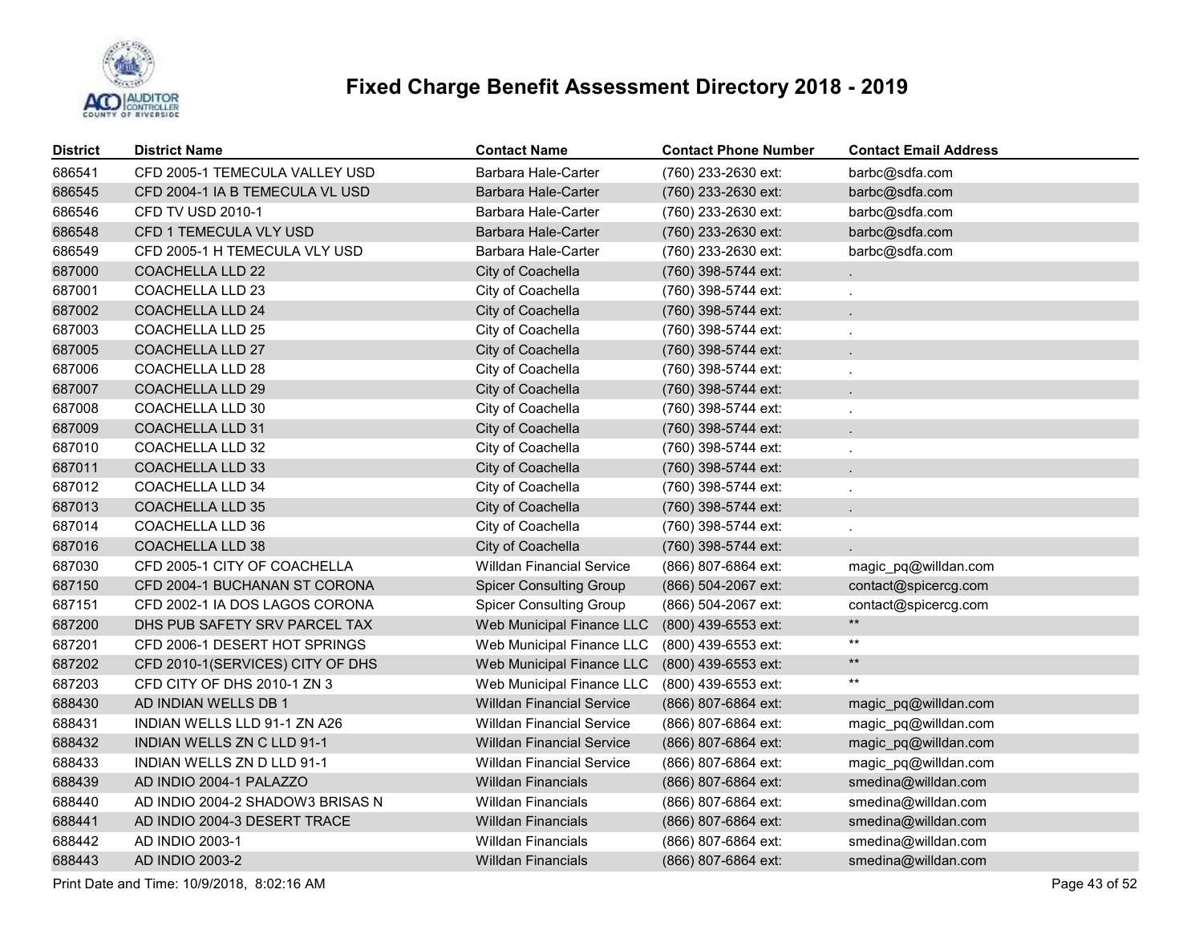# Fixed Charge Benefit Assessment Directory 2018 - 2019

| District | District Name | Contact Name | Contact Phone Number | Contact Email Address |
|---|---|---|---|---|
| 686541 | CFD 2005-1 TEMECULA VALLEY USD | Barbara Hale-Carter | (760) 233-2630 ext: | barbc@sdfa.com |
| 686545 | CFD 2004-1 IA B TEMECULA VL USD | Barbara Hale-Carter | (760) 233-2630 ext: | barbc@sdfa.com |
| 686546 | CFD TV USD 2010-1 | Barbara Hale-Carter | (760) 233-2630 ext: | barbc@sdfa.com |
| 686548 | CFD 1 TEMECULA VLY USD | Barbara Hale-Carter | (760) 233-2630 ext: | barbc@sdfa.com |
| 686549 | CFD 2005-1 H TEMECULA VLY USD | Barbara Hale-Carter | (760) 233-2630 ext: | barbc@sdfa.com |
| 687000 | COACHELLA LLD 22 | City of Coachella | (760) 398-5744 ext: | . |
| 687001 | COACHELLA LLD 23 | City of Coachella | (760) 398-5744 ext: | . |
| 687002 | COACHELLA LLD 24 | City of Coachella | (760) 398-5744 ext: | . |
| 687003 | COACHELLA LLD 25 | City of Coachella | (760) 398-5744 ext: | . |
| 687005 | COACHELLA LLD 27 | City of Coachella | (760) 398-5744 ext: | . |
| 687006 | COACHELLA LLD 28 | City of Coachella | (760) 398-5744 ext: | . |
| 687007 | COACHELLA LLD 29 | City of Coachella | (760) 398-5744 ext: | . |
| 687008 | COACHELLA LLD 30 | City of Coachella | (760) 398-5744 ext: | . |
| 687009 | COACHELLA LLD 31 | City of Coachella | (760) 398-5744 ext: | . |
| 687010 | COACHELLA LLD 32 | City of Coachella | (760) 398-5744 ext: | . |
| 687011 | COACHELLA LLD 33 | City of Coachella | (760) 398-5744 ext: | . |
| 687012 | COACHELLA LLD 34 | City of Coachella | (760) 398-5744 ext: | . |
| 687013 | COACHELLA LLD 35 | City of Coachella | (760) 398-5744 ext: | . |
| 687014 | COACHELLA LLD 36 | City of Coachella | (760) 398-5744 ext: | . |
| 687016 | COACHELLA LLD 38 | City of Coachella | (760) 398-5744 ext: | . |
| 687030 | CFD 2005-1 CITY OF COACHELLA | Willdan Financial Service | (866) 807-6864 ext: | magic_pq@willdan.com |
| 687150 | CFD 2004-1 BUCHANAN ST CORONA | Spicer Consulting Group | (866) 504-2067 ext: | contact@spicercg.com |
| 687151 | CFD 2002-1 IA DOS LAGOS CORONA | Spicer Consulting Group | (866) 504-2067 ext: | contact@spicercg.com |
| 687200 | DHS PUB SAFETY SRV PARCEL TAX | Web Municipal Finance LLC | (800) 439-6553 ext: | ** |
| 687201 | CFD 2006-1 DESERT HOT SPRINGS | Web Municipal Finance LLC | (800) 439-6553 ext: | ** |
| 687202 | CFD 2010-1(SERVICES) CITY OF DHS | Web Municipal Finance LLC | (800) 439-6553 ext: | ** |
| 687203 | CFD CITY OF DHS 2010-1 ZN 3 | Web Municipal Finance LLC | (800) 439-6553 ext: | ** |
| 688430 | AD INDIAN WELLS DB 1 | Willdan Financial Service | (866) 807-6864 ext: | magic_pq@willdan.com |
| 688431 | INDIAN WELLS LLD 91-1 ZN A26 | Willdan Financial Service | (866) 807-6864 ext: | magic_pq@willdan.com |
| 688432 | INDIAN WELLS ZN C LLD 91-1 | Willdan Financial Service | (866) 807-6864 ext: | magic_pq@willdan.com |
| 688433 | INDIAN WELLS ZN D LLD 91-1 | Willdan Financial Service | (866) 807-6864 ext: | magic_pq@willdan.com |
| 688439 | AD INDIO 2004-1 PALAZZO | Willdan Financials | (866) 807-6864 ext: | smedina@willdan.com |
| 688440 | AD INDIO 2004-2 SHADOW3 BRISAS N | Willdan Financials | (866) 807-6864 ext: | smedina@willdan.com |
| 688441 | AD INDIO 2004-3 DESERT TRACE | Willdan Financials | (866) 807-6864 ext: | smedina@willdan.com |
| 688442 | AD INDIO 2003-1 | Willdan Financials | (866) 807-6864 ext: | smedina@willdan.com |
| 688443 | AD INDIO 2003-2 | Willdan Financials | (866) 807-6864 ext: | smedina@willdan.com |

Print Date and Time: 10/9/2018, 8:02:16 AM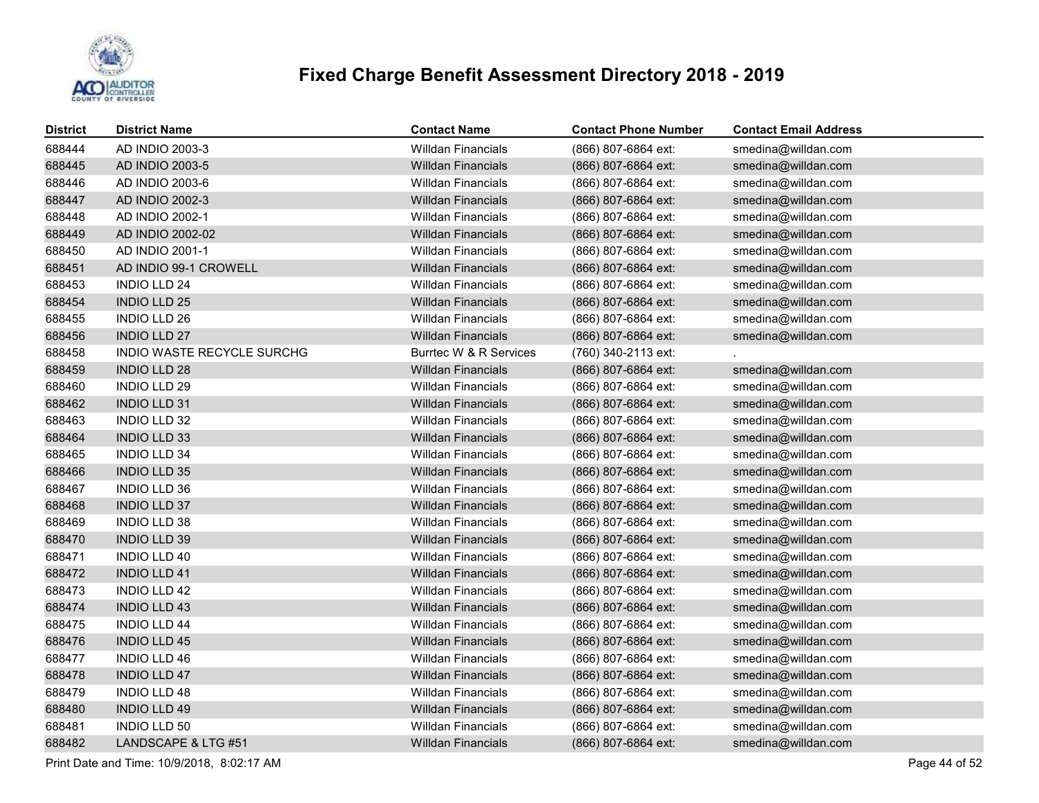# Fixed Charge Benefit Assessment Directory 2018 - 2019

| District | District Name | Contact Name | Contact Phone Number | Contact Email Address |
|---|---|---|---|---|
| 688444 | AD INDIO 2003-3 | Willdan Financials | (866) 807-6864 ext: | smedina@willdan.com |
| 688445 | AD INDIO 2003-5 | Willdan Financials | (866) 807-6864 ext: | smedina@willdan.com |
| 688446 | AD INDIO 2003-6 | Willdan Financials | (866) 807-6864 ext: | smedina@willdan.com |
| 688447 | AD INDIO 2002-3 | Willdan Financials | (866) 807-6864 ext: | smedina@willdan.com |
| 688448 | AD INDIO 2002-1 | Willdan Financials | (866) 807-6864 ext: | smedina@willdan.com |
| 688449 | AD INDIO 2002-02 | Willdan Financials | (866) 807-6864 ext: | smedina@willdan.com |
| 688450 | AD INDIO 2001-1 | Willdan Financials | (866) 807-6864 ext: | smedina@willdan.com |
| 688451 | AD INDIO 99-1 CROWELL | Willdan Financials | (866) 807-6864 ext: | smedina@willdan.com |
| 688453 | INDIO LLD 24 | Willdan Financials | (866) 807-6864 ext: | smedina@willdan.com |
| 688454 | INDIO LLD 25 | Willdan Financials | (866) 807-6864 ext: | smedina@willdan.com |
| 688455 | INDIO LLD 26 | Willdan Financials | (866) 807-6864 ext: | smedina@willdan.com |
| 688456 | INDIO LLD 27 | Willdan Financials | (866) 807-6864 ext: | smedina@willdan.com |
| 688458 | INDIO WASTE RECYCLE SURCHG | Burrtec W & R Services | (760) 340-2113 ext: | . |
| 688459 | INDIO LLD 28 | Willdan Financials | (866) 807-6864 ext: | smedina@willdan.com |
| 688460 | INDIO LLD 29 | Willdan Financials | (866) 807-6864 ext: | smedina@willdan.com |
| 688462 | INDIO LLD 31 | Willdan Financials | (866) 807-6864 ext: | smedina@willdan.com |
| 688463 | INDIO LLD 32 | Willdan Financials | (866) 807-6864 ext: | smedina@willdan.com |
| 688464 | INDIO LLD 33 | Willdan Financials | (866) 807-6864 ext: | smedina@willdan.com |
| 688465 | INDIO LLD 34 | Willdan Financials | (866) 807-6864 ext: | smedina@willdan.com |
| 688466 | INDIO LLD 35 | Willdan Financials | (866) 807-6864 ext: | smedina@willdan.com |
| 688467 | INDIO LLD 36 | Willdan Financials | (866) 807-6864 ext: | smedina@willdan.com |
| 688468 | INDIO LLD 37 | Willdan Financials | (866) 807-6864 ext: | smedina@willdan.com |
| 688469 | INDIO LLD 38 | Willdan Financials | (866) 807-6864 ext: | smedina@willdan.com |
| 688470 | INDIO LLD 39 | Willdan Financials | (866) 807-6864 ext: | smedina@willdan.com |
| 688471 | INDIO LLD 40 | Willdan Financials | (866) 807-6864 ext: | smedina@willdan.com |
| 688472 | INDIO LLD 41 | Willdan Financials | (866) 807-6864 ext: | smedina@willdan.com |
| 688473 | INDIO LLD 42 | Willdan Financials | (866) 807-6864 ext: | smedina@willdan.com |
| 688474 | INDIO LLD 43 | Willdan Financials | (866) 807-6864 ext: | smedina@willdan.com |
| 688475 | INDIO LLD 44 | Willdan Financials | (866) 807-6864 ext: | smedina@willdan.com |
| 688476 | INDIO LLD 45 | Willdan Financials | (866) 807-6864 ext: | smedina@willdan.com |
| 688477 | INDIO LLD 46 | Willdan Financials | (866) 807-6864 ext: | smedina@willdan.com |
| 688478 | INDIO LLD 47 | Willdan Financials | (866) 807-6864 ext: | smedina@willdan.com |
| 688479 | INDIO LLD 48 | Willdan Financials | (866) 807-6864 ext: | smedina@willdan.com |
| 688480 | INDIO LLD 49 | Willdan Financials | (866) 807-6864 ext: | smedina@willdan.com |
| 688481 | INDIO LLD 50 | Willdan Financials | (866) 807-6864 ext: | smedina@willdan.com |
| 688482 | LANDSCAPE & LTG #51 | Willdan Financials | (866) 807-6864 ext: | smedina@willdan.com |

Print Date and Time: 10/9/2018, 8:02:17 AM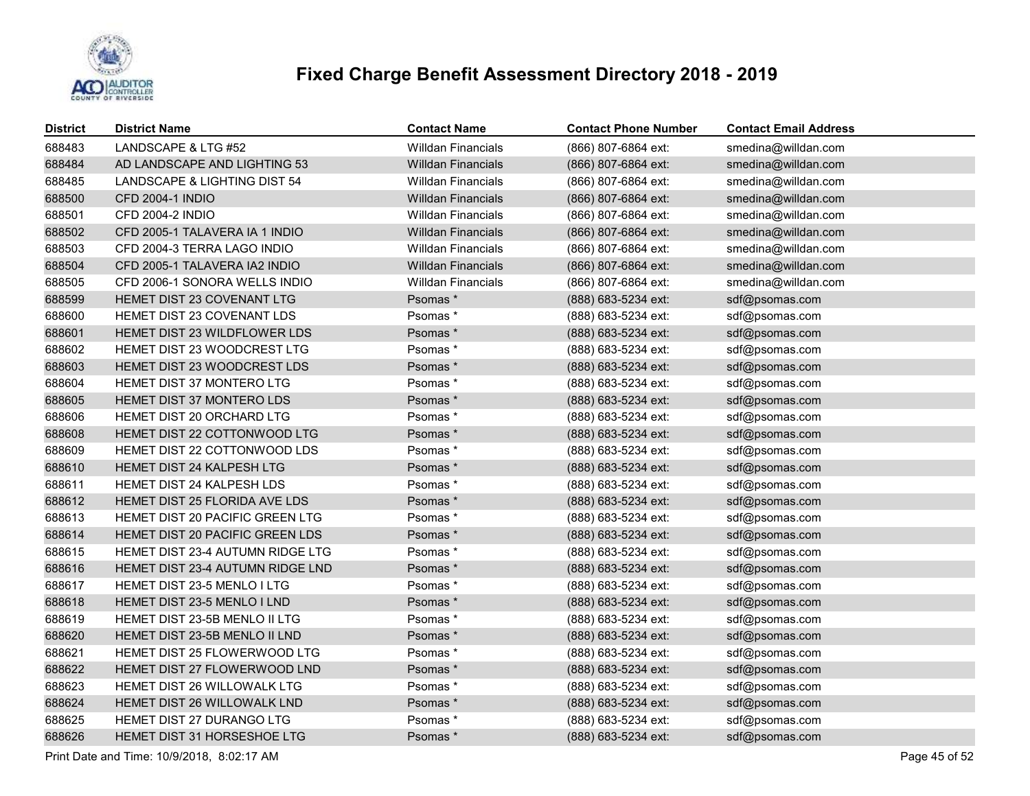# Fixed Charge Benefit Assessment Directory 2018 - 2019

| District | District Name | Contact Name | Contact Phone Number | Contact Email Address |
|---|---|---|---|---|
| 688483 | LANDSCAPE & LTG #52 | Willdan Financials | (866) 807-6864 ext: | smedina@willdan.com |
| 688484 | AD LANDSCAPE AND LIGHTING 53 | Willdan Financials | (866) 807-6864 ext: | smedina@willdan.com |
| 688485 | LANDSCAPE & LIGHTING DIST 54 | Willdan Financials | (866) 807-6864 ext: | smedina@willdan.com |
| 688500 | CFD 2004-1 INDIO | Willdan Financials | (866) 807-6864 ext: | smedina@willdan.com |
| 688501 | CFD 2004-2 INDIO | Willdan Financials | (866) 807-6864 ext: | smedina@willdan.com |
| 688502 | CFD 2005-1 TALAVERA IA 1 INDIO | Willdan Financials | (866) 807-6864 ext: | smedina@willdan.com |
| 688503 | CFD 2004-3 TERRA LAGO INDIO | Willdan Financials | (866) 807-6864 ext: | smedina@willdan.com |
| 688504 | CFD 2005-1 TALAVERA IA2 INDIO | Willdan Financials | (866) 807-6864 ext: | smedina@willdan.com |
| 688505 | CFD 2006-1 SONORA WELLS INDIO | Willdan Financials | (866) 807-6864 ext: | smedina@willdan.com |
| 688599 | HEMET DIST 23 COVENANT LTG | Psomas * | (888) 683-5234 ext: | sdf@psomas.com |
| 688600 | HEMET DIST 23 COVENANT LDS | Psomas * | (888) 683-5234 ext: | sdf@psomas.com |
| 688601 | HEMET DIST 23 WILDFLOWER LDS | Psomas * | (888) 683-5234 ext: | sdf@psomas.com |
| 688602 | HEMET DIST 23 WOODCREST LTG | Psomas * | (888) 683-5234 ext: | sdf@psomas.com |
| 688603 | HEMET DIST 23 WOODCREST LDS | Psomas * | (888) 683-5234 ext: | sdf@psomas.com |
| 688604 | HEMET DIST 37 MONTERO LTG | Psomas * | (888) 683-5234 ext: | sdf@psomas.com |
| 688605 | HEMET DIST 37 MONTERO LDS | Psomas * | (888) 683-5234 ext: | sdf@psomas.com |
| 688606 | HEMET DIST 20 ORCHARD LTG | Psomas * | (888) 683-5234 ext: | sdf@psomas.com |
| 688608 | HEMET DIST 22 COTTONWOOD LTG | Psomas * | (888) 683-5234 ext: | sdf@psomas.com |
| 688609 | HEMET DIST 22 COTTONWOOD LDS | Psomas * | (888) 683-5234 ext: | sdf@psomas.com |
| 688610 | HEMET DIST 24 KALPESH LTG | Psomas * | (888) 683-5234 ext: | sdf@psomas.com |
| 688611 | HEMET DIST 24 KALPESH LDS | Psomas * | (888) 683-5234 ext: | sdf@psomas.com |
| 688612 | HEMET DIST 25 FLORIDA AVE LDS | Psomas * | (888) 683-5234 ext: | sdf@psomas.com |
| 688613 | HEMET DIST 20 PACIFIC GREEN LTG | Psomas * | (888) 683-5234 ext: | sdf@psomas.com |
| 688614 | HEMET DIST 20 PACIFIC GREEN LDS | Psomas * | (888) 683-5234 ext: | sdf@psomas.com |
| 688615 | HEMET DIST 23-4 AUTUMN RIDGE LTG | Psomas * | (888) 683-5234 ext: | sdf@psomas.com |
| 688616 | HEMET DIST 23-4 AUTUMN RIDGE LND | Psomas * | (888) 683-5234 ext: | sdf@psomas.com |
| 688617 | HEMET DIST 23-5 MENLO I LTG | Psomas * | (888) 683-5234 ext: | sdf@psomas.com |
| 688618 | HEMET DIST 23-5 MENLO I LND | Psomas * | (888) 683-5234 ext: | sdf@psomas.com |
| 688619 | HEMET DIST 23-5B MENLO II LTG | Psomas * | (888) 683-5234 ext: | sdf@psomas.com |
| 688620 | HEMET DIST 23-5B MENLO II LND | Psomas * | (888) 683-5234 ext: | sdf@psomas.com |
| 688621 | HEMET DIST 25 FLOWERWOOD LTG | Psomas * | (888) 683-5234 ext: | sdf@psomas.com |
| 688622 | HEMET DIST 27 FLOWERWOOD LND | Psomas * | (888) 683-5234 ext: | sdf@psomas.com |
| 688623 | HEMET DIST 26 WILLOWALK LTG | Psomas * | (888) 683-5234 ext: | sdf@psomas.com |
| 688624 | HEMET DIST 26 WILLOWALK LND | Psomas * | (888) 683-5234 ext: | sdf@psomas.com |
| 688625 | HEMET DIST 27 DURANGO LTG | Psomas * | (888) 683-5234 ext: | sdf@psomas.com |
| 688626 | HEMET DIST 31 HORSESHOE LTG | Psomas * | (888) 683-5234 ext: | sdf@psomas.com |

Print Date and Time: 10/9/2018, 8:02:17 AM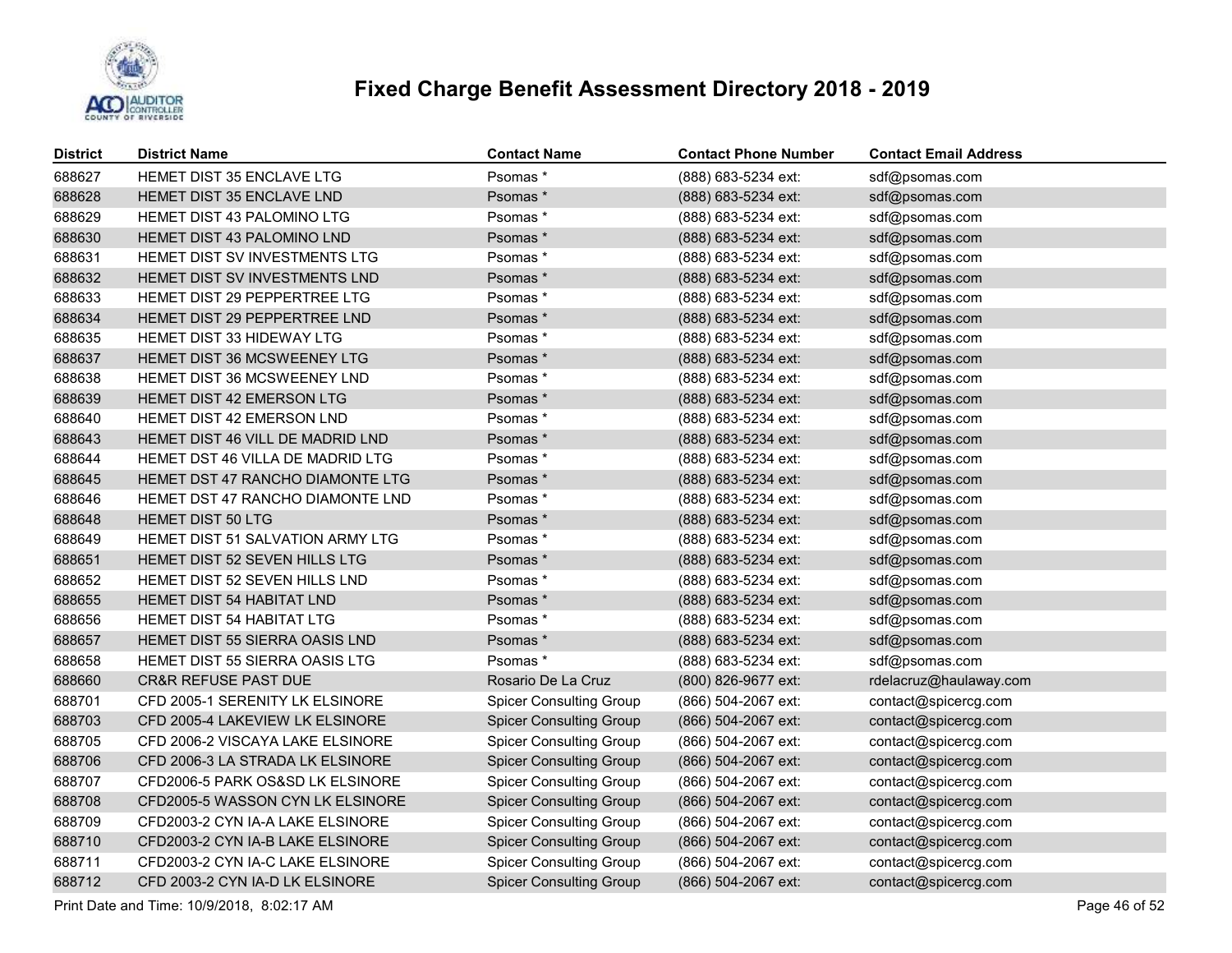# Fixed Charge Benefit Assessment Directory 2018 - 2019

| District | District Name | Contact Name | Contact Phone Number | Contact Email Address |
|---|---|---|---|---|
| 688627 | HEMET DIST 35 ENCLAVE LTG | Psomas * | (888) 683-5234 ext: | sdf@psomas.com |
| 688628 | HEMET DIST 35 ENCLAVE LND | Psomas * | (888) 683-5234 ext: | sdf@psomas.com |
| 688629 | HEMET DIST 43 PALOMINO LTG | Psomas * | (888) 683-5234 ext: | sdf@psomas.com |
| 688630 | HEMET DIST 43 PALOMINO LND | Psomas * | (888) 683-5234 ext: | sdf@psomas.com |
| 688631 | HEMET DIST SV INVESTMENTS LTG | Psomas * | (888) 683-5234 ext: | sdf@psomas.com |
| 688632 | HEMET DIST SV INVESTMENTS LND | Psomas * | (888) 683-5234 ext: | sdf@psomas.com |
| 688633 | HEMET DIST 29 PEPPERTREE LTG | Psomas * | (888) 683-5234 ext: | sdf@psomas.com |
| 688634 | HEMET DIST 29 PEPPERTREE LND | Psomas * | (888) 683-5234 ext: | sdf@psomas.com |
| 688635 | HEMET DIST 33 HIDEWAY LTG | Psomas * | (888) 683-5234 ext: | sdf@psomas.com |
| 688637 | HEMET DIST 36 MCSWEENEY LTG | Psomas * | (888) 683-5234 ext: | sdf@psomas.com |
| 688638 | HEMET DIST 36 MCSWEENEY LND | Psomas * | (888) 683-5234 ext: | sdf@psomas.com |
| 688639 | HEMET DIST 42 EMERSON LTG | Psomas * | (888) 683-5234 ext: | sdf@psomas.com |
| 688640 | HEMET DIST 42 EMERSON LND | Psomas * | (888) 683-5234 ext: | sdf@psomas.com |
| 688643 | HEMET DIST 46 VILL DE MADRID LND | Psomas * | (888) 683-5234 ext: | sdf@psomas.com |
| 688644 | HEMET DST 46 VILLA DE MADRID LTG | Psomas * | (888) 683-5234 ext: | sdf@psomas.com |
| 688645 | HEMET DST 47 RANCHO DIAMONTE LTG | Psomas * | (888) 683-5234 ext: | sdf@psomas.com |
| 688646 | HEMET DST 47 RANCHO DIAMONTE LND | Psomas * | (888) 683-5234 ext: | sdf@psomas.com |
| 688648 | HEMET DIST 50 LTG | Psomas * | (888) 683-5234 ext: | sdf@psomas.com |
| 688649 | HEMET DIST 51 SALVATION ARMY LTG | Psomas * | (888) 683-5234 ext: | sdf@psomas.com |
| 688651 | HEMET DIST 52 SEVEN HILLS LTG | Psomas * | (888) 683-5234 ext: | sdf@psomas.com |
| 688652 | HEMET DIST 52 SEVEN HILLS LND | Psomas * | (888) 683-5234 ext: | sdf@psomas.com |
| 688655 | HEMET DIST 54 HABITAT LND | Psomas * | (888) 683-5234 ext: | sdf@psomas.com |
| 688656 | HEMET DIST 54 HABITAT LTG | Psomas * | (888) 683-5234 ext: | sdf@psomas.com |
| 688657 | HEMET DIST 55 SIERRA OASIS LND | Psomas * | (888) 683-5234 ext: | sdf@psomas.com |
| 688658 | HEMET DIST 55 SIERRA OASIS LTG | Psomas * | (888) 683-5234 ext: | sdf@psomas.com |
| 688660 | CR&R REFUSE PAST DUE | Rosario De La Cruz | (800) 826-9677 ext: | rdelacruz@haulaway.com |
| 688701 | CFD 2005-1 SERENITY LK ELSINORE | Spicer Consulting Group | (866) 504-2067 ext: | contact@spicercg.com |
| 688703 | CFD 2005-4 LAKEVIEW LK ELSINORE | Spicer Consulting Group | (866) 504-2067 ext: | contact@spicercg.com |
| 688705 | CFD 2006-2 VISCAYA LAKE ELSINORE | Spicer Consulting Group | (866) 504-2067 ext: | contact@spicercg.com |
| 688706 | CFD 2006-3 LA STRADA LK ELSINORE | Spicer Consulting Group | (866) 504-2067 ext: | contact@spicercg.com |
| 688707 | CFD2006-5 PARK OS&SD LK ELSINORE | Spicer Consulting Group | (866) 504-2067 ext: | contact@spicercg.com |
| 688708 | CFD2005-5 WASSON CYN LK ELSINORE | Spicer Consulting Group | (866) 504-2067 ext: | contact@spicercg.com |
| 688709 | CFD2003-2 CYN IA-A LAKE ELSINORE | Spicer Consulting Group | (866) 504-2067 ext: | contact@spicercg.com |
| 688710 | CFD2003-2 CYN IA-B LAKE ELSINORE | Spicer Consulting Group | (866) 504-2067 ext: | contact@spicercg.com |
| 688711 | CFD2003-2 CYN IA-C LAKE ELSINORE | Spicer Consulting Group | (866) 504-2067 ext: | contact@spicercg.com |
| 688712 | CFD 2003-2 CYN IA-D LK ELSINORE | Spicer Consulting Group | (866) 504-2067 ext: | contact@spicercg.com |

Print Date and Time: 10/9/2018, 8:02:17 AM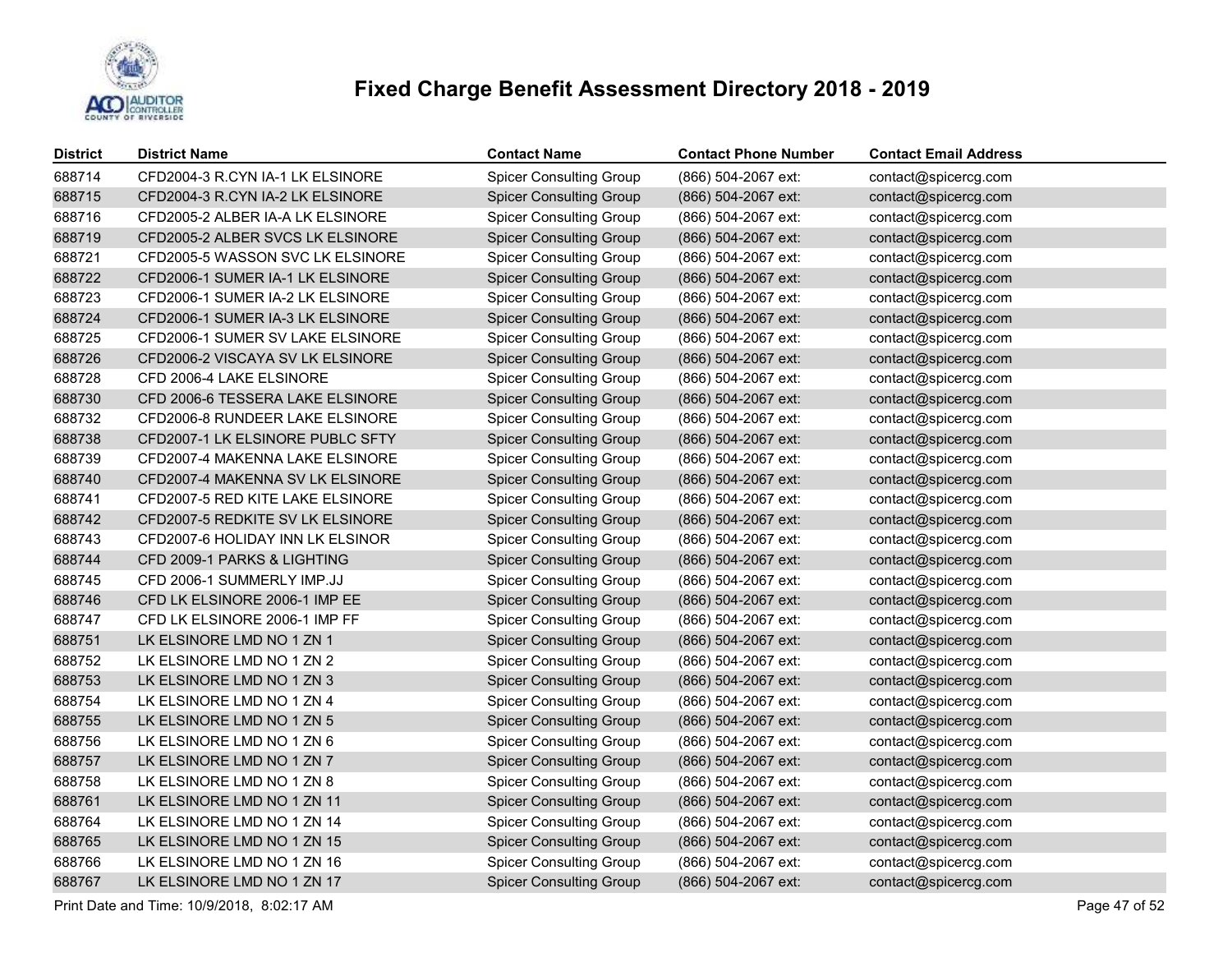# Fixed Charge Benefit Assessment Directory 2018 - 2019

| District | District Name | Contact Name | Contact Phone Number | Contact Email Address |
|---|---|---|---|---|
| 688714 | CFD2004-3 R.CYN IA-1 LK ELSINORE | Spicer Consulting Group | (866) 504-2067 ext: | contact@spicercg.com |
| 688715 | CFD2004-3 R.CYN IA-2 LK ELSINORE | Spicer Consulting Group | (866) 504-2067 ext: | contact@spicercg.com |
| 688716 | CFD2005-2 ALBER IA-A LK ELSINORE | Spicer Consulting Group | (866) 504-2067 ext: | contact@spicercg.com |
| 688719 | CFD2005-2 ALBER SVCS LK ELSINORE | Spicer Consulting Group | (866) 504-2067 ext: | contact@spicercg.com |
| 688721 | CFD2005-5 WASSON SVC LK ELSINORE | Spicer Consulting Group | (866) 504-2067 ext: | contact@spicercg.com |
| 688722 | CFD2006-1 SUMER IA-1 LK ELSINORE | Spicer Consulting Group | (866) 504-2067 ext: | contact@spicercg.com |
| 688723 | CFD2006-1 SUMER IA-2 LK ELSINORE | Spicer Consulting Group | (866) 504-2067 ext: | contact@spicercg.com |
| 688724 | CFD2006-1 SUMER IA-3 LK ELSINORE | Spicer Consulting Group | (866) 504-2067 ext: | contact@spicercg.com |
| 688725 | CFD2006-1 SUMER SV LAKE ELSINORE | Spicer Consulting Group | (866) 504-2067 ext: | contact@spicercg.com |
| 688726 | CFD2006-2 VISCAYA SV LK ELSINORE | Spicer Consulting Group | (866) 504-2067 ext: | contact@spicercg.com |
| 688728 | CFD 2006-4 LAKE ELSINORE | Spicer Consulting Group | (866) 504-2067 ext: | contact@spicercg.com |
| 688730 | CFD 2006-6 TESSERA LAKE ELSINORE | Spicer Consulting Group | (866) 504-2067 ext: | contact@spicercg.com |
| 688732 | CFD2006-8 RUNDEER LAKE ELSINORE | Spicer Consulting Group | (866) 504-2067 ext: | contact@spicercg.com |
| 688738 | CFD2007-1 LK ELSINORE PUBLC SFTY | Spicer Consulting Group | (866) 504-2067 ext: | contact@spicercg.com |
| 688739 | CFD2007-4 MAKENNA LAKE ELSINORE | Spicer Consulting Group | (866) 504-2067 ext: | contact@spicercg.com |
| 688740 | CFD2007-4 MAKENNA SV LK ELSINORE | Spicer Consulting Group | (866) 504-2067 ext: | contact@spicercg.com |
| 688741 | CFD2007-5 RED KITE LAKE ELSINORE | Spicer Consulting Group | (866) 504-2067 ext: | contact@spicercg.com |
| 688742 | CFD2007-5 REDKITE SV LK ELSINORE | Spicer Consulting Group | (866) 504-2067 ext: | contact@spicercg.com |
| 688743 | CFD2007-6 HOLIDAY INN LK ELSINOR | Spicer Consulting Group | (866) 504-2067 ext: | contact@spicercg.com |
| 688744 | CFD 2009-1 PARKS & LIGHTING | Spicer Consulting Group | (866) 504-2067 ext: | contact@spicercg.com |
| 688745 | CFD 2006-1 SUMMERLY IMP.JJ | Spicer Consulting Group | (866) 504-2067 ext: | contact@spicercg.com |
| 688746 | CFD LK ELSINORE 2006-1 IMP EE | Spicer Consulting Group | (866) 504-2067 ext: | contact@spicercg.com |
| 688747 | CFD LK ELSINORE 2006-1 IMP FF | Spicer Consulting Group | (866) 504-2067 ext: | contact@spicercg.com |
| 688751 | LK ELSINORE LMD NO 1 ZN 1 | Spicer Consulting Group | (866) 504-2067 ext: | contact@spicercg.com |
| 688752 | LK ELSINORE LMD NO 1 ZN 2 | Spicer Consulting Group | (866) 504-2067 ext: | contact@spicercg.com |
| 688753 | LK ELSINORE LMD NO 1 ZN 3 | Spicer Consulting Group | (866) 504-2067 ext: | contact@spicercg.com |
| 688754 | LK ELSINORE LMD NO 1 ZN 4 | Spicer Consulting Group | (866) 504-2067 ext: | contact@spicercg.com |
| 688755 | LK ELSINORE LMD NO 1 ZN 5 | Spicer Consulting Group | (866) 504-2067 ext: | contact@spicercg.com |
| 688756 | LK ELSINORE LMD NO 1 ZN 6 | Spicer Consulting Group | (866) 504-2067 ext: | contact@spicercg.com |
| 688757 | LK ELSINORE LMD NO 1 ZN 7 | Spicer Consulting Group | (866) 504-2067 ext: | contact@spicercg.com |
| 688758 | LK ELSINORE LMD NO 1 ZN 8 | Spicer Consulting Group | (866) 504-2067 ext: | contact@spicercg.com |
| 688761 | LK ELSINORE LMD NO 1 ZN 11 | Spicer Consulting Group | (866) 504-2067 ext: | contact@spicercg.com |
| 688764 | LK ELSINORE LMD NO 1 ZN 14 | Spicer Consulting Group | (866) 504-2067 ext: | contact@spicercg.com |
| 688765 | LK ELSINORE LMD NO 1 ZN 15 | Spicer Consulting Group | (866) 504-2067 ext: | contact@spicercg.com |
| 688766 | LK ELSINORE LMD NO 1 ZN 16 | Spicer Consulting Group | (866) 504-2067 ext: | contact@spicercg.com |
| 688767 | LK ELSINORE LMD NO 1 ZN 17 | Spicer Consulting Group | (866) 504-2067 ext: | contact@spicercg.com |

Print Date and Time: 10/9/2018, 8:02:17 AM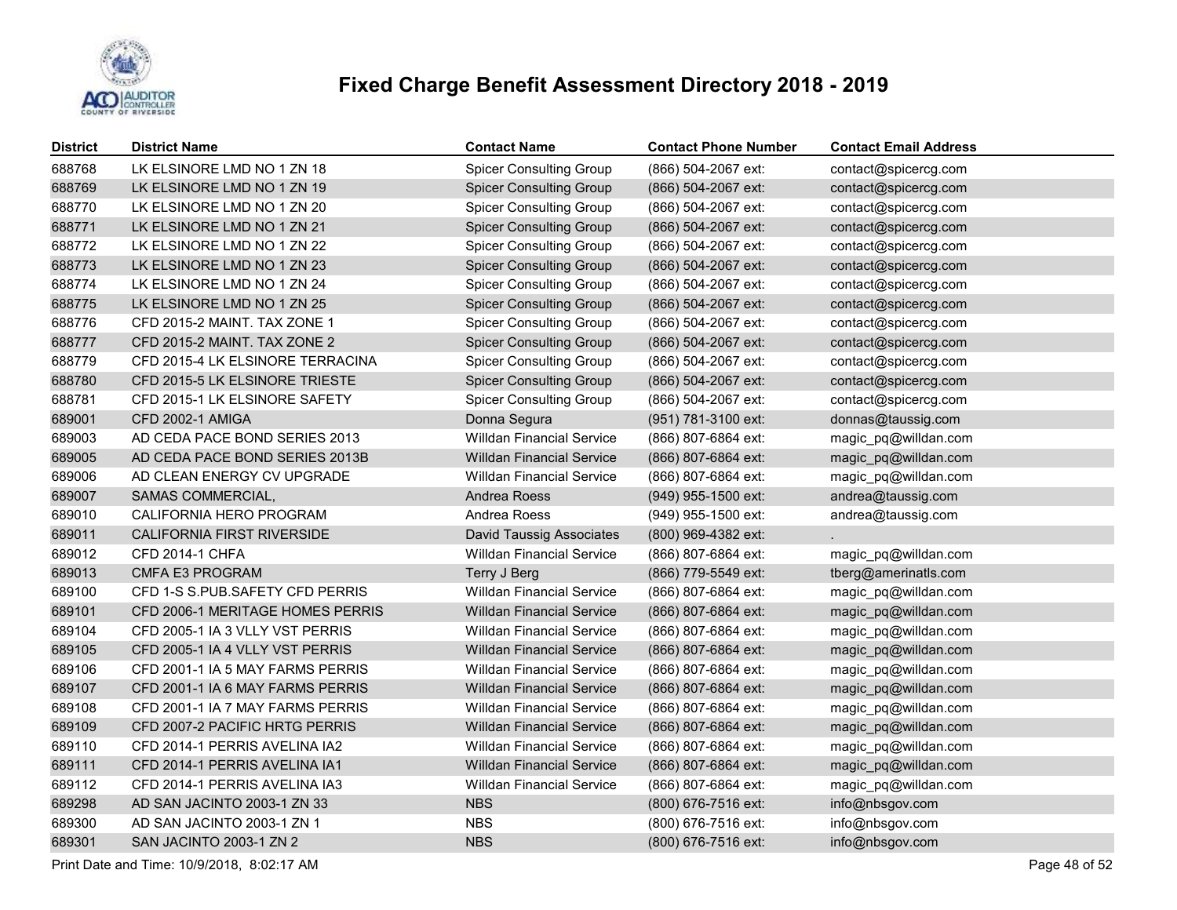# Fixed Charge Benefit Assessment Directory 2018 - 2019

| District | District Name | Contact Name | Contact Phone Number | Contact Email Address |
|---|---|---|---|---|
| 688768 | LK ELSINORE LMD NO 1 ZN 18 | Spicer Consulting Group | (866) 504-2067 ext: | contact@spicercg.com |
| 688769 | LK ELSINORE LMD NO 1 ZN 19 | Spicer Consulting Group | (866) 504-2067 ext: | contact@spicercg.com |
| 688770 | LK ELSINORE LMD NO 1 ZN 20 | Spicer Consulting Group | (866) 504-2067 ext: | contact@spicercg.com |
| 688771 | LK ELSINORE LMD NO 1 ZN 21 | Spicer Consulting Group | (866) 504-2067 ext: | contact@spicercg.com |
| 688772 | LK ELSINORE LMD NO 1 ZN 22 | Spicer Consulting Group | (866) 504-2067 ext: | contact@spicercg.com |
| 688773 | LK ELSINORE LMD NO 1 ZN 23 | Spicer Consulting Group | (866) 504-2067 ext: | contact@spicercg.com |
| 688774 | LK ELSINORE LMD NO 1 ZN 24 | Spicer Consulting Group | (866) 504-2067 ext: | contact@spicercg.com |
| 688775 | LK ELSINORE LMD NO 1 ZN 25 | Spicer Consulting Group | (866) 504-2067 ext: | contact@spicercg.com |
| 688776 | CFD 2015-2 MAINT. TAX ZONE 1 | Spicer Consulting Group | (866) 504-2067 ext: | contact@spicercg.com |
| 688777 | CFD 2015-2 MAINT. TAX ZONE 2 | Spicer Consulting Group | (866) 504-2067 ext: | contact@spicercg.com |
| 688779 | CFD 2015-4 LK ELSINORE TERRACINA | Spicer Consulting Group | (866) 504-2067 ext: | contact@spicercg.com |
| 688780 | CFD 2015-5 LK ELSINORE TRIESTE | Spicer Consulting Group | (866) 504-2067 ext: | contact@spicercg.com |
| 688781 | CFD 2015-1 LK ELSINORE SAFETY | Spicer Consulting Group | (866) 504-2067 ext: | contact@spicercg.com |
| 689001 | CFD 2002-1 AMIGA | Donna Segura | (951) 781-3100 ext: | donnas@taussig.com |
| 689003 | AD CEDA PACE BOND SERIES 2013 | Willdan Financial Service | (866) 807-6864 ext: | magic_pq@willdan.com |
| 689005 | AD CEDA PACE BOND SERIES 2013B | Willdan Financial Service | (866) 807-6864 ext: | magic_pq@willdan.com |
| 689006 | AD CLEAN ENERGY CV UPGRADE | Willdan Financial Service | (866) 807-6864 ext: | magic_pq@willdan.com |
| 689007 | SAMAS COMMERCIAL, | Andrea Roess | (949) 955-1500 ext: | andrea@taussig.com |
| 689010 | CALIFORNIA HERO PROGRAM | Andrea Roess | (949) 955-1500 ext: | andrea@taussig.com |
| 689011 | CALIFORNIA FIRST RIVERSIDE | David Taussig Associates | (800) 969-4382 ext: | . |
| 689012 | CFD 2014-1 CHFA | Willdan Financial Service | (866) 807-6864 ext: | magic_pq@willdan.com |
| 689013 | CMFA E3 PROGRAM | Terry J Berg | (866) 779-5549 ext: | tberg@amerinatls.com |
| 689100 | CFD 1-S S.PUB.SAFETY CFD PERRIS | Willdan Financial Service | (866) 807-6864 ext: | magic_pq@willdan.com |
| 689101 | CFD 2006-1 MERITAGE HOMES PERRIS | Willdan Financial Service | (866) 807-6864 ext: | magic_pq@willdan.com |
| 689104 | CFD 2005-1 IA 3 VLLY VST PERRIS | Willdan Financial Service | (866) 807-6864 ext: | magic_pq@willdan.com |
| 689105 | CFD 2005-1 IA 4 VLLY VST PERRIS | Willdan Financial Service | (866) 807-6864 ext: | magic_pq@willdan.com |
| 689106 | CFD 2001-1 IA 5 MAY FARMS PERRIS | Willdan Financial Service | (866) 807-6864 ext: | magic_pq@willdan.com |
| 689107 | CFD 2001-1 IA 6 MAY FARMS PERRIS | Willdan Financial Service | (866) 807-6864 ext: | magic_pq@willdan.com |
| 689108 | CFD 2001-1 IA 7 MAY FARMS PERRIS | Willdan Financial Service | (866) 807-6864 ext: | magic_pq@willdan.com |
| 689109 | CFD 2007-2 PACIFIC HRTG PERRIS | Willdan Financial Service | (866) 807-6864 ext: | magic_pq@willdan.com |
| 689110 | CFD 2014-1 PERRIS AVELINA IA2 | Willdan Financial Service | (866) 807-6864 ext: | magic_pq@willdan.com |
| 689111 | CFD 2014-1 PERRIS AVELINA IA1 | Willdan Financial Service | (866) 807-6864 ext: | magic_pq@willdan.com |
| 689112 | CFD 2014-1 PERRIS AVELINA IA3 | Willdan Financial Service | (866) 807-6864 ext: | magic_pq@willdan.com |
| 689298 | AD SAN JACINTO 2003-1 ZN 33 | NBS | (800) 676-7516 ext: | info@nbsgov.com |
| 689300 | AD SAN JACINTO 2003-1 ZN 1 | NBS | (800) 676-7516 ext: | info@nbsgov.com |
| 689301 | SAN JACINTO 2003-1 ZN 2 | NBS | (800) 676-7516 ext: | info@nbsgov.com |

Print Date and Time: 10/9/2018, 8:02:17 AM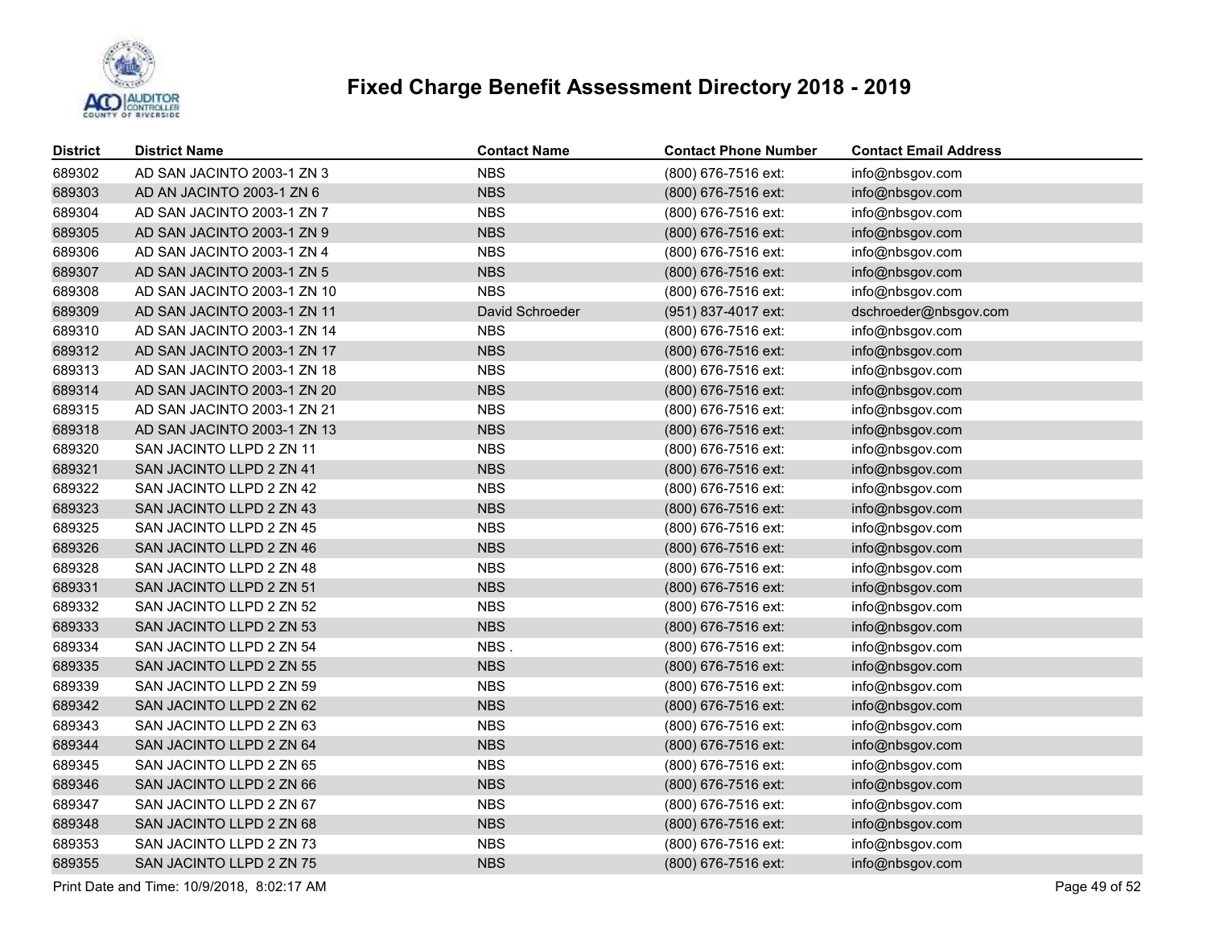# Fixed Charge Benefit Assessment Directory 2018 - 2019

| District | District Name | Contact Name | Contact Phone Number | Contact Email Address |
|---|---|---|---|---|
| 689302 | AD SAN JACINTO 2003-1 ZN 3 | NBS | (800) 676-7516 ext: | info@nbsgov.com |
| 689303 | AD AN JACINTO 2003-1 ZN 6 | NBS | (800) 676-7516 ext: | info@nbsgov.com |
| 689304 | AD SAN JACINTO 2003-1 ZN 7 | NBS | (800) 676-7516 ext: | info@nbsgov.com |
| 689305 | AD SAN JACINTO 2003-1 ZN 9 | NBS | (800) 676-7516 ext: | info@nbsgov.com |
| 689306 | AD SAN JACINTO 2003-1 ZN 4 | NBS | (800) 676-7516 ext: | info@nbsgov.com |
| 689307 | AD SAN JACINTO 2003-1 ZN 5 | NBS | (800) 676-7516 ext: | info@nbsgov.com |
| 689308 | AD SAN JACINTO 2003-1 ZN 10 | NBS | (800) 676-7516 ext: | info@nbsgov.com |
| 689309 | AD SAN JACINTO 2003-1 ZN 11 | David Schroeder | (951) 837-4017 ext: | dschroeder@nbsgov.com |
| 689310 | AD SAN JACINTO 2003-1 ZN 14 | NBS | (800) 676-7516 ext: | info@nbsgov.com |
| 689312 | AD SAN JACINTO 2003-1 ZN 17 | NBS | (800) 676-7516 ext: | info@nbsgov.com |
| 689313 | AD SAN JACINTO 2003-1 ZN 18 | NBS | (800) 676-7516 ext: | info@nbsgov.com |
| 689314 | AD SAN JACINTO 2003-1 ZN 20 | NBS | (800) 676-7516 ext: | info@nbsgov.com |
| 689315 | AD SAN JACINTO 2003-1 ZN 21 | NBS | (800) 676-7516 ext: | info@nbsgov.com |
| 689318 | AD SAN JACINTO 2003-1 ZN 13 | NBS | (800) 676-7516 ext: | info@nbsgov.com |
| 689320 | SAN JACINTO LLPD 2 ZN 11 | NBS | (800) 676-7516 ext: | info@nbsgov.com |
| 689321 | SAN JACINTO LLPD 2 ZN 41 | NBS | (800) 676-7516 ext: | info@nbsgov.com |
| 689322 | SAN JACINTO LLPD 2 ZN 42 | NBS | (800) 676-7516 ext: | info@nbsgov.com |
| 689323 | SAN JACINTO LLPD 2 ZN 43 | NBS | (800) 676-7516 ext: | info@nbsgov.com |
| 689325 | SAN JACINTO LLPD 2 ZN 45 | NBS | (800) 676-7516 ext: | info@nbsgov.com |
| 689326 | SAN JACINTO LLPD 2 ZN 46 | NBS | (800) 676-7516 ext: | info@nbsgov.com |
| 689328 | SAN JACINTO LLPD 2 ZN 48 | NBS | (800) 676-7516 ext: | info@nbsgov.com |
| 689331 | SAN JACINTO LLPD 2 ZN 51 | NBS | (800) 676-7516 ext: | info@nbsgov.com |
| 689332 | SAN JACINTO LLPD 2 ZN 52 | NBS | (800) 676-7516 ext: | info@nbsgov.com |
| 689333 | SAN JACINTO LLPD 2 ZN 53 | NBS | (800) 676-7516 ext: | info@nbsgov.com |
| 689334 | SAN JACINTO LLPD 2 ZN 54 | NBS . | (800) 676-7516 ext: | info@nbsgov.com |
| 689335 | SAN JACINTO LLPD 2 ZN 55 | NBS | (800) 676-7516 ext: | info@nbsgov.com |
| 689339 | SAN JACINTO LLPD 2 ZN 59 | NBS | (800) 676-7516 ext: | info@nbsgov.com |
| 689342 | SAN JACINTO LLPD 2 ZN 62 | NBS | (800) 676-7516 ext: | info@nbsgov.com |
| 689343 | SAN JACINTO LLPD 2 ZN 63 | NBS | (800) 676-7516 ext: | info@nbsgov.com |
| 689344 | SAN JACINTO LLPD 2 ZN 64 | NBS | (800) 676-7516 ext: | info@nbsgov.com |
| 689345 | SAN JACINTO LLPD 2 ZN 65 | NBS | (800) 676-7516 ext: | info@nbsgov.com |
| 689346 | SAN JACINTO LLPD 2 ZN 66 | NBS | (800) 676-7516 ext: | info@nbsgov.com |
| 689347 | SAN JACINTO LLPD 2 ZN 67 | NBS | (800) 676-7516 ext: | info@nbsgov.com |
| 689348 | SAN JACINTO LLPD 2 ZN 68 | NBS | (800) 676-7516 ext: | info@nbsgov.com |
| 689353 | SAN JACINTO LLPD 2 ZN 73 | NBS | (800) 676-7516 ext: | info@nbsgov.com |
| 689355 | SAN JACINTO LLPD 2 ZN 75 | NBS | (800) 676-7516 ext: | info@nbsgov.com |

Print Date and Time: 10/9/2018, 8:02:17 AM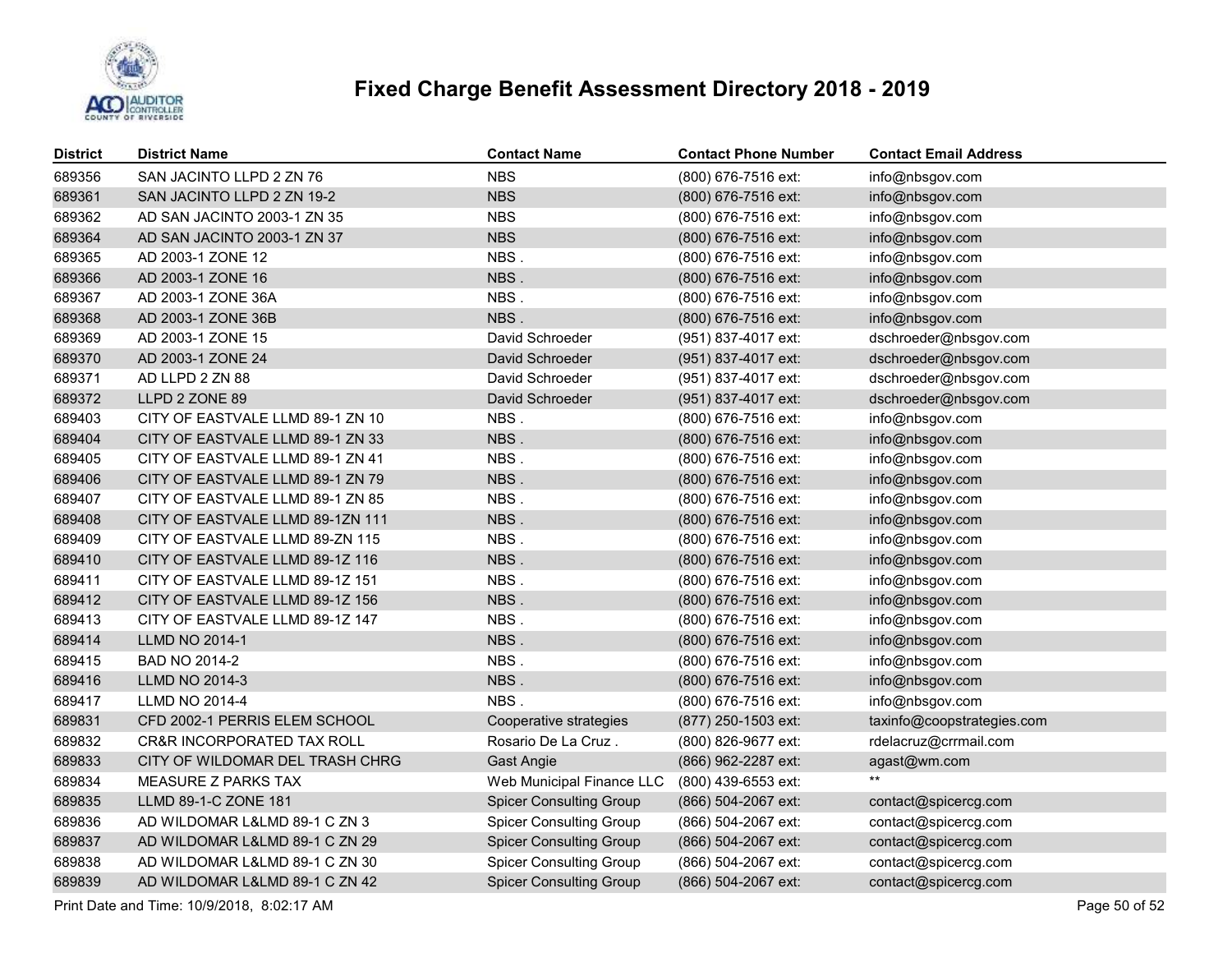# Fixed Charge Benefit Assessment Directory 2018 - 2019

| District | District Name | Contact Name | Contact Phone Number | Contact Email Address |
|---|---|---|---|---|
| 689356 | SAN JACINTO LLPD 2 ZN 76 | NBS | (800) 676-7516 ext: | info@nbsgov.com |
| 689361 | SAN JACINTO LLPD 2 ZN 19-2 | NBS | (800) 676-7516 ext: | info@nbsgov.com |
| 689362 | AD SAN JACINTO 2003-1 ZN 35 | NBS | (800) 676-7516 ext: | info@nbsgov.com |
| 689364 | AD SAN JACINTO 2003-1 ZN 37 | NBS | (800) 676-7516 ext: | info@nbsgov.com |
| 689365 | AD 2003-1 ZONE 12 | NBS . | (800) 676-7516 ext: | info@nbsgov.com |
| 689366 | AD 2003-1 ZONE 16 | NBS . | (800) 676-7516 ext: | info@nbsgov.com |
| 689367 | AD 2003-1 ZONE 36A | NBS . | (800) 676-7516 ext: | info@nbsgov.com |
| 689368 | AD 2003-1 ZONE 36B | NBS . | (800) 676-7516 ext: | info@nbsgov.com |
| 689369 | AD 2003-1 ZONE 15 | David Schroeder | (951) 837-4017 ext: | dschroeder@nbsgov.com |
| 689370 | AD 2003-1 ZONE 24 | David Schroeder | (951) 837-4017 ext: | dschroeder@nbsgov.com |
| 689371 | AD LLPD 2 ZN 88 | David Schroeder | (951) 837-4017 ext: | dschroeder@nbsgov.com |
| 689372 | LLPD 2 ZONE 89 | David Schroeder | (951) 837-4017 ext: | dschroeder@nbsgov.com |
| 689403 | CITY OF EASTVALE LLMD 89-1 ZN 10 | NBS . | (800) 676-7516 ext: | info@nbsgov.com |
| 689404 | CITY OF EASTVALE LLMD 89-1 ZN 33 | NBS . | (800) 676-7516 ext: | info@nbsgov.com |
| 689405 | CITY OF EASTVALE LLMD 89-1 ZN 41 | NBS . | (800) 676-7516 ext: | info@nbsgov.com |
| 689406 | CITY OF EASTVALE LLMD 89-1 ZN 79 | NBS . | (800) 676-7516 ext: | info@nbsgov.com |
| 689407 | CITY OF EASTVALE LLMD 89-1 ZN 85 | NBS . | (800) 676-7516 ext: | info@nbsgov.com |
| 689408 | CITY OF EASTVALE LLMD 89-1ZN 111 | NBS . | (800) 676-7516 ext: | info@nbsgov.com |
| 689409 | CITY OF EASTVALE LLMD 89-ZN 115 | NBS . | (800) 676-7516 ext: | info@nbsgov.com |
| 689410 | CITY OF EASTVALE LLMD 89-1Z 116 | NBS . | (800) 676-7516 ext: | info@nbsgov.com |
| 689411 | CITY OF EASTVALE LLMD 89-1Z 151 | NBS . | (800) 676-7516 ext: | info@nbsgov.com |
| 689412 | CITY OF EASTVALE LLMD 89-1Z 156 | NBS . | (800) 676-7516 ext: | info@nbsgov.com |
| 689413 | CITY OF EASTVALE LLMD 89-1Z 147 | NBS . | (800) 676-7516 ext: | info@nbsgov.com |
| 689414 | LLMD NO 2014-1 | NBS . | (800) 676-7516 ext: | info@nbsgov.com |
| 689415 | BAD NO 2014-2 | NBS . | (800) 676-7516 ext: | info@nbsgov.com |
| 689416 | LLMD NO 2014-3 | NBS . | (800) 676-7516 ext: | info@nbsgov.com |
| 689417 | LLMD NO 2014-4 | NBS . | (800) 676-7516 ext: | info@nbsgov.com |
| 689831 | CFD 2002-1 PERRIS ELEM SCHOOL | Cooperative strategies | (877) 250-1503 ext: | taxinfo@coopstrategies.com |
| 689832 | CR&R INCORPORATED TAX ROLL | Rosario De La Cruz . | (800) 826-9677 ext: | rdelacruz@crrmail.com |
| 689833 | CITY OF WILDOMAR DEL TRASH CHRG | Gast Angie | (866) 962-2287 ext: | agast@wm.com |
| 689834 | MEASURE Z PARKS TAX | Web Municipal Finance LLC | (800) 439-6553 ext: | ** |
| 689835 | LLMD 89-1-C ZONE 181 | Spicer Consulting Group | (866) 504-2067 ext: | contact@spicercg.com |
| 689836 | AD WILDOMAR L&LMD 89-1 C ZN 3 | Spicer Consulting Group | (866) 504-2067 ext: | contact@spicercg.com |
| 689837 | AD WILDOMAR L&LMD 89-1 C ZN 29 | Spicer Consulting Group | (866) 504-2067 ext: | contact@spicercg.com |
| 689838 | AD WILDOMAR L&LMD 89-1 C ZN 30 | Spicer Consulting Group | (866) 504-2067 ext: | contact@spicercg.com |
| 689839 | AD WILDOMAR L&LMD 89-1 C ZN 42 | Spicer Consulting Group | (866) 504-2067 ext: | contact@spicercg.com |

Print Date and Time: 10/9/2018, 8:02:17 AM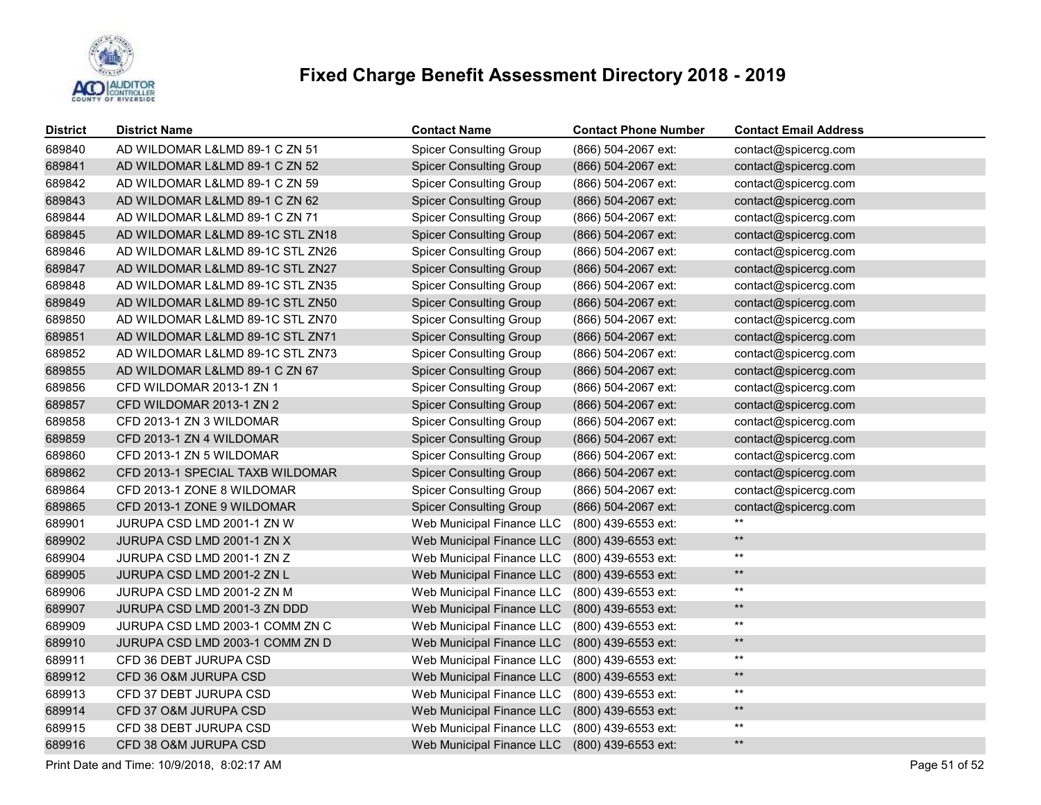# Fixed Charge Benefit Assessment Directory 2018 - 2019

| District | District Name | Contact Name | Contact Phone Number | Contact Email Address |
|---|---|---|---|---|
| 689840 | AD WILDOMAR L&LMD 89-1 C ZN 51 | Spicer Consulting Group | (866) 504-2067 ext: | contact@spicercg.com |
| 689841 | AD WILDOMAR L&LMD 89-1 C ZN 52 | Spicer Consulting Group | (866) 504-2067 ext: | contact@spicercg.com |
| 689842 | AD WILDOMAR L&LMD 89-1 C ZN 59 | Spicer Consulting Group | (866) 504-2067 ext: | contact@spicercg.com |
| 689843 | AD WILDOMAR L&LMD 89-1 C ZN 62 | Spicer Consulting Group | (866) 504-2067 ext: | contact@spicercg.com |
| 689844 | AD WILDOMAR L&LMD 89-1 C ZN 71 | Spicer Consulting Group | (866) 504-2067 ext: | contact@spicercg.com |
| 689845 | AD WILDOMAR L&LMD 89-1C STL ZN18 | Spicer Consulting Group | (866) 504-2067 ext: | contact@spicercg.com |
| 689846 | AD WILDOMAR L&LMD 89-1C STL ZN26 | Spicer Consulting Group | (866) 504-2067 ext: | contact@spicercg.com |
| 689847 | AD WILDOMAR L&LMD 89-1C STL ZN27 | Spicer Consulting Group | (866) 504-2067 ext: | contact@spicercg.com |
| 689848 | AD WILDOMAR L&LMD 89-1C STL ZN35 | Spicer Consulting Group | (866) 504-2067 ext: | contact@spicercg.com |
| 689849 | AD WILDOMAR L&LMD 89-1C STL ZN50 | Spicer Consulting Group | (866) 504-2067 ext: | contact@spicercg.com |
| 689850 | AD WILDOMAR L&LMD 89-1C STL ZN70 | Spicer Consulting Group | (866) 504-2067 ext: | contact@spicercg.com |
| 689851 | AD WILDOMAR L&LMD 89-1C STL ZN71 | Spicer Consulting Group | (866) 504-2067 ext: | contact@spicercg.com |
| 689852 | AD WILDOMAR L&LMD 89-1C STL ZN73 | Spicer Consulting Group | (866) 504-2067 ext: | contact@spicercg.com |
| 689855 | AD WILDOMAR L&LMD 89-1 C ZN 67 | Spicer Consulting Group | (866) 504-2067 ext: | contact@spicercg.com |
| 689856 | CFD WILDOMAR 2013-1 ZN 1 | Spicer Consulting Group | (866) 504-2067 ext: | contact@spicercg.com |
| 689857 | CFD WILDOMAR 2013-1 ZN 2 | Spicer Consulting Group | (866) 504-2067 ext: | contact@spicercg.com |
| 689858 | CFD 2013-1 ZN 3 WILDOMAR | Spicer Consulting Group | (866) 504-2067 ext: | contact@spicercg.com |
| 689859 | CFD 2013-1 ZN 4 WILDOMAR | Spicer Consulting Group | (866) 504-2067 ext: | contact@spicercg.com |
| 689860 | CFD 2013-1 ZN 5 WILDOMAR | Spicer Consulting Group | (866) 504-2067 ext: | contact@spicercg.com |
| 689862 | CFD 2013-1 SPECIAL TAXB WILDOMAR | Spicer Consulting Group | (866) 504-2067 ext: | contact@spicercg.com |
| 689864 | CFD 2013-1 ZONE 8 WILDOMAR | Spicer Consulting Group | (866) 504-2067 ext: | contact@spicercg.com |
| 689865 | CFD 2013-1 ZONE 9 WILDOMAR | Spicer Consulting Group | (866) 504-2067 ext: | contact@spicercg.com |
| 689901 | JURUPA CSD LMD 2001-1 ZN W | Web Municipal Finance LLC | (800) 439-6553 ext: | ** |
| 689902 | JURUPA CSD LMD 2001-1 ZN X | Web Municipal Finance LLC | (800) 439-6553 ext: | ** |
| 689904 | JURUPA CSD LMD 2001-1 ZN Z | Web Municipal Finance LLC | (800) 439-6553 ext: | ** |
| 689905 | JURUPA CSD LMD 2001-2 ZN L | Web Municipal Finance LLC | (800) 439-6553 ext: | ** |
| 689906 | JURUPA CSD LMD 2001-2 ZN M | Web Municipal Finance LLC | (800) 439-6553 ext: | ** |
| 689907 | JURUPA CSD LMD 2001-3 ZN DDD | Web Municipal Finance LLC | (800) 439-6553 ext: | ** |
| 689909 | JURUPA CSD LMD 2003-1 COMM ZN C | Web Municipal Finance LLC | (800) 439-6553 ext: | ** |
| 689910 | JURUPA CSD LMD 2003-1 COMM ZN D | Web Municipal Finance LLC | (800) 439-6553 ext: | ** |
| 689911 | CFD 36 DEBT JURUPA CSD | Web Municipal Finance LLC | (800) 439-6553 ext: | ** |
| 689912 | CFD 36 O&M JURUPA CSD | Web Municipal Finance LLC | (800) 439-6553 ext: | ** |
| 689913 | CFD 37 DEBT JURUPA CSD | Web Municipal Finance LLC | (800) 439-6553 ext: | ** |
| 689914 | CFD 37 O&M JURUPA CSD | Web Municipal Finance LLC | (800) 439-6553 ext: | ** |
| 689915 | CFD 38 DEBT JURUPA CSD | Web Municipal Finance LLC | (800) 439-6553 ext: | ** |
| 689916 | CFD 38 O&M JURUPA CSD | Web Municipal Finance LLC | (800) 439-6553 ext: | ** |

Print Date and Time: 10/9/2018, 8:02:17 AM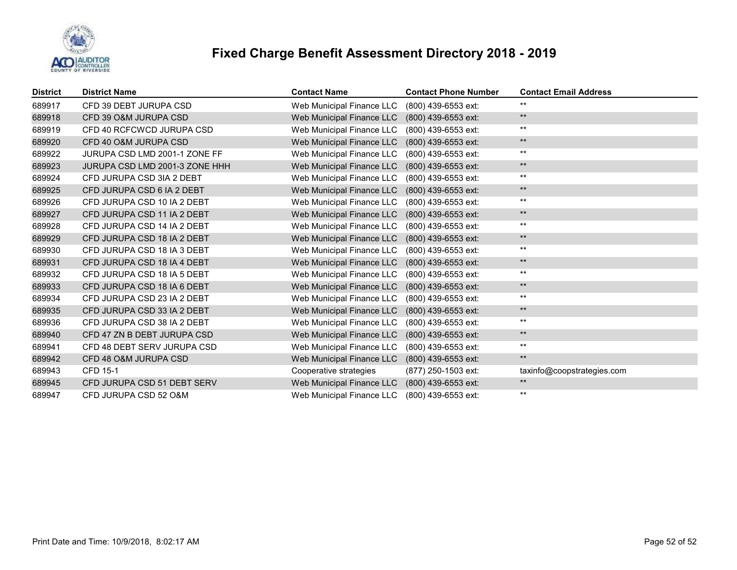# Fixed Charge Benefit Assessment Directory 2018 - 2019

| District | District Name | Contact Name | Contact Phone Number | Contact Email Address |
|---|---|---|---|---|
| 689917 | CFD 39 DEBT JURUPA CSD | Web Municipal Finance LLC | (800) 439-6553 ext: | ** |
| 689918 | CFD 39 O&M JURUPA CSD | Web Municipal Finance LLC | (800) 439-6553 ext: | ** |
| 689919 | CFD 40 RCFCWCD JURUPA CSD | Web Municipal Finance LLC | (800) 439-6553 ext: | ** |
| 689920 | CFD 40 O&M JURUPA CSD | Web Municipal Finance LLC | (800) 439-6553 ext: | ** |
| 689922 | JURUPA CSD LMD 2001-1 ZONE FF | Web Municipal Finance LLC | (800) 439-6553 ext: | ** |
| 689923 | JURUPA CSD LMD 2001-3 ZONE HHH | Web Municipal Finance LLC | (800) 439-6553 ext: | ** |
| 689924 | CFD JURUPA CSD 3IA 2 DEBT | Web Municipal Finance LLC | (800) 439-6553 ext: | ** |
| 689925 | CFD JURUPA CSD 6 IA 2 DEBT | Web Municipal Finance LLC | (800) 439-6553 ext: | ** |
| 689926 | CFD JURUPA CSD 10 IA 2 DEBT | Web Municipal Finance LLC | (800) 439-6553 ext: | ** |
| 689927 | CFD JURUPA CSD 11 IA 2 DEBT | Web Municipal Finance LLC | (800) 439-6553 ext: | ** |
| 689928 | CFD JURUPA CSD 14 IA 2 DEBT | Web Municipal Finance LLC | (800) 439-6553 ext: | ** |
| 689929 | CFD JURUPA CSD 18 IA 2 DEBT | Web Municipal Finance LLC | (800) 439-6553 ext: | ** |
| 689930 | CFD JURUPA CSD 18 IA 3 DEBT | Web Municipal Finance LLC | (800) 439-6553 ext: | ** |
| 689931 | CFD JURUPA CSD 18 IA 4 DEBT | Web Municipal Finance LLC | (800) 439-6553 ext: | ** |
| 689932 | CFD JURUPA CSD 18 IA 5 DEBT | Web Municipal Finance LLC | (800) 439-6553 ext: | ** |
| 689933 | CFD JURUPA CSD 18 IA 6 DEBT | Web Municipal Finance LLC | (800) 439-6553 ext: | ** |
| 689934 | CFD JURUPA CSD 23 IA 2 DEBT | Web Municipal Finance LLC | (800) 439-6553 ext: | ** |
| 689935 | CFD JURUPA CSD 33 IA 2 DEBT | Web Municipal Finance LLC | (800) 439-6553 ext: | ** |
| 689936 | CFD JURUPA CSD 38 IA 2 DEBT | Web Municipal Finance LLC | (800) 439-6553 ext: | ** |
| 689940 | CFD 47 ZN B DEBT JURUPA CSD | Web Municipal Finance LLC | (800) 439-6553 ext: | ** |
| 689941 | CFD 48 DEBT SERV JURUPA CSD | Web Municipal Finance LLC | (800) 439-6553 ext: | ** |
| 689942 | CFD 48 O&M JURUPA CSD | Web Municipal Finance LLC | (800) 439-6553 ext: | ** |
| 689943 | CFD 15-1 | Cooperative strategies | (877) 250-1503 ext: | taxinfo@coopstrategies.com |
| 689945 | CFD JURUPA CSD 51 DEBT SERV | Web Municipal Finance LLC | (800) 439-6553 ext: | ** |
| 689947 | CFD JURUPA CSD 52 O&M | Web Municipal Finance LLC | (800) 439-6553 ext: | ** |

Print Date and Time: 10/9/2018, 8:02:17 AM